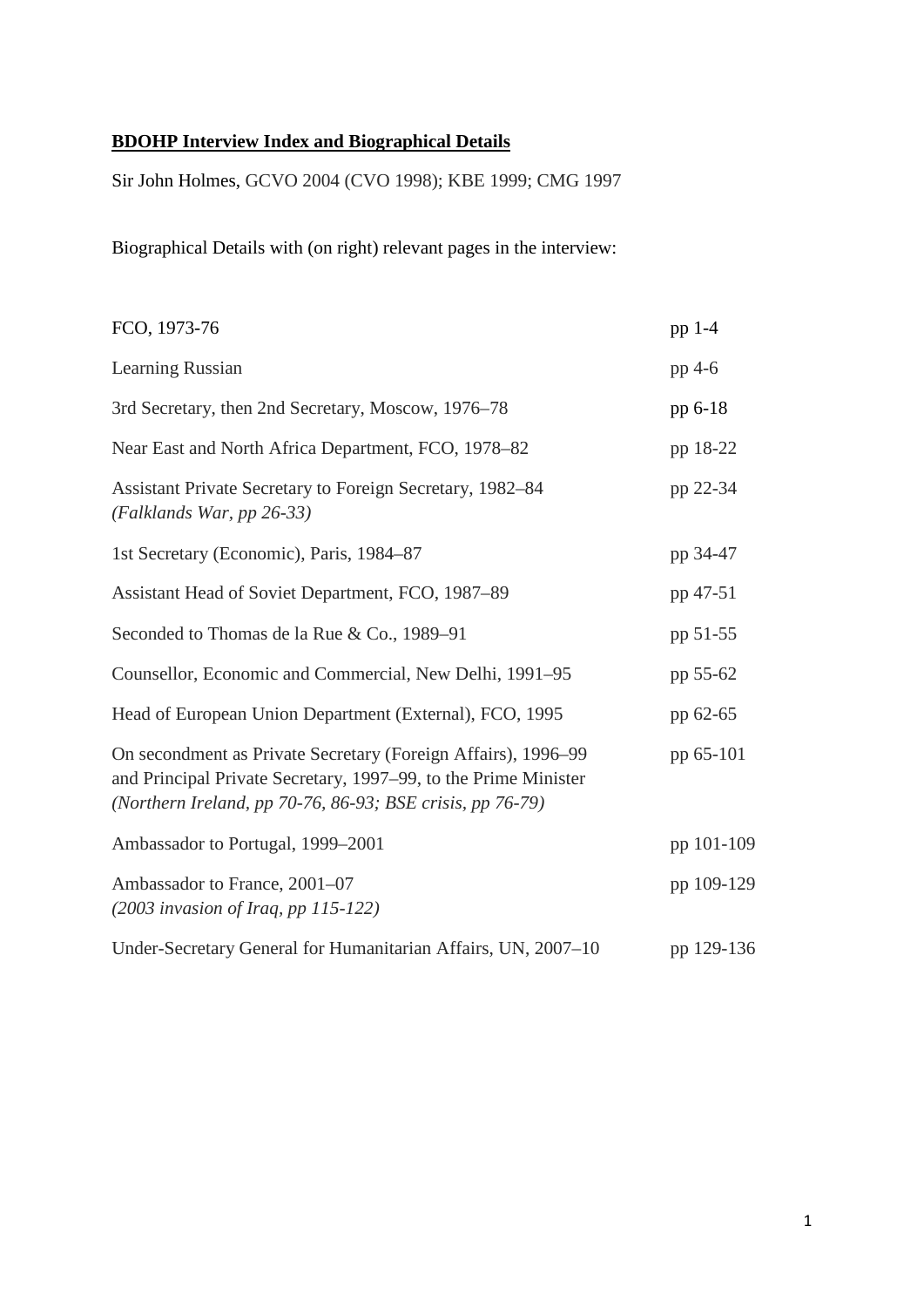**BDOHP Interview Index and Biographical Details**

Sir John Holmes, GCVO 2004 (CVO 1998); KBE 1999; CMG 1997

Biographical Details with (on right) relevant pages in the interview:

| | |
|---|---|
| FCO, 1973-76 | pp 1-4 |
| Learning Russian | pp 4-6 |
| 3rd Secretary, then 2nd Secretary, Moscow, 1976–78 | pp 6-18 |
| Near East and North Africa Department, FCO, 1978–82 | pp 18-22 |
| Assistant Private Secretary to Foreign Secretary, 1982–84 *(Falklands War, pp 26-33)* | pp 22-34 |
| 1st Secretary (Economic), Paris, 1984–87 | pp 34-47 |
| Assistant Head of Soviet Department, FCO, 1987–89 | pp 47-51 |
| Seconded to Thomas de la Rue & Co., 1989–91 | pp 51-55 |
| Counsellor, Economic and Commercial, New Delhi, 1991–95 | pp 55-62 |
| Head of European Union Department (External), FCO, 1995 | pp 62-65 |
| On secondment as Private Secretary (Foreign Affairs), 1996–99 and Principal Private Secretary, 1997–99, to the Prime Minister *(Northern Ireland, pp 70-76, 86-93; BSE crisis, pp 76-79)* | pp 65-101 |
| Ambassador to Portugal, 1999–2001 | pp 101-109 |
| Ambassador to France, 2001–07 *(2003 invasion of Iraq, pp 115-122)* | pp 109-129 |
| Under-Secretary General for Humanitarian Affairs, UN, 2007–10 | pp 129-136 |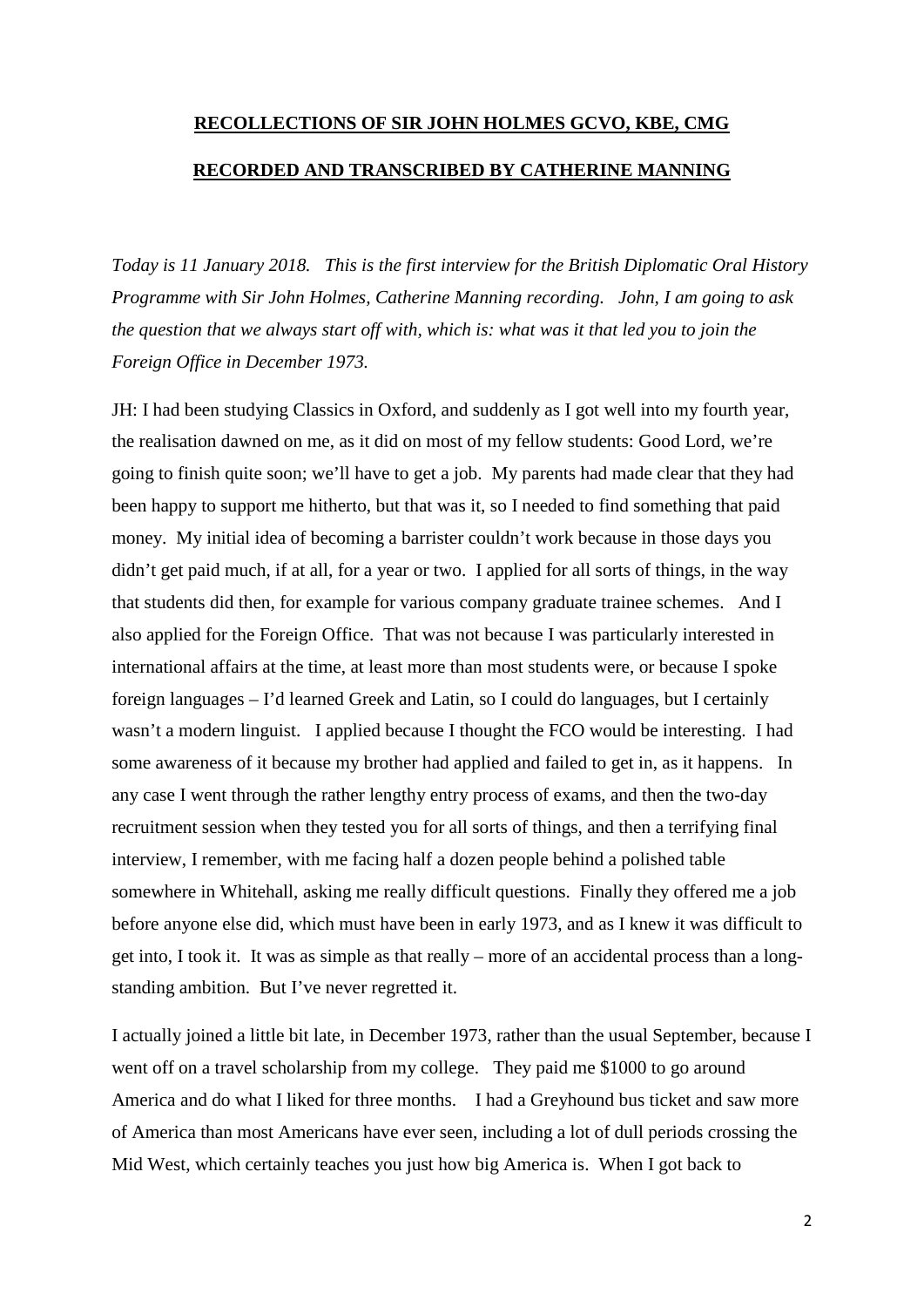**RECOLLECTIONS OF SIR JOHN HOLMES GCVO, KBE, CMG**

**RECORDED AND TRANSCRIBED BY CATHERINE MANNING**

*Today is 11 January 2018. This is the first interview for the British Diplomatic Oral History Programme with Sir John Holmes, Catherine Manning recording. John, I am going to ask the question that we always start off with, which is: what was it that led you to join the Foreign Office in December 1973.*

JH: I had been studying Classics in Oxford, and suddenly as I got well into my fourth year, the realisation dawned on me, as it did on most of my fellow students: Good Lord, we're going to finish quite soon; we'll have to get a job. My parents had made clear that they had been happy to support me hitherto, but that was it, so I needed to find something that paid money. My initial idea of becoming a barrister couldn't work because in those days you didn't get paid much, if at all, for a year or two. I applied for all sorts of things, in the way that students did then, for example for various company graduate trainee schemes. And I also applied for the Foreign Office. That was not because I was particularly interested in international affairs at the time, at least more than most students were, or because I spoke foreign languages – I'd learned Greek and Latin, so I could do languages, but I certainly wasn't a modern linguist. I applied because I thought the FCO would be interesting. I had some awareness of it because my brother had applied and failed to get in, as it happens. In any case I went through the rather lengthy entry process of exams, and then the two-day recruitment session when they tested you for all sorts of things, and then a terrifying final interview, I remember, with me facing half a dozen people behind a polished table somewhere in Whitehall, asking me really difficult questions. Finally they offered me a job before anyone else did, which must have been in early 1973, and as I knew it was difficult to get into, I took it. It was as simple as that really – more of an accidental process than a long-standing ambition. But I've never regretted it.

I actually joined a little bit late, in December 1973, rather than the usual September, because I went off on a travel scholarship from my college. They paid me $1000 to go around America and do what I liked for three months. I had a Greyhound bus ticket and saw more of America than most Americans have ever seen, including a lot of dull periods crossing the Mid West, which certainly teaches you just how big America is. When I got back to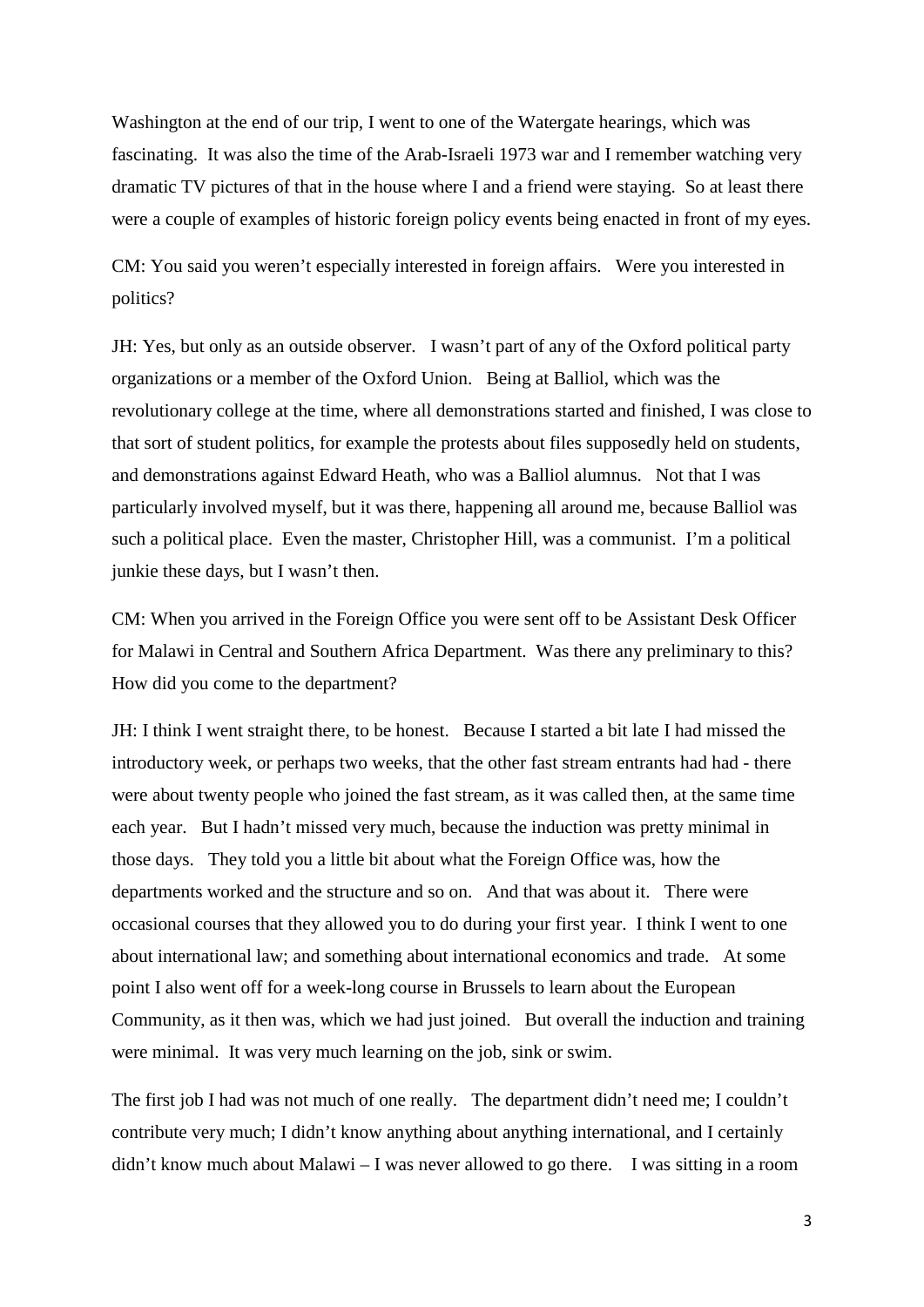Washington at the end of our trip, I went to one of the Watergate hearings, which was fascinating. It was also the time of the Arab-Israeli 1973 war and I remember watching very dramatic TV pictures of that in the house where I and a friend were staying. So at least there were a couple of examples of historic foreign policy events being enacted in front of my eyes.

CM: You said you weren't especially interested in foreign affairs. Were you interested in politics?

JH: Yes, but only as an outside observer. I wasn't part of any of the Oxford political party organizations or a member of the Oxford Union. Being at Balliol, which was the revolutionary college at the time, where all demonstrations started and finished, I was close to that sort of student politics, for example the protests about files supposedly held on students, and demonstrations against Edward Heath, who was a Balliol alumnus. Not that I was particularly involved myself, but it was there, happening all around me, because Balliol was such a political place. Even the master, Christopher Hill, was a communist. I'm a political junkie these days, but I wasn't then.

CM: When you arrived in the Foreign Office you were sent off to be Assistant Desk Officer for Malawi in Central and Southern Africa Department. Was there any preliminary to this? How did you come to the department?

JH: I think I went straight there, to be honest. Because I started a bit late I had missed the introductory week, or perhaps two weeks, that the other fast stream entrants had had - there were about twenty people who joined the fast stream, as it was called then, at the same time each year. But I hadn't missed very much, because the induction was pretty minimal in those days. They told you a little bit about what the Foreign Office was, how the departments worked and the structure and so on. And that was about it. There were occasional courses that they allowed you to do during your first year. I think I went to one about international law; and something about international economics and trade. At some point I also went off for a week-long course in Brussels to learn about the European Community, as it then was, which we had just joined. But overall the induction and training were minimal. It was very much learning on the job, sink or swim.

The first job I had was not much of one really. The department didn't need me; I couldn't contribute very much; I didn't know anything about anything international, and I certainly didn't know much about Malawi – I was never allowed to go there. I was sitting in a room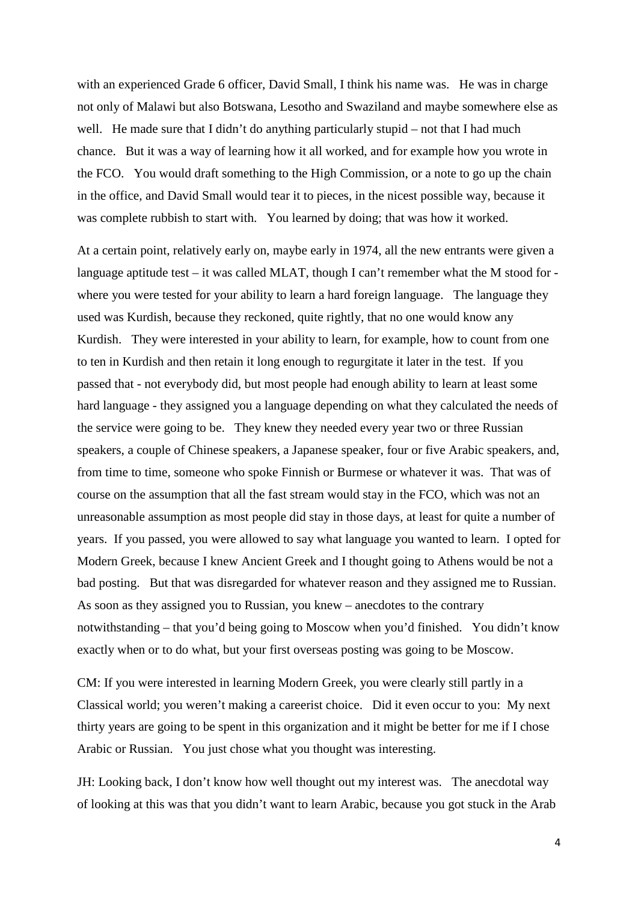with an experienced Grade 6 officer, David Small, I think his name was. He was in charge not only of Malawi but also Botswana, Lesotho and Swaziland and maybe somewhere else as well. He made sure that I didn't do anything particularly stupid – not that I had much chance. But it was a way of learning how it all worked, and for example how you wrote in the FCO. You would draft something to the High Commission, or a note to go up the chain in the office, and David Small would tear it to pieces, in the nicest possible way, because it was complete rubbish to start with. You learned by doing; that was how it worked.

At a certain point, relatively early on, maybe early in 1974, all the new entrants were given a language aptitude test – it was called MLAT, though I can't remember what the M stood for - where you were tested for your ability to learn a hard foreign language. The language they used was Kurdish, because they reckoned, quite rightly, that no one would know any Kurdish. They were interested in your ability to learn, for example, how to count from one to ten in Kurdish and then retain it long enough to regurgitate it later in the test. If you passed that - not everybody did, but most people had enough ability to learn at least some hard language - they assigned you a language depending on what they calculated the needs of the service were going to be. They knew they needed every year two or three Russian speakers, a couple of Chinese speakers, a Japanese speaker, four or five Arabic speakers, and, from time to time, someone who spoke Finnish or Burmese or whatever it was. That was of course on the assumption that all the fast stream would stay in the FCO, which was not an unreasonable assumption as most people did stay in those days, at least for quite a number of years. If you passed, you were allowed to say what language you wanted to learn. I opted for Modern Greek, because I knew Ancient Greek and I thought going to Athens would be not a bad posting. But that was disregarded for whatever reason and they assigned me to Russian. As soon as they assigned you to Russian, you knew – anecdotes to the contrary notwithstanding – that you'd being going to Moscow when you'd finished. You didn't know exactly when or to do what, but your first overseas posting was going to be Moscow.

CM: If you were interested in learning Modern Greek, you were clearly still partly in a Classical world; you weren't making a careerist choice. Did it even occur to you: My next thirty years are going to be spent in this organization and it might be better for me if I chose Arabic or Russian. You just chose what you thought was interesting.

JH: Looking back, I don't know how well thought out my interest was. The anecdotal way of looking at this was that you didn't want to learn Arabic, because you got stuck in the Arab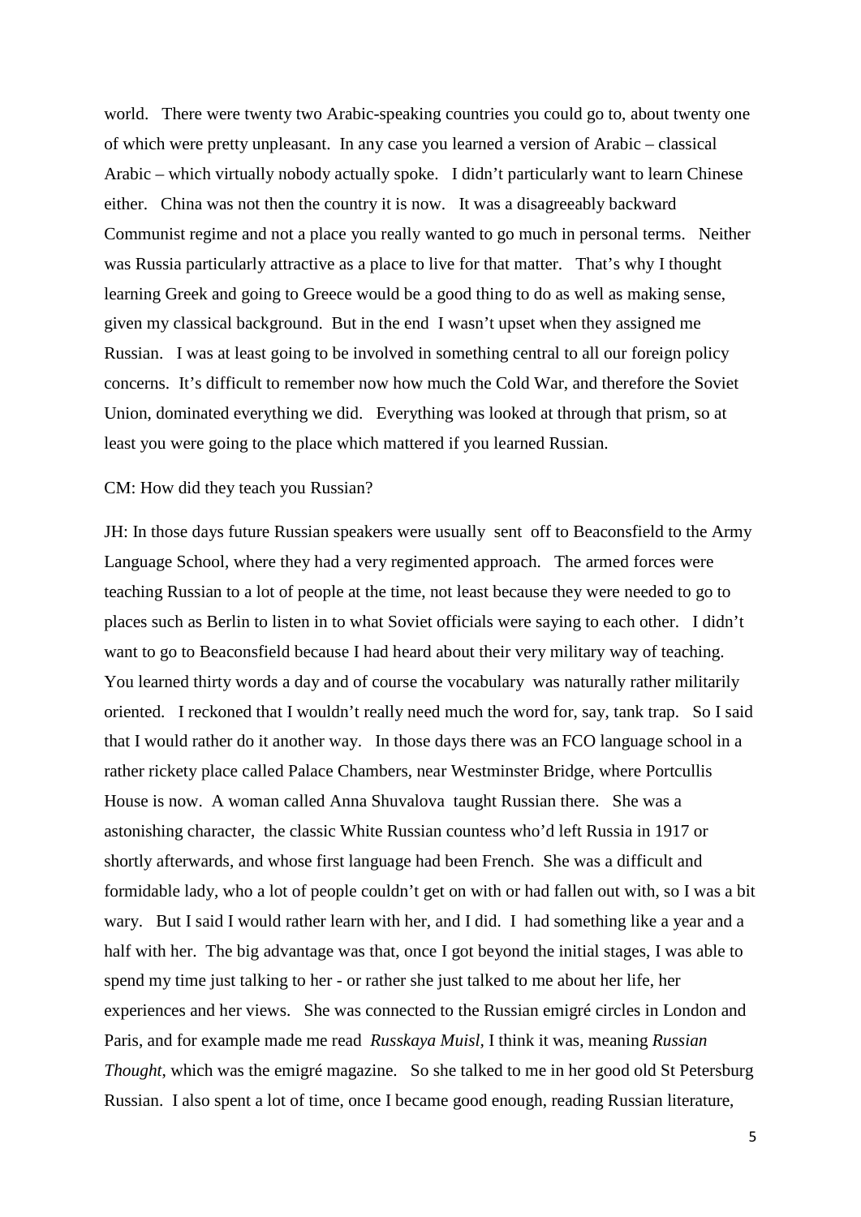world. There were twenty two Arabic-speaking countries you could go to, about twenty one of which were pretty unpleasant. In any case you learned a version of Arabic – classical Arabic – which virtually nobody actually spoke. I didn't particularly want to learn Chinese either. China was not then the country it is now. It was a disagreeably backward Communist regime and not a place you really wanted to go much in personal terms. Neither was Russia particularly attractive as a place to live for that matter. That's why I thought learning Greek and going to Greece would be a good thing to do as well as making sense, given my classical background. But in the end I wasn't upset when they assigned me Russian. I was at least going to be involved in something central to all our foreign policy concerns. It's difficult to remember now how much the Cold War, and therefore the Soviet Union, dominated everything we did. Everything was looked at through that prism, so at least you were going to the place which mattered if you learned Russian.

CM: How did they teach you Russian?

JH: In those days future Russian speakers were usually sent off to Beaconsfield to the Army Language School, where they had a very regimented approach. The armed forces were teaching Russian to a lot of people at the time, not least because they were needed to go to places such as Berlin to listen in to what Soviet officials were saying to each other. I didn't want to go to Beaconsfield because I had heard about their very military way of teaching. You learned thirty words a day and of course the vocabulary was naturally rather militarily oriented. I reckoned that I wouldn't really need much the word for, say, tank trap. So I said that I would rather do it another way. In those days there was an FCO language school in a rather rickety place called Palace Chambers, near Westminster Bridge, where Portcullis House is now. A woman called Anna Shuvalova taught Russian there. She was a astonishing character, the classic White Russian countess who'd left Russia in 1917 or shortly afterwards, and whose first language had been French. She was a difficult and formidable lady, who a lot of people couldn't get on with or had fallen out with, so I was a bit wary. But I said I would rather learn with her, and I did. I had something like a year and a half with her. The big advantage was that, once I got beyond the initial stages, I was able to spend my time just talking to her - or rather she just talked to me about her life, her experiences and her views. She was connected to the Russian emigré circles in London and Paris, and for example made me read *Russkaya Muisl,* I think it was, meaning *Russian Thought*, which was the emigré magazine. So she talked to me in her good old St Petersburg Russian. I also spent a lot of time, once I became good enough, reading Russian literature,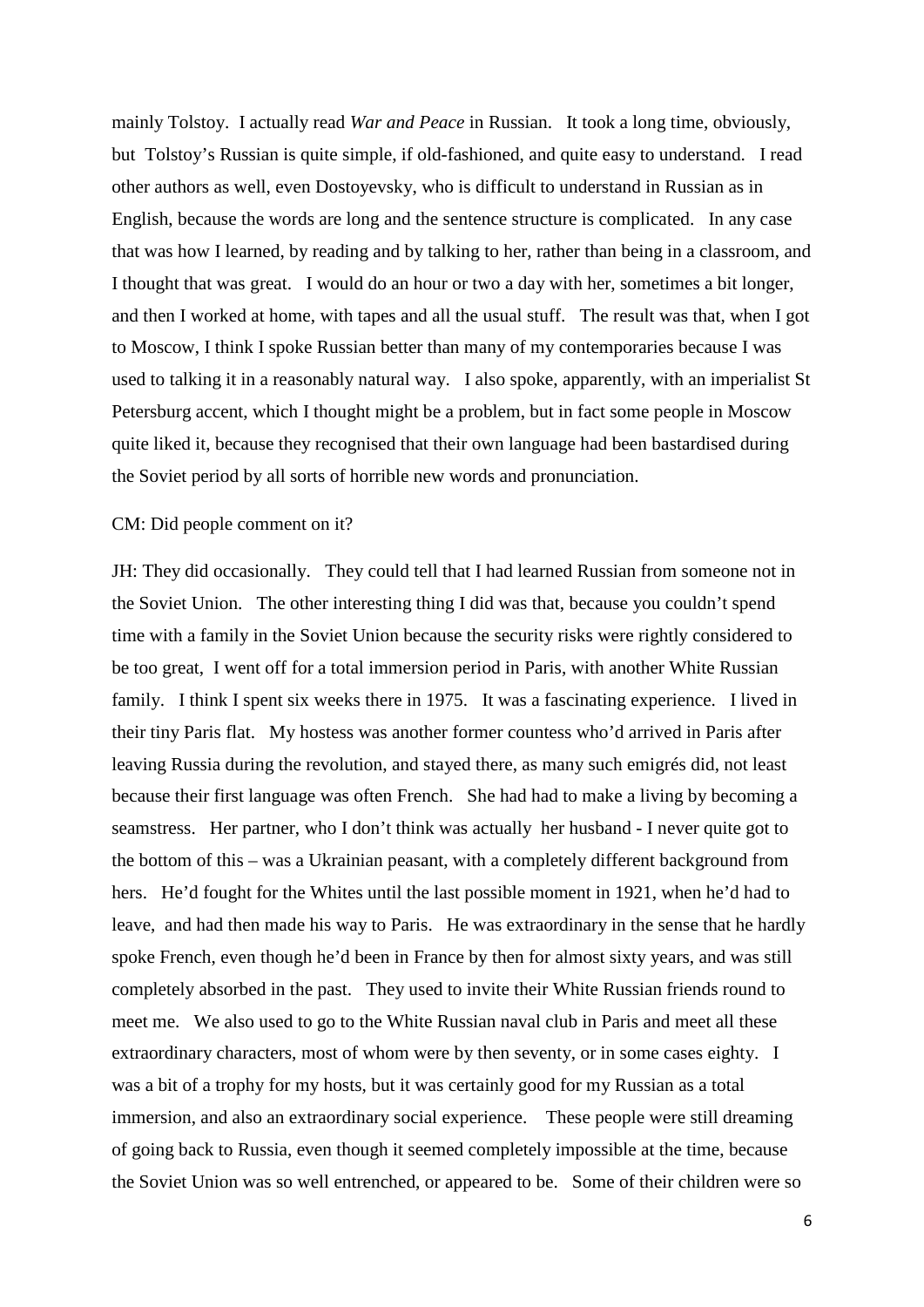mainly Tolstoy. I actually read *War and Peace* in Russian. It took a long time, obviously, but Tolstoy's Russian is quite simple, if old-fashioned, and quite easy to understand. I read other authors as well, even Dostoyevsky, who is difficult to understand in Russian as in English, because the words are long and the sentence structure is complicated. In any case that was how I learned, by reading and by talking to her, rather than being in a classroom, and I thought that was great. I would do an hour or two a day with her, sometimes a bit longer, and then I worked at home, with tapes and all the usual stuff. The result was that, when I got to Moscow, I think I spoke Russian better than many of my contemporaries because I was used to talking it in a reasonably natural way. I also spoke, apparently, with an imperialist St Petersburg accent, which I thought might be a problem, but in fact some people in Moscow quite liked it, because they recognised that their own language had been bastardised during the Soviet period by all sorts of horrible new words and pronunciation.

CM: Did people comment on it?

JH: They did occasionally. They could tell that I had learned Russian from someone not in the Soviet Union. The other interesting thing I did was that, because you couldn't spend time with a family in the Soviet Union because the security risks were rightly considered to be too great, I went off for a total immersion period in Paris, with another White Russian family. I think I spent six weeks there in 1975. It was a fascinating experience. I lived in their tiny Paris flat. My hostess was another former countess who'd arrived in Paris after leaving Russia during the revolution, and stayed there, as many such emigrés did, not least because their first language was often French. She had had to make a living by becoming a seamstress. Her partner, who I don't think was actually her husband - I never quite got to the bottom of this – was a Ukrainian peasant, with a completely different background from hers. He'd fought for the Whites until the last possible moment in 1921, when he'd had to leave, and had then made his way to Paris. He was extraordinary in the sense that he hardly spoke French, even though he'd been in France by then for almost sixty years, and was still completely absorbed in the past. They used to invite their White Russian friends round to meet me. We also used to go to the White Russian naval club in Paris and meet all these extraordinary characters, most of whom were by then seventy, or in some cases eighty. I was a bit of a trophy for my hosts, but it was certainly good for my Russian as a total immersion, and also an extraordinary social experience. These people were still dreaming of going back to Russia, even though it seemed completely impossible at the time, because the Soviet Union was so well entrenched, or appeared to be. Some of their children were so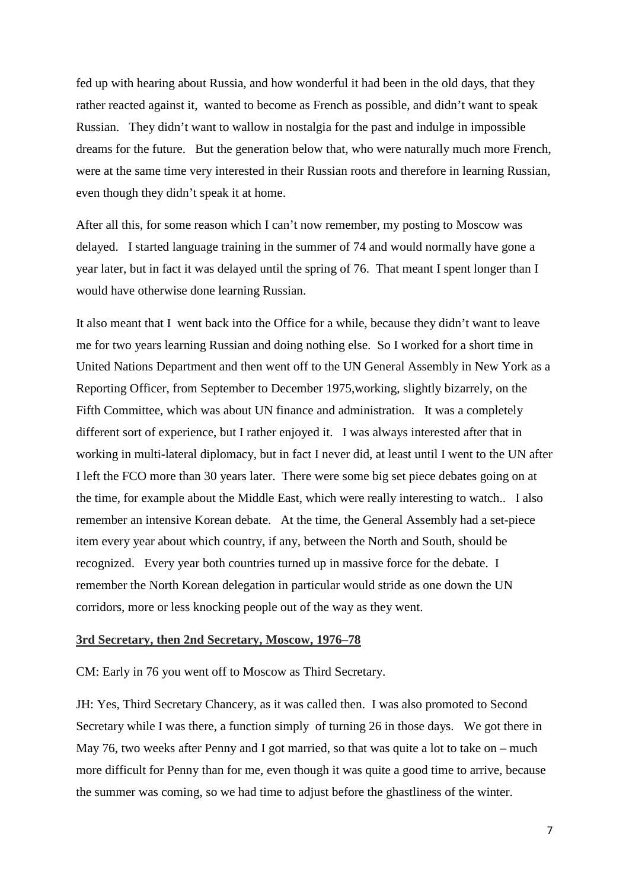fed up with hearing about Russia, and how wonderful it had been in the old days, that they rather reacted against it, wanted to become as French as possible, and didn't want to speak Russian. They didn't want to wallow in nostalgia for the past and indulge in impossible dreams for the future. But the generation below that, who were naturally much more French, were at the same time very interested in their Russian roots and therefore in learning Russian, even though they didn't speak it at home.

After all this, for some reason which I can't now remember, my posting to Moscow was delayed. I started language training in the summer of 74 and would normally have gone a year later, but in fact it was delayed until the spring of 76. That meant I spent longer than I would have otherwise done learning Russian.

It also meant that I went back into the Office for a while, because they didn't want to leave me for two years learning Russian and doing nothing else. So I worked for a short time in United Nations Department and then went off to the UN General Assembly in New York as a Reporting Officer, from September to December 1975,working, slightly bizarrely, on the Fifth Committee, which was about UN finance and administration. It was a completely different sort of experience, but I rather enjoyed it. I was always interested after that in working in multi-lateral diplomacy, but in fact I never did, at least until I went to the UN after I left the FCO more than 30 years later. There were some big set piece debates going on at the time, for example about the Middle East, which were really interesting to watch.. I also remember an intensive Korean debate. At the time, the General Assembly had a set-piece item every year about which country, if any, between the North and South, should be recognized. Every year both countries turned up in massive force for the debate. I remember the North Korean delegation in particular would stride as one down the UN corridors, more or less knocking people out of the way as they went.

## 3rd Secretary, then 2nd Secretary, Moscow, 1976–78

CM: Early in 76 you went off to Moscow as Third Secretary.

JH: Yes, Third Secretary Chancery, as it was called then. I was also promoted to Second Secretary while I was there, a function simply of turning 26 in those days. We got there in May 76, two weeks after Penny and I got married, so that was quite a lot to take on – much more difficult for Penny than for me, even though it was quite a good time to arrive, because the summer was coming, so we had time to adjust before the ghastliness of the winter.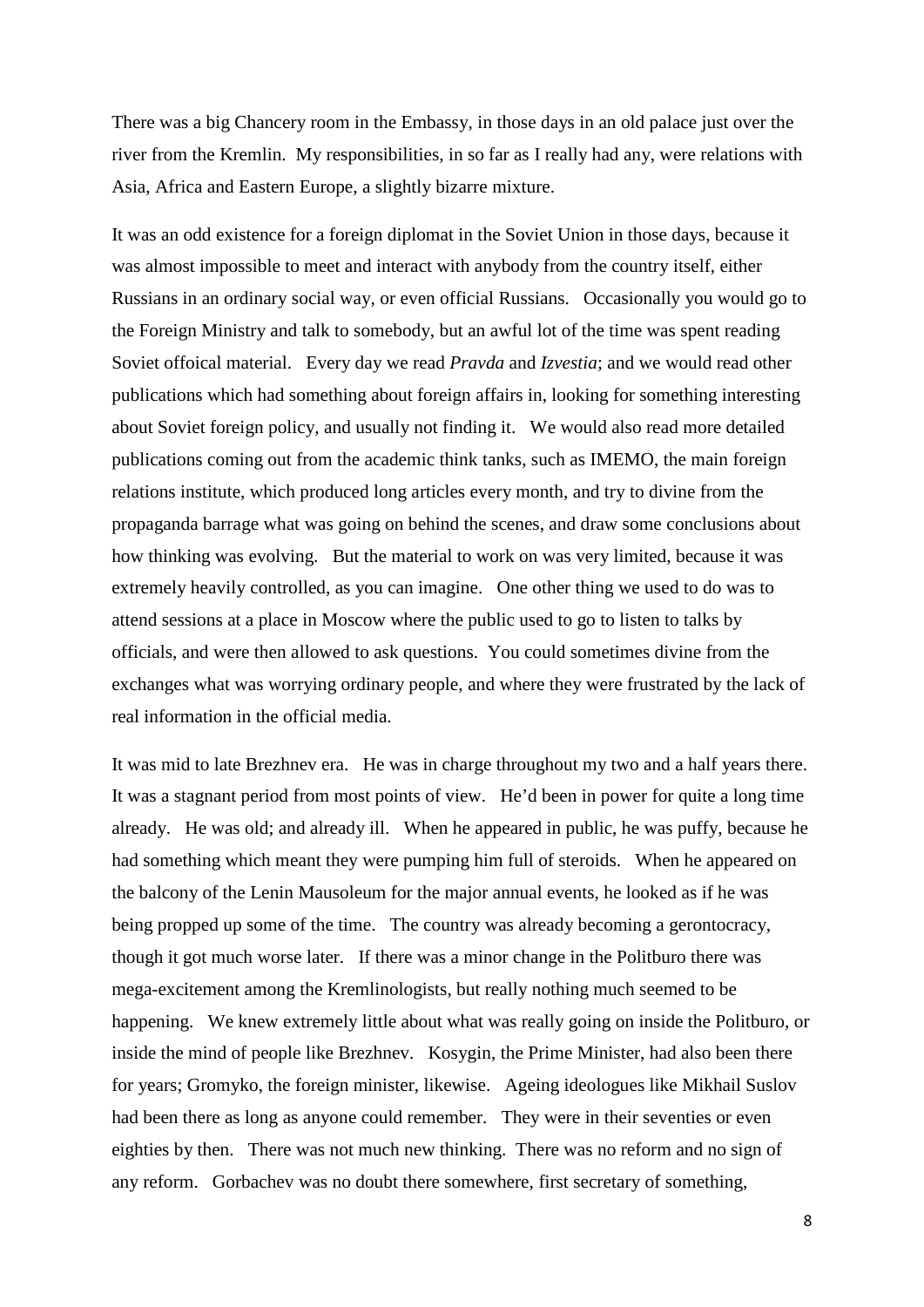There was a big Chancery room in the Embassy, in those days in an old palace just over the river from the Kremlin. My responsibilities, in so far as I really had any, were relations with Asia, Africa and Eastern Europe, a slightly bizarre mixture.

It was an odd existence for a foreign diplomat in the Soviet Union in those days, because it was almost impossible to meet and interact with anybody from the country itself, either Russians in an ordinary social way, or even official Russians. Occasionally you would go to the Foreign Ministry and talk to somebody, but an awful lot of the time was spent reading Soviet offoical material. Every day we read *Pravda* and *Izvestia*; and we would read other publications which had something about foreign affairs in, looking for something interesting about Soviet foreign policy, and usually not finding it. We would also read more detailed publications coming out from the academic think tanks, such as IMEMO, the main foreign relations institute, which produced long articles every month, and try to divine from the propaganda barrage what was going on behind the scenes, and draw some conclusions about how thinking was evolving. But the material to work on was very limited, because it was extremely heavily controlled, as you can imagine. One other thing we used to do was to attend sessions at a place in Moscow where the public used to go to listen to talks by officials, and were then allowed to ask questions. You could sometimes divine from the exchanges what was worrying ordinary people, and where they were frustrated by the lack of real information in the official media.

It was mid to late Brezhnev era. He was in charge throughout my two and a half years there. It was a stagnant period from most points of view. He'd been in power for quite a long time already. He was old; and already ill. When he appeared in public, he was puffy, because he had something which meant they were pumping him full of steroids. When he appeared on the balcony of the Lenin Mausoleum for the major annual events, he looked as if he was being propped up some of the time. The country was already becoming a gerontocracy, though it got much worse later. If there was a minor change in the Politburo there was mega-excitement among the Kremlinologists, but really nothing much seemed to be happening. We knew extremely little about what was really going on inside the Politburo, or inside the mind of people like Brezhnev. Kosygin, the Prime Minister, had also been there for years; Gromyko, the foreign minister, likewise. Ageing ideologues like Mikhail Suslov had been there as long as anyone could remember. They were in their seventies or even eighties by then. There was not much new thinking. There was no reform and no sign of any reform. Gorbachev was no doubt there somewhere, first secretary of something,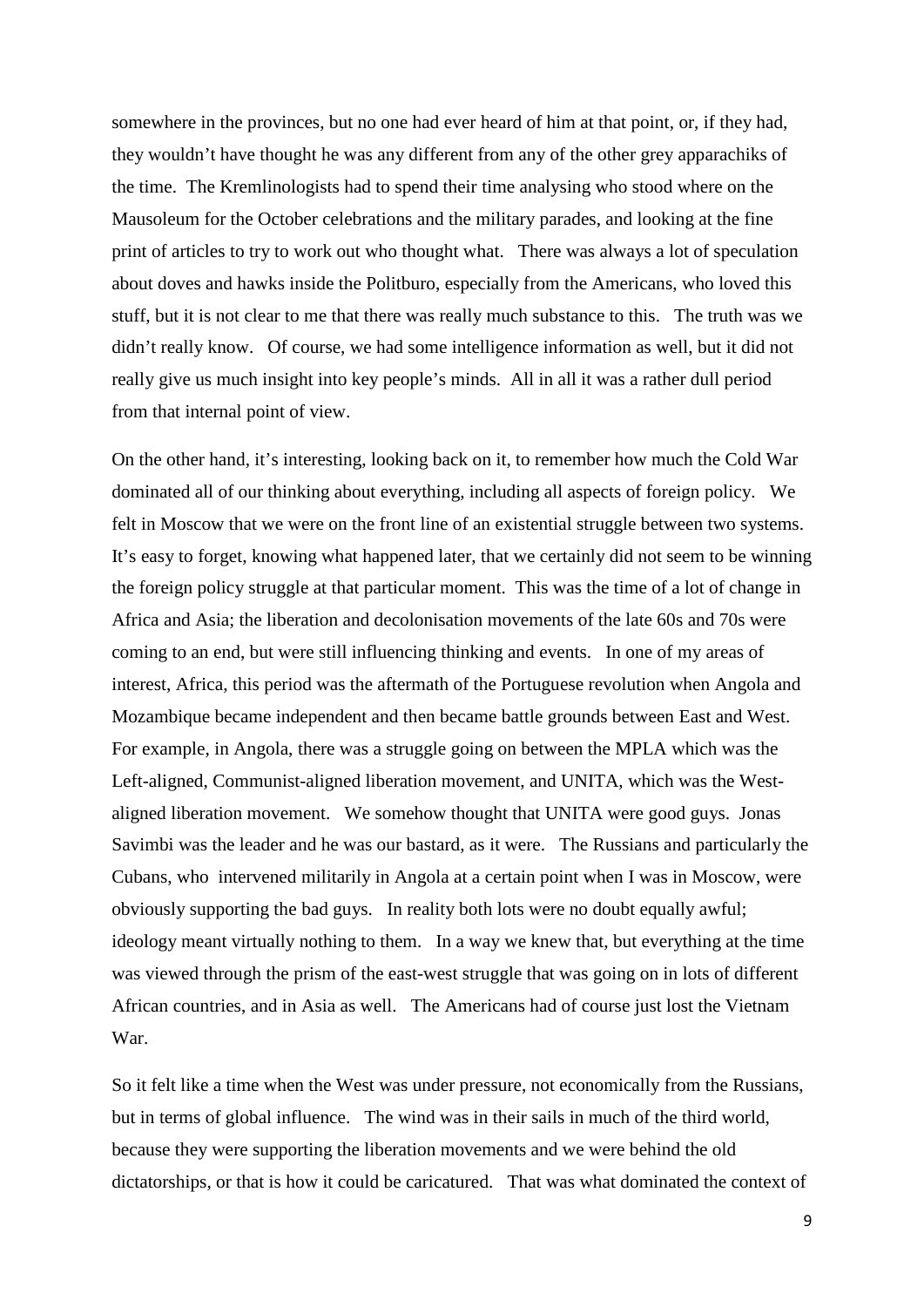somewhere in the provinces, but no one had ever heard of him at that point, or, if they had, they wouldn't have thought he was any different from any of the other grey apparachiks of the time. The Kremlinologists had to spend their time analysing who stood where on the Mausoleum for the October celebrations and the military parades, and looking at the fine print of articles to try to work out who thought what. There was always a lot of speculation about doves and hawks inside the Politburo, especially from the Americans, who loved this stuff, but it is not clear to me that there was really much substance to this. The truth was we didn't really know. Of course, we had some intelligence information as well, but it did not really give us much insight into key people's minds. All in all it was a rather dull period from that internal point of view.

On the other hand, it's interesting, looking back on it, to remember how much the Cold War dominated all of our thinking about everything, including all aspects of foreign policy. We felt in Moscow that we were on the front line of an existential struggle between two systems. It's easy to forget, knowing what happened later, that we certainly did not seem to be winning the foreign policy struggle at that particular moment. This was the time of a lot of change in Africa and Asia; the liberation and decolonisation movements of the late 60s and 70s were coming to an end, but were still influencing thinking and events. In one of my areas of interest, Africa, this period was the aftermath of the Portuguese revolution when Angola and Mozambique became independent and then became battle grounds between East and West. For example, in Angola, there was a struggle going on between the MPLA which was the Left-aligned, Communist-aligned liberation movement, and UNITA, which was the West-aligned liberation movement. We somehow thought that UNITA were good guys. Jonas Savimbi was the leader and he was our bastard, as it were. The Russians and particularly the Cubans, who intervened militarily in Angola at a certain point when I was in Moscow, were obviously supporting the bad guys. In reality both lots were no doubt equally awful; ideology meant virtually nothing to them. In a way we knew that, but everything at the time was viewed through the prism of the east-west struggle that was going on in lots of different African countries, and in Asia as well. The Americans had of course just lost the Vietnam War.

So it felt like a time when the West was under pressure, not economically from the Russians, but in terms of global influence. The wind was in their sails in much of the third world, because they were supporting the liberation movements and we were behind the old dictatorships, or that is how it could be caricatured. That was what dominated the context of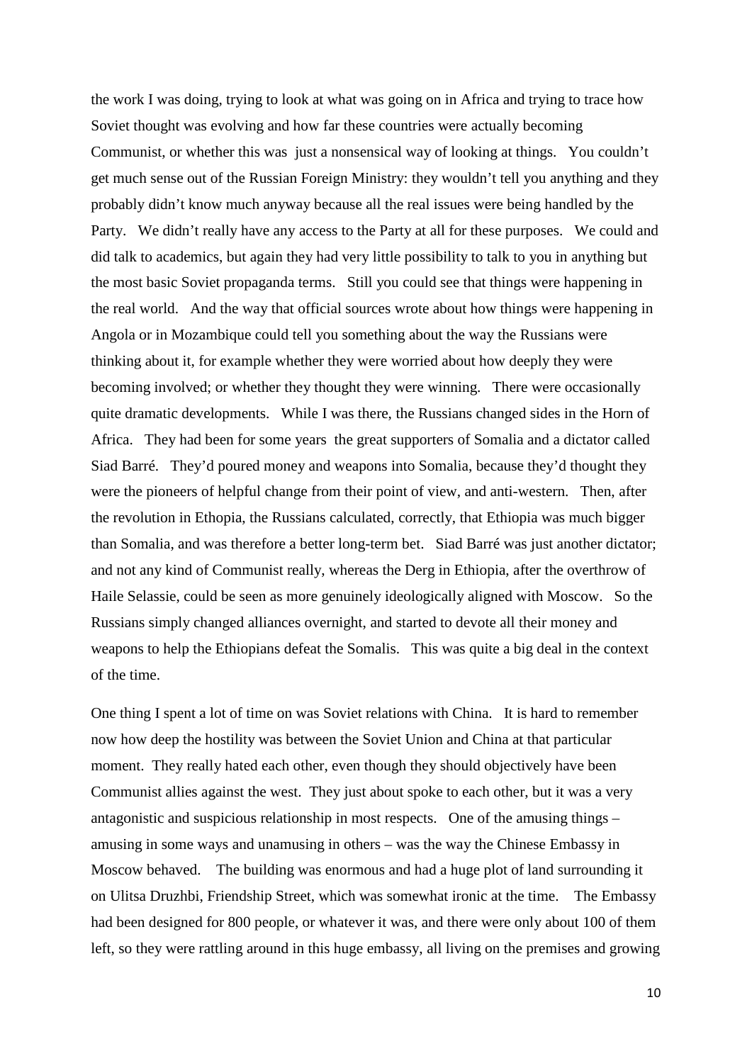the work I was doing, trying to look at what was going on in Africa and trying to trace how Soviet thought was evolving and how far these countries were actually becoming Communist, or whether this was just a nonsensical way of looking at things. You couldn't get much sense out of the Russian Foreign Ministry: they wouldn't tell you anything and they probably didn't know much anyway because all the real issues were being handled by the Party. We didn't really have any access to the Party at all for these purposes. We could and did talk to academics, but again they had very little possibility to talk to you in anything but the most basic Soviet propaganda terms. Still you could see that things were happening in the real world. And the way that official sources wrote about how things were happening in Angola or in Mozambique could tell you something about the way the Russians were thinking about it, for example whether they were worried about how deeply they were becoming involved; or whether they thought they were winning. There were occasionally quite dramatic developments. While I was there, the Russians changed sides in the Horn of Africa. They had been for some years the great supporters of Somalia and a dictator called Siad Barré. They'd poured money and weapons into Somalia, because they'd thought they were the pioneers of helpful change from their point of view, and anti-western. Then, after the revolution in Ethopia, the Russians calculated, correctly, that Ethiopia was much bigger than Somalia, and was therefore a better long-term bet. Siad Barré was just another dictator; and not any kind of Communist really, whereas the Derg in Ethiopia, after the overthrow of Haile Selassie, could be seen as more genuinely ideologically aligned with Moscow. So the Russians simply changed alliances overnight, and started to devote all their money and weapons to help the Ethiopians defeat the Somalis. This was quite a big deal in the context of the time.

One thing I spent a lot of time on was Soviet relations with China. It is hard to remember now how deep the hostility was between the Soviet Union and China at that particular moment. They really hated each other, even though they should objectively have been Communist allies against the west. They just about spoke to each other, but it was a very antagonistic and suspicious relationship in most respects. One of the amusing things – amusing in some ways and unamusing in others – was the way the Chinese Embassy in Moscow behaved. The building was enormous and had a huge plot of land surrounding it on Ulitsa Druzhbi, Friendship Street, which was somewhat ironic at the time. The Embassy had been designed for 800 people, or whatever it was, and there were only about 100 of them left, so they were rattling around in this huge embassy, all living on the premises and growing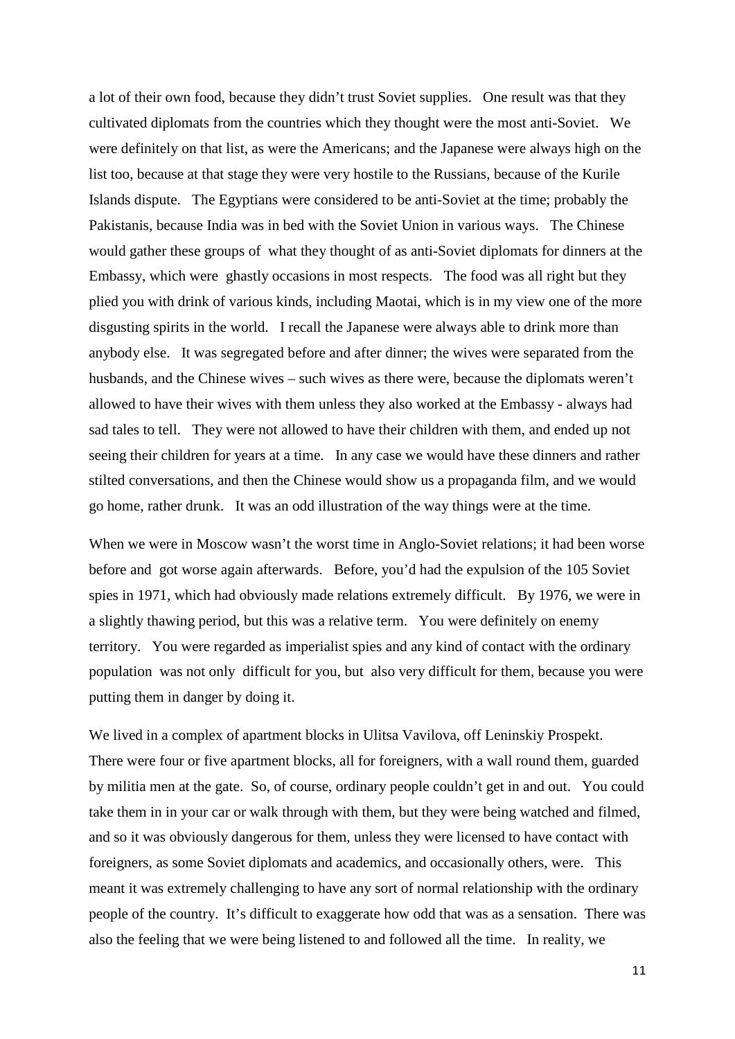a lot of their own food, because they didn't trust Soviet supplies. One result was that they cultivated diplomats from the countries which they thought were the most anti-Soviet. We were definitely on that list, as were the Americans; and the Japanese were always high on the list too, because at that stage they were very hostile to the Russians, because of the Kurile Islands dispute. The Egyptians were considered to be anti-Soviet at the time; probably the Pakistanis, because India was in bed with the Soviet Union in various ways. The Chinese would gather these groups of what they thought of as anti-Soviet diplomats for dinners at the Embassy, which were ghastly occasions in most respects. The food was all right but they plied you with drink of various kinds, including Maotai, which is in my view one of the more disgusting spirits in the world. I recall the Japanese were always able to drink more than anybody else. It was segregated before and after dinner; the wives were separated from the husbands, and the Chinese wives – such wives as there were, because the diplomats weren't allowed to have their wives with them unless they also worked at the Embassy - always had sad tales to tell. They were not allowed to have their children with them, and ended up not seeing their children for years at a time. In any case we would have these dinners and rather stilted conversations, and then the Chinese would show us a propaganda film, and we would go home, rather drunk. It was an odd illustration of the way things were at the time.

When we were in Moscow wasn't the worst time in Anglo-Soviet relations; it had been worse before and got worse again afterwards. Before, you'd had the expulsion of the 105 Soviet spies in 1971, which had obviously made relations extremely difficult. By 1976, we were in a slightly thawing period, but this was a relative term. You were definitely on enemy territory. You were regarded as imperialist spies and any kind of contact with the ordinary population was not only difficult for you, but also very difficult for them, because you were putting them in danger by doing it.

We lived in a complex of apartment blocks in Ulitsa Vavilova, off Leninskiy Prospekt. There were four or five apartment blocks, all for foreigners, with a wall round them, guarded by militia men at the gate. So, of course, ordinary people couldn't get in and out. You could take them in in your car or walk through with them, but they were being watched and filmed, and so it was obviously dangerous for them, unless they were licensed to have contact with foreigners, as some Soviet diplomats and academics, and occasionally others, were. This meant it was extremely challenging to have any sort of normal relationship with the ordinary people of the country. It's difficult to exaggerate how odd that was as a sensation. There was also the feeling that we were being listened to and followed all the time. In reality, we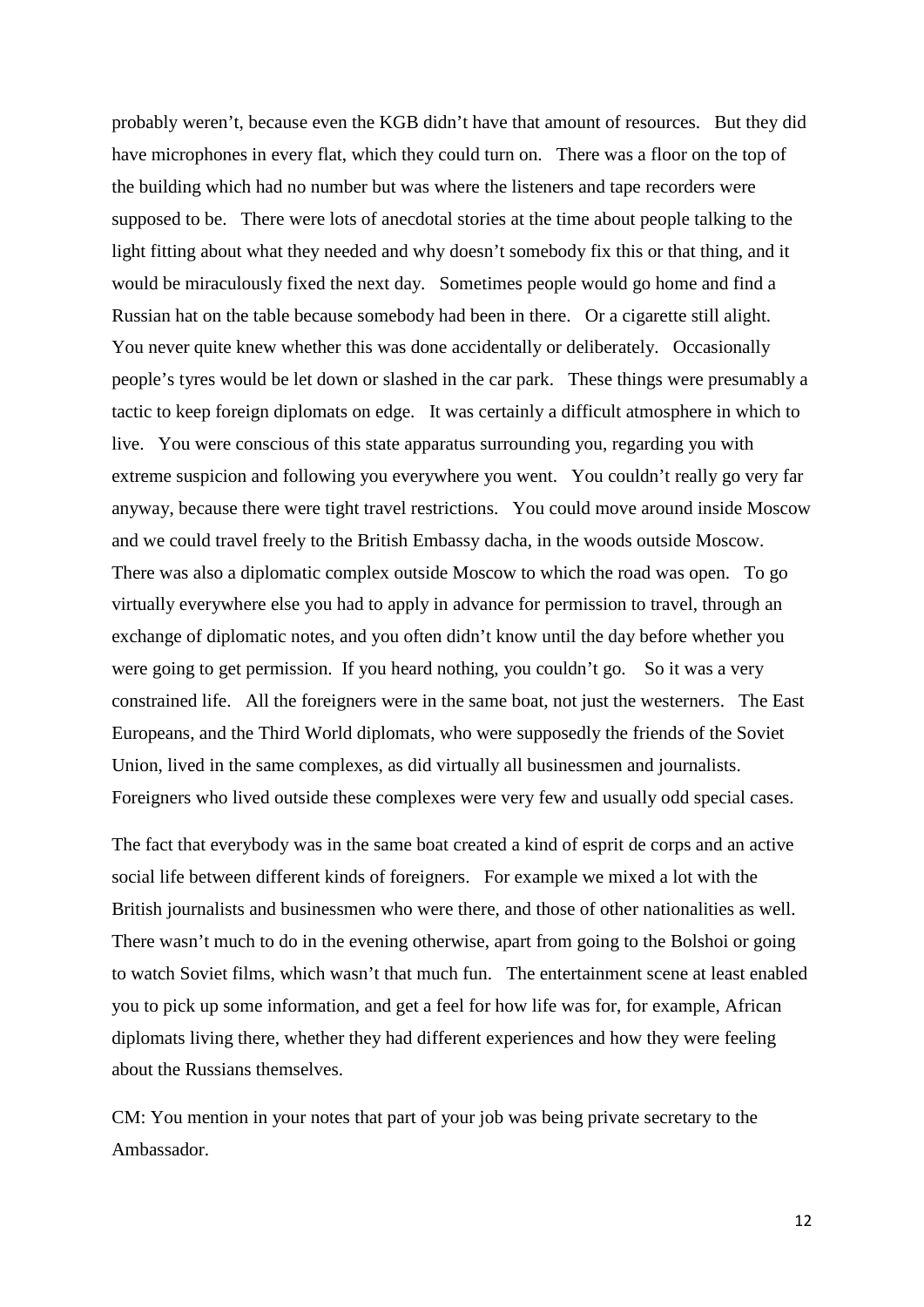probably weren't, because even the KGB didn't have that amount of resources. But they did have microphones in every flat, which they could turn on. There was a floor on the top of the building which had no number but was where the listeners and tape recorders were supposed to be. There were lots of anecdotal stories at the time about people talking to the light fitting about what they needed and why doesn't somebody fix this or that thing, and it would be miraculously fixed the next day. Sometimes people would go home and find a Russian hat on the table because somebody had been in there. Or a cigarette still alight. You never quite knew whether this was done accidentally or deliberately. Occasionally people's tyres would be let down or slashed in the car park. These things were presumably a tactic to keep foreign diplomats on edge. It was certainly a difficult atmosphere in which to live. You were conscious of this state apparatus surrounding you, regarding you with extreme suspicion and following you everywhere you went. You couldn't really go very far anyway, because there were tight travel restrictions. You could move around inside Moscow and we could travel freely to the British Embassy dacha, in the woods outside Moscow. There was also a diplomatic complex outside Moscow to which the road was open. To go virtually everywhere else you had to apply in advance for permission to travel, through an exchange of diplomatic notes, and you often didn't know until the day before whether you were going to get permission. If you heard nothing, you couldn't go. So it was a very constrained life. All the foreigners were in the same boat, not just the westerners. The East Europeans, and the Third World diplomats, who were supposedly the friends of the Soviet Union, lived in the same complexes, as did virtually all businessmen and journalists. Foreigners who lived outside these complexes were very few and usually odd special cases.

The fact that everybody was in the same boat created a kind of esprit de corps and an active social life between different kinds of foreigners. For example we mixed a lot with the British journalists and businessmen who were there, and those of other nationalities as well. There wasn't much to do in the evening otherwise, apart from going to the Bolshoi or going to watch Soviet films, which wasn't that much fun. The entertainment scene at least enabled you to pick up some information, and get a feel for how life was for, for example, African diplomats living there, whether they had different experiences and how they were feeling about the Russians themselves.

CM: You mention in your notes that part of your job was being private secretary to the Ambassador.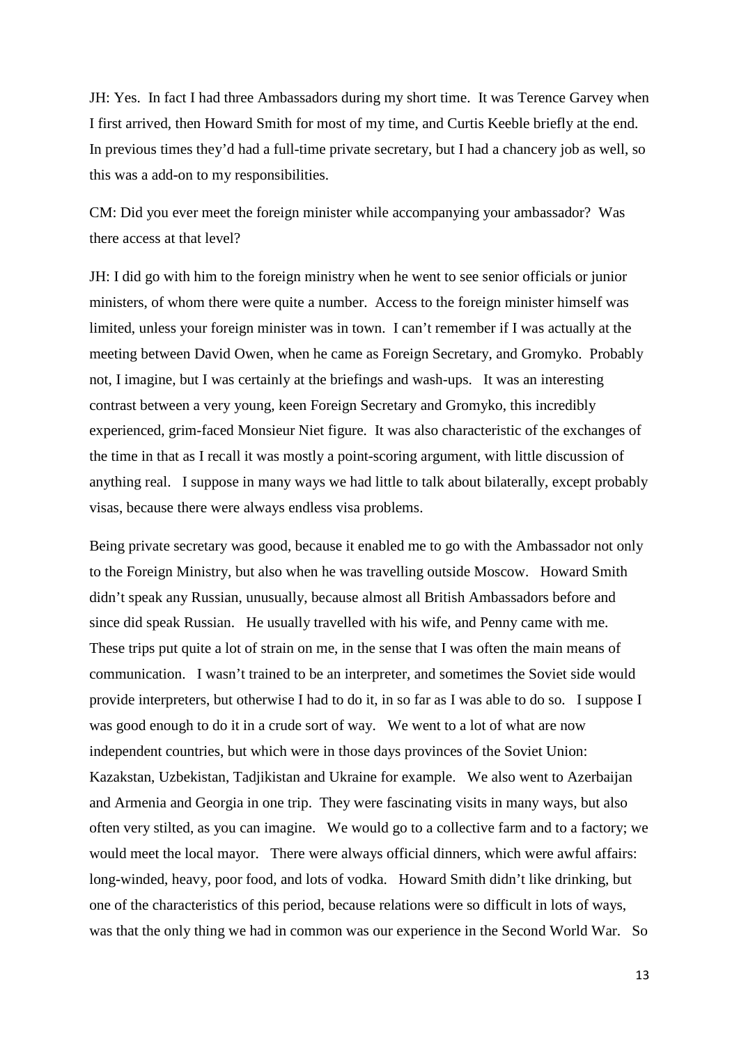JH: Yes. In fact I had three Ambassadors during my short time. It was Terence Garvey when I first arrived, then Howard Smith for most of my time, and Curtis Keeble briefly at the end. In previous times they'd had a full-time private secretary, but I had a chancery job as well, so this was a add-on to my responsibilities.

CM: Did you ever meet the foreign minister while accompanying your ambassador? Was there access at that level?

JH: I did go with him to the foreign ministry when he went to see senior officials or junior ministers, of whom there were quite a number. Access to the foreign minister himself was limited, unless your foreign minister was in town. I can't remember if I was actually at the meeting between David Owen, when he came as Foreign Secretary, and Gromyko. Probably not, I imagine, but I was certainly at the briefings and wash-ups. It was an interesting contrast between a very young, keen Foreign Secretary and Gromyko, this incredibly experienced, grim-faced Monsieur Niet figure. It was also characteristic of the exchanges of the time in that as I recall it was mostly a point-scoring argument, with little discussion of anything real. I suppose in many ways we had little to talk about bilaterally, except probably visas, because there were always endless visa problems.

Being private secretary was good, because it enabled me to go with the Ambassador not only to the Foreign Ministry, but also when he was travelling outside Moscow. Howard Smith didn't speak any Russian, unusually, because almost all British Ambassadors before and since did speak Russian. He usually travelled with his wife, and Penny came with me. These trips put quite a lot of strain on me, in the sense that I was often the main means of communication. I wasn't trained to be an interpreter, and sometimes the Soviet side would provide interpreters, but otherwise I had to do it, in so far as I was able to do so. I suppose I was good enough to do it in a crude sort of way. We went to a lot of what are now independent countries, but which were in those days provinces of the Soviet Union: Kazakstan, Uzbekistan, Tadjikistan and Ukraine for example. We also went to Azerbaijan and Armenia and Georgia in one trip. They were fascinating visits in many ways, but also often very stilted, as you can imagine. We would go to a collective farm and to a factory; we would meet the local mayor. There were always official dinners, which were awful affairs: long-winded, heavy, poor food, and lots of vodka. Howard Smith didn't like drinking, but one of the characteristics of this period, because relations were so difficult in lots of ways, was that the only thing we had in common was our experience in the Second World War. So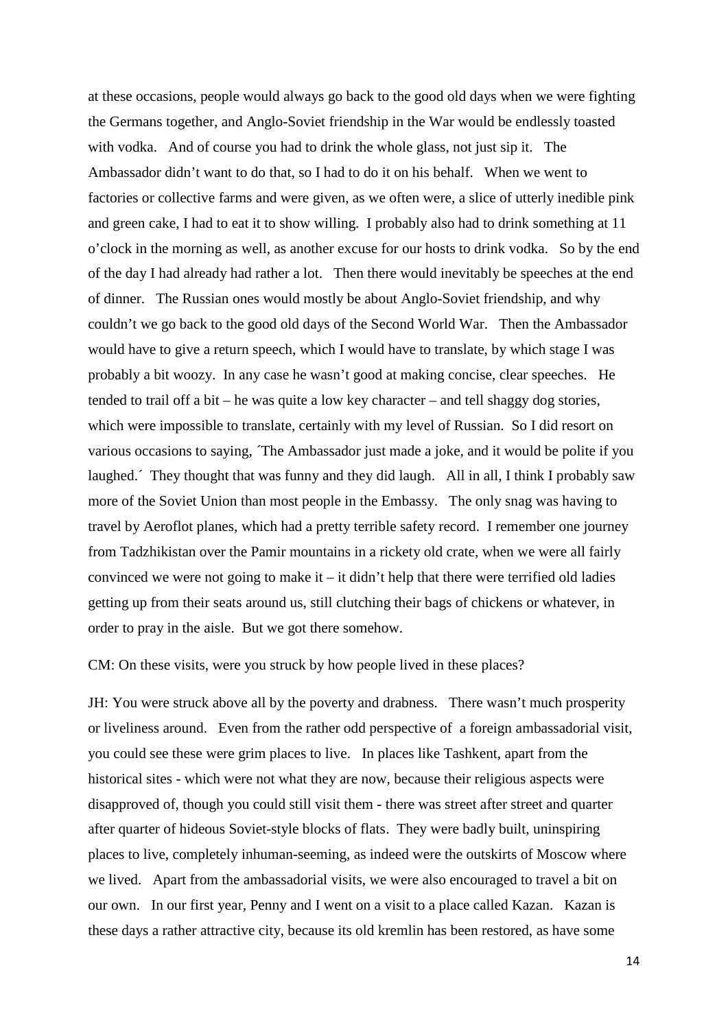at these occasions, people would always go back to the good old days when we were fighting the Germans together, and Anglo-Soviet friendship in the War would be endlessly toasted with vodka. And of course you had to drink the whole glass, not just sip it. The Ambassador didn't want to do that, so I had to do it on his behalf. When we went to factories or collective farms and were given, as we often were, a slice of utterly inedible pink and green cake, I had to eat it to show willing. I probably also had to drink something at 11 o'clock in the morning as well, as another excuse for our hosts to drink vodka. So by the end of the day I had already had rather a lot. Then there would inevitably be speeches at the end of dinner. The Russian ones would mostly be about Anglo-Soviet friendship, and why couldn't we go back to the good old days of the Second World War. Then the Ambassador would have to give a return speech, which I would have to translate, by which stage I was probably a bit woozy. In any case he wasn't good at making concise, clear speeches. He tended to trail off a bit – he was quite a low key character – and tell shaggy dog stories, which were impossible to translate, certainly with my level of Russian. So I did resort on various occasions to saying, ´The Ambassador just made a joke, and it would be polite if you laughed.´ They thought that was funny and they did laugh. All in all, I think I probably saw more of the Soviet Union than most people in the Embassy. The only snag was having to travel by Aeroflot planes, which had a pretty terrible safety record. I remember one journey from Tadzhikistan over the Pamir mountains in a rickety old crate, when we were all fairly convinced we were not going to make it – it didn't help that there were terrified old ladies getting up from their seats around us, still clutching their bags of chickens or whatever, in order to pray in the aisle. But we got there somehow.

CM: On these visits, were you struck by how people lived in these places?

JH: You were struck above all by the poverty and drabness. There wasn't much prosperity or liveliness around. Even from the rather odd perspective of a foreign ambassadorial visit, you could see these were grim places to live. In places like Tashkent, apart from the historical sites - which were not what they are now, because their religious aspects were disapproved of, though you could still visit them - there was street after street and quarter after quarter of hideous Soviet-style blocks of flats. They were badly built, uninspiring places to live, completely inhuman-seeming, as indeed were the outskirts of Moscow where we lived. Apart from the ambassadorial visits, we were also encouraged to travel a bit on our own. In our first year, Penny and I went on a visit to a place called Kazan. Kazan is these days a rather attractive city, because its old kremlin has been restored, as have some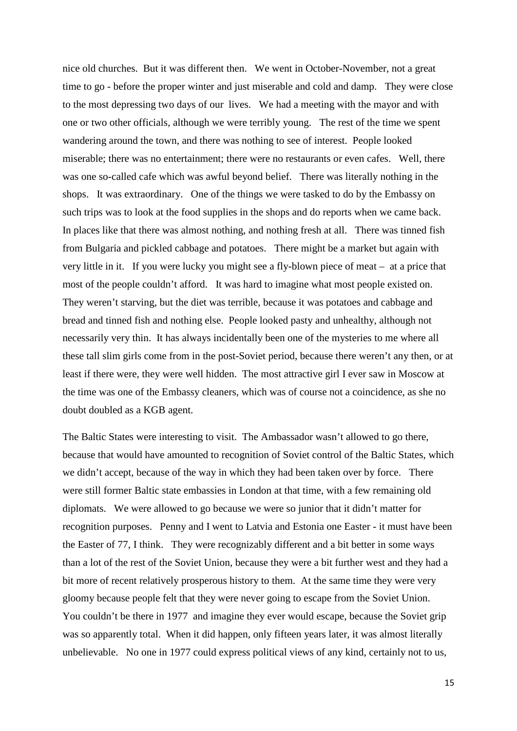nice old churches. But it was different then. We went in October-November, not a great time to go - before the proper winter and just miserable and cold and damp. They were close to the most depressing two days of our lives. We had a meeting with the mayor and with one or two other officials, although we were terribly young. The rest of the time we spent wandering around the town, and there was nothing to see of interest. People looked miserable; there was no entertainment; there were no restaurants or even cafes. Well, there was one so-called cafe which was awful beyond belief. There was literally nothing in the shops. It was extraordinary. One of the things we were tasked to do by the Embassy on such trips was to look at the food supplies in the shops and do reports when we came back. In places like that there was almost nothing, and nothing fresh at all. There was tinned fish from Bulgaria and pickled cabbage and potatoes. There might be a market but again with very little in it. If you were lucky you might see a fly-blown piece of meat – at a price that most of the people couldn't afford. It was hard to imagine what most people existed on. They weren't starving, but the diet was terrible, because it was potatoes and cabbage and bread and tinned fish and nothing else. People looked pasty and unhealthy, although not necessarily very thin. It has always incidentally been one of the mysteries to me where all these tall slim girls come from in the post-Soviet period, because there weren't any then, or at least if there were, they were well hidden. The most attractive girl I ever saw in Moscow at the time was one of the Embassy cleaners, which was of course not a coincidence, as she no doubt doubled as a KGB agent.

The Baltic States were interesting to visit. The Ambassador wasn't allowed to go there, because that would have amounted to recognition of Soviet control of the Baltic States, which we didn't accept, because of the way in which they had been taken over by force. There were still former Baltic state embassies in London at that time, with a few remaining old diplomats. We were allowed to go because we were so junior that it didn't matter for recognition purposes. Penny and I went to Latvia and Estonia one Easter - it must have been the Easter of 77, I think. They were recognizably different and a bit better in some ways than a lot of the rest of the Soviet Union, because they were a bit further west and they had a bit more of recent relatively prosperous history to them. At the same time they were very gloomy because people felt that they were never going to escape from the Soviet Union. You couldn't be there in 1977 and imagine they ever would escape, because the Soviet grip was so apparently total. When it did happen, only fifteen years later, it was almost literally unbelievable. No one in 1977 could express political views of any kind, certainly not to us,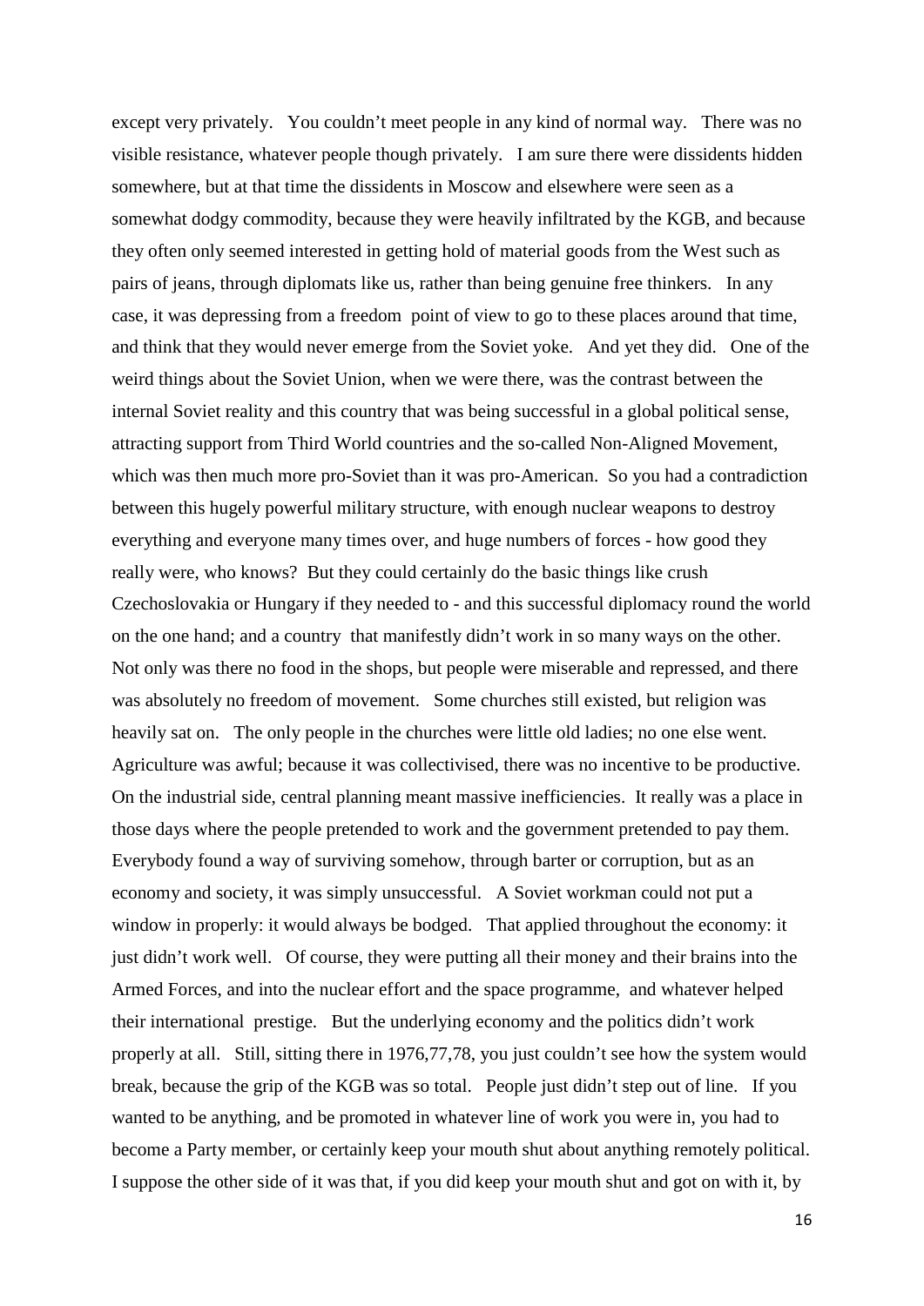except very privately. You couldn't meet people in any kind of normal way. There was no visible resistance, whatever people though privately. I am sure there were dissidents hidden somewhere, but at that time the dissidents in Moscow and elsewhere were seen as a somewhat dodgy commodity, because they were heavily infiltrated by the KGB, and because they often only seemed interested in getting hold of material goods from the West such as pairs of jeans, through diplomats like us, rather than being genuine free thinkers. In any case, it was depressing from a freedom point of view to go to these places around that time, and think that they would never emerge from the Soviet yoke. And yet they did. One of the weird things about the Soviet Union, when we were there, was the contrast between the internal Soviet reality and this country that was being successful in a global political sense, attracting support from Third World countries and the so-called Non-Aligned Movement, which was then much more pro-Soviet than it was pro-American. So you had a contradiction between this hugely powerful military structure, with enough nuclear weapons to destroy everything and everyone many times over, and huge numbers of forces - how good they really were, who knows? But they could certainly do the basic things like crush Czechoslovakia or Hungary if they needed to - and this successful diplomacy round the world on the one hand; and a country that manifestly didn't work in so many ways on the other. Not only was there no food in the shops, but people were miserable and repressed, and there was absolutely no freedom of movement. Some churches still existed, but religion was heavily sat on. The only people in the churches were little old ladies; no one else went. Agriculture was awful; because it was collectivised, there was no incentive to be productive. On the industrial side, central planning meant massive inefficiencies. It really was a place in those days where the people pretended to work and the government pretended to pay them. Everybody found a way of surviving somehow, through barter or corruption, but as an economy and society, it was simply unsuccessful. A Soviet workman could not put a window in properly: it would always be bodged. That applied throughout the economy: it just didn't work well. Of course, they were putting all their money and their brains into the Armed Forces, and into the nuclear effort and the space programme, and whatever helped their international prestige. But the underlying economy and the politics didn't work properly at all. Still, sitting there in 1976,77,78, you just couldn't see how the system would break, because the grip of the KGB was so total. People just didn't step out of line. If you wanted to be anything, and be promoted in whatever line of work you were in, you had to become a Party member, or certainly keep your mouth shut about anything remotely political. I suppose the other side of it was that, if you did keep your mouth shut and got on with it, by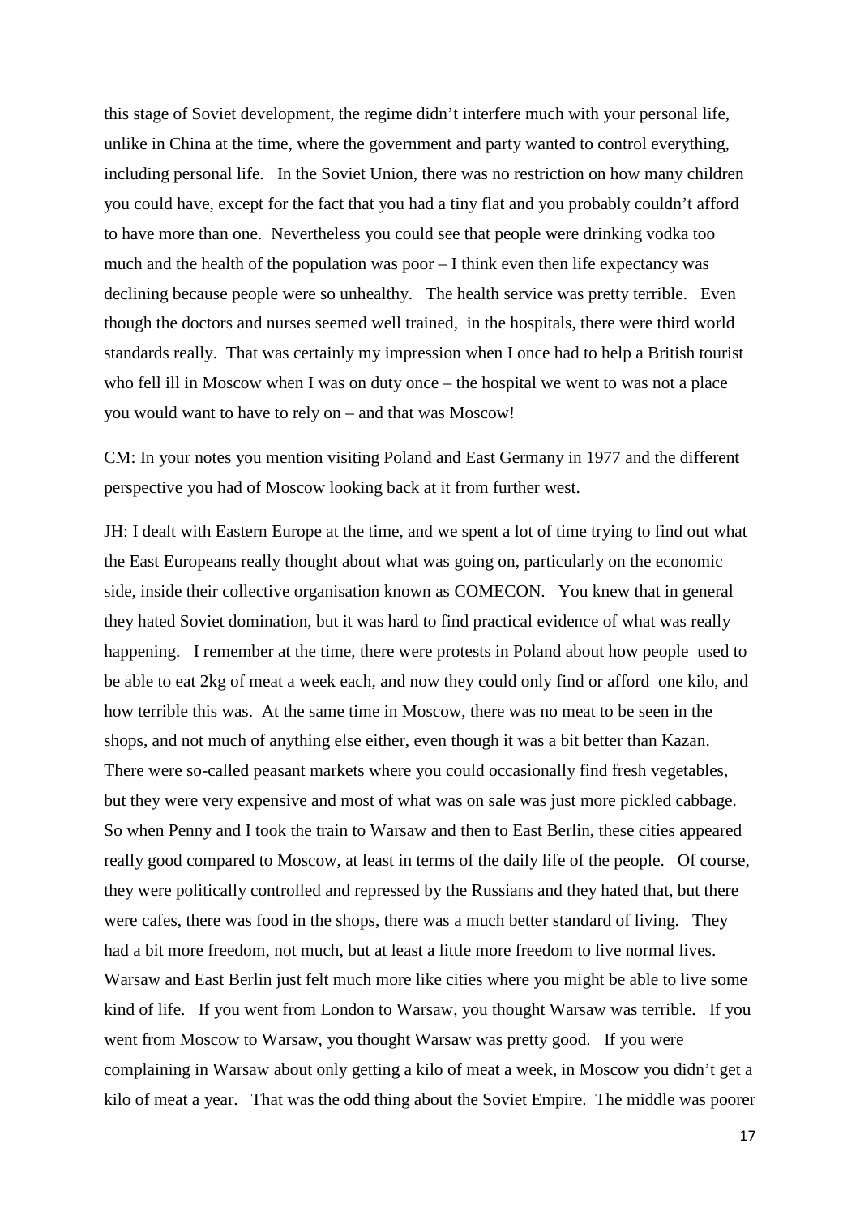this stage of Soviet development, the regime didn't interfere much with your personal life, unlike in China at the time, where the government and party wanted to control everything, including personal life. In the Soviet Union, there was no restriction on how many children you could have, except for the fact that you had a tiny flat and you probably couldn't afford to have more than one. Nevertheless you could see that people were drinking vodka too much and the health of the population was poor – I think even then life expectancy was declining because people were so unhealthy. The health service was pretty terrible. Even though the doctors and nurses seemed well trained, in the hospitals, there were third world standards really. That was certainly my impression when I once had to help a British tourist who fell ill in Moscow when I was on duty once – the hospital we went to was not a place you would want to have to rely on – and that was Moscow!

CM: In your notes you mention visiting Poland and East Germany in 1977 and the different perspective you had of Moscow looking back at it from further west.

JH: I dealt with Eastern Europe at the time, and we spent a lot of time trying to find out what the East Europeans really thought about what was going on, particularly on the economic side, inside their collective organisation known as COMECON. You knew that in general they hated Soviet domination, but it was hard to find practical evidence of what was really happening. I remember at the time, there were protests in Poland about how people used to be able to eat 2kg of meat a week each, and now they could only find or afford one kilo, and how terrible this was. At the same time in Moscow, there was no meat to be seen in the shops, and not much of anything else either, even though it was a bit better than Kazan. There were so-called peasant markets where you could occasionally find fresh vegetables, but they were very expensive and most of what was on sale was just more pickled cabbage. So when Penny and I took the train to Warsaw and then to East Berlin, these cities appeared really good compared to Moscow, at least in terms of the daily life of the people. Of course, they were politically controlled and repressed by the Russians and they hated that, but there were cafes, there was food in the shops, there was a much better standard of living. They had a bit more freedom, not much, but at least a little more freedom to live normal lives. Warsaw and East Berlin just felt much more like cities where you might be able to live some kind of life. If you went from London to Warsaw, you thought Warsaw was terrible. If you went from Moscow to Warsaw, you thought Warsaw was pretty good. If you were complaining in Warsaw about only getting a kilo of meat a week, in Moscow you didn't get a kilo of meat a year. That was the odd thing about the Soviet Empire. The middle was poorer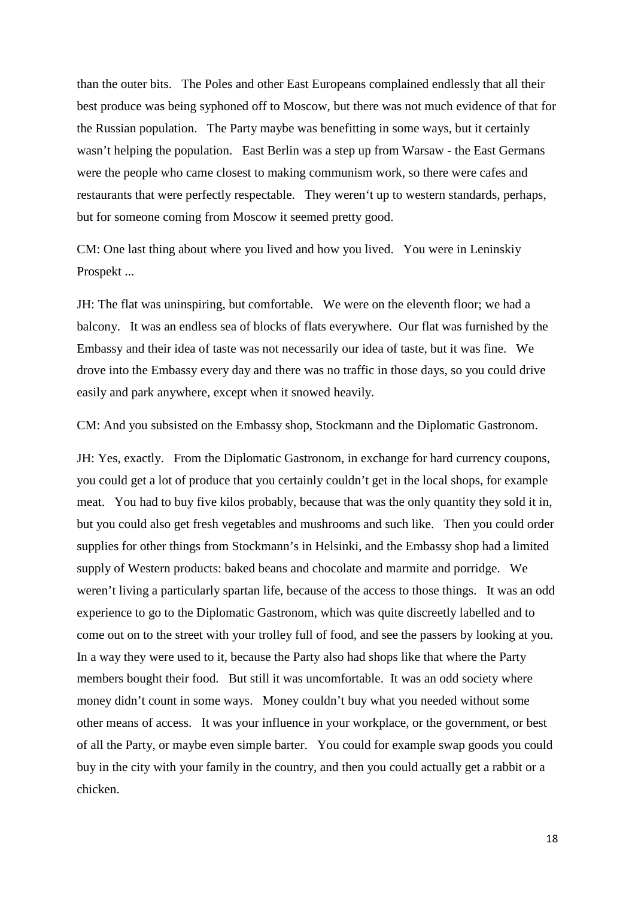than the outer bits. The Poles and other East Europeans complained endlessly that all their best produce was being syphoned off to Moscow, but there was not much evidence of that for the Russian population. The Party maybe was benefitting in some ways, but it certainly wasn't helping the population. East Berlin was a step up from Warsaw - the East Germans were the people who came closest to making communism work, so there were cafes and restaurants that were perfectly respectable. They weren't up to western standards, perhaps, but for someone coming from Moscow it seemed pretty good.

CM: One last thing about where you lived and how you lived. You were in Leninskiy Prospekt ...

JH: The flat was uninspiring, but comfortable. We were on the eleventh floor; we had a balcony. It was an endless sea of blocks of flats everywhere. Our flat was furnished by the Embassy and their idea of taste was not necessarily our idea of taste, but it was fine. We drove into the Embassy every day and there was no traffic in those days, so you could drive easily and park anywhere, except when it snowed heavily.

CM: And you subsisted on the Embassy shop, Stockmann and the Diplomatic Gastronom.

JH: Yes, exactly. From the Diplomatic Gastronom, in exchange for hard currency coupons, you could get a lot of produce that you certainly couldn't get in the local shops, for example meat. You had to buy five kilos probably, because that was the only quantity they sold it in, but you could also get fresh vegetables and mushrooms and such like. Then you could order supplies for other things from Stockmann's in Helsinki, and the Embassy shop had a limited supply of Western products: baked beans and chocolate and marmite and porridge. We weren't living a particularly spartan life, because of the access to those things. It was an odd experience to go to the Diplomatic Gastronom, which was quite discreetly labelled and to come out on to the street with your trolley full of food, and see the passers by looking at you. In a way they were used to it, because the Party also had shops like that where the Party members bought their food. But still it was uncomfortable. It was an odd society where money didn't count in some ways. Money couldn't buy what you needed without some other means of access. It was your influence in your workplace, or the government, or best of all the Party, or maybe even simple barter. You could for example swap goods you could buy in the city with your family in the country, and then you could actually get a rabbit or a chicken.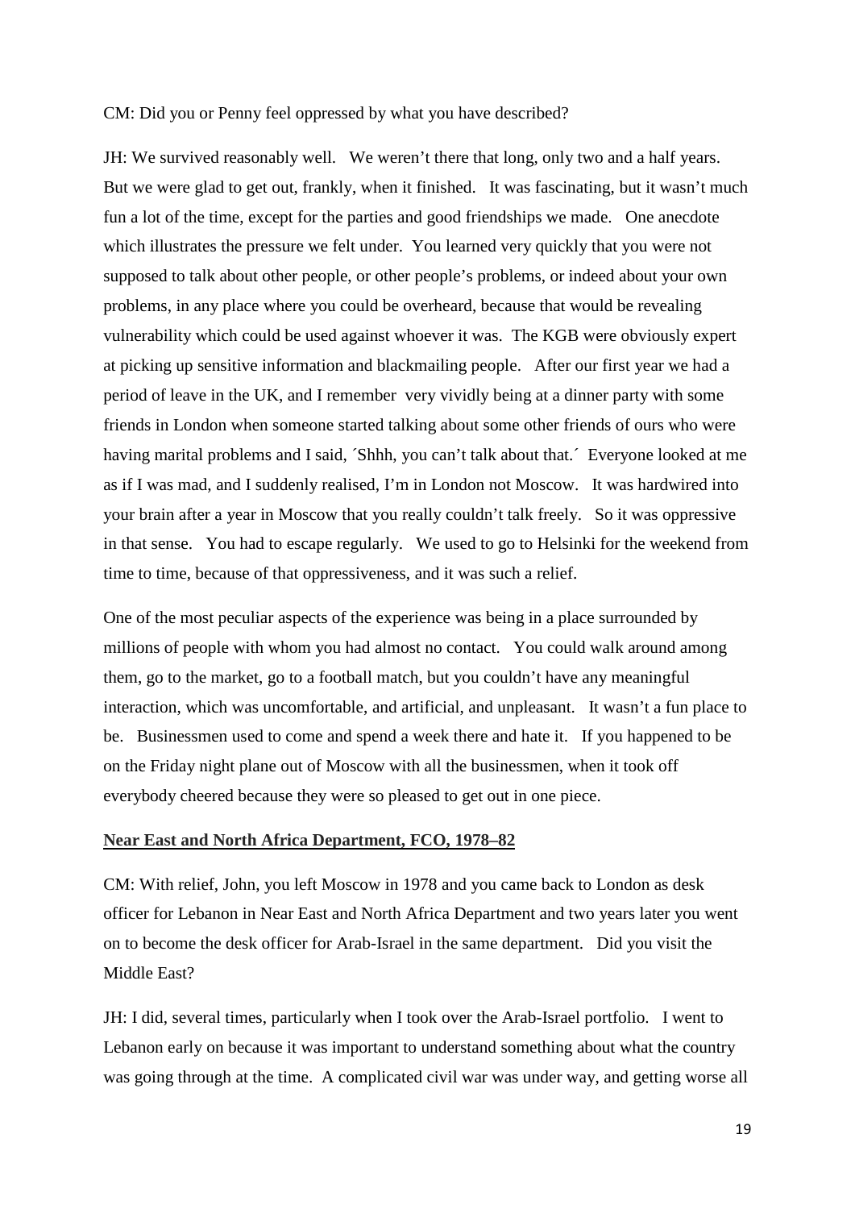CM: Did you or Penny feel oppressed by what you have described?

JH: We survived reasonably well. We weren't there that long, only two and a half years. But we were glad to get out, frankly, when it finished. It was fascinating, but it wasn't much fun a lot of the time, except for the parties and good friendships we made. One anecdote which illustrates the pressure we felt under. You learned very quickly that you were not supposed to talk about other people, or other people's problems, or indeed about your own problems, in any place where you could be overheard, because that would be revealing vulnerability which could be used against whoever it was. The KGB were obviously expert at picking up sensitive information and blackmailing people. After our first year we had a period of leave in the UK, and I remember very vividly being at a dinner party with some friends in London when someone started talking about some other friends of ours who were having marital problems and I said, ´Shhh, you can't talk about that.´ Everyone looked at me as if I was mad, and I suddenly realised, I'm in London not Moscow. It was hardwired into your brain after a year in Moscow that you really couldn't talk freely. So it was oppressive in that sense. You had to escape regularly. We used to go to Helsinki for the weekend from time to time, because of that oppressiveness, and it was such a relief.

One of the most peculiar aspects of the experience was being in a place surrounded by millions of people with whom you had almost no contact. You could walk around among them, go to the market, go to a football match, but you couldn't have any meaningful interaction, which was uncomfortable, and artificial, and unpleasant. It wasn't a fun place to be. Businessmen used to come and spend a week there and hate it. If you happened to be on the Friday night plane out of Moscow with all the businessmen, when it took off everybody cheered because they were so pleased to get out in one piece.

## Near East and North Africa Department, FCO, 1978–82

CM: With relief, John, you left Moscow in 1978 and you came back to London as desk officer for Lebanon in Near East and North Africa Department and two years later you went on to become the desk officer for Arab-Israel in the same department. Did you visit the Middle East?

JH: I did, several times, particularly when I took over the Arab-Israel portfolio. I went to Lebanon early on because it was important to understand something about what the country was going through at the time. A complicated civil war was under way, and getting worse all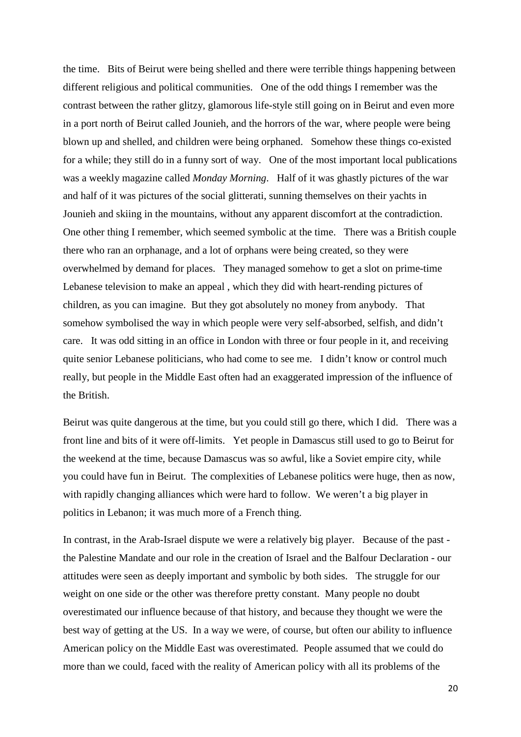the time. Bits of Beirut were being shelled and there were terrible things happening between different religious and political communities. One of the odd things I remember was the contrast between the rather glitzy, glamorous life-style still going on in Beirut and even more in a port north of Beirut called Jounieh, and the horrors of the war, where people were being blown up and shelled, and children were being orphaned. Somehow these things co-existed for a while; they still do in a funny sort of way. One of the most important local publications was a weekly magazine called *Monday Morning*. Half of it was ghastly pictures of the war and half of it was pictures of the social glitterati, sunning themselves on their yachts in Jounieh and skiing in the mountains, without any apparent discomfort at the contradiction. One other thing I remember, which seemed symbolic at the time. There was a British couple there who ran an orphanage, and a lot of orphans were being created, so they were overwhelmed by demand for places. They managed somehow to get a slot on prime-time Lebanese television to make an appeal , which they did with heart-rending pictures of children, as you can imagine. But they got absolutely no money from anybody. That somehow symbolised the way in which people were very self-absorbed, selfish, and didn't care. It was odd sitting in an office in London with three or four people in it, and receiving quite senior Lebanese politicians, who had come to see me. I didn't know or control much really, but people in the Middle East often had an exaggerated impression of the influence of the British.

Beirut was quite dangerous at the time, but you could still go there, which I did. There was a front line and bits of it were off-limits. Yet people in Damascus still used to go to Beirut for the weekend at the time, because Damascus was so awful, like a Soviet empire city, while you could have fun in Beirut. The complexities of Lebanese politics were huge, then as now, with rapidly changing alliances which were hard to follow. We weren't a big player in politics in Lebanon; it was much more of a French thing.

In contrast, in the Arab-Israel dispute we were a relatively big player. Because of the past - the Palestine Mandate and our role in the creation of Israel and the Balfour Declaration - our attitudes were seen as deeply important and symbolic by both sides. The struggle for our weight on one side or the other was therefore pretty constant. Many people no doubt overestimated our influence because of that history, and because they thought we were the best way of getting at the US. In a way we were, of course, but often our ability to influence American policy on the Middle East was overestimated. People assumed that we could do more than we could, faced with the reality of American policy with all its problems of the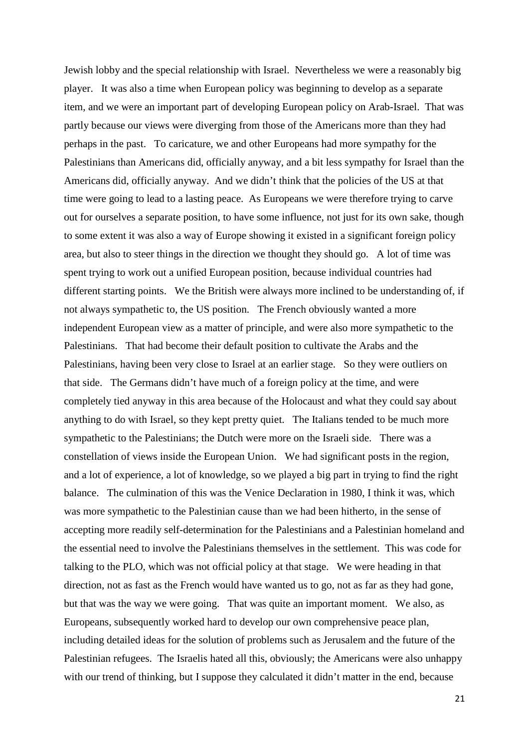Jewish lobby and the special relationship with Israel. Nevertheless we were a reasonably big player. It was also a time when European policy was beginning to develop as a separate item, and we were an important part of developing European policy on Arab-Israel. That was partly because our views were diverging from those of the Americans more than they had perhaps in the past. To caricature, we and other Europeans had more sympathy for the Palestinians than Americans did, officially anyway, and a bit less sympathy for Israel than the Americans did, officially anyway. And we didn't think that the policies of the US at that time were going to lead to a lasting peace. As Europeans we were therefore trying to carve out for ourselves a separate position, to have some influence, not just for its own sake, though to some extent it was also a way of Europe showing it existed in a significant foreign policy area, but also to steer things in the direction we thought they should go. A lot of time was spent trying to work out a unified European position, because individual countries had different starting points. We the British were always more inclined to be understanding of, if not always sympathetic to, the US position. The French obviously wanted a more independent European view as a matter of principle, and were also more sympathetic to the Palestinians. That had become their default position to cultivate the Arabs and the Palestinians, having been very close to Israel at an earlier stage. So they were outliers on that side. The Germans didn't have much of a foreign policy at the time, and were completely tied anyway in this area because of the Holocaust and what they could say about anything to do with Israel, so they kept pretty quiet. The Italians tended to be much more sympathetic to the Palestinians; the Dutch were more on the Israeli side. There was a constellation of views inside the European Union. We had significant posts in the region, and a lot of experience, a lot of knowledge, so we played a big part in trying to find the right balance. The culmination of this was the Venice Declaration in 1980, I think it was, which was more sympathetic to the Palestinian cause than we had been hitherto, in the sense of accepting more readily self-determination for the Palestinians and a Palestinian homeland and the essential need to involve the Palestinians themselves in the settlement. This was code for talking to the PLO, which was not official policy at that stage. We were heading in that direction, not as fast as the French would have wanted us to go, not as far as they had gone, but that was the way we were going. That was quite an important moment. We also, as Europeans, subsequently worked hard to develop our own comprehensive peace plan, including detailed ideas for the solution of problems such as Jerusalem and the future of the Palestinian refugees. The Israelis hated all this, obviously; the Americans were also unhappy with our trend of thinking, but I suppose they calculated it didn't matter in the end, because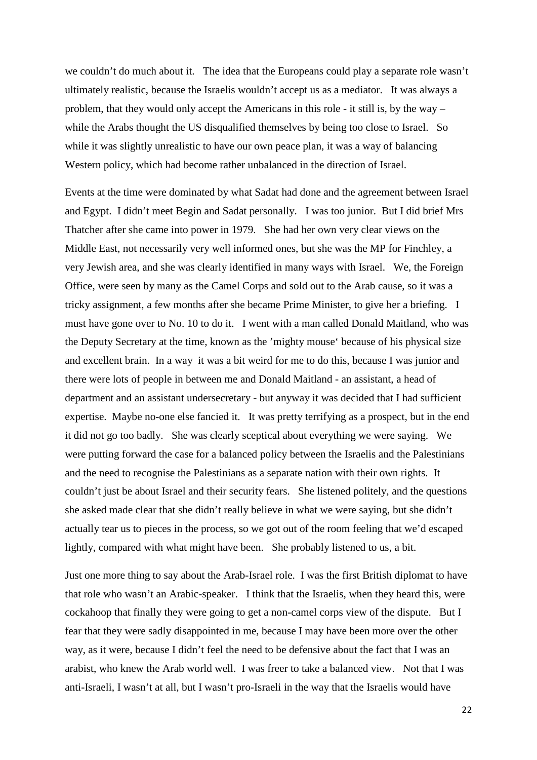we couldn't do much about it. The idea that the Europeans could play a separate role wasn't ultimately realistic, because the Israelis wouldn't accept us as a mediator. It was always a problem, that they would only accept the Americans in this role - it still is, by the way – while the Arabs thought the US disqualified themselves by being too close to Israel. So while it was slightly unrealistic to have our own peace plan, it was a way of balancing Western policy, which had become rather unbalanced in the direction of Israel.

Events at the time were dominated by what Sadat had done and the agreement between Israel and Egypt. I didn't meet Begin and Sadat personally. I was too junior. But I did brief Mrs Thatcher after she came into power in 1979. She had her own very clear views on the Middle East, not necessarily very well informed ones, but she was the MP for Finchley, a very Jewish area, and she was clearly identified in many ways with Israel. We, the Foreign Office, were seen by many as the Camel Corps and sold out to the Arab cause, so it was a tricky assignment, a few months after she became Prime Minister, to give her a briefing. I must have gone over to No. 10 to do it. I went with a man called Donald Maitland, who was the Deputy Secretary at the time, known as the 'mighty mouse' because of his physical size and excellent brain. In a way it was a bit weird for me to do this, because I was junior and there were lots of people in between me and Donald Maitland - an assistant, a head of department and an assistant undersecretary - but anyway it was decided that I had sufficient expertise. Maybe no-one else fancied it. It was pretty terrifying as a prospect, but in the end it did not go too badly. She was clearly sceptical about everything we were saying. We were putting forward the case for a balanced policy between the Israelis and the Palestinians and the need to recognise the Palestinians as a separate nation with their own rights. It couldn't just be about Israel and their security fears. She listened politely, and the questions she asked made clear that she didn't really believe in what we were saying, but she didn't actually tear us to pieces in the process, so we got out of the room feeling that we'd escaped lightly, compared with what might have been. She probably listened to us, a bit.

Just one more thing to say about the Arab-Israel role. I was the first British diplomat to have that role who wasn't an Arabic-speaker. I think that the Israelis, when they heard this, were cockahoop that finally they were going to get a non-camel corps view of the dispute. But I fear that they were sadly disappointed in me, because I may have been more over the other way, as it were, because I didn't feel the need to be defensive about the fact that I was an arabist, who knew the Arab world well. I was freer to take a balanced view. Not that I was anti-Israeli, I wasn't at all, but I wasn't pro-Israeli in the way that the Israelis would have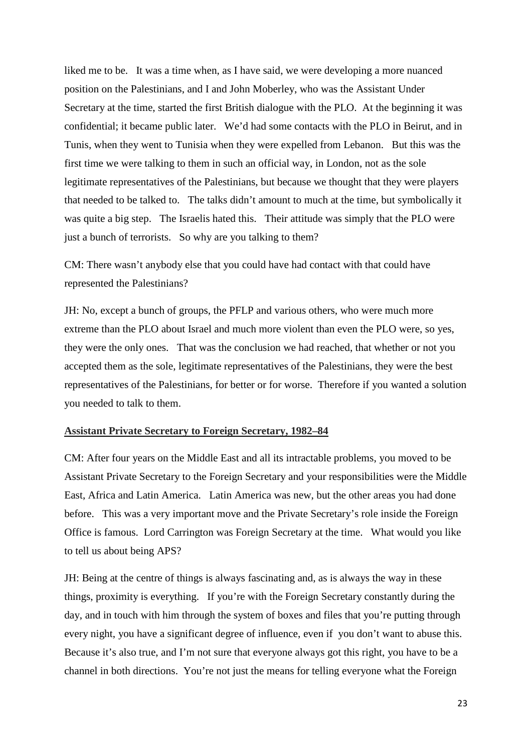liked me to be. It was a time when, as I have said, we were developing a more nuanced position on the Palestinians, and I and John Moberley, who was the Assistant Under Secretary at the time, started the first British dialogue with the PLO. At the beginning it was confidential; it became public later. We'd had some contacts with the PLO in Beirut, and in Tunis, when they went to Tunisia when they were expelled from Lebanon. But this was the first time we were talking to them in such an official way, in London, not as the sole legitimate representatives of the Palestinians, but because we thought that they were players that needed to be talked to. The talks didn't amount to much at the time, but symbolically it was quite a big step. The Israelis hated this. Their attitude was simply that the PLO were just a bunch of terrorists. So why are you talking to them?

CM: There wasn't anybody else that you could have had contact with that could have represented the Palestinians?

JH: No, except a bunch of groups, the PFLP and various others, who were much more extreme than the PLO about Israel and much more violent than even the PLO were, so yes, they were the only ones. That was the conclusion we had reached, that whether or not you accepted them as the sole, legitimate representatives of the Palestinians, they were the best representatives of the Palestinians, for better or for worse. Therefore if you wanted a solution you needed to talk to them.

**<u>Assistant Private Secretary to Foreign Secretary, 1982–84</u>**

CM: After four years on the Middle East and all its intractable problems, you moved to be Assistant Private Secretary to the Foreign Secretary and your responsibilities were the Middle East, Africa and Latin America. Latin America was new, but the other areas you had done before. This was a very important move and the Private Secretary's role inside the Foreign Office is famous. Lord Carrington was Foreign Secretary at the time. What would you like to tell us about being APS?

JH: Being at the centre of things is always fascinating and, as is always the way in these things, proximity is everything. If you're with the Foreign Secretary constantly during the day, and in touch with him through the system of boxes and files that you're putting through every night, you have a significant degree of influence, even if you don't want to abuse this. Because it's also true, and I'm not sure that everyone always got this right, you have to be a channel in both directions. You're not just the means for telling everyone what the Foreign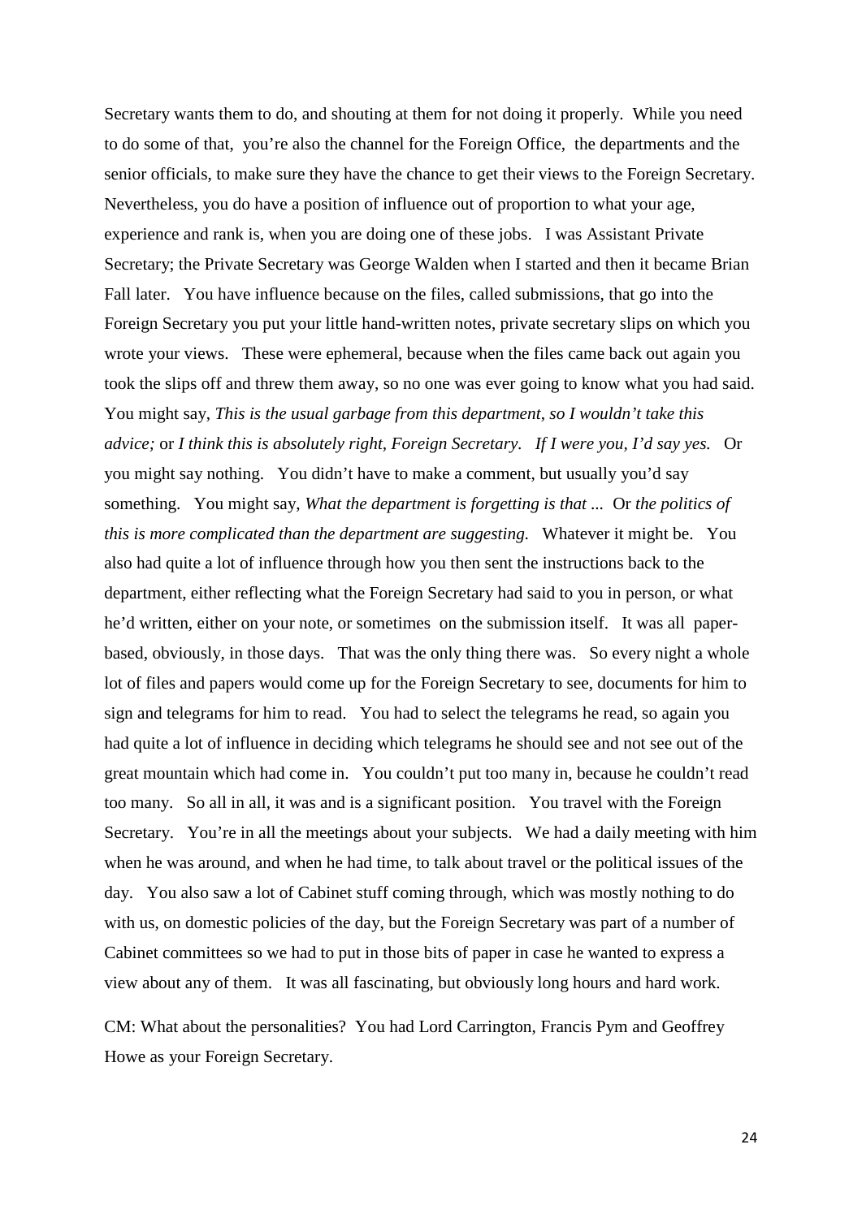Secretary wants them to do, and shouting at them for not doing it properly. While you need to do some of that, you're also the channel for the Foreign Office, the departments and the senior officials, to make sure they have the chance to get their views to the Foreign Secretary. Nevertheless, you do have a position of influence out of proportion to what your age, experience and rank is, when you are doing one of these jobs. I was Assistant Private Secretary; the Private Secretary was George Walden when I started and then it became Brian Fall later. You have influence because on the files, called submissions, that go into the Foreign Secretary you put your little hand-written notes, private secretary slips on which you wrote your views. These were ephemeral, because when the files came back out again you took the slips off and threw them away, so no one was ever going to know what you had said. You might say, *This is the usual garbage from this department, so I wouldn't take this advice;* or *I think this is absolutely right, Foreign Secretary. If I were you, I'd say yes.* Or you might say nothing. You didn't have to make a comment, but usually you'd say something. You might say, *What the department is forgetting is that ...* Or *the politics of this is more complicated than the department are suggesting.* Whatever it might be. You also had quite a lot of influence through how you then sent the instructions back to the department, either reflecting what the Foreign Secretary had said to you in person, or what he'd written, either on your note, or sometimes on the submission itself. It was all paper-based, obviously, in those days. That was the only thing there was. So every night a whole lot of files and papers would come up for the Foreign Secretary to see, documents for him to sign and telegrams for him to read. You had to select the telegrams he read, so again you had quite a lot of influence in deciding which telegrams he should see and not see out of the great mountain which had come in. You couldn't put too many in, because he couldn't read too many. So all in all, it was and is a significant position. You travel with the Foreign Secretary. You're in all the meetings about your subjects. We had a daily meeting with him when he was around, and when he had time, to talk about travel or the political issues of the day. You also saw a lot of Cabinet stuff coming through, which was mostly nothing to do with us, on domestic policies of the day, but the Foreign Secretary was part of a number of Cabinet committees so we had to put in those bits of paper in case he wanted to express a view about any of them. It was all fascinating, but obviously long hours and hard work.

CM: What about the personalities? You had Lord Carrington, Francis Pym and Geoffrey Howe as your Foreign Secretary.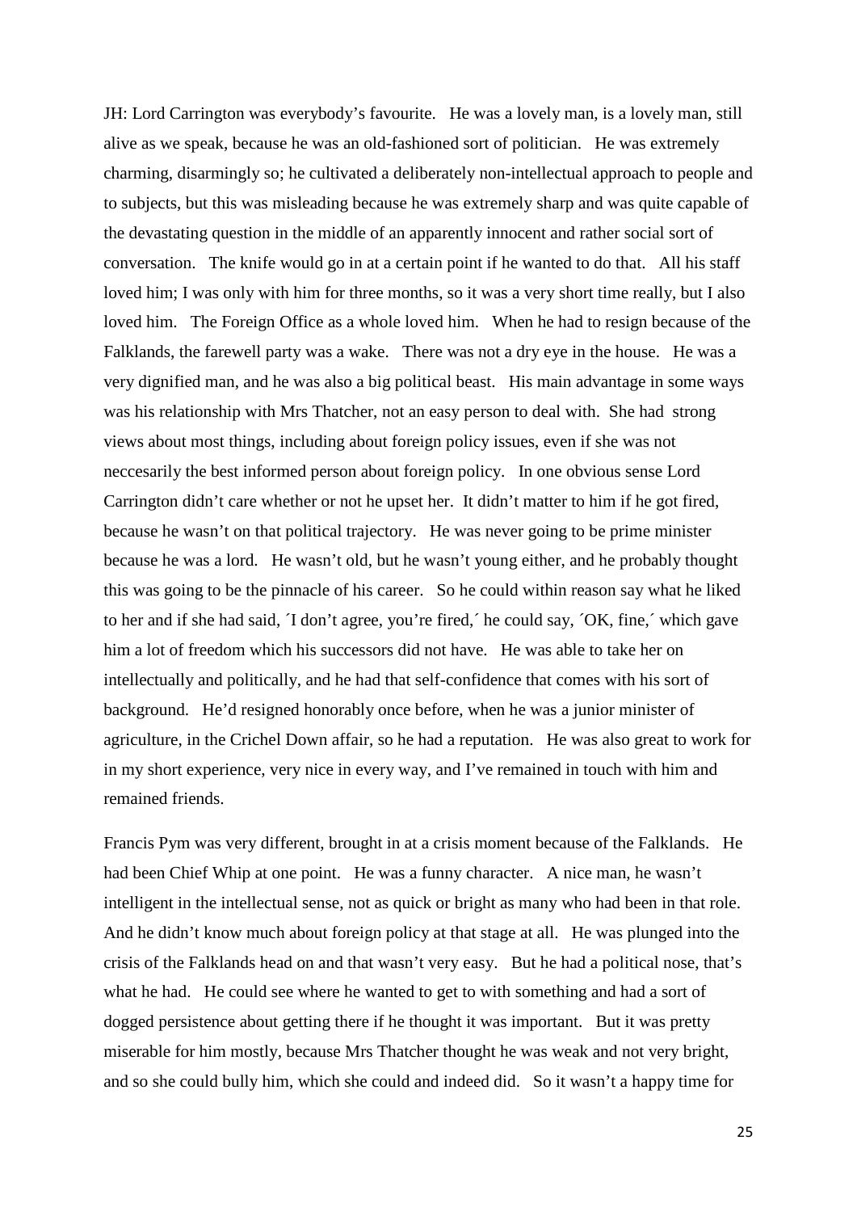JH: Lord Carrington was everybody's favourite. He was a lovely man, is a lovely man, still alive as we speak, because he was an old-fashioned sort of politician. He was extremely charming, disarmingly so; he cultivated a deliberately non-intellectual approach to people and to subjects, but this was misleading because he was extremely sharp and was quite capable of the devastating question in the middle of an apparently innocent and rather social sort of conversation. The knife would go in at a certain point if he wanted to do that. All his staff loved him; I was only with him for three months, so it was a very short time really, but I also loved him. The Foreign Office as a whole loved him. When he had to resign because of the Falklands, the farewell party was a wake. There was not a dry eye in the house. He was a very dignified man, and he was also a big political beast. His main advantage in some ways was his relationship with Mrs Thatcher, not an easy person to deal with. She had strong views about most things, including about foreign policy issues, even if she was not neccesarily the best informed person about foreign policy. In one obvious sense Lord Carrington didn't care whether or not he upset her. It didn't matter to him if he got fired, because he wasn't on that political trajectory. He was never going to be prime minister because he was a lord. He wasn't old, but he wasn't young either, and he probably thought this was going to be the pinnacle of his career. So he could within reason say what he liked to her and if she had said, ´I don't agree, you're fired,´ he could say, ´OK, fine,´ which gave him a lot of freedom which his successors did not have. He was able to take her on intellectually and politically, and he had that self-confidence that comes with his sort of background. He'd resigned honorably once before, when he was a junior minister of agriculture, in the Crichel Down affair, so he had a reputation. He was also great to work for in my short experience, very nice in every way, and I've remained in touch with him and remained friends.

Francis Pym was very different, brought in at a crisis moment because of the Falklands. He had been Chief Whip at one point. He was a funny character. A nice man, he wasn't intelligent in the intellectual sense, not as quick or bright as many who had been in that role. And he didn't know much about foreign policy at that stage at all. He was plunged into the crisis of the Falklands head on and that wasn't very easy. But he had a political nose, that's what he had. He could see where he wanted to get to with something and had a sort of dogged persistence about getting there if he thought it was important. But it was pretty miserable for him mostly, because Mrs Thatcher thought he was weak and not very bright, and so she could bully him, which she could and indeed did. So it wasn't a happy time for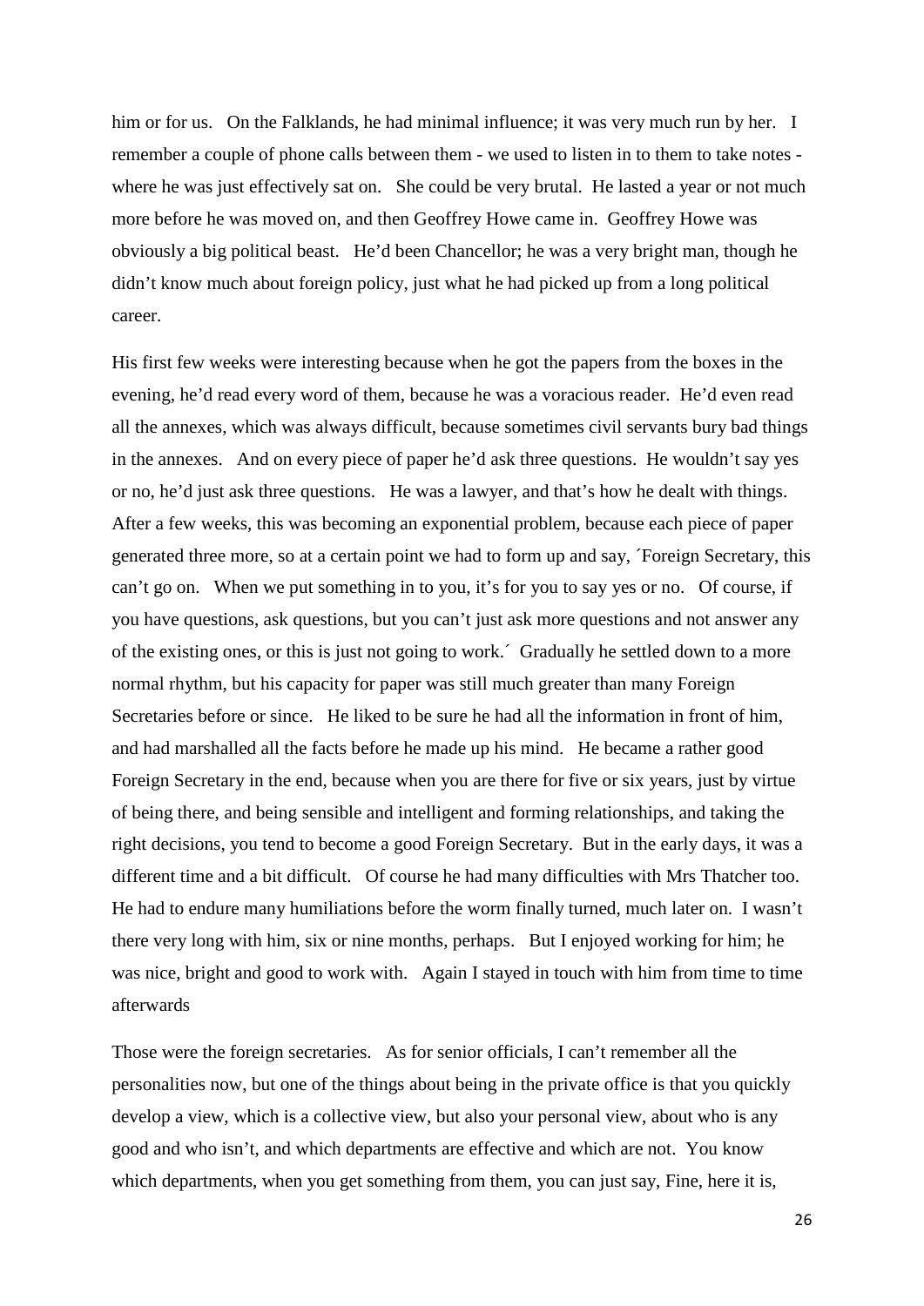him or for us. On the Falklands, he had minimal influence; it was very much run by her. I remember a couple of phone calls between them - we used to listen in to them to take notes - where he was just effectively sat on. She could be very brutal. He lasted a year or not much more before he was moved on, and then Geoffrey Howe came in. Geoffrey Howe was obviously a big political beast. He'd been Chancellor; he was a very bright man, though he didn't know much about foreign policy, just what he had picked up from a long political career.

His first few weeks were interesting because when he got the papers from the boxes in the evening, he'd read every word of them, because he was a voracious reader. He'd even read all the annexes, which was always difficult, because sometimes civil servants bury bad things in the annexes. And on every piece of paper he'd ask three questions. He wouldn't say yes or no, he'd just ask three questions. He was a lawyer, and that's how he dealt with things. After a few weeks, this was becoming an exponential problem, because each piece of paper generated three more, so at a certain point we had to form up and say, ´Foreign Secretary, this can't go on. When we put something in to you, it's for you to say yes or no. Of course, if you have questions, ask questions, but you can't just ask more questions and not answer any of the existing ones, or this is just not going to work.´ Gradually he settled down to a more normal rhythm, but his capacity for paper was still much greater than many Foreign Secretaries before or since. He liked to be sure he had all the information in front of him, and had marshalled all the facts before he made up his mind. He became a rather good Foreign Secretary in the end, because when you are there for five or six years, just by virtue of being there, and being sensible and intelligent and forming relationships, and taking the right decisions, you tend to become a good Foreign Secretary. But in the early days, it was a different time and a bit difficult. Of course he had many difficulties with Mrs Thatcher too. He had to endure many humiliations before the worm finally turned, much later on. I wasn't there very long with him, six or nine months, perhaps. But I enjoyed working for him; he was nice, bright and good to work with. Again I stayed in touch with him from time to time afterwards

Those were the foreign secretaries. As for senior officials, I can't remember all the personalities now, but one of the things about being in the private office is that you quickly develop a view, which is a collective view, but also your personal view, about who is any good and who isn't, and which departments are effective and which are not. You know which departments, when you get something from them, you can just say, Fine, here it is,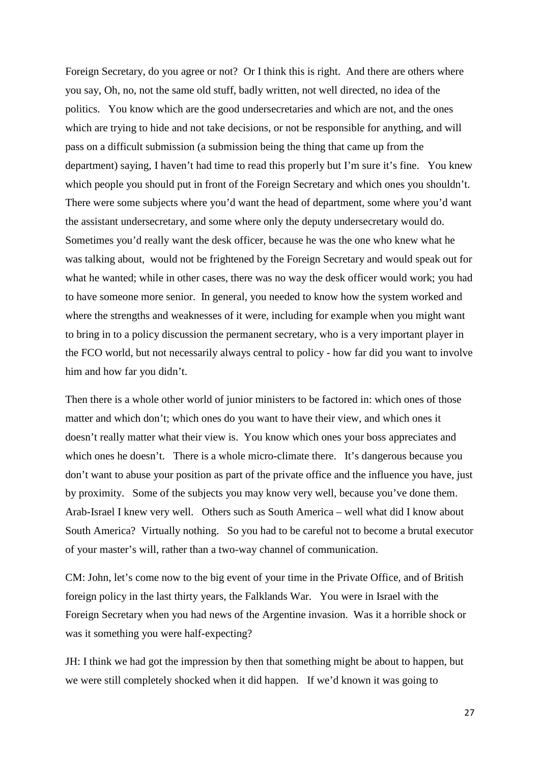Foreign Secretary, do you agree or not? Or I think this is right. And there are others where you say, Oh, no, not the same old stuff, badly written, not well directed, no idea of the politics. You know which are the good undersecretaries and which are not, and the ones which are trying to hide and not take decisions, or not be responsible for anything, and will pass on a difficult submission (a submission being the thing that came up from the department) saying, I haven't had time to read this properly but I'm sure it's fine. You knew which people you should put in front of the Foreign Secretary and which ones you shouldn't. There were some subjects where you'd want the head of department, some where you'd want the assistant undersecretary, and some where only the deputy undersecretary would do. Sometimes you'd really want the desk officer, because he was the one who knew what he was talking about, would not be frightened by the Foreign Secretary and would speak out for what he wanted; while in other cases, there was no way the desk officer would work; you had to have someone more senior. In general, you needed to know how the system worked and where the strengths and weaknesses of it were, including for example when you might want to bring in to a policy discussion the permanent secretary, who is a very important player in the FCO world, but not necessarily always central to policy - how far did you want to involve him and how far you didn't.

Then there is a whole other world of junior ministers to be factored in: which ones of those matter and which don't; which ones do you want to have their view, and which ones it doesn't really matter what their view is. You know which ones your boss appreciates and which ones he doesn't. There is a whole micro-climate there. It's dangerous because you don't want to abuse your position as part of the private office and the influence you have, just by proximity. Some of the subjects you may know very well, because you've done them. Arab-Israel I knew very well. Others such as South America – well what did I know about South America? Virtually nothing. So you had to be careful not to become a brutal executor of your master's will, rather than a two-way channel of communication.

CM: John, let's come now to the big event of your time in the Private Office, and of British foreign policy in the last thirty years, the Falklands War. You were in Israel with the Foreign Secretary when you had news of the Argentine invasion. Was it a horrible shock or was it something you were half-expecting?

JH: I think we had got the impression by then that something might be about to happen, but we were still completely shocked when it did happen. If we'd known it was going to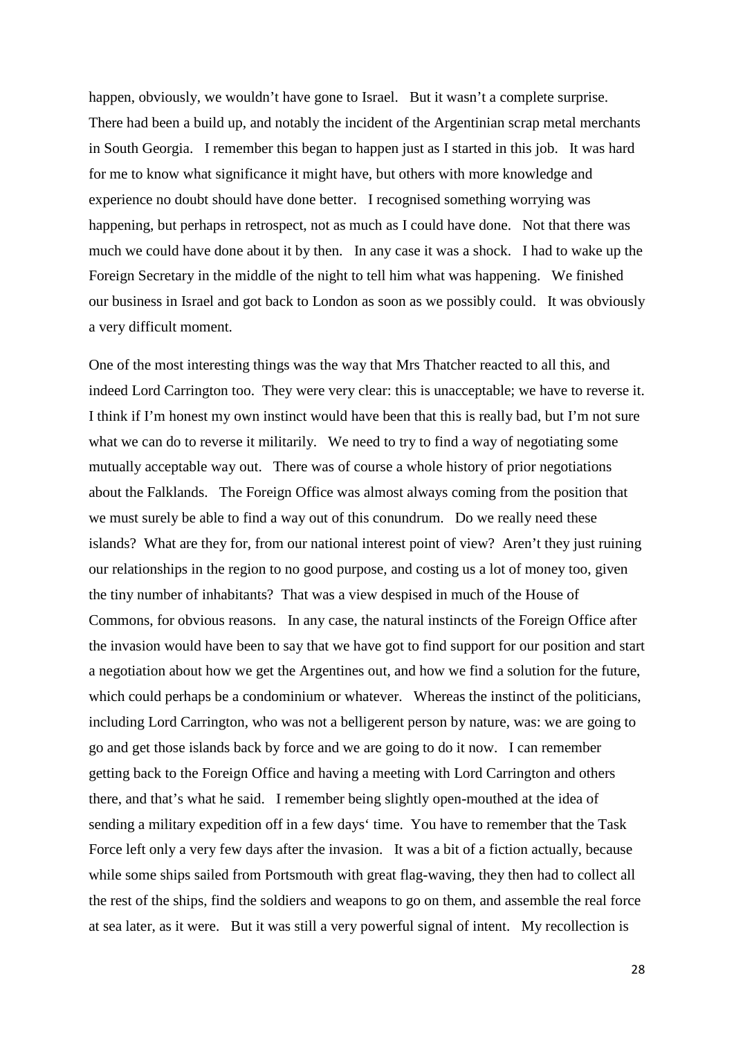happen, obviously, we wouldn't have gone to Israel. But it wasn't a complete surprise. There had been a build up, and notably the incident of the Argentinian scrap metal merchants in South Georgia. I remember this began to happen just as I started in this job. It was hard for me to know what significance it might have, but others with more knowledge and experience no doubt should have done better. I recognised something worrying was happening, but perhaps in retrospect, not as much as I could have done. Not that there was much we could have done about it by then. In any case it was a shock. I had to wake up the Foreign Secretary in the middle of the night to tell him what was happening. We finished our business in Israel and got back to London as soon as we possibly could. It was obviously a very difficult moment.

One of the most interesting things was the way that Mrs Thatcher reacted to all this, and indeed Lord Carrington too. They were very clear: this is unacceptable; we have to reverse it. I think if I'm honest my own instinct would have been that this is really bad, but I'm not sure what we can do to reverse it militarily. We need to try to find a way of negotiating some mutually acceptable way out. There was of course a whole history of prior negotiations about the Falklands. The Foreign Office was almost always coming from the position that we must surely be able to find a way out of this conundrum. Do we really need these islands? What are they for, from our national interest point of view? Aren't they just ruining our relationships in the region to no good purpose, and costing us a lot of money too, given the tiny number of inhabitants? That was a view despised in much of the House of Commons, for obvious reasons. In any case, the natural instincts of the Foreign Office after the invasion would have been to say that we have got to find support for our position and start a negotiation about how we get the Argentines out, and how we find a solution for the future, which could perhaps be a condominium or whatever. Whereas the instinct of the politicians, including Lord Carrington, who was not a belligerent person by nature, was: we are going to go and get those islands back by force and we are going to do it now. I can remember getting back to the Foreign Office and having a meeting with Lord Carrington and others there, and that's what he said. I remember being slightly open-mouthed at the idea of sending a military expedition off in a few days' time. You have to remember that the Task Force left only a very few days after the invasion. It was a bit of a fiction actually, because while some ships sailed from Portsmouth with great flag-waving, they then had to collect all the rest of the ships, find the soldiers and weapons to go on them, and assemble the real force at sea later, as it were. But it was still a very powerful signal of intent. My recollection is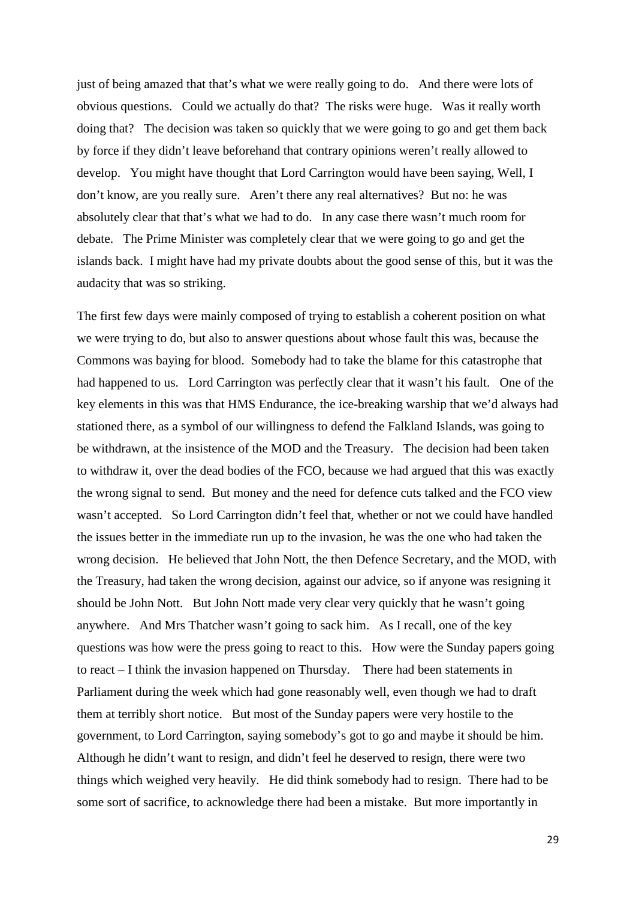just of being amazed that that's what we were really going to do. And there were lots of obvious questions. Could we actually do that? The risks were huge. Was it really worth doing that? The decision was taken so quickly that we were going to go and get them back by force if they didn't leave beforehand that contrary opinions weren't really allowed to develop. You might have thought that Lord Carrington would have been saying, Well, I don't know, are you really sure. Aren't there any real alternatives? But no: he was absolutely clear that that's what we had to do. In any case there wasn't much room for debate. The Prime Minister was completely clear that we were going to go and get the islands back. I might have had my private doubts about the good sense of this, but it was the audacity that was so striking.

The first few days were mainly composed of trying to establish a coherent position on what we were trying to do, but also to answer questions about whose fault this was, because the Commons was baying for blood. Somebody had to take the blame for this catastrophe that had happened to us. Lord Carrington was perfectly clear that it wasn't his fault. One of the key elements in this was that HMS Endurance, the ice-breaking warship that we'd always had stationed there, as a symbol of our willingness to defend the Falkland Islands, was going to be withdrawn, at the insistence of the MOD and the Treasury. The decision had been taken to withdraw it, over the dead bodies of the FCO, because we had argued that this was exactly the wrong signal to send. But money and the need for defence cuts talked and the FCO view wasn't accepted. So Lord Carrington didn't feel that, whether or not we could have handled the issues better in the immediate run up to the invasion, he was the one who had taken the wrong decision. He believed that John Nott, the then Defence Secretary, and the MOD, with the Treasury, had taken the wrong decision, against our advice, so if anyone was resigning it should be John Nott. But John Nott made very clear very quickly that he wasn't going anywhere. And Mrs Thatcher wasn't going to sack him. As I recall, one of the key questions was how were the press going to react to this. How were the Sunday papers going to react – I think the invasion happened on Thursday. There had been statements in Parliament during the week which had gone reasonably well, even though we had to draft them at terribly short notice. But most of the Sunday papers were very hostile to the government, to Lord Carrington, saying somebody's got to go and maybe it should be him. Although he didn't want to resign, and didn't feel he deserved to resign, there were two things which weighed very heavily. He did think somebody had to resign. There had to be some sort of sacrifice, to acknowledge there had been a mistake. But more importantly in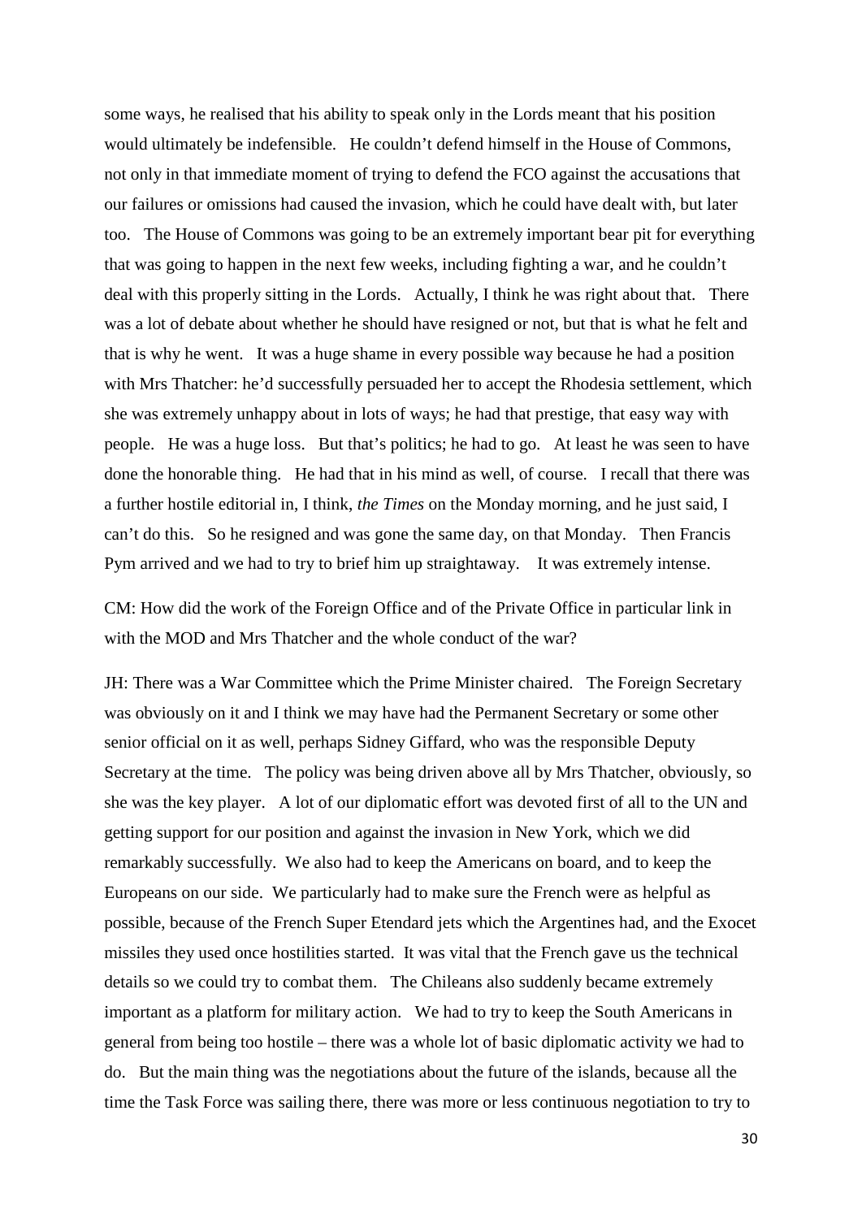some ways, he realised that his ability to speak only in the Lords meant that his position would ultimately be indefensible. He couldn't defend himself in the House of Commons, not only in that immediate moment of trying to defend the FCO against the accusations that our failures or omissions had caused the invasion, which he could have dealt with, but later too. The House of Commons was going to be an extremely important bear pit for everything that was going to happen in the next few weeks, including fighting a war, and he couldn't deal with this properly sitting in the Lords. Actually, I think he was right about that. There was a lot of debate about whether he should have resigned or not, but that is what he felt and that is why he went. It was a huge shame in every possible way because he had a position with Mrs Thatcher: he'd successfully persuaded her to accept the Rhodesia settlement, which she was extremely unhappy about in lots of ways; he had that prestige, that easy way with people. He was a huge loss. But that's politics; he had to go. At least he was seen to have done the honorable thing. He had that in his mind as well, of course. I recall that there was a further hostile editorial in, I think, *the Times* on the Monday morning, and he just said, I can't do this. So he resigned and was gone the same day, on that Monday. Then Francis Pym arrived and we had to try to brief him up straightaway. It was extremely intense.

CM: How did the work of the Foreign Office and of the Private Office in particular link in with the MOD and Mrs Thatcher and the whole conduct of the war?

JH: There was a War Committee which the Prime Minister chaired. The Foreign Secretary was obviously on it and I think we may have had the Permanent Secretary or some other senior official on it as well, perhaps Sidney Giffard, who was the responsible Deputy Secretary at the time. The policy was being driven above all by Mrs Thatcher, obviously, so she was the key player. A lot of our diplomatic effort was devoted first of all to the UN and getting support for our position and against the invasion in New York, which we did remarkably successfully. We also had to keep the Americans on board, and to keep the Europeans on our side. We particularly had to make sure the French were as helpful as possible, because of the French Super Etendard jets which the Argentines had, and the Exocet missiles they used once hostilities started. It was vital that the French gave us the technical details so we could try to combat them. The Chileans also suddenly became extremely important as a platform for military action. We had to try to keep the South Americans in general from being too hostile – there was a whole lot of basic diplomatic activity we had to do. But the main thing was the negotiations about the future of the islands, because all the time the Task Force was sailing there, there was more or less continuous negotiation to try to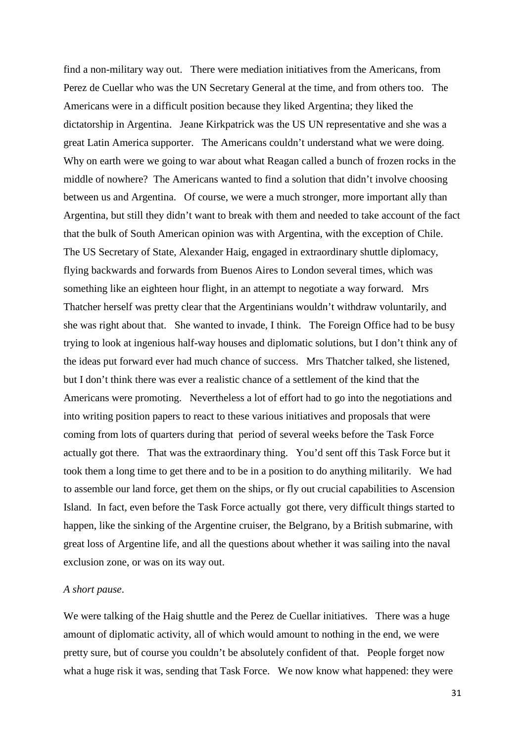find a non-military way out. There were mediation initiatives from the Americans, from Perez de Cuellar who was the UN Secretary General at the time, and from others too. The Americans were in a difficult position because they liked Argentina; they liked the dictatorship in Argentina. Jeane Kirkpatrick was the US UN representative and she was a great Latin America supporter. The Americans couldn't understand what we were doing. Why on earth were we going to war about what Reagan called a bunch of frozen rocks in the middle of nowhere? The Americans wanted to find a solution that didn't involve choosing between us and Argentina. Of course, we were a much stronger, more important ally than Argentina, but still they didn't want to break with them and needed to take account of the fact that the bulk of South American opinion was with Argentina, with the exception of Chile. The US Secretary of State, Alexander Haig, engaged in extraordinary shuttle diplomacy, flying backwards and forwards from Buenos Aires to London several times, which was something like an eighteen hour flight, in an attempt to negotiate a way forward. Mrs Thatcher herself was pretty clear that the Argentinians wouldn't withdraw voluntarily, and she was right about that. She wanted to invade, I think. The Foreign Office had to be busy trying to look at ingenious half-way houses and diplomatic solutions, but I don't think any of the ideas put forward ever had much chance of success. Mrs Thatcher talked, she listened, but I don't think there was ever a realistic chance of a settlement of the kind that the Americans were promoting. Nevertheless a lot of effort had to go into the negotiations and into writing position papers to react to these various initiatives and proposals that were coming from lots of quarters during that period of several weeks before the Task Force actually got there. That was the extraordinary thing. You'd sent off this Task Force but it took them a long time to get there and to be in a position to do anything militarily. We had to assemble our land force, get them on the ships, or fly out crucial capabilities to Ascension Island. In fact, even before the Task Force actually got there, very difficult things started to happen, like the sinking of the Argentine cruiser, the Belgrano, by a British submarine, with great loss of Argentine life, and all the questions about whether it was sailing into the naval exclusion zone, or was on its way out.

*A short pause*.

We were talking of the Haig shuttle and the Perez de Cuellar initiatives. There was a huge amount of diplomatic activity, all of which would amount to nothing in the end, we were pretty sure, but of course you couldn't be absolutely confident of that. People forget now what a huge risk it was, sending that Task Force. We now know what happened: they were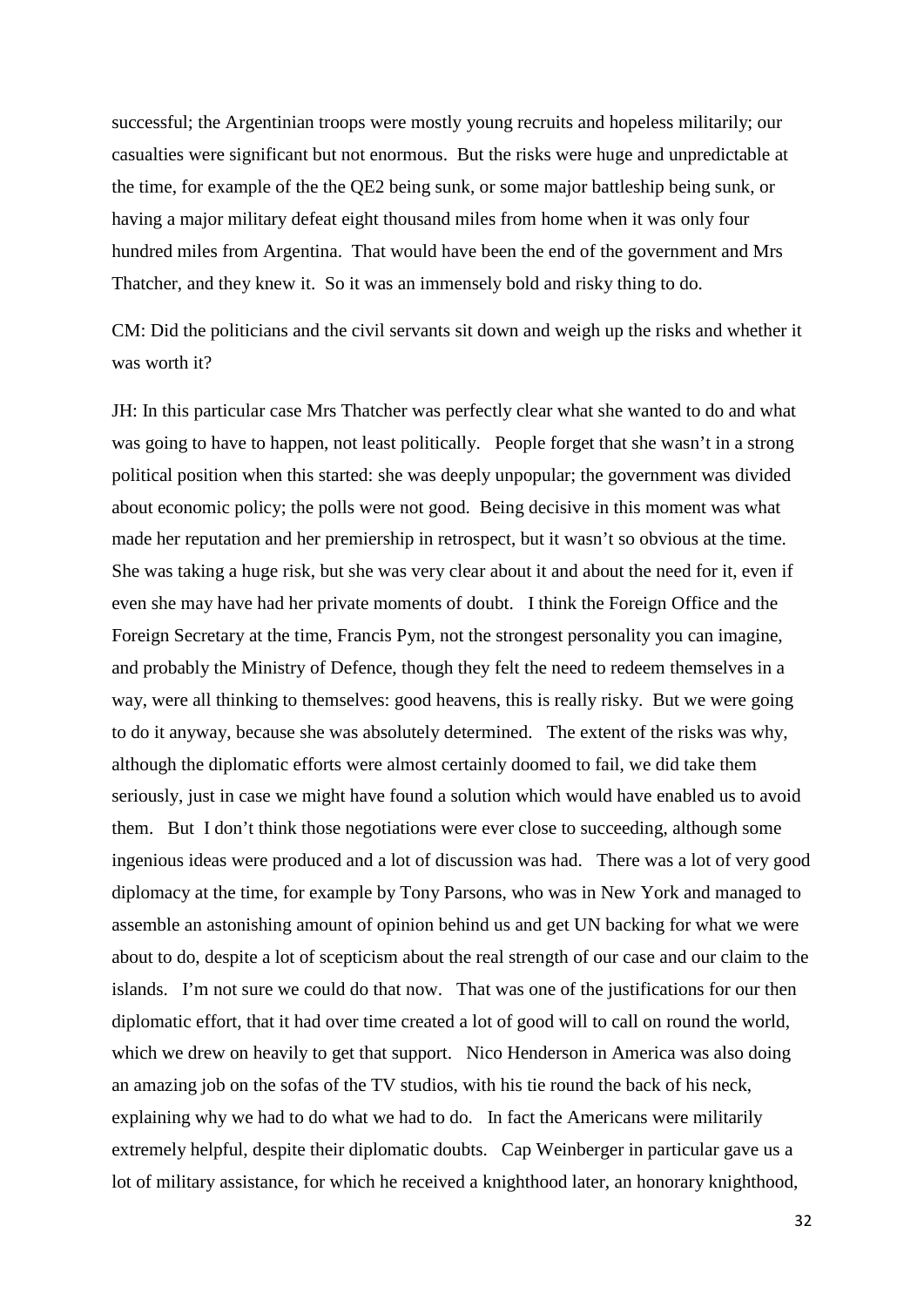successful; the Argentinian troops were mostly young recruits and hopeless militarily; our casualties were significant but not enormous. But the risks were huge and unpredictable at the time, for example of the the QE2 being sunk, or some major battleship being sunk, or having a major military defeat eight thousand miles from home when it was only four hundred miles from Argentina. That would have been the end of the government and Mrs Thatcher, and they knew it. So it was an immensely bold and risky thing to do.

CM: Did the politicians and the civil servants sit down and weigh up the risks and whether it was worth it?

JH: In this particular case Mrs Thatcher was perfectly clear what she wanted to do and what was going to have to happen, not least politically. People forget that she wasn't in a strong political position when this started: she was deeply unpopular; the government was divided about economic policy; the polls were not good. Being decisive in this moment was what made her reputation and her premiership in retrospect, but it wasn't so obvious at the time. She was taking a huge risk, but she was very clear about it and about the need for it, even if even she may have had her private moments of doubt. I think the Foreign Office and the Foreign Secretary at the time, Francis Pym, not the strongest personality you can imagine, and probably the Ministry of Defence, though they felt the need to redeem themselves in a way, were all thinking to themselves: good heavens, this is really risky. But we were going to do it anyway, because she was absolutely determined. The extent of the risks was why, although the diplomatic efforts were almost certainly doomed to fail, we did take them seriously, just in case we might have found a solution which would have enabled us to avoid them. But I don't think those negotiations were ever close to succeeding, although some ingenious ideas were produced and a lot of discussion was had. There was a lot of very good diplomacy at the time, for example by Tony Parsons, who was in New York and managed to assemble an astonishing amount of opinion behind us and get UN backing for what we were about to do, despite a lot of scepticism about the real strength of our case and our claim to the islands. I'm not sure we could do that now. That was one of the justifications for our then diplomatic effort, that it had over time created a lot of good will to call on round the world, which we drew on heavily to get that support. Nico Henderson in America was also doing an amazing job on the sofas of the TV studios, with his tie round the back of his neck, explaining why we had to do what we had to do. In fact the Americans were militarily extremely helpful, despite their diplomatic doubts. Cap Weinberger in particular gave us a lot of military assistance, for which he received a knighthood later, an honorary knighthood,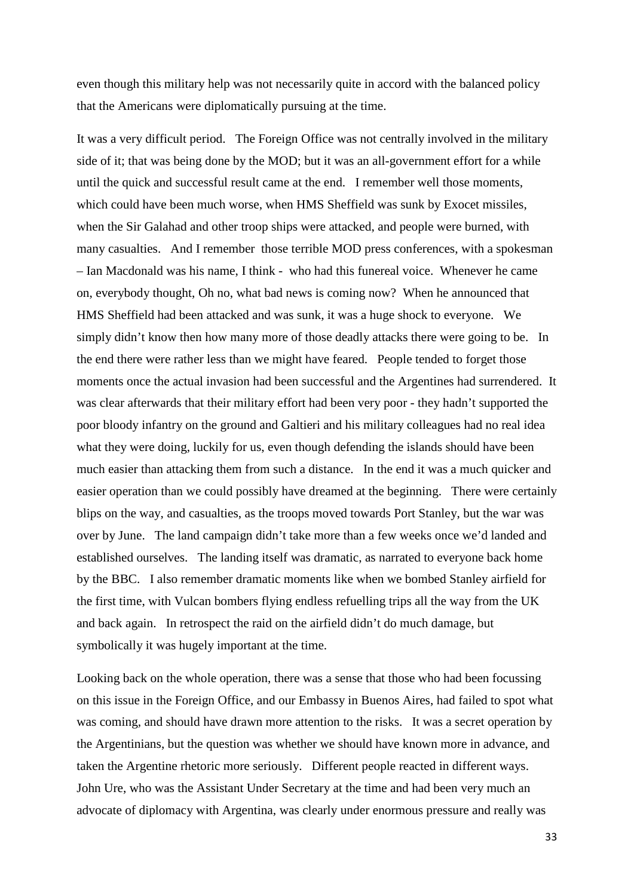even though this military help was not necessarily quite in accord with the balanced policy that the Americans were diplomatically pursuing at the time.

It was a very difficult period. The Foreign Office was not centrally involved in the military side of it; that was being done by the MOD; but it was an all-government effort for a while until the quick and successful result came at the end. I remember well those moments, which could have been much worse, when HMS Sheffield was sunk by Exocet missiles, when the Sir Galahad and other troop ships were attacked, and people were burned, with many casualties. And I remember those terrible MOD press conferences, with a spokesman – Ian Macdonald was his name, I think - who had this funereal voice. Whenever he came on, everybody thought, Oh no, what bad news is coming now? When he announced that HMS Sheffield had been attacked and was sunk, it was a huge shock to everyone. We simply didn't know then how many more of those deadly attacks there were going to be. In the end there were rather less than we might have feared. People tended to forget those moments once the actual invasion had been successful and the Argentines had surrendered. It was clear afterwards that their military effort had been very poor - they hadn't supported the poor bloody infantry on the ground and Galtieri and his military colleagues had no real idea what they were doing, luckily for us, even though defending the islands should have been much easier than attacking them from such a distance. In the end it was a much quicker and easier operation than we could possibly have dreamed at the beginning. There were certainly blips on the way, and casualties, as the troops moved towards Port Stanley, but the war was over by June. The land campaign didn't take more than a few weeks once we'd landed and established ourselves. The landing itself was dramatic, as narrated to everyone back home by the BBC. I also remember dramatic moments like when we bombed Stanley airfield for the first time, with Vulcan bombers flying endless refuelling trips all the way from the UK and back again. In retrospect the raid on the airfield didn't do much damage, but symbolically it was hugely important at the time.

Looking back on the whole operation, there was a sense that those who had been focussing on this issue in the Foreign Office, and our Embassy in Buenos Aires, had failed to spot what was coming, and should have drawn more attention to the risks. It was a secret operation by the Argentinians, but the question was whether we should have known more in advance, and taken the Argentine rhetoric more seriously. Different people reacted in different ways. John Ure, who was the Assistant Under Secretary at the time and had been very much an advocate of diplomacy with Argentina, was clearly under enormous pressure and really was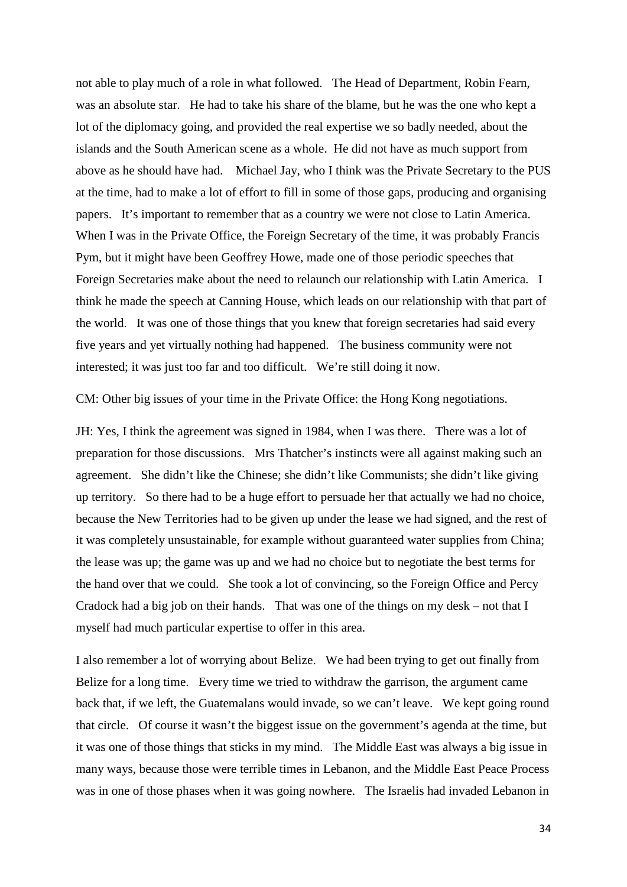not able to play much of a role in what followed. The Head of Department, Robin Fearn, was an absolute star. He had to take his share of the blame, but he was the one who kept a lot of the diplomacy going, and provided the real expertise we so badly needed, about the islands and the South American scene as a whole. He did not have as much support from above as he should have had. Michael Jay, who I think was the Private Secretary to the PUS at the time, had to make a lot of effort to fill in some of those gaps, producing and organising papers. It's important to remember that as a country we were not close to Latin America. When I was in the Private Office, the Foreign Secretary of the time, it was probably Francis Pym, but it might have been Geoffrey Howe, made one of those periodic speeches that Foreign Secretaries make about the need to relaunch our relationship with Latin America. I think he made the speech at Canning House, which leads on our relationship with that part of the world. It was one of those things that you knew that foreign secretaries had said every five years and yet virtually nothing had happened. The business community were not interested; it was just too far and too difficult. We're still doing it now.

CM: Other big issues of your time in the Private Office: the Hong Kong negotiations.

JH: Yes, I think the agreement was signed in 1984, when I was there. There was a lot of preparation for those discussions. Mrs Thatcher's instincts were all against making such an agreement. She didn't like the Chinese; she didn't like Communists; she didn't like giving up territory. So there had to be a huge effort to persuade her that actually we had no choice, because the New Territories had to be given up under the lease we had signed, and the rest of it was completely unsustainable, for example without guaranteed water supplies from China; the lease was up; the game was up and we had no choice but to negotiate the best terms for the hand over that we could. She took a lot of convincing, so the Foreign Office and Percy Cradock had a big job on their hands. That was one of the things on my desk – not that I myself had much particular expertise to offer in this area.

I also remember a lot of worrying about Belize. We had been trying to get out finally from Belize for a long time. Every time we tried to withdraw the garrison, the argument came back that, if we left, the Guatemalans would invade, so we can't leave. We kept going round that circle. Of course it wasn't the biggest issue on the government's agenda at the time, but it was one of those things that sticks in my mind. The Middle East was always a big issue in many ways, because those were terrible times in Lebanon, and the Middle East Peace Process was in one of those phases when it was going nowhere. The Israelis had invaded Lebanon in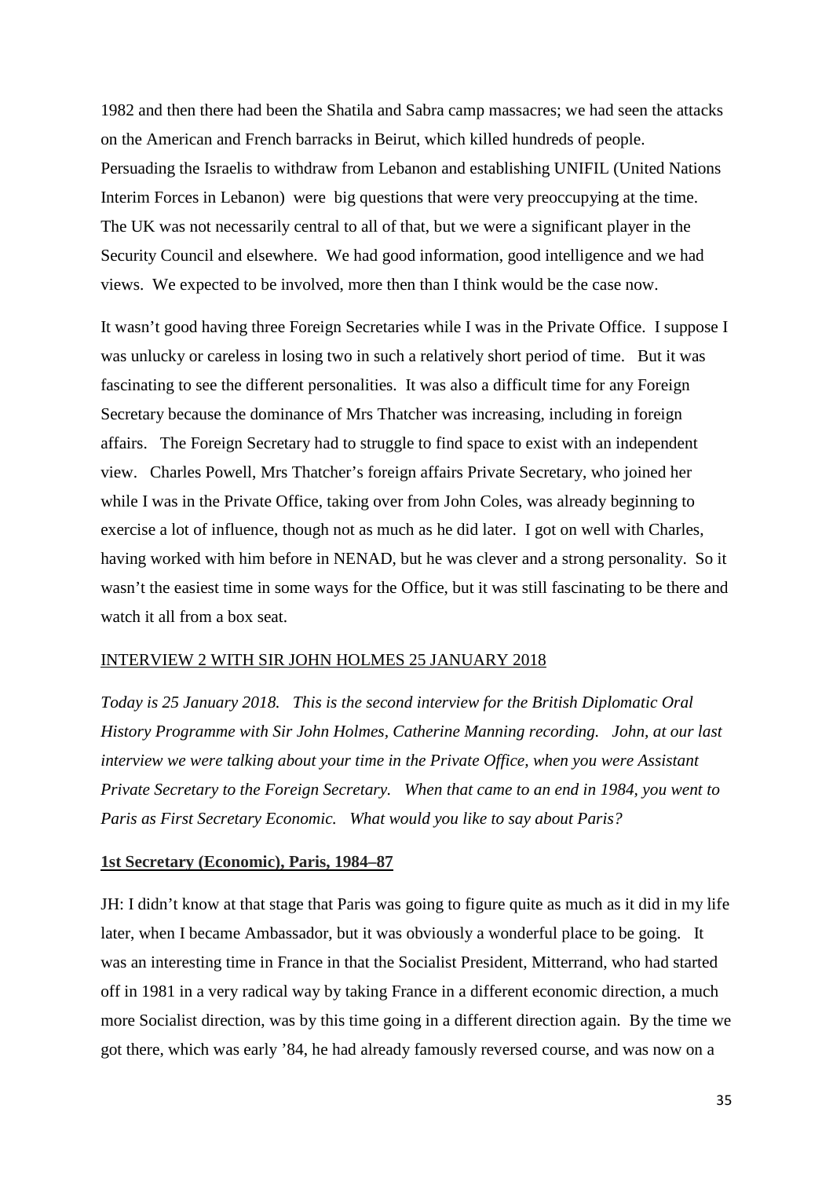1982 and then there had been the Shatila and Sabra camp massacres; we had seen the attacks on the American and French barracks in Beirut, which killed hundreds of people. Persuading the Israelis to withdraw from Lebanon and establishing UNIFIL (United Nations Interim Forces in Lebanon) were big questions that were very preoccupying at the time. The UK was not necessarily central to all of that, but we were a significant player in the Security Council and elsewhere. We had good information, good intelligence and we had views. We expected to be involved, more then than I think would be the case now.

It wasn't good having three Foreign Secretaries while I was in the Private Office. I suppose I was unlucky or careless in losing two in such a relatively short period of time. But it was fascinating to see the different personalities. It was also a difficult time for any Foreign Secretary because the dominance of Mrs Thatcher was increasing, including in foreign affairs. The Foreign Secretary had to struggle to find space to exist with an independent view. Charles Powell, Mrs Thatcher's foreign affairs Private Secretary, who joined her while I was in the Private Office, taking over from John Coles, was already beginning to exercise a lot of influence, though not as much as he did later. I got on well with Charles, having worked with him before in NENAD, but he was clever and a strong personality. So it wasn't the easiest time in some ways for the Office, but it was still fascinating to be there and watch it all from a box seat.

INTERVIEW 2 WITH SIR JOHN HOLMES 25 JANUARY 2018

*Today is 25 January 2018. This is the second interview for the British Diplomatic Oral History Programme with Sir John Holmes, Catherine Manning recording. John, at our last interview we were talking about your time in the Private Office, when you were Assistant Private Secretary to the Foreign Secretary. When that came to an end in 1984, you went to Paris as First Secretary Economic. What would you like to say about Paris?*

## 1st Secretary (Economic), Paris, 1984–87

JH: I didn't know at that stage that Paris was going to figure quite as much as it did in my life later, when I became Ambassador, but it was obviously a wonderful place to be going. It was an interesting time in France in that the Socialist President, Mitterrand, who had started off in 1981 in a very radical way by taking France in a different economic direction, a much more Socialist direction, was by this time going in a different direction again. By the time we got there, which was early '84, he had already famously reversed course, and was now on a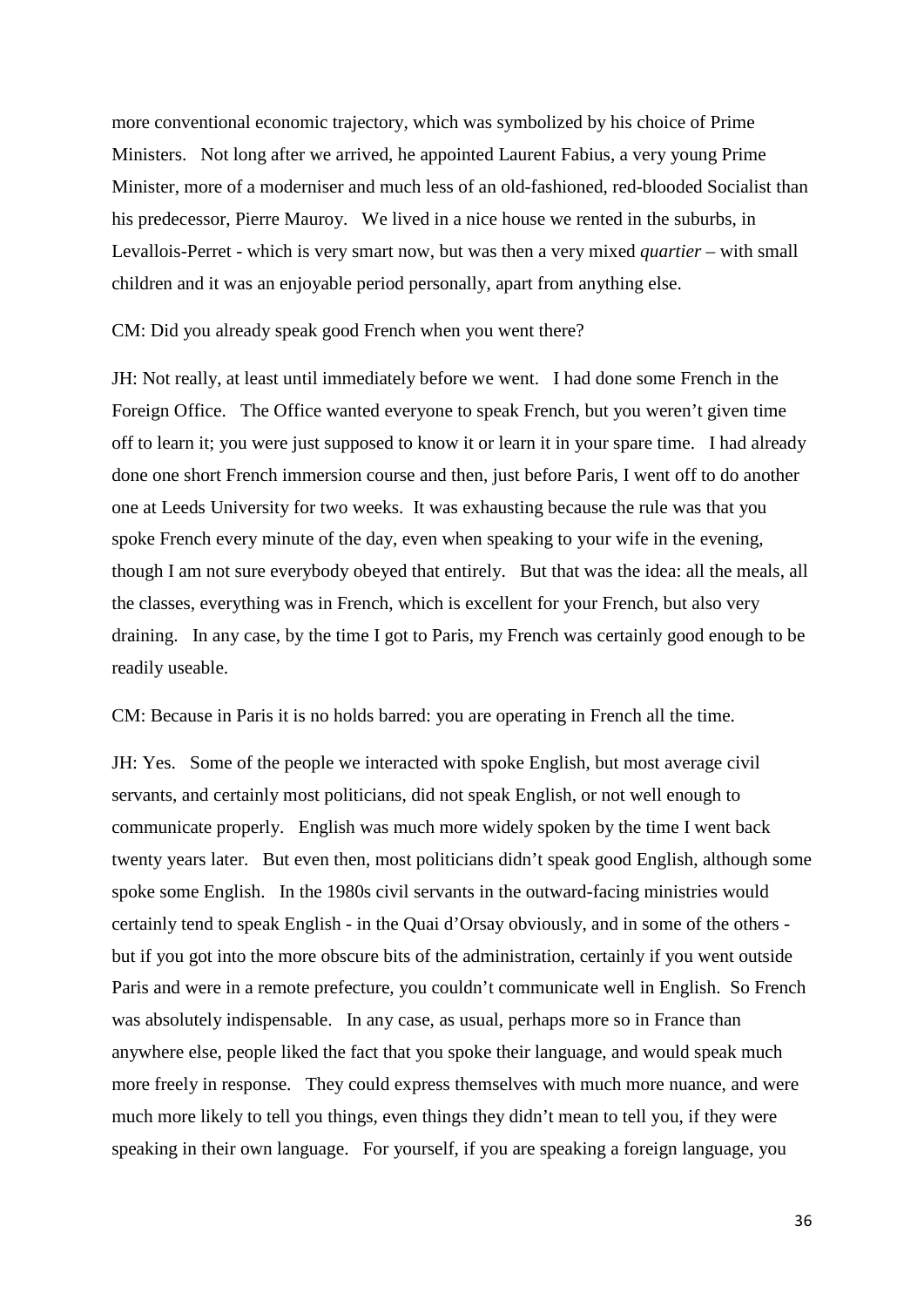more conventional economic trajectory, which was symbolized by his choice of Prime Ministers. Not long after we arrived, he appointed Laurent Fabius, a very young Prime Minister, more of a moderniser and much less of an old-fashioned, red-blooded Socialist than his predecessor, Pierre Mauroy. We lived in a nice house we rented in the suburbs, in Levallois-Perret - which is very smart now, but was then a very mixed *quartier* – with small children and it was an enjoyable period personally, apart from anything else.

CM: Did you already speak good French when you went there?

JH: Not really, at least until immediately before we went. I had done some French in the Foreign Office. The Office wanted everyone to speak French, but you weren't given time off to learn it; you were just supposed to know it or learn it in your spare time. I had already done one short French immersion course and then, just before Paris, I went off to do another one at Leeds University for two weeks. It was exhausting because the rule was that you spoke French every minute of the day, even when speaking to your wife in the evening, though I am not sure everybody obeyed that entirely. But that was the idea: all the meals, all the classes, everything was in French, which is excellent for your French, but also very draining. In any case, by the time I got to Paris, my French was certainly good enough to be readily useable.

CM: Because in Paris it is no holds barred: you are operating in French all the time.

JH: Yes. Some of the people we interacted with spoke English, but most average civil servants, and certainly most politicians, did not speak English, or not well enough to communicate properly. English was much more widely spoken by the time I went back twenty years later. But even then, most politicians didn't speak good English, although some spoke some English. In the 1980s civil servants in the outward-facing ministries would certainly tend to speak English - in the Quai d'Orsay obviously, and in some of the others - but if you got into the more obscure bits of the administration, certainly if you went outside Paris and were in a remote prefecture, you couldn't communicate well in English. So French was absolutely indispensable. In any case, as usual, perhaps more so in France than anywhere else, people liked the fact that you spoke their language, and would speak much more freely in response. They could express themselves with much more nuance, and were much more likely to tell you things, even things they didn't mean to tell you, if they were speaking in their own language. For yourself, if you are speaking a foreign language, you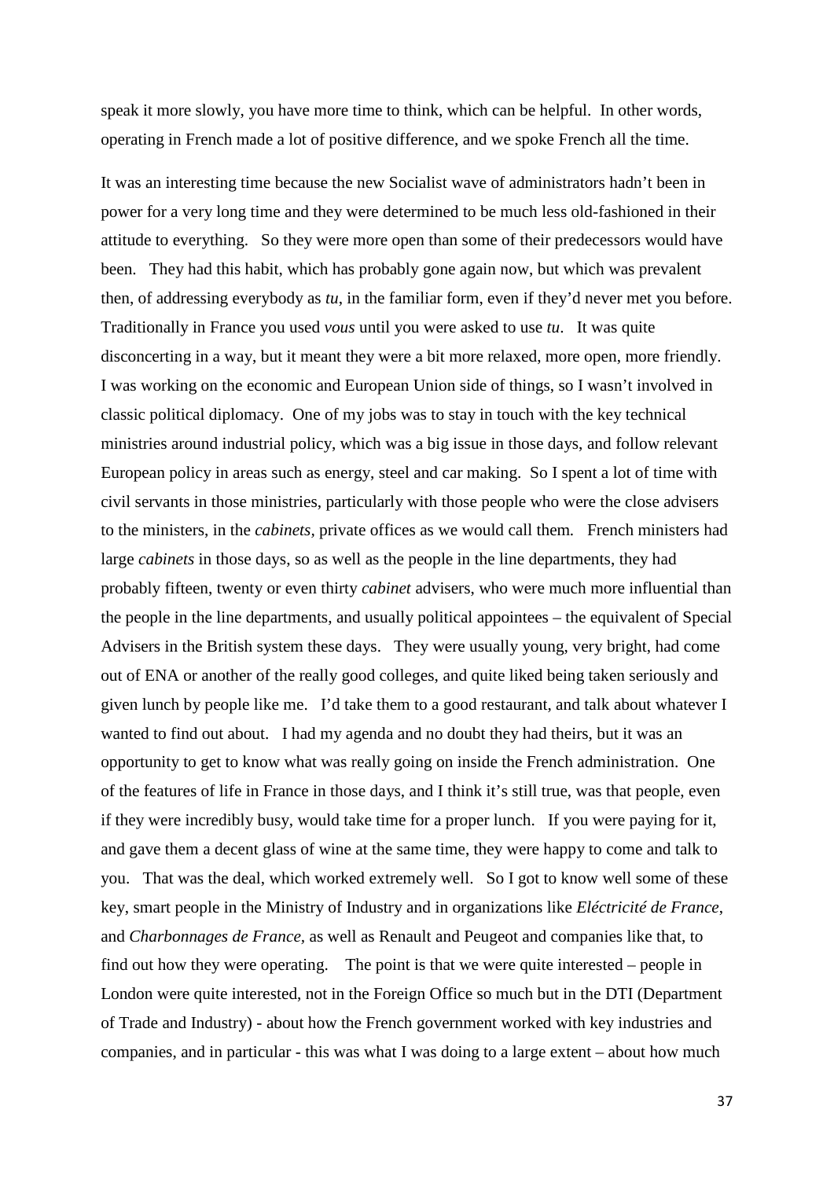speak it more slowly, you have more time to think, which can be helpful. In other words, operating in French made a lot of positive difference, and we spoke French all the time.

It was an interesting time because the new Socialist wave of administrators hadn't been in power for a very long time and they were determined to be much less old-fashioned in their attitude to everything. So they were more open than some of their predecessors would have been. They had this habit, which has probably gone again now, but which was prevalent then, of addressing everybody as *tu*, in the familiar form, even if they'd never met you before. Traditionally in France you used *vous* until you were asked to use *tu*. It was quite disconcerting in a way, but it meant they were a bit more relaxed, more open, more friendly. I was working on the economic and European Union side of things, so I wasn't involved in classic political diplomacy. One of my jobs was to stay in touch with the key technical ministries around industrial policy, which was a big issue in those days, and follow relevant European policy in areas such as energy, steel and car making. So I spent a lot of time with civil servants in those ministries, particularly with those people who were the close advisers to the ministers, in the *cabinets*, private offices as we would call them. French ministers had large *cabinets* in those days, so as well as the people in the line departments, they had probably fifteen, twenty or even thirty *cabinet* advisers, who were much more influential than the people in the line departments, and usually political appointees – the equivalent of Special Advisers in the British system these days. They were usually young, very bright, had come out of ENA or another of the really good colleges, and quite liked being taken seriously and given lunch by people like me. I'd take them to a good restaurant, and talk about whatever I wanted to find out about. I had my agenda and no doubt they had theirs, but it was an opportunity to get to know what was really going on inside the French administration. One of the features of life in France in those days, and I think it's still true, was that people, even if they were incredibly busy, would take time for a proper lunch. If you were paying for it, and gave them a decent glass of wine at the same time, they were happy to come and talk to you. That was the deal, which worked extremely well. So I got to know well some of these key, smart people in the Ministry of Industry and in organizations like *Eléctricité de France*, and *Charbonnages de France*, as well as Renault and Peugeot and companies like that, to find out how they were operating. The point is that we were quite interested – people in London were quite interested, not in the Foreign Office so much but in the DTI (Department of Trade and Industry) - about how the French government worked with key industries and companies, and in particular - this was what I was doing to a large extent – about how much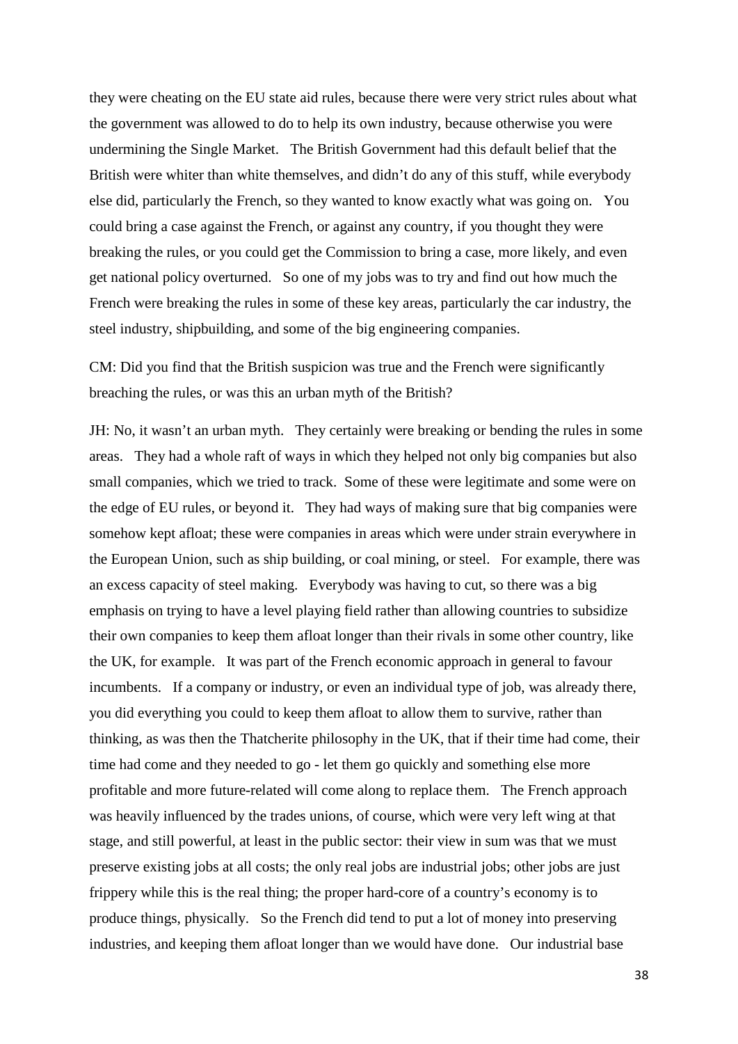they were cheating on the EU state aid rules, because there were very strict rules about what the government was allowed to do to help its own industry, because otherwise you were undermining the Single Market. The British Government had this default belief that the British were whiter than white themselves, and didn't do any of this stuff, while everybody else did, particularly the French, so they wanted to know exactly what was going on. You could bring a case against the French, or against any country, if you thought they were breaking the rules, or you could get the Commission to bring a case, more likely, and even get national policy overturned. So one of my jobs was to try and find out how much the French were breaking the rules in some of these key areas, particularly the car industry, the steel industry, shipbuilding, and some of the big engineering companies.

CM: Did you find that the British suspicion was true and the French were significantly breaching the rules, or was this an urban myth of the British?

JH: No, it wasn't an urban myth. They certainly were breaking or bending the rules in some areas. They had a whole raft of ways in which they helped not only big companies but also small companies, which we tried to track. Some of these were legitimate and some were on the edge of EU rules, or beyond it. They had ways of making sure that big companies were somehow kept afloat; these were companies in areas which were under strain everywhere in the European Union, such as ship building, or coal mining, or steel. For example, there was an excess capacity of steel making. Everybody was having to cut, so there was a big emphasis on trying to have a level playing field rather than allowing countries to subsidize their own companies to keep them afloat longer than their rivals in some other country, like the UK, for example. It was part of the French economic approach in general to favour incumbents. If a company or industry, or even an individual type of job, was already there, you did everything you could to keep them afloat to allow them to survive, rather than thinking, as was then the Thatcherite philosophy in the UK, that if their time had come, their time had come and they needed to go - let them go quickly and something else more profitable and more future-related will come along to replace them. The French approach was heavily influenced by the trades unions, of course, which were very left wing at that stage, and still powerful, at least in the public sector: their view in sum was that we must preserve existing jobs at all costs; the only real jobs are industrial jobs; other jobs are just frippery while this is the real thing; the proper hard-core of a country's economy is to produce things, physically. So the French did tend to put a lot of money into preserving industries, and keeping them afloat longer than we would have done. Our industrial base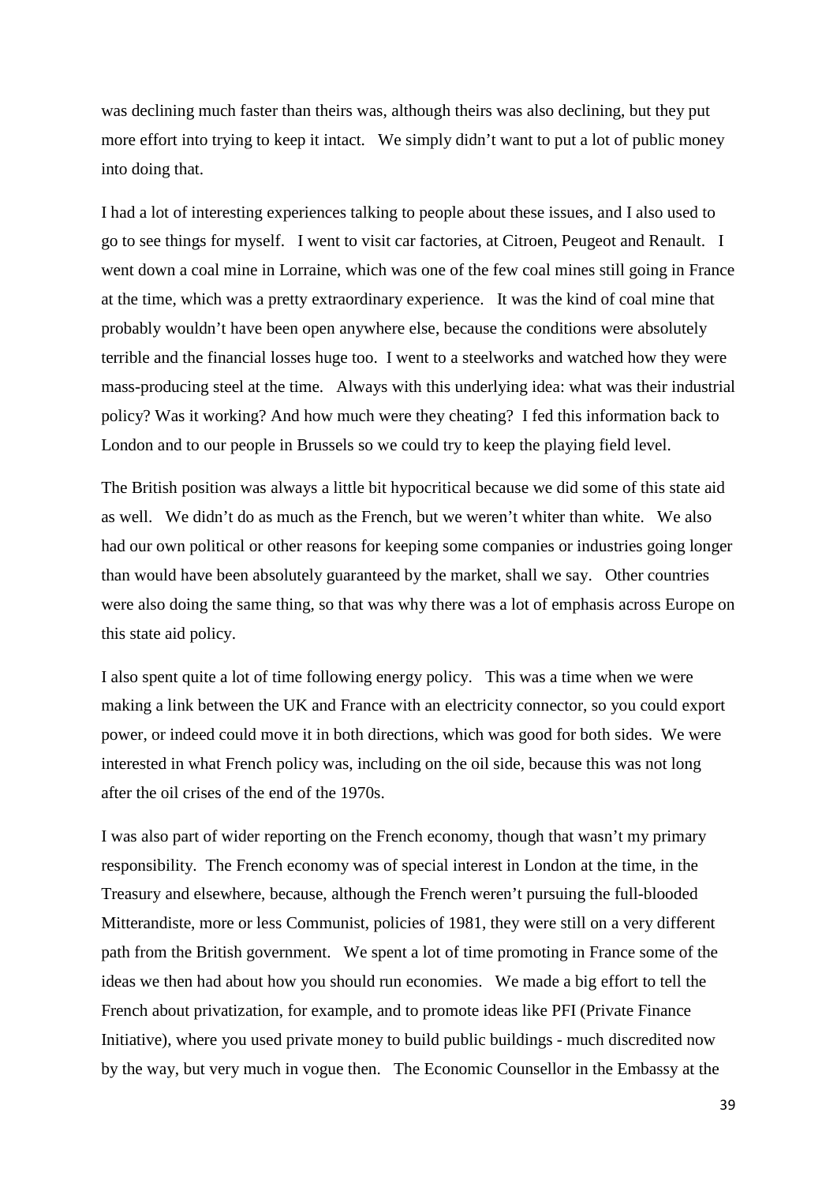was declining much faster than theirs was, although theirs was also declining, but they put more effort into trying to keep it intact. We simply didn't want to put a lot of public money into doing that.

I had a lot of interesting experiences talking to people about these issues, and I also used to go to see things for myself. I went to visit car factories, at Citroen, Peugeot and Renault. I went down a coal mine in Lorraine, which was one of the few coal mines still going in France at the time, which was a pretty extraordinary experience. It was the kind of coal mine that probably wouldn't have been open anywhere else, because the conditions were absolutely terrible and the financial losses huge too. I went to a steelworks and watched how they were mass-producing steel at the time. Always with this underlying idea: what was their industrial policy? Was it working? And how much were they cheating? I fed this information back to London and to our people in Brussels so we could try to keep the playing field level.

The British position was always a little bit hypocritical because we did some of this state aid as well. We didn't do as much as the French, but we weren't whiter than white. We also had our own political or other reasons for keeping some companies or industries going longer than would have been absolutely guaranteed by the market, shall we say. Other countries were also doing the same thing, so that was why there was a lot of emphasis across Europe on this state aid policy.

I also spent quite a lot of time following energy policy. This was a time when we were making a link between the UK and France with an electricity connector, so you could export power, or indeed could move it in both directions, which was good for both sides. We were interested in what French policy was, including on the oil side, because this was not long after the oil crises of the end of the 1970s.

I was also part of wider reporting on the French economy, though that wasn't my primary responsibility. The French economy was of special interest in London at the time, in the Treasury and elsewhere, because, although the French weren't pursuing the full-blooded Mitterandiste, more or less Communist, policies of 1981, they were still on a very different path from the British government. We spent a lot of time promoting in France some of the ideas we then had about how you should run economies. We made a big effort to tell the French about privatization, for example, and to promote ideas like PFI (Private Finance Initiative), where you used private money to build public buildings - much discredited now by the way, but very much in vogue then. The Economic Counsellor in the Embassy at the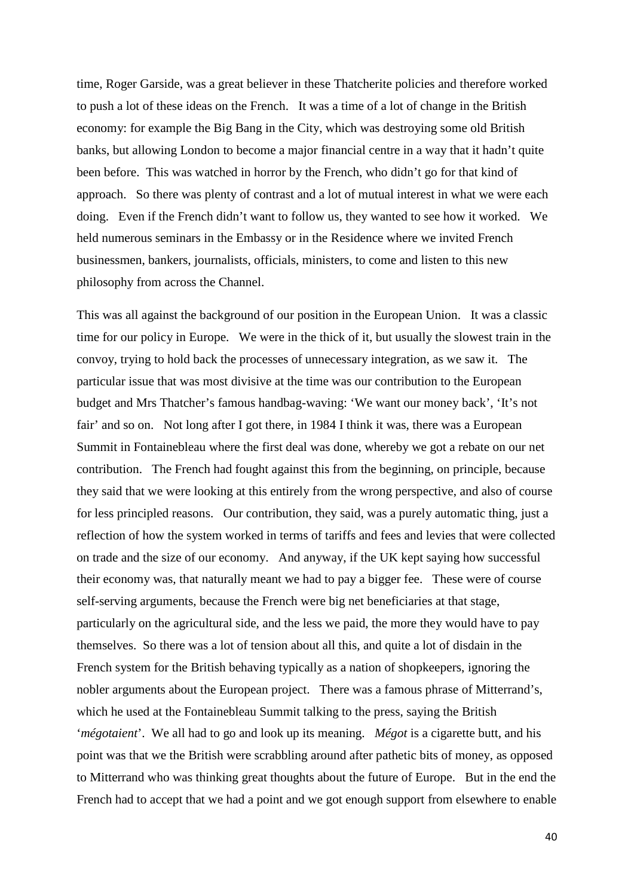time, Roger Garside, was a great believer in these Thatcherite policies and therefore worked to push a lot of these ideas on the French. It was a time of a lot of change in the British economy: for example the Big Bang in the City, which was destroying some old British banks, but allowing London to become a major financial centre in a way that it hadn't quite been before. This was watched in horror by the French, who didn't go for that kind of approach. So there was plenty of contrast and a lot of mutual interest in what we were each doing. Even if the French didn't want to follow us, they wanted to see how it worked. We held numerous seminars in the Embassy or in the Residence where we invited French businessmen, bankers, journalists, officials, ministers, to come and listen to this new philosophy from across the Channel.

This was all against the background of our position in the European Union. It was a classic time for our policy in Europe. We were in the thick of it, but usually the slowest train in the convoy, trying to hold back the processes of unnecessary integration, as we saw it. The particular issue that was most divisive at the time was our contribution to the European budget and Mrs Thatcher's famous handbag-waving: 'We want our money back', 'It's not fair' and so on. Not long after I got there, in 1984 I think it was, there was a European Summit in Fontainebleau where the first deal was done, whereby we got a rebate on our net contribution. The French had fought against this from the beginning, on principle, because they said that we were looking at this entirely from the wrong perspective, and also of course for less principled reasons. Our contribution, they said, was a purely automatic thing, just a reflection of how the system worked in terms of tariffs and fees and levies that were collected on trade and the size of our economy. And anyway, if the UK kept saying how successful their economy was, that naturally meant we had to pay a bigger fee. These were of course self-serving arguments, because the French were big net beneficiaries at that stage, particularly on the agricultural side, and the less we paid, the more they would have to pay themselves. So there was a lot of tension about all this, and quite a lot of disdain in the French system for the British behaving typically as a nation of shopkeepers, ignoring the nobler arguments about the European project. There was a famous phrase of Mitterrand's, which he used at the Fontainebleau Summit talking to the press, saying the British '*mégotaient*'. We all had to go and look up its meaning. *Mégot* is a cigarette butt, and his point was that we the British were scrabbling around after pathetic bits of money, as opposed to Mitterrand who was thinking great thoughts about the future of Europe. But in the end the French had to accept that we had a point and we got enough support from elsewhere to enable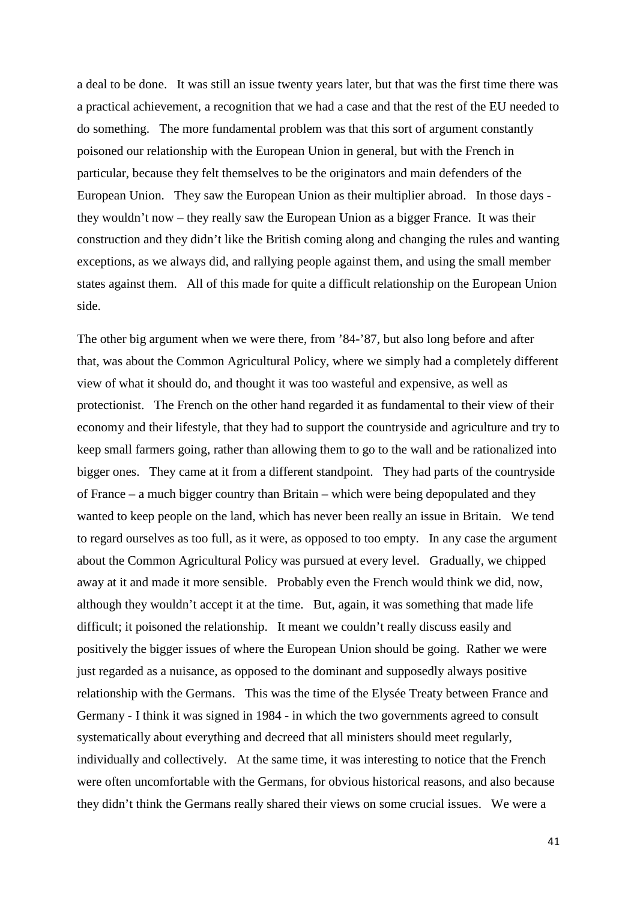a deal to be done. It was still an issue twenty years later, but that was the first time there was a practical achievement, a recognition that we had a case and that the rest of the EU needed to do something. The more fundamental problem was that this sort of argument constantly poisoned our relationship with the European Union in general, but with the French in particular, because they felt themselves to be the originators and main defenders of the European Union. They saw the European Union as their multiplier abroad. In those days - they wouldn't now – they really saw the European Union as a bigger France. It was their construction and they didn't like the British coming along and changing the rules and wanting exceptions, as we always did, and rallying people against them, and using the small member states against them. All of this made for quite a difficult relationship on the European Union side.

The other big argument when we were there, from '84-'87, but also long before and after that, was about the Common Agricultural Policy, where we simply had a completely different view of what it should do, and thought it was too wasteful and expensive, as well as protectionist. The French on the other hand regarded it as fundamental to their view of their economy and their lifestyle, that they had to support the countryside and agriculture and try to keep small farmers going, rather than allowing them to go to the wall and be rationalized into bigger ones. They came at it from a different standpoint. They had parts of the countryside of France – a much bigger country than Britain – which were being depopulated and they wanted to keep people on the land, which has never been really an issue in Britain. We tend to regard ourselves as too full, as it were, as opposed to too empty. In any case the argument about the Common Agricultural Policy was pursued at every level. Gradually, we chipped away at it and made it more sensible. Probably even the French would think we did, now, although they wouldn't accept it at the time. But, again, it was something that made life difficult; it poisoned the relationship. It meant we couldn't really discuss easily and positively the bigger issues of where the European Union should be going. Rather we were just regarded as a nuisance, as opposed to the dominant and supposedly always positive relationship with the Germans. This was the time of the Elysée Treaty between France and Germany - I think it was signed in 1984 - in which the two governments agreed to consult systematically about everything and decreed that all ministers should meet regularly, individually and collectively. At the same time, it was interesting to notice that the French were often uncomfortable with the Germans, for obvious historical reasons, and also because they didn't think the Germans really shared their views on some crucial issues. We were a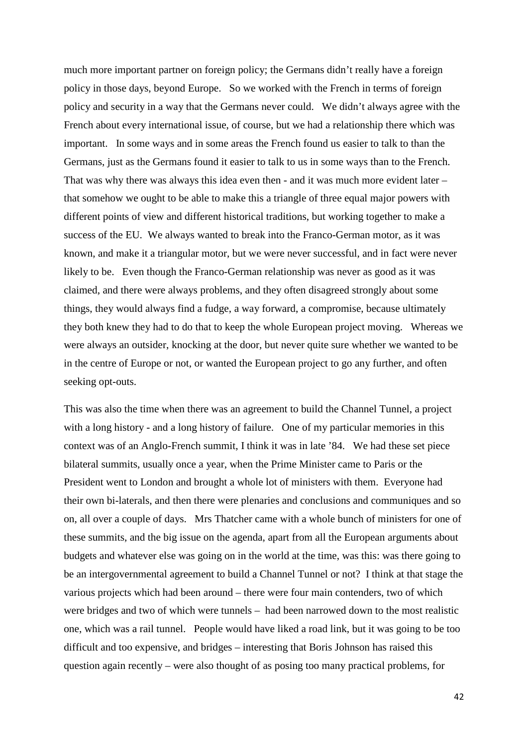much more important partner on foreign policy; the Germans didn't really have a foreign policy in those days, beyond Europe. So we worked with the French in terms of foreign policy and security in a way that the Germans never could. We didn't always agree with the French about every international issue, of course, but we had a relationship there which was important. In some ways and in some areas the French found us easier to talk to than the Germans, just as the Germans found it easier to talk to us in some ways than to the French. That was why there was always this idea even then - and it was much more evident later – that somehow we ought to be able to make this a triangle of three equal major powers with different points of view and different historical traditions, but working together to make a success of the EU. We always wanted to break into the Franco-German motor, as it was known, and make it a triangular motor, but we were never successful, and in fact were never likely to be. Even though the Franco-German relationship was never as good as it was claimed, and there were always problems, and they often disagreed strongly about some things, they would always find a fudge, a way forward, a compromise, because ultimately they both knew they had to do that to keep the whole European project moving. Whereas we were always an outsider, knocking at the door, but never quite sure whether we wanted to be in the centre of Europe or not, or wanted the European project to go any further, and often seeking opt-outs.

This was also the time when there was an agreement to build the Channel Tunnel, a project with a long history - and a long history of failure. One of my particular memories in this context was of an Anglo-French summit, I think it was in late '84. We had these set piece bilateral summits, usually once a year, when the Prime Minister came to Paris or the President went to London and brought a whole lot of ministers with them. Everyone had their own bi-laterals, and then there were plenaries and conclusions and communiques and so on, all over a couple of days. Mrs Thatcher came with a whole bunch of ministers for one of these summits, and the big issue on the agenda, apart from all the European arguments about budgets and whatever else was going on in the world at the time, was this: was there going to be an intergovernmental agreement to build a Channel Tunnel or not? I think at that stage the various projects which had been around – there were four main contenders, two of which were bridges and two of which were tunnels – had been narrowed down to the most realistic one, which was a rail tunnel. People would have liked a road link, but it was going to be too difficult and too expensive, and bridges – interesting that Boris Johnson has raised this question again recently – were also thought of as posing too many practical problems, for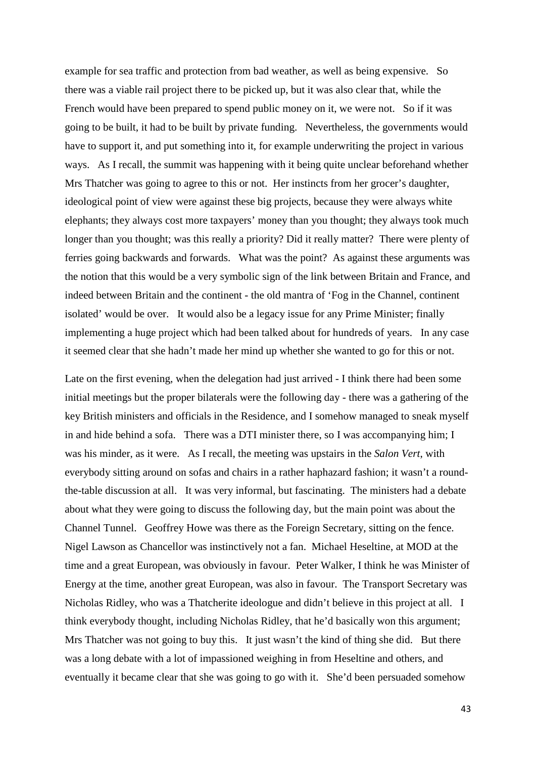example for sea traffic and protection from bad weather, as well as being expensive. So there was a viable rail project there to be picked up, but it was also clear that, while the French would have been prepared to spend public money on it, we were not. So if it was going to be built, it had to be built by private funding. Nevertheless, the governments would have to support it, and put something into it, for example underwriting the project in various ways. As I recall, the summit was happening with it being quite unclear beforehand whether Mrs Thatcher was going to agree to this or not. Her instincts from her grocer's daughter, ideological point of view were against these big projects, because they were always white elephants; they always cost more taxpayers' money than you thought; they always took much longer than you thought; was this really a priority? Did it really matter? There were plenty of ferries going backwards and forwards. What was the point? As against these arguments was the notion that this would be a very symbolic sign of the link between Britain and France, and indeed between Britain and the continent - the old mantra of 'Fog in the Channel, continent isolated' would be over. It would also be a legacy issue for any Prime Minister; finally implementing a huge project which had been talked about for hundreds of years. In any case it seemed clear that she hadn't made her mind up whether she wanted to go for this or not.

Late on the first evening, when the delegation had just arrived - I think there had been some initial meetings but the proper bilaterals were the following day - there was a gathering of the key British ministers and officials in the Residence, and I somehow managed to sneak myself in and hide behind a sofa. There was a DTI minister there, so I was accompanying him; I was his minder, as it were. As I recall, the meeting was upstairs in the *Salon Vert*, with everybody sitting around on sofas and chairs in a rather haphazard fashion; it wasn't a round-the-table discussion at all. It was very informal, but fascinating. The ministers had a debate about what they were going to discuss the following day, but the main point was about the Channel Tunnel. Geoffrey Howe was there as the Foreign Secretary, sitting on the fence. Nigel Lawson as Chancellor was instinctively not a fan. Michael Heseltine, at MOD at the time and a great European, was obviously in favour. Peter Walker, I think he was Minister of Energy at the time, another great European, was also in favour. The Transport Secretary was Nicholas Ridley, who was a Thatcherite ideologue and didn't believe in this project at all. I think everybody thought, including Nicholas Ridley, that he'd basically won this argument; Mrs Thatcher was not going to buy this. It just wasn't the kind of thing she did. But there was a long debate with a lot of impassioned weighing in from Heseltine and others, and eventually it became clear that she was going to go with it. She'd been persuaded somehow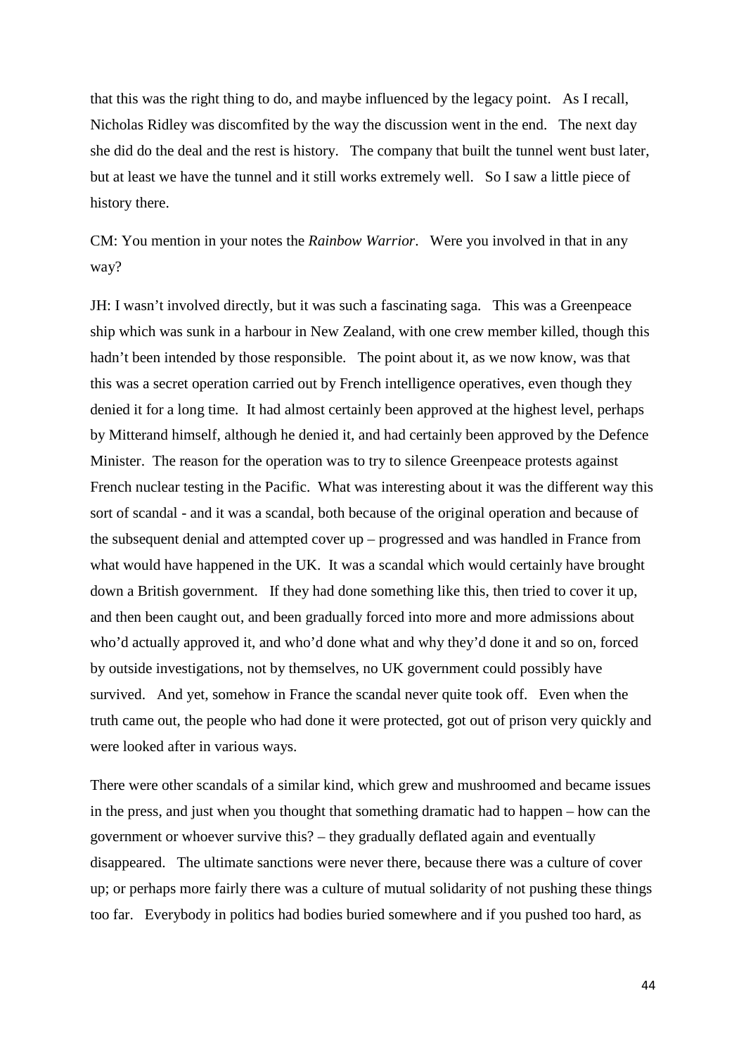that this was the right thing to do, and maybe influenced by the legacy point. As I recall, Nicholas Ridley was discomfited by the way the discussion went in the end. The next day she did do the deal and the rest is history. The company that built the tunnel went bust later, but at least we have the tunnel and it still works extremely well. So I saw a little piece of history there.

CM: You mention in your notes the *Rainbow Warrior*. Were you involved in that in any way?

JH: I wasn't involved directly, but it was such a fascinating saga. This was a Greenpeace ship which was sunk in a harbour in New Zealand, with one crew member killed, though this hadn't been intended by those responsible. The point about it, as we now know, was that this was a secret operation carried out by French intelligence operatives, even though they denied it for a long time. It had almost certainly been approved at the highest level, perhaps by Mitterand himself, although he denied it, and had certainly been approved by the Defence Minister. The reason for the operation was to try to silence Greenpeace protests against French nuclear testing in the Pacific. What was interesting about it was the different way this sort of scandal - and it was a scandal, both because of the original operation and because of the subsequent denial and attempted cover up – progressed and was handled in France from what would have happened in the UK. It was a scandal which would certainly have brought down a British government. If they had done something like this, then tried to cover it up, and then been caught out, and been gradually forced into more and more admissions about who'd actually approved it, and who'd done what and why they'd done it and so on, forced by outside investigations, not by themselves, no UK government could possibly have survived. And yet, somehow in France the scandal never quite took off. Even when the truth came out, the people who had done it were protected, got out of prison very quickly and were looked after in various ways.

There were other scandals of a similar kind, which grew and mushroomed and became issues in the press, and just when you thought that something dramatic had to happen – how can the government or whoever survive this? – they gradually deflated again and eventually disappeared. The ultimate sanctions were never there, because there was a culture of cover up; or perhaps more fairly there was a culture of mutual solidarity of not pushing these things too far. Everybody in politics had bodies buried somewhere and if you pushed too hard, as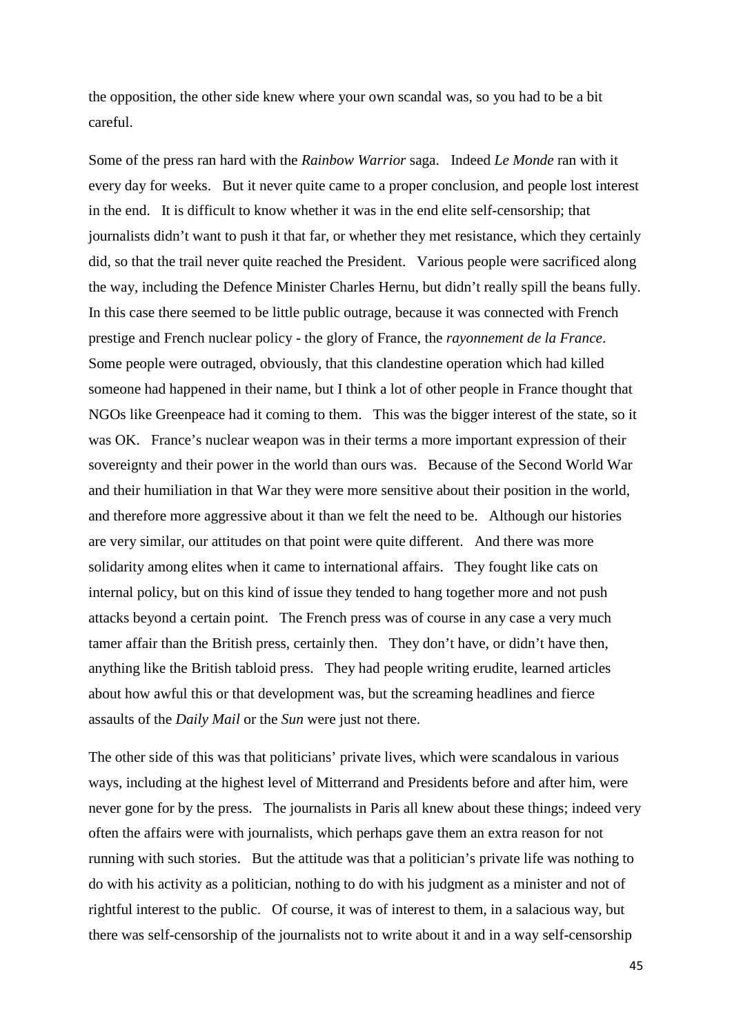the opposition, the other side knew where your own scandal was, so you had to be a bit careful.

Some of the press ran hard with the *Rainbow Warrior* saga. Indeed *Le Monde* ran with it every day for weeks. But it never quite came to a proper conclusion, and people lost interest in the end. It is difficult to know whether it was in the end elite self-censorship; that journalists didn't want to push it that far, or whether they met resistance, which they certainly did, so that the trail never quite reached the President. Various people were sacrificed along the way, including the Defence Minister Charles Hernu, but didn't really spill the beans fully. In this case there seemed to be little public outrage, because it was connected with French prestige and French nuclear policy - the glory of France, the *rayonnement de la France*. Some people were outraged, obviously, that this clandestine operation which had killed someone had happened in their name, but I think a lot of other people in France thought that NGOs like Greenpeace had it coming to them. This was the bigger interest of the state, so it was OK. France's nuclear weapon was in their terms a more important expression of their sovereignty and their power in the world than ours was. Because of the Second World War and their humiliation in that War they were more sensitive about their position in the world, and therefore more aggressive about it than we felt the need to be. Although our histories are very similar, our attitudes on that point were quite different. And there was more solidarity among elites when it came to international affairs. They fought like cats on internal policy, but on this kind of issue they tended to hang together more and not push attacks beyond a certain point. The French press was of course in any case a very much tamer affair than the British press, certainly then. They don't have, or didn't have then, anything like the British tabloid press. They had people writing erudite, learned articles about how awful this or that development was, but the screaming headlines and fierce assaults of the *Daily Mail* or the *Sun* were just not there.

The other side of this was that politicians' private lives, which were scandalous in various ways, including at the highest level of Mitterrand and Presidents before and after him, were never gone for by the press. The journalists in Paris all knew about these things; indeed very often the affairs were with journalists, which perhaps gave them an extra reason for not running with such stories. But the attitude was that a politician's private life was nothing to do with his activity as a politician, nothing to do with his judgment as a minister and not of rightful interest to the public. Of course, it was of interest to them, in a salacious way, but there was self-censorship of the journalists not to write about it and in a way self-censorship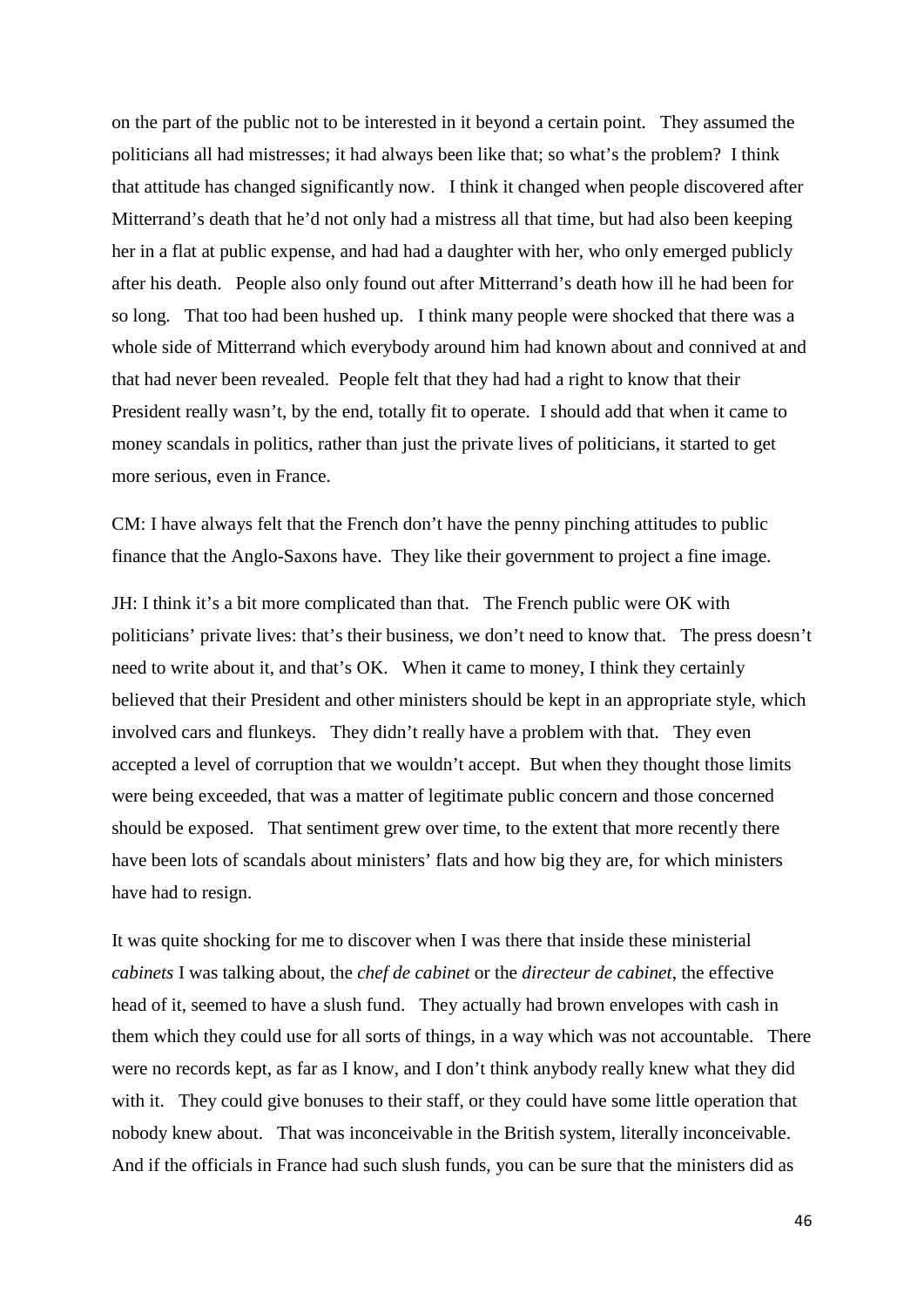on the part of the public not to be interested in it beyond a certain point. They assumed the politicians all had mistresses; it had always been like that; so what's the problem? I think that attitude has changed significantly now. I think it changed when people discovered after Mitterrand's death that he'd not only had a mistress all that time, but had also been keeping her in a flat at public expense, and had had a daughter with her, who only emerged publicly after his death. People also only found out after Mitterrand's death how ill he had been for so long. That too had been hushed up. I think many people were shocked that there was a whole side of Mitterrand which everybody around him had known about and connived at and that had never been revealed. People felt that they had had a right to know that their President really wasn't, by the end, totally fit to operate. I should add that when it came to money scandals in politics, rather than just the private lives of politicians, it started to get more serious, even in France.

CM: I have always felt that the French don't have the penny pinching attitudes to public finance that the Anglo-Saxons have. They like their government to project a fine image.

JH: I think it's a bit more complicated than that. The French public were OK with politicians' private lives: that's their business, we don't need to know that. The press doesn't need to write about it, and that's OK. When it came to money, I think they certainly believed that their President and other ministers should be kept in an appropriate style, which involved cars and flunkeys. They didn't really have a problem with that. They even accepted a level of corruption that we wouldn't accept. But when they thought those limits were being exceeded, that was a matter of legitimate public concern and those concerned should be exposed. That sentiment grew over time, to the extent that more recently there have been lots of scandals about ministers' flats and how big they are, for which ministers have had to resign.

It was quite shocking for me to discover when I was there that inside these ministerial *cabinets* I was talking about, the *chef de cabinet* or the *directeur de cabinet*, the effective head of it, seemed to have a slush fund. They actually had brown envelopes with cash in them which they could use for all sorts of things, in a way which was not accountable. There were no records kept, as far as I know, and I don't think anybody really knew what they did with it. They could give bonuses to their staff, or they could have some little operation that nobody knew about. That was inconceivable in the British system, literally inconceivable. And if the officials in France had such slush funds, you can be sure that the ministers did as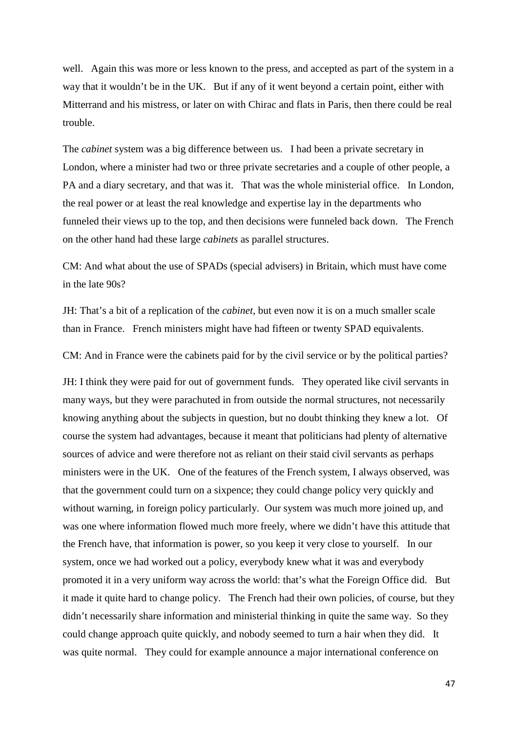well. Again this was more or less known to the press, and accepted as part of the system in a way that it wouldn't be in the UK. But if any of it went beyond a certain point, either with Mitterrand and his mistress, or later on with Chirac and flats in Paris, then there could be real trouble.

The *cabinet* system was a big difference between us. I had been a private secretary in London, where a minister had two or three private secretaries and a couple of other people, a PA and a diary secretary, and that was it. That was the whole ministerial office. In London, the real power or at least the real knowledge and expertise lay in the departments who funneled their views up to the top, and then decisions were funneled back down. The French on the other hand had these large *cabinets* as parallel structures.

CM: And what about the use of SPADs (special advisers) in Britain, which must have come in the late 90s?

JH: That's a bit of a replication of the *cabinet*, but even now it is on a much smaller scale than in France. French ministers might have had fifteen or twenty SPAD equivalents.

CM: And in France were the cabinets paid for by the civil service or by the political parties?

JH: I think they were paid for out of government funds. They operated like civil servants in many ways, but they were parachuted in from outside the normal structures, not necessarily knowing anything about the subjects in question, but no doubt thinking they knew a lot. Of course the system had advantages, because it meant that politicians had plenty of alternative sources of advice and were therefore not as reliant on their staid civil servants as perhaps ministers were in the UK. One of the features of the French system, I always observed, was that the government could turn on a sixpence; they could change policy very quickly and without warning, in foreign policy particularly. Our system was much more joined up, and was one where information flowed much more freely, where we didn't have this attitude that the French have, that information is power, so you keep it very close to yourself. In our system, once we had worked out a policy, everybody knew what it was and everybody promoted it in a very uniform way across the world: that's what the Foreign Office did. But it made it quite hard to change policy. The French had their own policies, of course, but they didn't necessarily share information and ministerial thinking in quite the same way. So they could change approach quite quickly, and nobody seemed to turn a hair when they did. It was quite normal. They could for example announce a major international conference on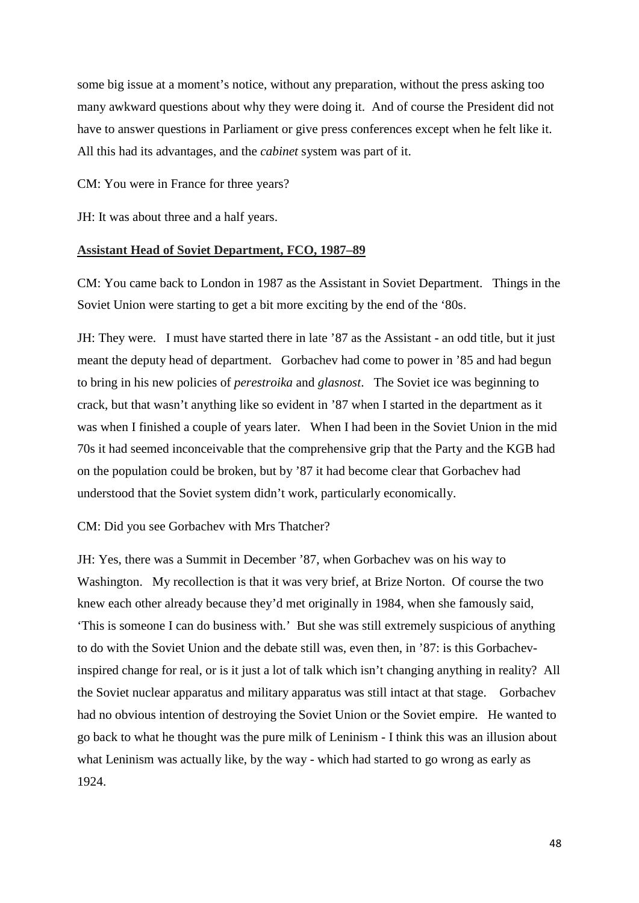some big issue at a moment's notice, without any preparation, without the press asking too many awkward questions about why they were doing it. And of course the President did not have to answer questions in Parliament or give press conferences except when he felt like it. All this had its advantages, and the *cabinet* system was part of it.

CM: You were in France for three years?

JH: It was about three and a half years.

**Assistant Head of Soviet Department, FCO, 1987–89**

CM: You came back to London in 1987 as the Assistant in Soviet Department. Things in the Soviet Union were starting to get a bit more exciting by the end of the '80s.

JH: They were. I must have started there in late '87 as the Assistant - an odd title, but it just meant the deputy head of department. Gorbachev had come to power in '85 and had begun to bring in his new policies of *perestroika* and *glasnost*. The Soviet ice was beginning to crack, but that wasn't anything like so evident in '87 when I started in the department as it was when I finished a couple of years later. When I had been in the Soviet Union in the mid 70s it had seemed inconceivable that the comprehensive grip that the Party and the KGB had on the population could be broken, but by '87 it had become clear that Gorbachev had understood that the Soviet system didn't work, particularly economically.

CM: Did you see Gorbachev with Mrs Thatcher?

JH: Yes, there was a Summit in December '87, when Gorbachev was on his way to Washington. My recollection is that it was very brief, at Brize Norton. Of course the two knew each other already because they'd met originally in 1984, when she famously said, 'This is someone I can do business with.' But she was still extremely suspicious of anything to do with the Soviet Union and the debate still was, even then, in '87: is this Gorbachev-inspired change for real, or is it just a lot of talk which isn't changing anything in reality? All the Soviet nuclear apparatus and military apparatus was still intact at that stage. Gorbachev had no obvious intention of destroying the Soviet Union or the Soviet empire. He wanted to go back to what he thought was the pure milk of Leninism - I think this was an illusion about what Leninism was actually like, by the way - which had started to go wrong as early as 1924.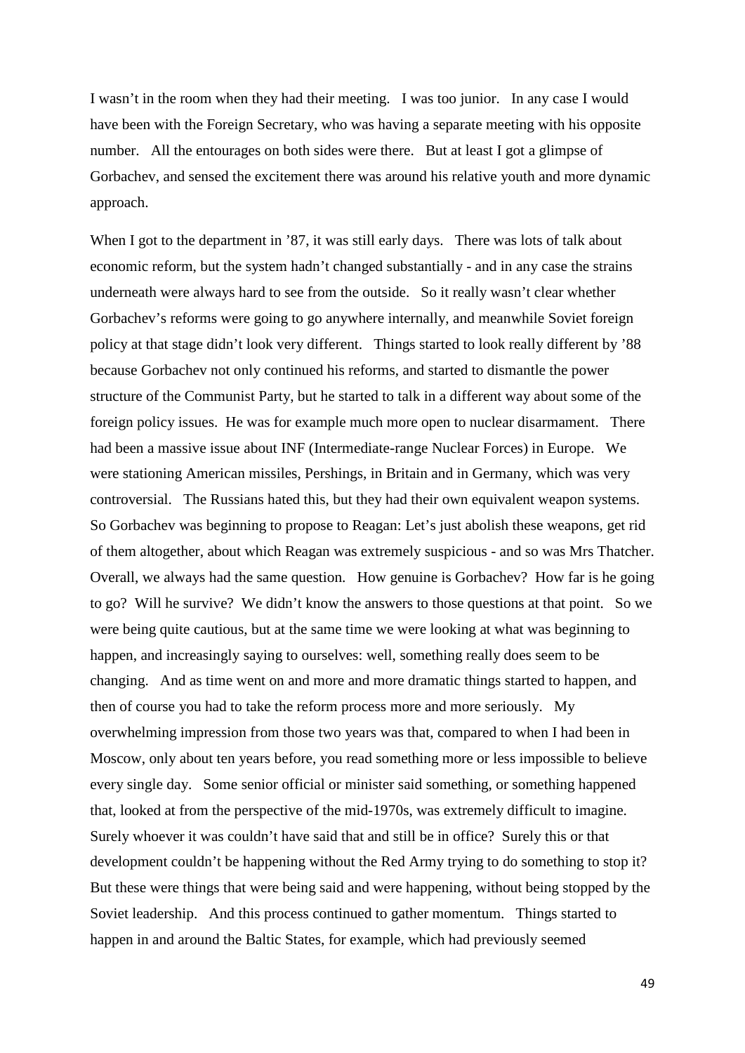I wasn't in the room when they had their meeting. I was too junior. In any case I would have been with the Foreign Secretary, who was having a separate meeting with his opposite number. All the entourages on both sides were there. But at least I got a glimpse of Gorbachev, and sensed the excitement there was around his relative youth and more dynamic approach.

When I got to the department in '87, it was still early days. There was lots of talk about economic reform, but the system hadn't changed substantially - and in any case the strains underneath were always hard to see from the outside. So it really wasn't clear whether Gorbachev's reforms were going to go anywhere internally, and meanwhile Soviet foreign policy at that stage didn't look very different. Things started to look really different by '88 because Gorbachev not only continued his reforms, and started to dismantle the power structure of the Communist Party, but he started to talk in a different way about some of the foreign policy issues. He was for example much more open to nuclear disarmament. There had been a massive issue about INF (Intermediate-range Nuclear Forces) in Europe. We were stationing American missiles, Pershings, in Britain and in Germany, which was very controversial. The Russians hated this, but they had their own equivalent weapon systems. So Gorbachev was beginning to propose to Reagan: Let's just abolish these weapons, get rid of them altogether, about which Reagan was extremely suspicious - and so was Mrs Thatcher. Overall, we always had the same question. How genuine is Gorbachev? How far is he going to go? Will he survive? We didn't know the answers to those questions at that point. So we were being quite cautious, but at the same time we were looking at what was beginning to happen, and increasingly saying to ourselves: well, something really does seem to be changing. And as time went on and more and more dramatic things started to happen, and then of course you had to take the reform process more and more seriously. My overwhelming impression from those two years was that, compared to when I had been in Moscow, only about ten years before, you read something more or less impossible to believe every single day. Some senior official or minister said something, or something happened that, looked at from the perspective of the mid-1970s, was extremely difficult to imagine. Surely whoever it was couldn't have said that and still be in office? Surely this or that development couldn't be happening without the Red Army trying to do something to stop it? But these were things that were being said and were happening, without being stopped by the Soviet leadership. And this process continued to gather momentum. Things started to happen in and around the Baltic States, for example, which had previously seemed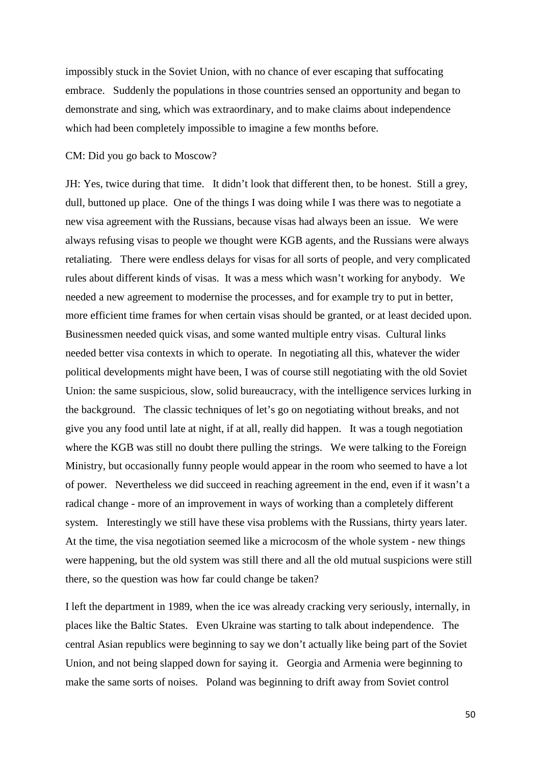impossibly stuck in the Soviet Union, with no chance of ever escaping that suffocating embrace. Suddenly the populations in those countries sensed an opportunity and began to demonstrate and sing, which was extraordinary, and to make claims about independence which had been completely impossible to imagine a few months before.

CM: Did you go back to Moscow?

JH: Yes, twice during that time. It didn't look that different then, to be honest. Still a grey, dull, buttoned up place. One of the things I was doing while I was there was to negotiate a new visa agreement with the Russians, because visas had always been an issue. We were always refusing visas to people we thought were KGB agents, and the Russians were always retaliating. There were endless delays for visas for all sorts of people, and very complicated rules about different kinds of visas. It was a mess which wasn't working for anybody. We needed a new agreement to modernise the processes, and for example try to put in better, more efficient time frames for when certain visas should be granted, or at least decided upon. Businessmen needed quick visas, and some wanted multiple entry visas. Cultural links needed better visa contexts in which to operate. In negotiating all this, whatever the wider political developments might have been, I was of course still negotiating with the old Soviet Union: the same suspicious, slow, solid bureaucracy, with the intelligence services lurking in the background. The classic techniques of let's go on negotiating without breaks, and not give you any food until late at night, if at all, really did happen. It was a tough negotiation where the KGB was still no doubt there pulling the strings. We were talking to the Foreign Ministry, but occasionally funny people would appear in the room who seemed to have a lot of power. Nevertheless we did succeed in reaching agreement in the end, even if it wasn't a radical change - more of an improvement in ways of working than a completely different system. Interestingly we still have these visa problems with the Russians, thirty years later. At the time, the visa negotiation seemed like a microcosm of the whole system - new things were happening, but the old system was still there and all the old mutual suspicions were still there, so the question was how far could change be taken?

I left the department in 1989, when the ice was already cracking very seriously, internally, in places like the Baltic States. Even Ukraine was starting to talk about independence. The central Asian republics were beginning to say we don't actually like being part of the Soviet Union, and not being slapped down for saying it. Georgia and Armenia were beginning to make the same sorts of noises. Poland was beginning to drift away from Soviet control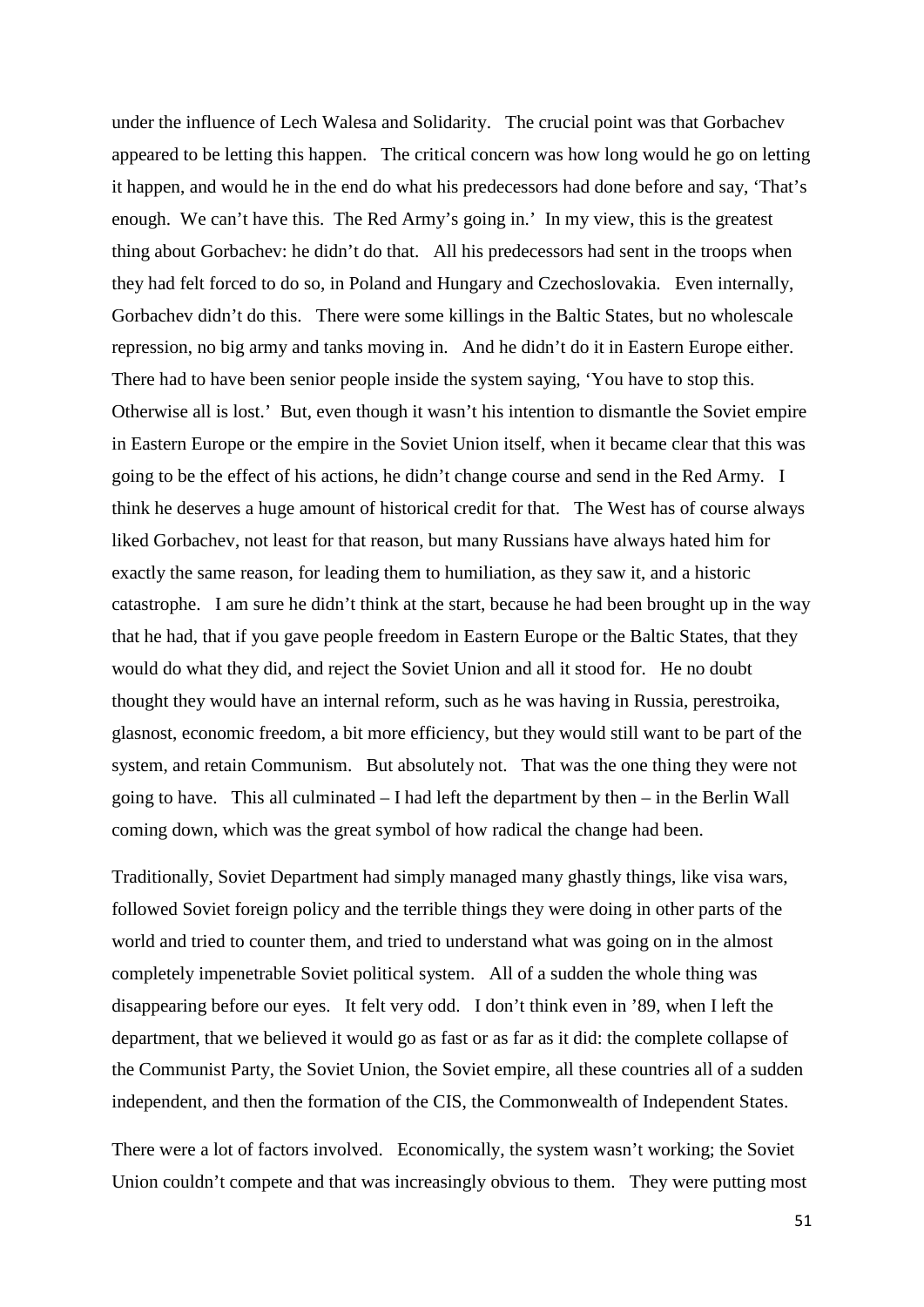under the influence of Lech Walesa and Solidarity. The crucial point was that Gorbachev appeared to be letting this happen. The critical concern was how long would he go on letting it happen, and would he in the end do what his predecessors had done before and say, 'That's enough. We can't have this. The Red Army's going in.' In my view, this is the greatest thing about Gorbachev: he didn't do that. All his predecessors had sent in the troops when they had felt forced to do so, in Poland and Hungary and Czechoslovakia. Even internally, Gorbachev didn't do this. There were some killings in the Baltic States, but no wholescale repression, no big army and tanks moving in. And he didn't do it in Eastern Europe either. There had to have been senior people inside the system saying, 'You have to stop this. Otherwise all is lost.' But, even though it wasn't his intention to dismantle the Soviet empire in Eastern Europe or the empire in the Soviet Union itself, when it became clear that this was going to be the effect of his actions, he didn't change course and send in the Red Army. I think he deserves a huge amount of historical credit for that. The West has of course always liked Gorbachev, not least for that reason, but many Russians have always hated him for exactly the same reason, for leading them to humiliation, as they saw it, and a historic catastrophe. I am sure he didn't think at the start, because he had been brought up in the way that he had, that if you gave people freedom in Eastern Europe or the Baltic States, that they would do what they did, and reject the Soviet Union and all it stood for. He no doubt thought they would have an internal reform, such as he was having in Russia, perestroika, glasnost, economic freedom, a bit more efficiency, but they would still want to be part of the system, and retain Communism. But absolutely not. That was the one thing they were not going to have. This all culminated – I had left the department by then – in the Berlin Wall coming down, which was the great symbol of how radical the change had been.

Traditionally, Soviet Department had simply managed many ghastly things, like visa wars, followed Soviet foreign policy and the terrible things they were doing in other parts of the world and tried to counter them, and tried to understand what was going on in the almost completely impenetrable Soviet political system. All of a sudden the whole thing was disappearing before our eyes. It felt very odd. I don't think even in '89, when I left the department, that we believed it would go as fast or as far as it did: the complete collapse of the Communist Party, the Soviet Union, the Soviet empire, all these countries all of a sudden independent, and then the formation of the CIS, the Commonwealth of Independent States.

There were a lot of factors involved. Economically, the system wasn't working; the Soviet Union couldn't compete and that was increasingly obvious to them. They were putting most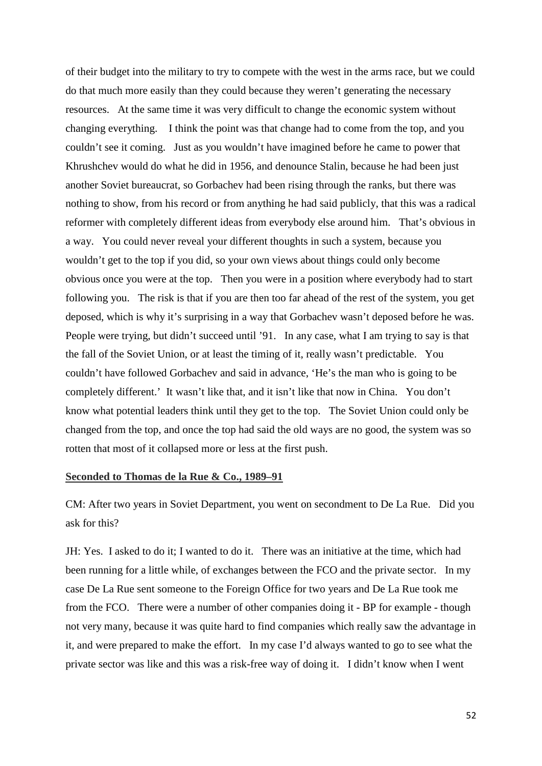of their budget into the military to try to compete with the west in the arms race, but we could do that much more easily than they could because they weren't generating the necessary resources. At the same time it was very difficult to change the economic system without changing everything. I think the point was that change had to come from the top, and you couldn't see it coming. Just as you wouldn't have imagined before he came to power that Khrushchev would do what he did in 1956, and denounce Stalin, because he had been just another Soviet bureaucrat, so Gorbachev had been rising through the ranks, but there was nothing to show, from his record or from anything he had said publicly, that this was a radical reformer with completely different ideas from everybody else around him. That's obvious in a way. You could never reveal your different thoughts in such a system, because you wouldn't get to the top if you did, so your own views about things could only become obvious once you were at the top. Then you were in a position where everybody had to start following you. The risk is that if you are then too far ahead of the rest of the system, you get deposed, which is why it's surprising in a way that Gorbachev wasn't deposed before he was. People were trying, but didn't succeed until '91. In any case, what I am trying to say is that the fall of the Soviet Union, or at least the timing of it, really wasn't predictable. You couldn't have followed Gorbachev and said in advance, 'He's the man who is going to be completely different.' It wasn't like that, and it isn't like that now in China. You don't know what potential leaders think until they get to the top. The Soviet Union could only be changed from the top, and once the top had said the old ways are no good, the system was so rotten that most of it collapsed more or less at the first push.

## Seconded to Thomas de la Rue & Co., 1989–91

CM: After two years in Soviet Department, you went on secondment to De La Rue. Did you ask for this?

JH: Yes. I asked to do it; I wanted to do it. There was an initiative at the time, which had been running for a little while, of exchanges between the FCO and the private sector. In my case De La Rue sent someone to the Foreign Office for two years and De La Rue took me from the FCO. There were a number of other companies doing it - BP for example - though not very many, because it was quite hard to find companies which really saw the advantage in it, and were prepared to make the effort. In my case I'd always wanted to go to see what the private sector was like and this was a risk-free way of doing it. I didn't know when I went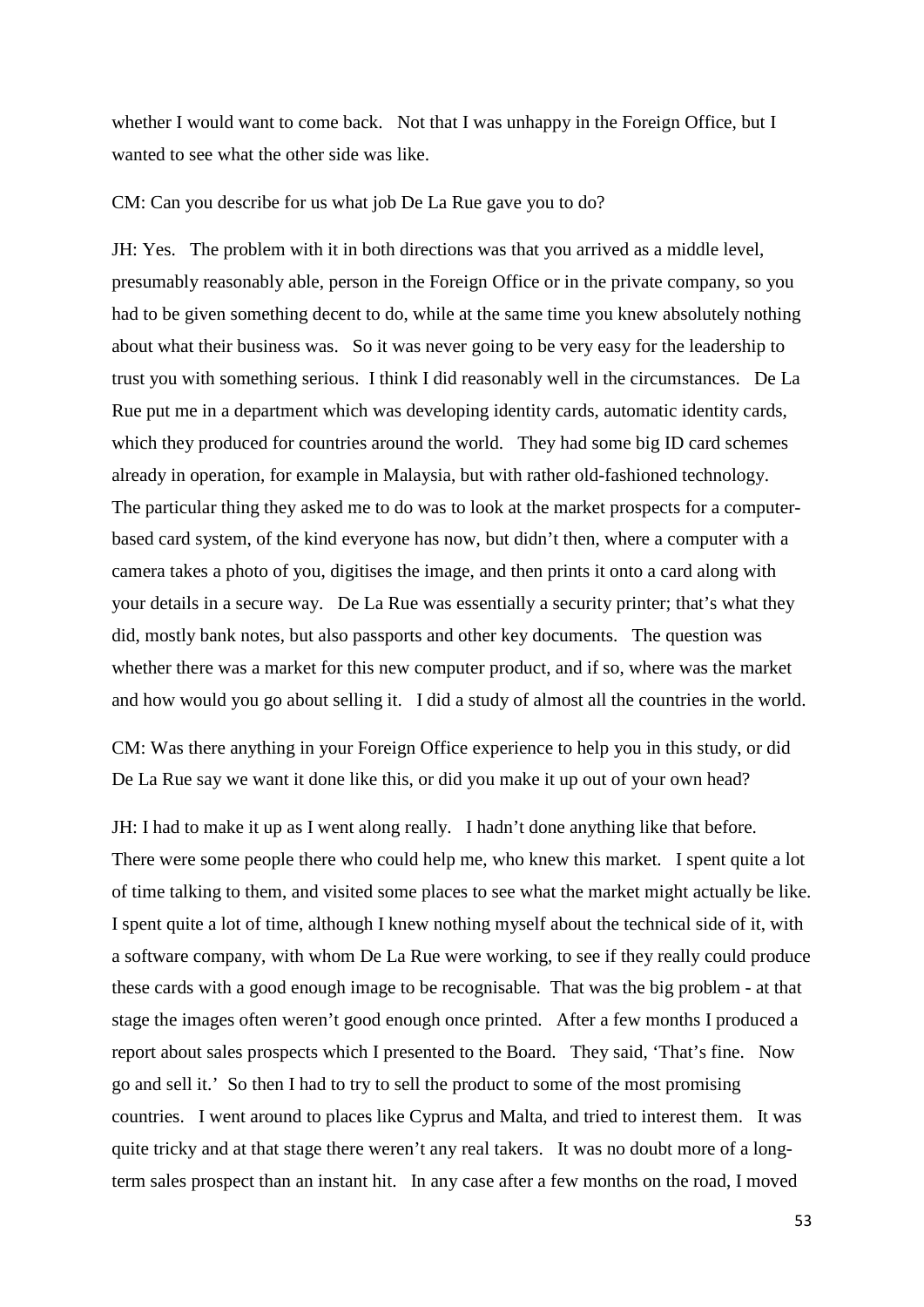whether I would want to come back. Not that I was unhappy in the Foreign Office, but I wanted to see what the other side was like.

CM: Can you describe for us what job De La Rue gave you to do?

JH: Yes. The problem with it in both directions was that you arrived as a middle level, presumably reasonably able, person in the Foreign Office or in the private company, so you had to be given something decent to do, while at the same time you knew absolutely nothing about what their business was. So it was never going to be very easy for the leadership to trust you with something serious. I think I did reasonably well in the circumstances. De La Rue put me in a department which was developing identity cards, automatic identity cards, which they produced for countries around the world. They had some big ID card schemes already in operation, for example in Malaysia, but with rather old-fashioned technology. The particular thing they asked me to do was to look at the market prospects for a computer-based card system, of the kind everyone has now, but didn't then, where a computer with a camera takes a photo of you, digitises the image, and then prints it onto a card along with your details in a secure way. De La Rue was essentially a security printer; that's what they did, mostly bank notes, but also passports and other key documents. The question was whether there was a market for this new computer product, and if so, where was the market and how would you go about selling it. I did a study of almost all the countries in the world.

CM: Was there anything in your Foreign Office experience to help you in this study, or did De La Rue say we want it done like this, or did you make it up out of your own head?

JH: I had to make it up as I went along really. I hadn't done anything like that before. There were some people there who could help me, who knew this market. I spent quite a lot of time talking to them, and visited some places to see what the market might actually be like. I spent quite a lot of time, although I knew nothing myself about the technical side of it, with a software company, with whom De La Rue were working, to see if they really could produce these cards with a good enough image to be recognisable. That was the big problem - at that stage the images often weren't good enough once printed. After a few months I produced a report about sales prospects which I presented to the Board. They said, 'That's fine. Now go and sell it.' So then I had to try to sell the product to some of the most promising countries. I went around to places like Cyprus and Malta, and tried to interest them. It was quite tricky and at that stage there weren't any real takers. It was no doubt more of a long-term sales prospect than an instant hit. In any case after a few months on the road, I moved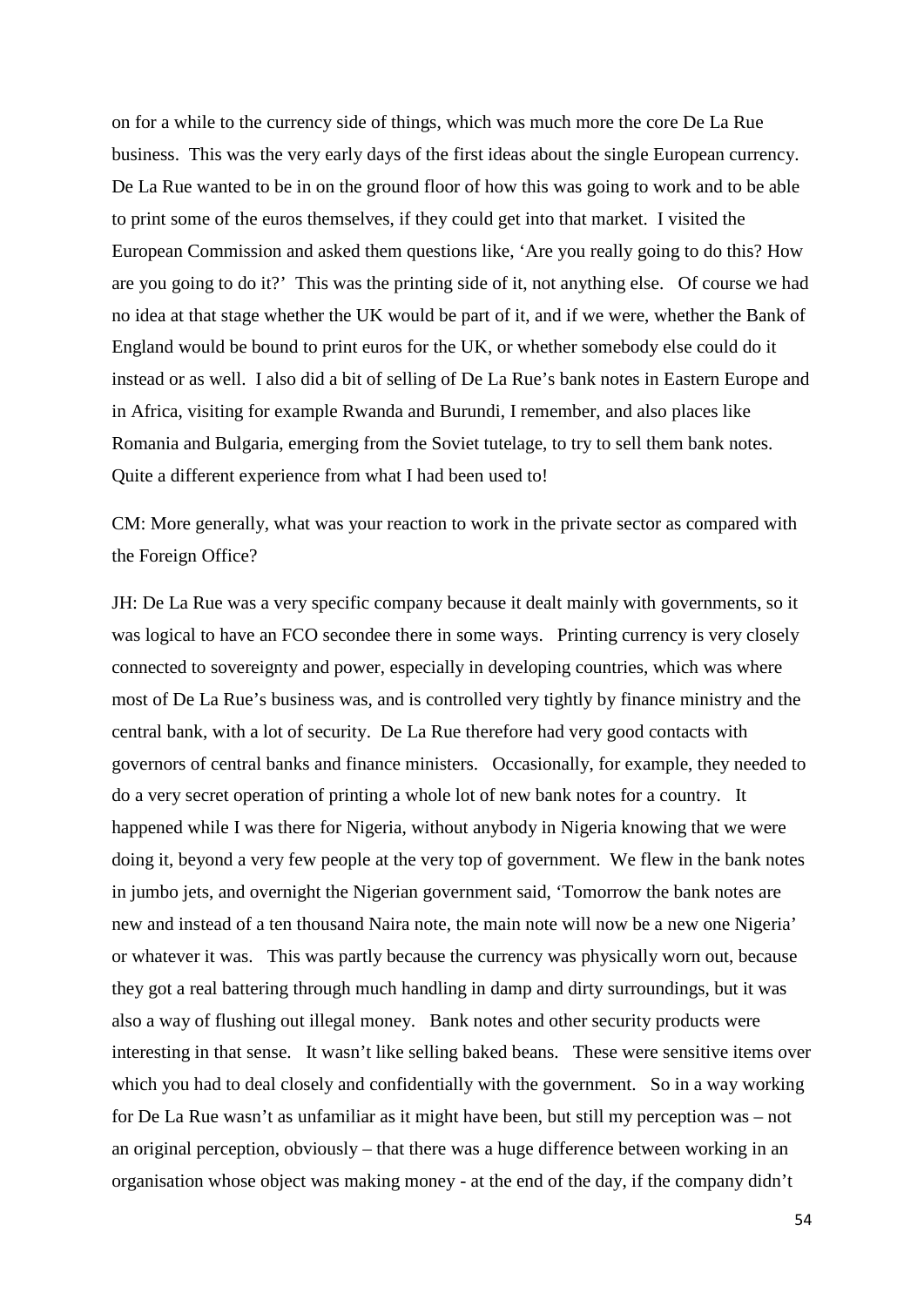on for a while to the currency side of things, which was much more the core De La Rue business. This was the very early days of the first ideas about the single European currency. De La Rue wanted to be in on the ground floor of how this was going to work and to be able to print some of the euros themselves, if they could get into that market. I visited the European Commission and asked them questions like, 'Are you really going to do this? How are you going to do it?' This was the printing side of it, not anything else. Of course we had no idea at that stage whether the UK would be part of it, and if we were, whether the Bank of England would be bound to print euros for the UK, or whether somebody else could do it instead or as well. I also did a bit of selling of De La Rue's bank notes in Eastern Europe and in Africa, visiting for example Rwanda and Burundi, I remember, and also places like Romania and Bulgaria, emerging from the Soviet tutelage, to try to sell them bank notes. Quite a different experience from what I had been used to!

CM: More generally, what was your reaction to work in the private sector as compared with the Foreign Office?

JH: De La Rue was a very specific company because it dealt mainly with governments, so it was logical to have an FCO secondee there in some ways. Printing currency is very closely connected to sovereignty and power, especially in developing countries, which was where most of De La Rue's business was, and is controlled very tightly by finance ministry and the central bank, with a lot of security. De La Rue therefore had very good contacts with governors of central banks and finance ministers. Occasionally, for example, they needed to do a very secret operation of printing a whole lot of new bank notes for a country. It happened while I was there for Nigeria, without anybody in Nigeria knowing that we were doing it, beyond a very few people at the very top of government. We flew in the bank notes in jumbo jets, and overnight the Nigerian government said, 'Tomorrow the bank notes are new and instead of a ten thousand Naira note, the main note will now be a new one Nigeria' or whatever it was. This was partly because the currency was physically worn out, because they got a real battering through much handling in damp and dirty surroundings, but it was also a way of flushing out illegal money. Bank notes and other security products were interesting in that sense. It wasn't like selling baked beans. These were sensitive items over which you had to deal closely and confidentially with the government. So in a way working for De La Rue wasn't as unfamiliar as it might have been, but still my perception was – not an original perception, obviously – that there was a huge difference between working in an organisation whose object was making money - at the end of the day, if the company didn't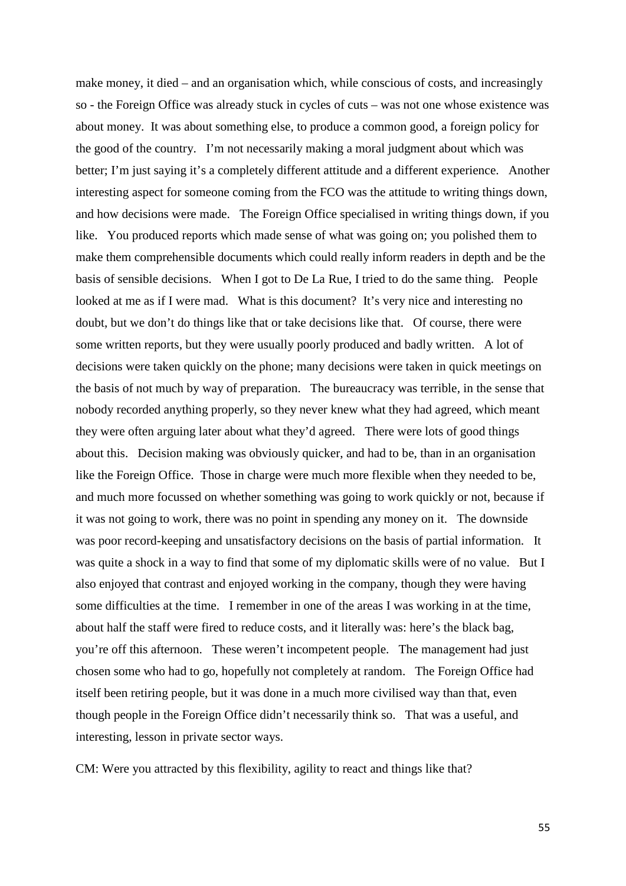make money, it died – and an organisation which, while conscious of costs, and increasingly so - the Foreign Office was already stuck in cycles of cuts – was not one whose existence was about money. It was about something else, to produce a common good, a foreign policy for the good of the country. I'm not necessarily making a moral judgment about which was better; I'm just saying it's a completely different attitude and a different experience. Another interesting aspect for someone coming from the FCO was the attitude to writing things down, and how decisions were made. The Foreign Office specialised in writing things down, if you like. You produced reports which made sense of what was going on; you polished them to make them comprehensible documents which could really inform readers in depth and be the basis of sensible decisions. When I got to De La Rue, I tried to do the same thing. People looked at me as if I were mad. What is this document? It's very nice and interesting no doubt, but we don't do things like that or take decisions like that. Of course, there were some written reports, but they were usually poorly produced and badly written. A lot of decisions were taken quickly on the phone; many decisions were taken in quick meetings on the basis of not much by way of preparation. The bureaucracy was terrible, in the sense that nobody recorded anything properly, so they never knew what they had agreed, which meant they were often arguing later about what they'd agreed. There were lots of good things about this. Decision making was obviously quicker, and had to be, than in an organisation like the Foreign Office. Those in charge were much more flexible when they needed to be, and much more focussed on whether something was going to work quickly or not, because if it was not going to work, there was no point in spending any money on it. The downside was poor record-keeping and unsatisfactory decisions on the basis of partial information. It was quite a shock in a way to find that some of my diplomatic skills were of no value. But I also enjoyed that contrast and enjoyed working in the company, though they were having some difficulties at the time. I remember in one of the areas I was working in at the time, about half the staff were fired to reduce costs, and it literally was: here's the black bag, you're off this afternoon. These weren't incompetent people. The management had just chosen some who had to go, hopefully not completely at random. The Foreign Office had itself been retiring people, but it was done in a much more civilised way than that, even though people in the Foreign Office didn't necessarily think so. That was a useful, and interesting, lesson in private sector ways.

CM: Were you attracted by this flexibility, agility to react and things like that?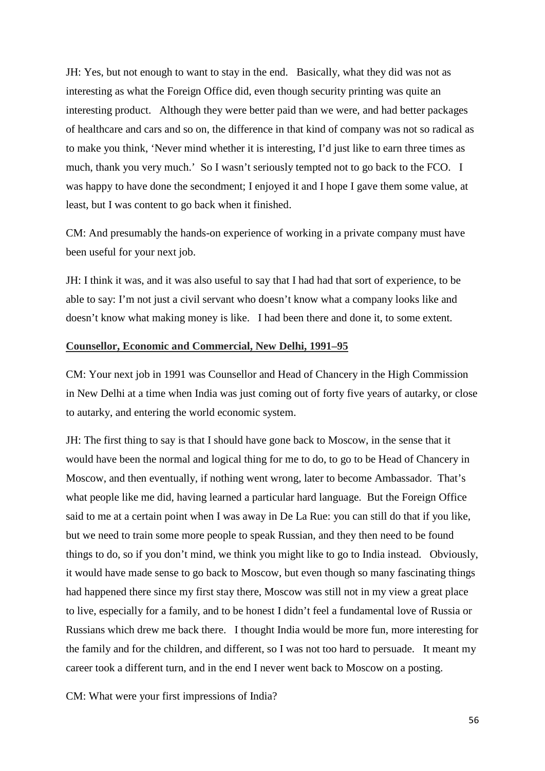JH: Yes, but not enough to want to stay in the end. Basically, what they did was not as interesting as what the Foreign Office did, even though security printing was quite an interesting product. Although they were better paid than we were, and had better packages of healthcare and cars and so on, the difference in that kind of company was not so radical as to make you think, 'Never mind whether it is interesting, I'd just like to earn three times as much, thank you very much.' So I wasn't seriously tempted not to go back to the FCO. I was happy to have done the secondment; I enjoyed it and I hope I gave them some value, at least, but I was content to go back when it finished.

CM: And presumably the hands-on experience of working in a private company must have been useful for your next job.

JH: I think it was, and it was also useful to say that I had had that sort of experience, to be able to say: I'm not just a civil servant who doesn't know what a company looks like and doesn't know what making money is like. I had been there and done it, to some extent.

## Counsellor, Economic and Commercial, New Delhi, 1991–95

CM: Your next job in 1991 was Counsellor and Head of Chancery in the High Commission in New Delhi at a time when India was just coming out of forty five years of autarky, or close to autarky, and entering the world economic system.

JH: The first thing to say is that I should have gone back to Moscow, in the sense that it would have been the normal and logical thing for me to do, to go to be Head of Chancery in Moscow, and then eventually, if nothing went wrong, later to become Ambassador. That's what people like me did, having learned a particular hard language. But the Foreign Office said to me at a certain point when I was away in De La Rue: you can still do that if you like, but we need to train some more people to speak Russian, and they then need to be found things to do, so if you don't mind, we think you might like to go to India instead. Obviously, it would have made sense to go back to Moscow, but even though so many fascinating things had happened there since my first stay there, Moscow was still not in my view a great place to live, especially for a family, and to be honest I didn't feel a fundamental love of Russia or Russians which drew me back there. I thought India would be more fun, more interesting for the family and for the children, and different, so I was not too hard to persuade. It meant my career took a different turn, and in the end I never went back to Moscow on a posting.

CM: What were your first impressions of India?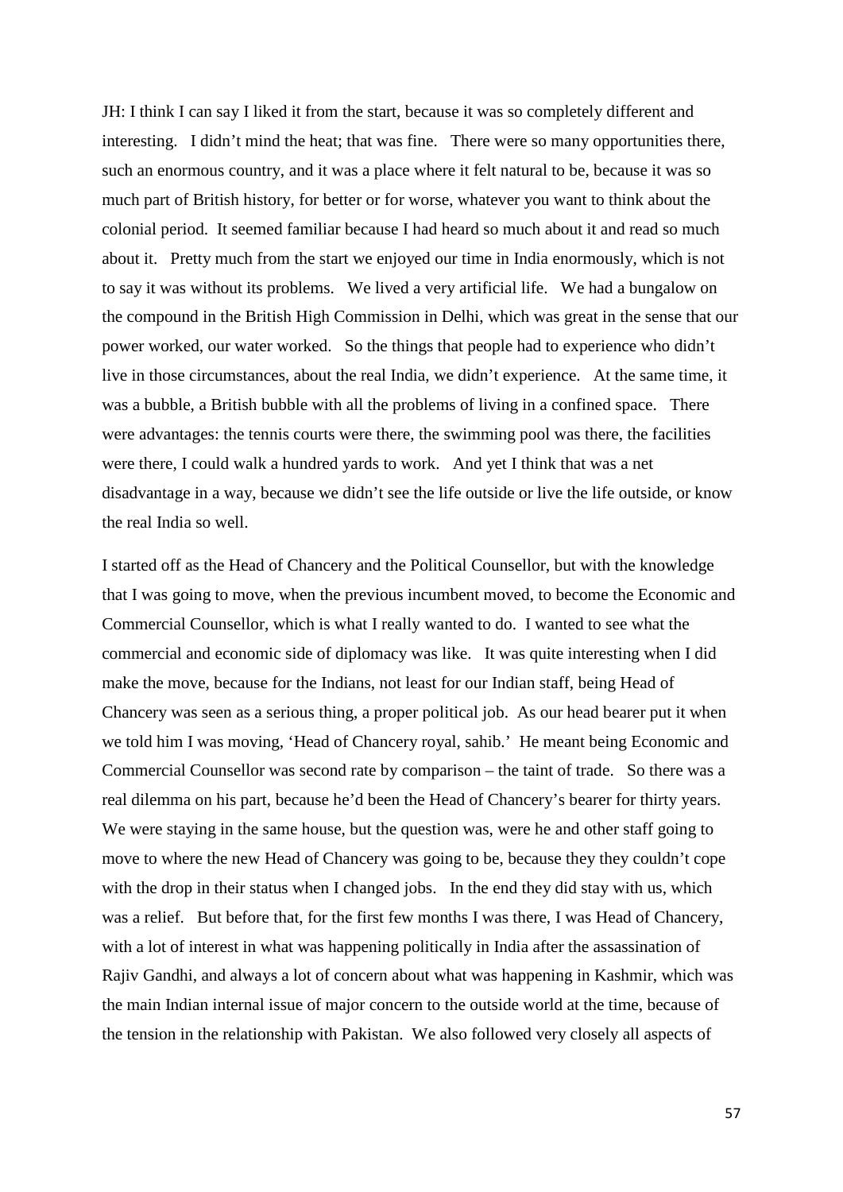JH: I think I can say I liked it from the start, because it was so completely different and interesting. I didn't mind the heat; that was fine. There were so many opportunities there, such an enormous country, and it was a place where it felt natural to be, because it was so much part of British history, for better or for worse, whatever you want to think about the colonial period. It seemed familiar because I had heard so much about it and read so much about it. Pretty much from the start we enjoyed our time in India enormously, which is not to say it was without its problems. We lived a very artificial life. We had a bungalow on the compound in the British High Commission in Delhi, which was great in the sense that our power worked, our water worked. So the things that people had to experience who didn't live in those circumstances, about the real India, we didn't experience. At the same time, it was a bubble, a British bubble with all the problems of living in a confined space. There were advantages: the tennis courts were there, the swimming pool was there, the facilities were there, I could walk a hundred yards to work. And yet I think that was a net disadvantage in a way, because we didn't see the life outside or live the life outside, or know the real India so well.

I started off as the Head of Chancery and the Political Counsellor, but with the knowledge that I was going to move, when the previous incumbent moved, to become the Economic and Commercial Counsellor, which is what I really wanted to do. I wanted to see what the commercial and economic side of diplomacy was like. It was quite interesting when I did make the move, because for the Indians, not least for our Indian staff, being Head of Chancery was seen as a serious thing, a proper political job. As our head bearer put it when we told him I was moving, 'Head of Chancery royal, sahib.' He meant being Economic and Commercial Counsellor was second rate by comparison – the taint of trade. So there was a real dilemma on his part, because he'd been the Head of Chancery's bearer for thirty years. We were staying in the same house, but the question was, were he and other staff going to move to where the new Head of Chancery was going to be, because they they couldn't cope with the drop in their status when I changed jobs. In the end they did stay with us, which was a relief. But before that, for the first few months I was there, I was Head of Chancery, with a lot of interest in what was happening politically in India after the assassination of Rajiv Gandhi, and always a lot of concern about what was happening in Kashmir, which was the main Indian internal issue of major concern to the outside world at the time, because of the tension in the relationship with Pakistan. We also followed very closely all aspects of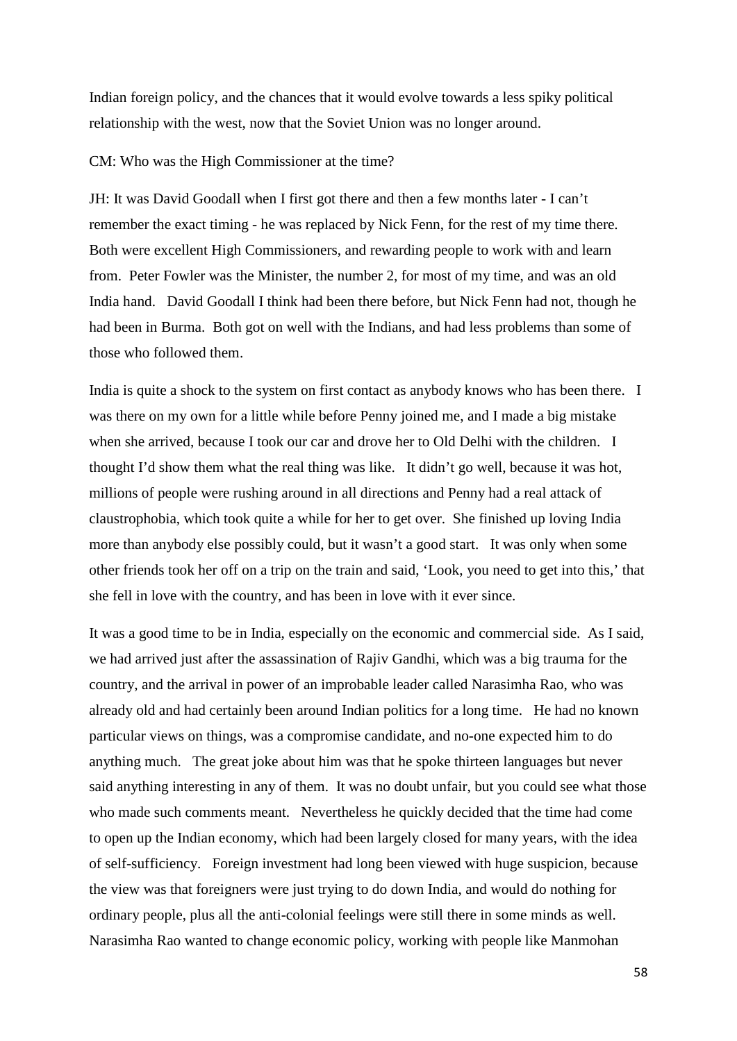Indian foreign policy, and the chances that it would evolve towards a less spiky political relationship with the west, now that the Soviet Union was no longer around.

CM: Who was the High Commissioner at the time?

JH: It was David Goodall when I first got there and then a few months later - I can't remember the exact timing - he was replaced by Nick Fenn, for the rest of my time there. Both were excellent High Commissioners, and rewarding people to work with and learn from. Peter Fowler was the Minister, the number 2, for most of my time, and was an old India hand. David Goodall I think had been there before, but Nick Fenn had not, though he had been in Burma. Both got on well with the Indians, and had less problems than some of those who followed them.

India is quite a shock to the system on first contact as anybody knows who has been there. I was there on my own for a little while before Penny joined me, and I made a big mistake when she arrived, because I took our car and drove her to Old Delhi with the children. I thought I'd show them what the real thing was like. It didn't go well, because it was hot, millions of people were rushing around in all directions and Penny had a real attack of claustrophobia, which took quite a while for her to get over. She finished up loving India more than anybody else possibly could, but it wasn't a good start. It was only when some other friends took her off on a trip on the train and said, 'Look, you need to get into this,' that she fell in love with the country, and has been in love with it ever since.

It was a good time to be in India, especially on the economic and commercial side. As I said, we had arrived just after the assassination of Rajiv Gandhi, which was a big trauma for the country, and the arrival in power of an improbable leader called Narasimha Rao, who was already old and had certainly been around Indian politics for a long time. He had no known particular views on things, was a compromise candidate, and no-one expected him to do anything much. The great joke about him was that he spoke thirteen languages but never said anything interesting in any of them. It was no doubt unfair, but you could see what those who made such comments meant. Nevertheless he quickly decided that the time had come to open up the Indian economy, which had been largely closed for many years, with the idea of self-sufficiency. Foreign investment had long been viewed with huge suspicion, because the view was that foreigners were just trying to do down India, and would do nothing for ordinary people, plus all the anti-colonial feelings were still there in some minds as well. Narasimha Rao wanted to change economic policy, working with people like Manmohan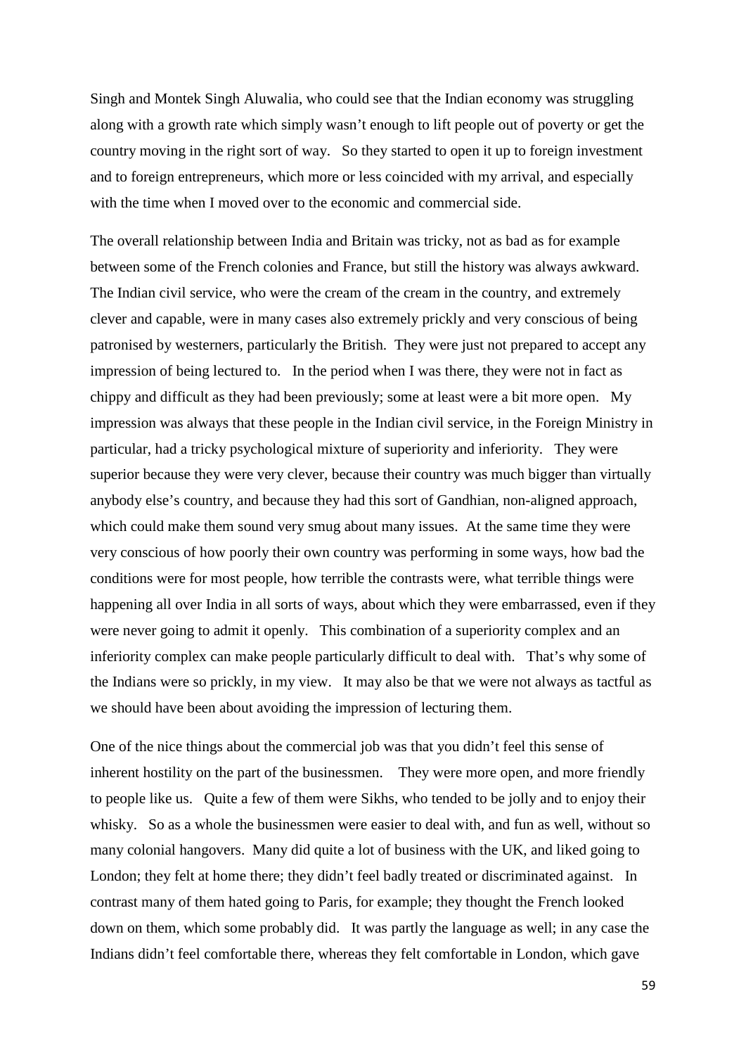Singh and Montek Singh Aluwalia, who could see that the Indian economy was struggling along with a growth rate which simply wasn't enough to lift people out of poverty or get the country moving in the right sort of way. So they started to open it up to foreign investment and to foreign entrepreneurs, which more or less coincided with my arrival, and especially with the time when I moved over to the economic and commercial side.

The overall relationship between India and Britain was tricky, not as bad as for example between some of the French colonies and France, but still the history was always awkward. The Indian civil service, who were the cream of the cream in the country, and extremely clever and capable, were in many cases also extremely prickly and very conscious of being patronised by westerners, particularly the British. They were just not prepared to accept any impression of being lectured to. In the period when I was there, they were not in fact as chippy and difficult as they had been previously; some at least were a bit more open. My impression was always that these people in the Indian civil service, in the Foreign Ministry in particular, had a tricky psychological mixture of superiority and inferiority. They were superior because they were very clever, because their country was much bigger than virtually anybody else's country, and because they had this sort of Gandhian, non-aligned approach, which could make them sound very smug about many issues. At the same time they were very conscious of how poorly their own country was performing in some ways, how bad the conditions were for most people, how terrible the contrasts were, what terrible things were happening all over India in all sorts of ways, about which they were embarrassed, even if they were never going to admit it openly. This combination of a superiority complex and an inferiority complex can make people particularly difficult to deal with. That's why some of the Indians were so prickly, in my view. It may also be that we were not always as tactful as we should have been about avoiding the impression of lecturing them.

One of the nice things about the commercial job was that you didn't feel this sense of inherent hostility on the part of the businessmen. They were more open, and more friendly to people like us. Quite a few of them were Sikhs, who tended to be jolly and to enjoy their whisky. So as a whole the businessmen were easier to deal with, and fun as well, without so many colonial hangovers. Many did quite a lot of business with the UK, and liked going to London; they felt at home there; they didn't feel badly treated or discriminated against. In contrast many of them hated going to Paris, for example; they thought the French looked down on them, which some probably did. It was partly the language as well; in any case the Indians didn't feel comfortable there, whereas they felt comfortable in London, which gave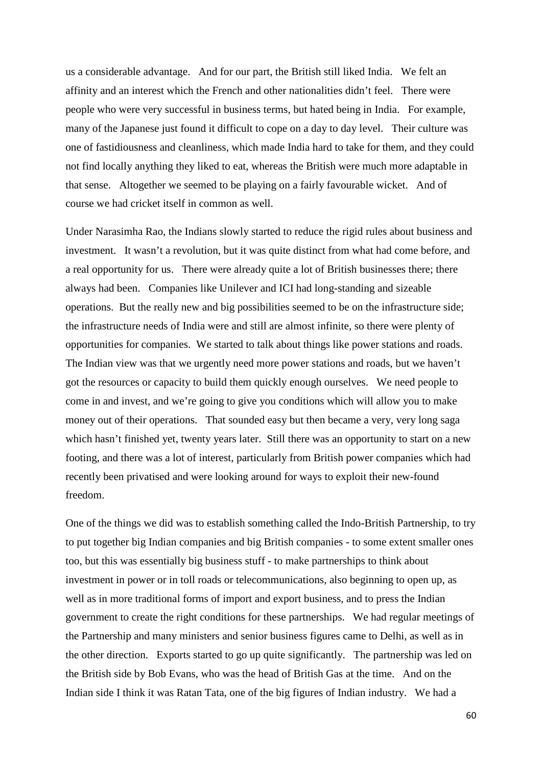us a considerable advantage. And for our part, the British still liked India. We felt an affinity and an interest which the French and other nationalities didn't feel. There were people who were very successful in business terms, but hated being in India. For example, many of the Japanese just found it difficult to cope on a day to day level. Their culture was one of fastidiousness and cleanliness, which made India hard to take for them, and they could not find locally anything they liked to eat, whereas the British were much more adaptable in that sense. Altogether we seemed to be playing on a fairly favourable wicket. And of course we had cricket itself in common as well.

Under Narasimha Rao, the Indians slowly started to reduce the rigid rules about business and investment. It wasn't a revolution, but it was quite distinct from what had come before, and a real opportunity for us. There were already quite a lot of British businesses there; there always had been. Companies like Unilever and ICI had long-standing and sizeable operations. But the really new and big possibilities seemed to be on the infrastructure side; the infrastructure needs of India were and still are almost infinite, so there were plenty of opportunities for companies. We started to talk about things like power stations and roads. The Indian view was that we urgently need more power stations and roads, but we haven't got the resources or capacity to build them quickly enough ourselves. We need people to come in and invest, and we're going to give you conditions which will allow you to make money out of their operations. That sounded easy but then became a very, very long saga which hasn't finished yet, twenty years later. Still there was an opportunity to start on a new footing, and there was a lot of interest, particularly from British power companies which had recently been privatised and were looking around for ways to exploit their new-found freedom.

One of the things we did was to establish something called the Indo-British Partnership, to try to put together big Indian companies and big British companies - to some extent smaller ones too, but this was essentially big business stuff - to make partnerships to think about investment in power or in toll roads or telecommunications, also beginning to open up, as well as in more traditional forms of import and export business, and to press the Indian government to create the right conditions for these partnerships. We had regular meetings of the Partnership and many ministers and senior business figures came to Delhi, as well as in the other direction. Exports started to go up quite significantly. The partnership was led on the British side by Bob Evans, who was the head of British Gas at the time. And on the Indian side I think it was Ratan Tata, one of the big figures of Indian industry. We had a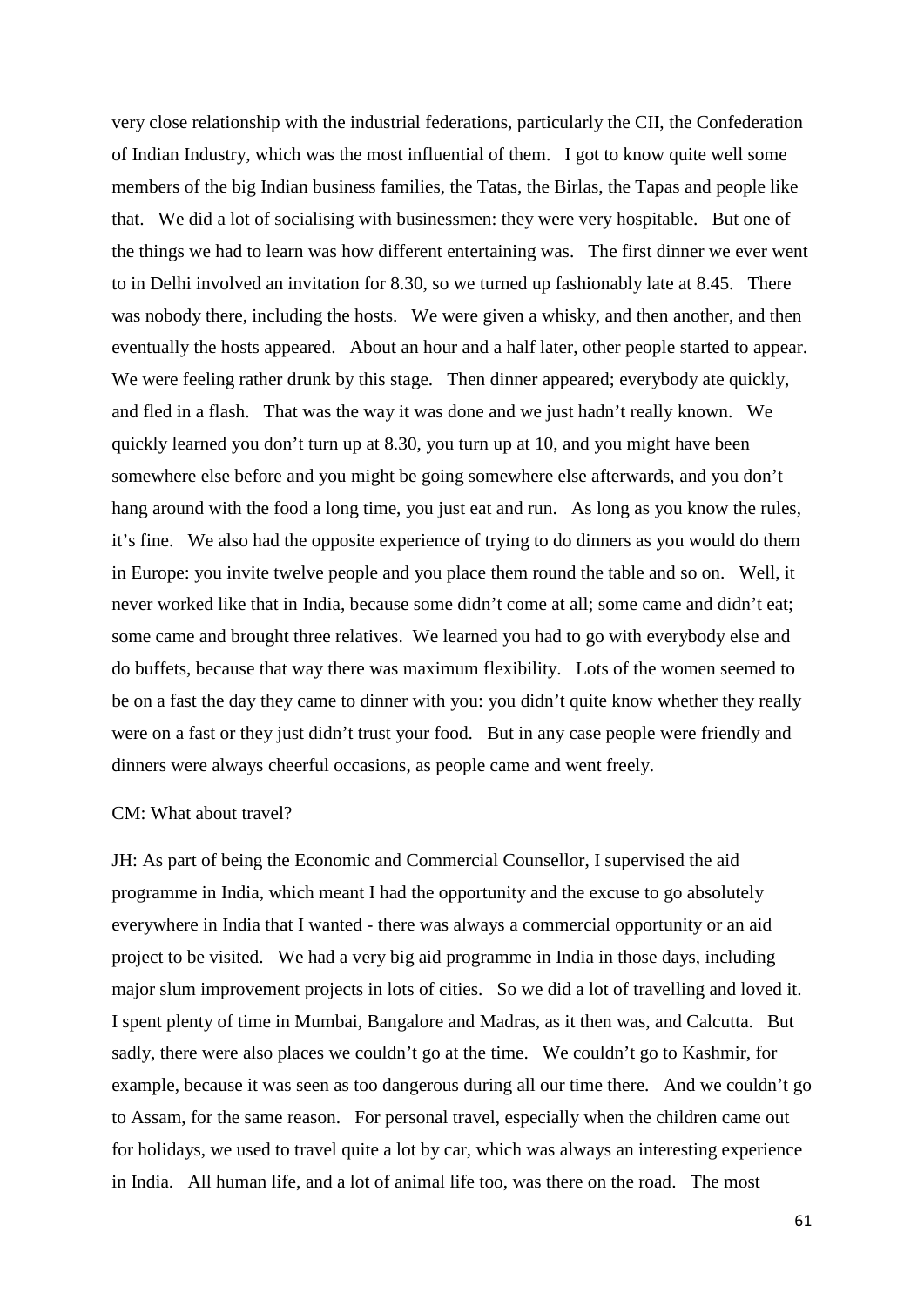very close relationship with the industrial federations, particularly the CII, the Confederation of Indian Industry, which was the most influential of them. I got to know quite well some members of the big Indian business families, the Tatas, the Birlas, the Tapas and people like that. We did a lot of socialising with businessmen: they were very hospitable. But one of the things we had to learn was how different entertaining was. The first dinner we ever went to in Delhi involved an invitation for 8.30, so we turned up fashionably late at 8.45. There was nobody there, including the hosts. We were given a whisky, and then another, and then eventually the hosts appeared. About an hour and a half later, other people started to appear. We were feeling rather drunk by this stage. Then dinner appeared; everybody ate quickly, and fled in a flash. That was the way it was done and we just hadn't really known. We quickly learned you don't turn up at 8.30, you turn up at 10, and you might have been somewhere else before and you might be going somewhere else afterwards, and you don't hang around with the food a long time, you just eat and run. As long as you know the rules, it's fine. We also had the opposite experience of trying to do dinners as you would do them in Europe: you invite twelve people and you place them round the table and so on. Well, it never worked like that in India, because some didn't come at all; some came and didn't eat; some came and brought three relatives. We learned you had to go with everybody else and do buffets, because that way there was maximum flexibility. Lots of the women seemed to be on a fast the day they came to dinner with you: you didn't quite know whether they really were on a fast or they just didn't trust your food. But in any case people were friendly and dinners were always cheerful occasions, as people came and went freely.

CM: What about travel?

JH: As part of being the Economic and Commercial Counsellor, I supervised the aid programme in India, which meant I had the opportunity and the excuse to go absolutely everywhere in India that I wanted - there was always a commercial opportunity or an aid project to be visited. We had a very big aid programme in India in those days, including major slum improvement projects in lots of cities. So we did a lot of travelling and loved it. I spent plenty of time in Mumbai, Bangalore and Madras, as it then was, and Calcutta. But sadly, there were also places we couldn't go at the time. We couldn't go to Kashmir, for example, because it was seen as too dangerous during all our time there. And we couldn't go to Assam, for the same reason. For personal travel, especially when the children came out for holidays, we used to travel quite a lot by car, which was always an interesting experience in India. All human life, and a lot of animal life too, was there on the road. The most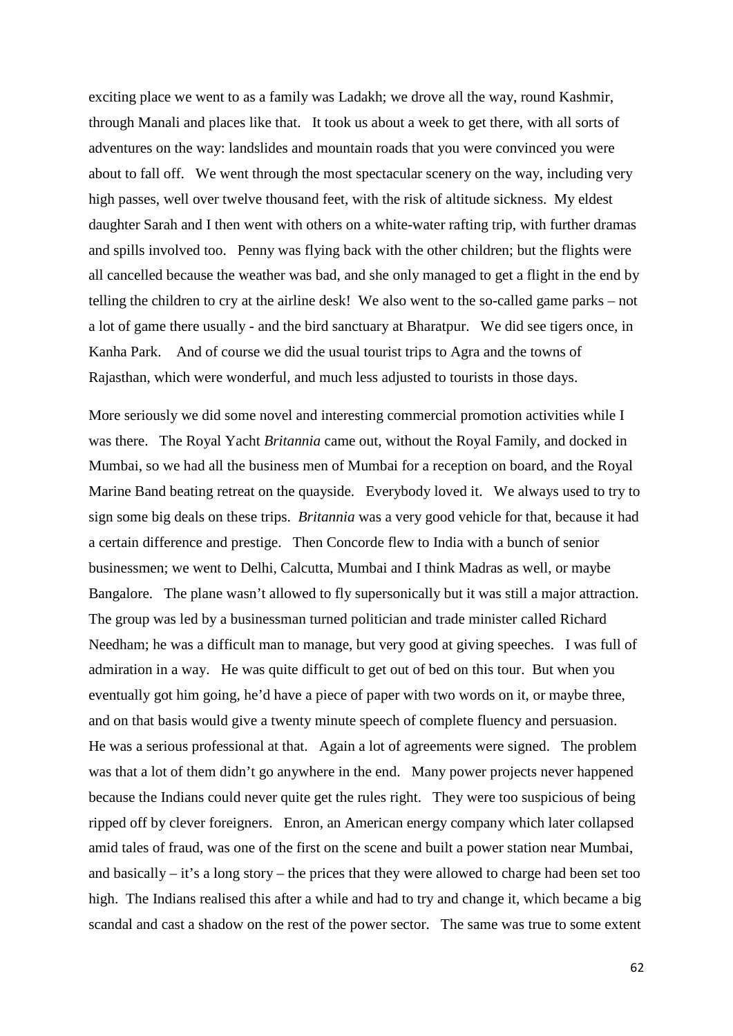exciting place we went to as a family was Ladakh; we drove all the way, round Kashmir, through Manali and places like that. It took us about a week to get there, with all sorts of adventures on the way: landslides and mountain roads that you were convinced you were about to fall off. We went through the most spectacular scenery on the way, including very high passes, well over twelve thousand feet, with the risk of altitude sickness. My eldest daughter Sarah and I then went with others on a white-water rafting trip, with further dramas and spills involved too. Penny was flying back with the other children; but the flights were all cancelled because the weather was bad, and she only managed to get a flight in the end by telling the children to cry at the airline desk! We also went to the so-called game parks – not a lot of game there usually - and the bird sanctuary at Bharatpur. We did see tigers once, in Kanha Park. And of course we did the usual tourist trips to Agra and the towns of Rajasthan, which were wonderful, and much less adjusted to tourists in those days.

More seriously we did some novel and interesting commercial promotion activities while I was there. The Royal Yacht *Britannia* came out, without the Royal Family, and docked in Mumbai, so we had all the business men of Mumbai for a reception on board, and the Royal Marine Band beating retreat on the quayside. Everybody loved it. We always used to try to sign some big deals on these trips. *Britannia* was a very good vehicle for that, because it had a certain difference and prestige. Then Concorde flew to India with a bunch of senior businessmen; we went to Delhi, Calcutta, Mumbai and I think Madras as well, or maybe Bangalore. The plane wasn't allowed to fly supersonically but it was still a major attraction. The group was led by a businessman turned politician and trade minister called Richard Needham; he was a difficult man to manage, but very good at giving speeches. I was full of admiration in a way. He was quite difficult to get out of bed on this tour. But when you eventually got him going, he'd have a piece of paper with two words on it, or maybe three, and on that basis would give a twenty minute speech of complete fluency and persuasion. He was a serious professional at that. Again a lot of agreements were signed. The problem was that a lot of them didn't go anywhere in the end. Many power projects never happened because the Indians could never quite get the rules right. They were too suspicious of being ripped off by clever foreigners. Enron, an American energy company which later collapsed amid tales of fraud, was one of the first on the scene and built a power station near Mumbai, and basically – it's a long story – the prices that they were allowed to charge had been set too high. The Indians realised this after a while and had to try and change it, which became a big scandal and cast a shadow on the rest of the power sector. The same was true to some extent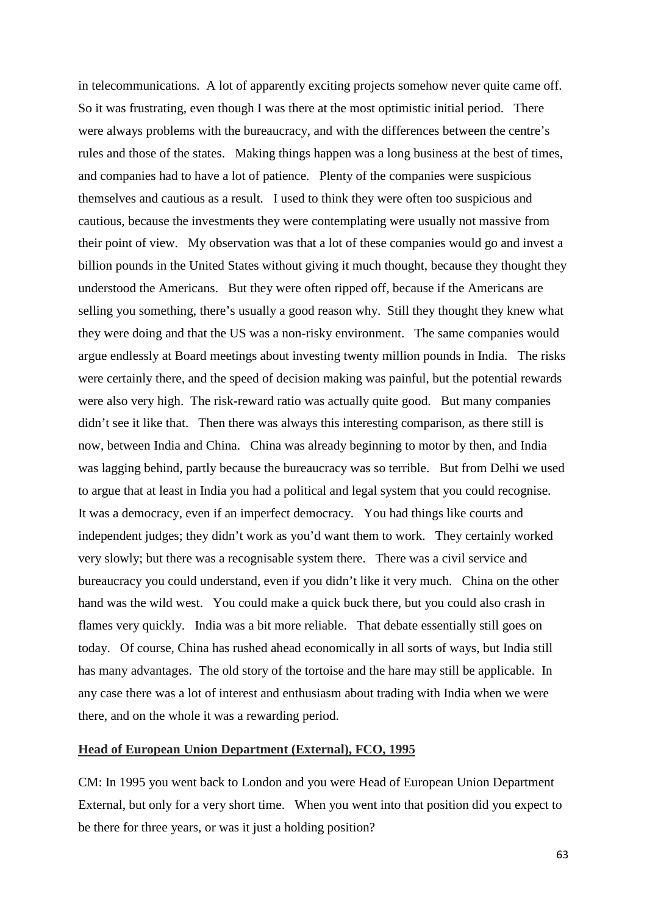in telecommunications. A lot of apparently exciting projects somehow never quite came off. So it was frustrating, even though I was there at the most optimistic initial period. There were always problems with the bureaucracy, and with the differences between the centre's rules and those of the states. Making things happen was a long business at the best of times, and companies had to have a lot of patience. Plenty of the companies were suspicious themselves and cautious as a result. I used to think they were often too suspicious and cautious, because the investments they were contemplating were usually not massive from their point of view. My observation was that a lot of these companies would go and invest a billion pounds in the United States without giving it much thought, because they thought they understood the Americans. But they were often ripped off, because if the Americans are selling you something, there's usually a good reason why. Still they thought they knew what they were doing and that the US was a non-risky environment. The same companies would argue endlessly at Board meetings about investing twenty million pounds in India. The risks were certainly there, and the speed of decision making was painful, but the potential rewards were also very high. The risk-reward ratio was actually quite good. But many companies didn't see it like that. Then there was always this interesting comparison, as there still is now, between India and China. China was already beginning to motor by then, and India was lagging behind, partly because the bureaucracy was so terrible. But from Delhi we used to argue that at least in India you had a political and legal system that you could recognise. It was a democracy, even if an imperfect democracy. You had things like courts and independent judges; they didn't work as you'd want them to work. They certainly worked very slowly; but there was a recognisable system there. There was a civil service and bureaucracy you could understand, even if you didn't like it very much. China on the other hand was the wild west. You could make a quick buck there, but you could also crash in flames very quickly. India was a bit more reliable. That debate essentially still goes on today. Of course, China has rushed ahead economically in all sorts of ways, but India still has many advantages. The old story of the tortoise and the hare may still be applicable. In any case there was a lot of interest and enthusiasm about trading with India when we were there, and on the whole it was a rewarding period.

## Head of European Union Department (External), FCO, 1995

CM: In 1995 you went back to London and you were Head of European Union Department External, but only for a very short time. When you went into that position did you expect to be there for three years, or was it just a holding position?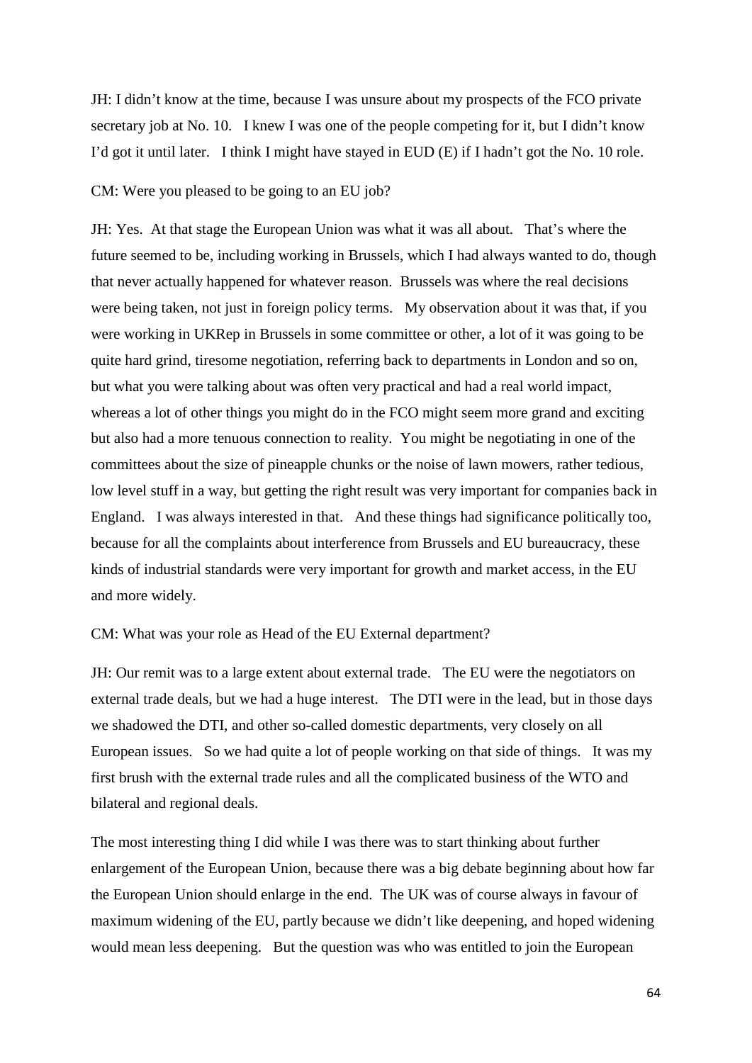JH: I didn't know at the time, because I was unsure about my prospects of the FCO private secretary job at No. 10. I knew I was one of the people competing for it, but I didn't know I'd got it until later. I think I might have stayed in EUD (E) if I hadn't got the No. 10 role.

CM: Were you pleased to be going to an EU job?

JH: Yes. At that stage the European Union was what it was all about. That's where the future seemed to be, including working in Brussels, which I had always wanted to do, though that never actually happened for whatever reason. Brussels was where the real decisions were being taken, not just in foreign policy terms. My observation about it was that, if you were working in UKRep in Brussels in some committee or other, a lot of it was going to be quite hard grind, tiresome negotiation, referring back to departments in London and so on, but what you were talking about was often very practical and had a real world impact, whereas a lot of other things you might do in the FCO might seem more grand and exciting but also had a more tenuous connection to reality. You might be negotiating in one of the committees about the size of pineapple chunks or the noise of lawn mowers, rather tedious, low level stuff in a way, but getting the right result was very important for companies back in England. I was always interested in that. And these things had significance politically too, because for all the complaints about interference from Brussels and EU bureaucracy, these kinds of industrial standards were very important for growth and market access, in the EU and more widely.

CM: What was your role as Head of the EU External department?

JH: Our remit was to a large extent about external trade. The EU were the negotiators on external trade deals, but we had a huge interest. The DTI were in the lead, but in those days we shadowed the DTI, and other so-called domestic departments, very closely on all European issues. So we had quite a lot of people working on that side of things. It was my first brush with the external trade rules and all the complicated business of the WTO and bilateral and regional deals.

The most interesting thing I did while I was there was to start thinking about further enlargement of the European Union, because there was a big debate beginning about how far the European Union should enlarge in the end. The UK was of course always in favour of maximum widening of the EU, partly because we didn't like deepening, and hoped widening would mean less deepening. But the question was who was entitled to join the European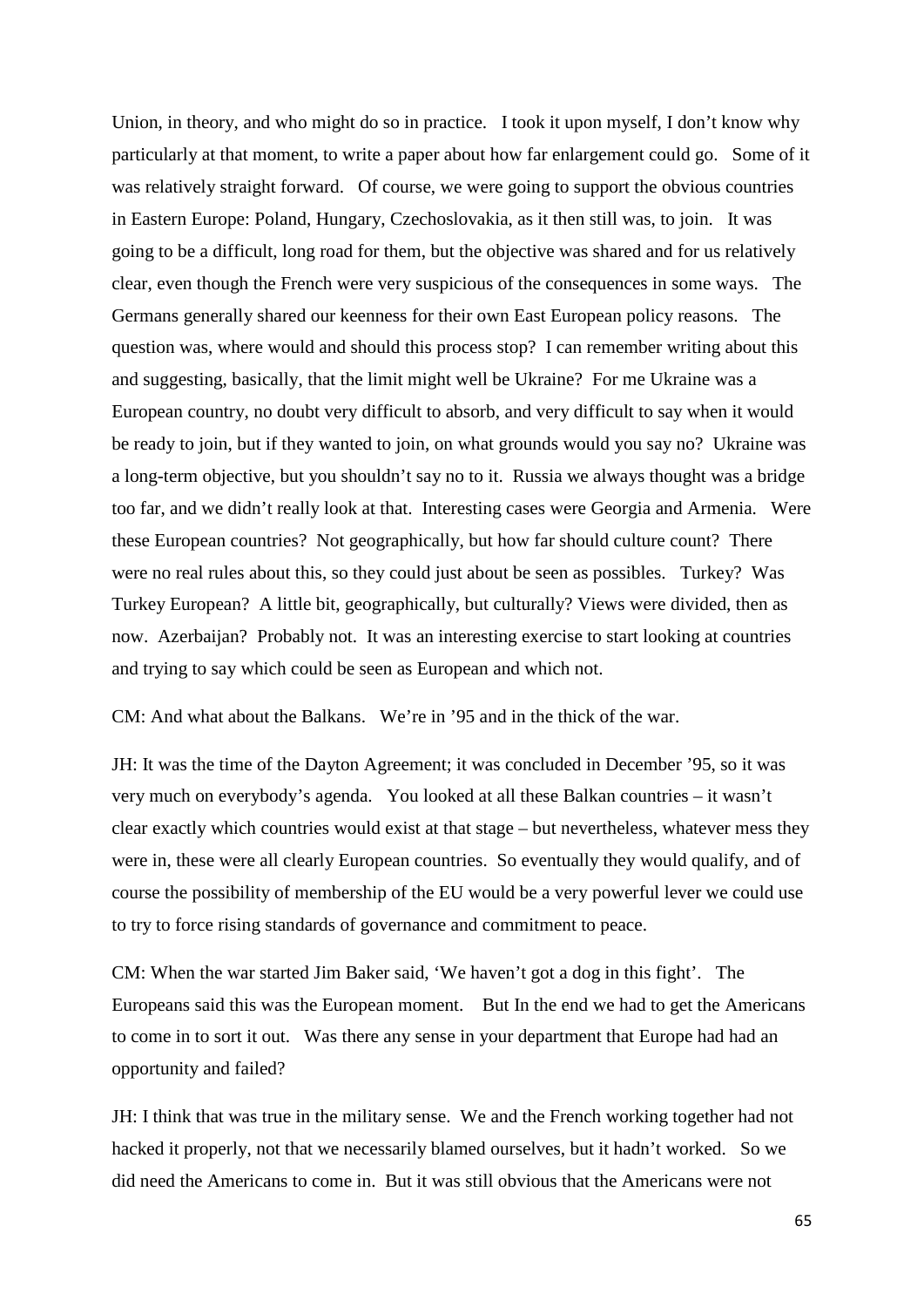Union, in theory, and who might do so in practice. I took it upon myself, I don't know why particularly at that moment, to write a paper about how far enlargement could go. Some of it was relatively straight forward. Of course, we were going to support the obvious countries in Eastern Europe: Poland, Hungary, Czechoslovakia, as it then still was, to join. It was going to be a difficult, long road for them, but the objective was shared and for us relatively clear, even though the French were very suspicious of the consequences in some ways. The Germans generally shared our keenness for their own East European policy reasons. The question was, where would and should this process stop? I can remember writing about this and suggesting, basically, that the limit might well be Ukraine? For me Ukraine was a European country, no doubt very difficult to absorb, and very difficult to say when it would be ready to join, but if they wanted to join, on what grounds would you say no? Ukraine was a long-term objective, but you shouldn't say no to it. Russia we always thought was a bridge too far, and we didn't really look at that. Interesting cases were Georgia and Armenia. Were these European countries? Not geographically, but how far should culture count? There were no real rules about this, so they could just about be seen as possibles. Turkey? Was Turkey European? A little bit, geographically, but culturally? Views were divided, then as now. Azerbaijan? Probably not. It was an interesting exercise to start looking at countries and trying to say which could be seen as European and which not.

CM: And what about the Balkans. We're in '95 and in the thick of the war.

JH: It was the time of the Dayton Agreement; it was concluded in December '95, so it was very much on everybody's agenda. You looked at all these Balkan countries – it wasn't clear exactly which countries would exist at that stage – but nevertheless, whatever mess they were in, these were all clearly European countries. So eventually they would qualify, and of course the possibility of membership of the EU would be a very powerful lever we could use to try to force rising standards of governance and commitment to peace.

CM: When the war started Jim Baker said, 'We haven't got a dog in this fight'. The Europeans said this was the European moment. But In the end we had to get the Americans to come in to sort it out. Was there any sense in your department that Europe had had an opportunity and failed?

JH: I think that was true in the military sense. We and the French working together had not hacked it properly, not that we necessarily blamed ourselves, but it hadn't worked. So we did need the Americans to come in. But it was still obvious that the Americans were not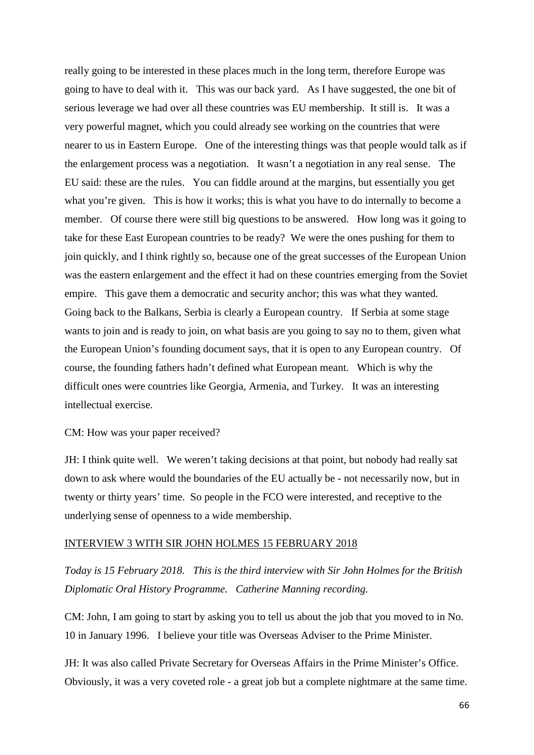really going to be interested in these places much in the long term, therefore Europe was going to have to deal with it. This was our back yard. As I have suggested, the one bit of serious leverage we had over all these countries was EU membership. It still is. It was a very powerful magnet, which you could already see working on the countries that were nearer to us in Eastern Europe. One of the interesting things was that people would talk as if the enlargement process was a negotiation. It wasn't a negotiation in any real sense. The EU said: these are the rules. You can fiddle around at the margins, but essentially you get what you're given. This is how it works; this is what you have to do internally to become a member. Of course there were still big questions to be answered. How long was it going to take for these East European countries to be ready? We were the ones pushing for them to join quickly, and I think rightly so, because one of the great successes of the European Union was the eastern enlargement and the effect it had on these countries emerging from the Soviet empire. This gave them a democratic and security anchor; this was what they wanted. Going back to the Balkans, Serbia is clearly a European country. If Serbia at some stage wants to join and is ready to join, on what basis are you going to say no to them, given what the European Union's founding document says, that it is open to any European country. Of course, the founding fathers hadn't defined what European meant. Which is why the difficult ones were countries like Georgia, Armenia, and Turkey. It was an interesting intellectual exercise.

CM: How was your paper received?

JH: I think quite well. We weren't taking decisions at that point, but nobody had really sat down to ask where would the boundaries of the EU actually be - not necessarily now, but in twenty or thirty years' time. So people in the FCO were interested, and receptive to the underlying sense of openness to a wide membership.

## INTERVIEW 3 WITH SIR JOHN HOLMES 15 FEBRUARY 2018

*Today is 15 February 2018. This is the third interview with Sir John Holmes for the British Diplomatic Oral History Programme. Catherine Manning recording.*

CM: John, I am going to start by asking you to tell us about the job that you moved to in No. 10 in January 1996. I believe your title was Overseas Adviser to the Prime Minister.

JH: It was also called Private Secretary for Overseas Affairs in the Prime Minister's Office. Obviously, it was a very coveted role - a great job but a complete nightmare at the same time.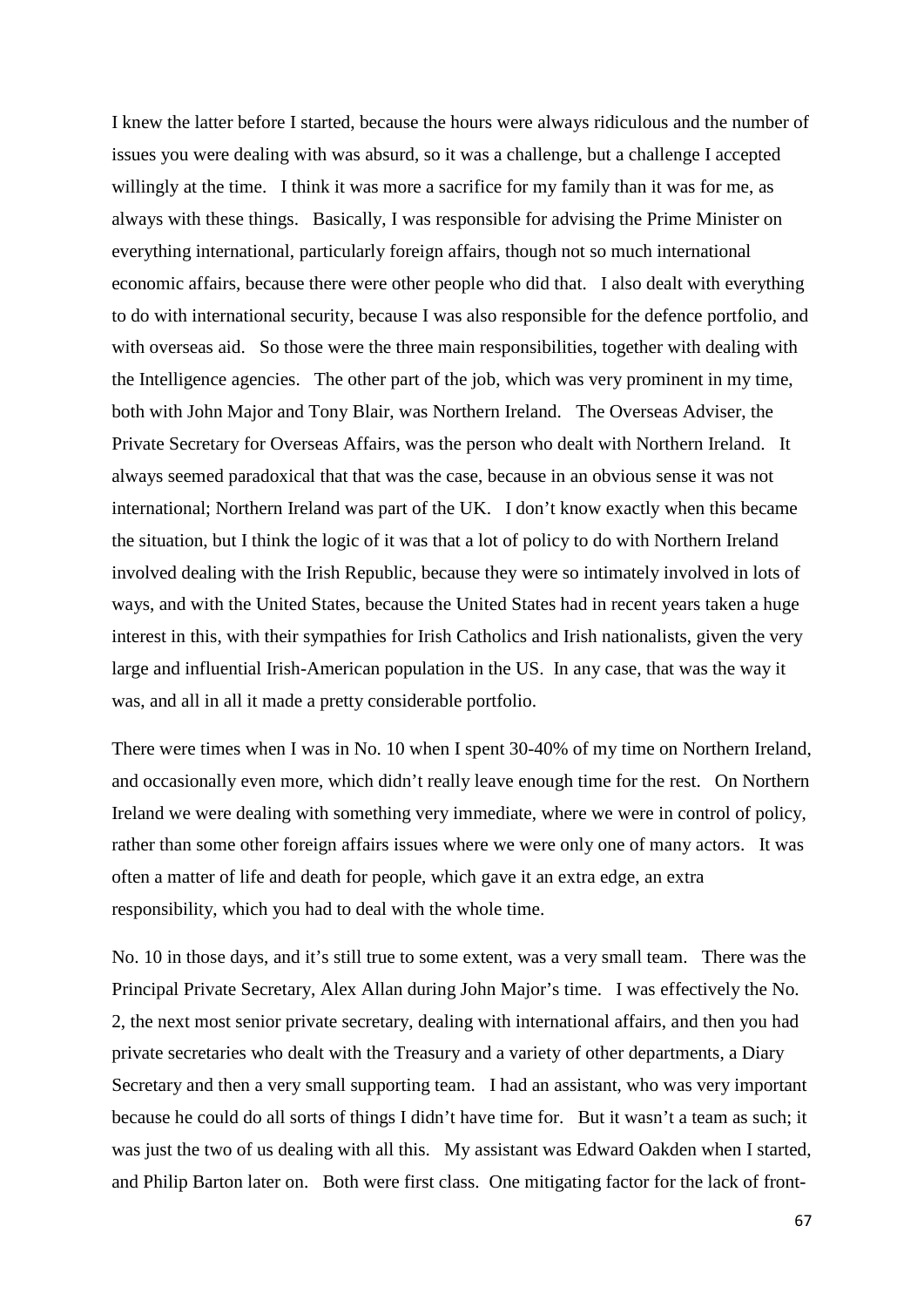I knew the latter before I started, because the hours were always ridiculous and the number of issues you were dealing with was absurd, so it was a challenge, but a challenge I accepted willingly at the time. I think it was more a sacrifice for my family than it was for me, as always with these things. Basically, I was responsible for advising the Prime Minister on everything international, particularly foreign affairs, though not so much international economic affairs, because there were other people who did that. I also dealt with everything to do with international security, because I was also responsible for the defence portfolio, and with overseas aid. So those were the three main responsibilities, together with dealing with the Intelligence agencies. The other part of the job, which was very prominent in my time, both with John Major and Tony Blair, was Northern Ireland. The Overseas Adviser, the Private Secretary for Overseas Affairs, was the person who dealt with Northern Ireland. It always seemed paradoxical that that was the case, because in an obvious sense it was not international; Northern Ireland was part of the UK. I don't know exactly when this became the situation, but I think the logic of it was that a lot of policy to do with Northern Ireland involved dealing with the Irish Republic, because they were so intimately involved in lots of ways, and with the United States, because the United States had in recent years taken a huge interest in this, with their sympathies for Irish Catholics and Irish nationalists, given the very large and influential Irish-American population in the US. In any case, that was the way it was, and all in all it made a pretty considerable portfolio.

There were times when I was in No. 10 when I spent 30-40% of my time on Northern Ireland, and occasionally even more, which didn't really leave enough time for the rest. On Northern Ireland we were dealing with something very immediate, where we were in control of policy, rather than some other foreign affairs issues where we were only one of many actors. It was often a matter of life and death for people, which gave it an extra edge, an extra responsibility, which you had to deal with the whole time.

No. 10 in those days, and it's still true to some extent, was a very small team. There was the Principal Private Secretary, Alex Allan during John Major's time. I was effectively the No. 2, the next most senior private secretary, dealing with international affairs, and then you had private secretaries who dealt with the Treasury and a variety of other departments, a Diary Secretary and then a very small supporting team. I had an assistant, who was very important because he could do all sorts of things I didn't have time for. But it wasn't a team as such; it was just the two of us dealing with all this. My assistant was Edward Oakden when I started, and Philip Barton later on. Both were first class. One mitigating factor for the lack of front-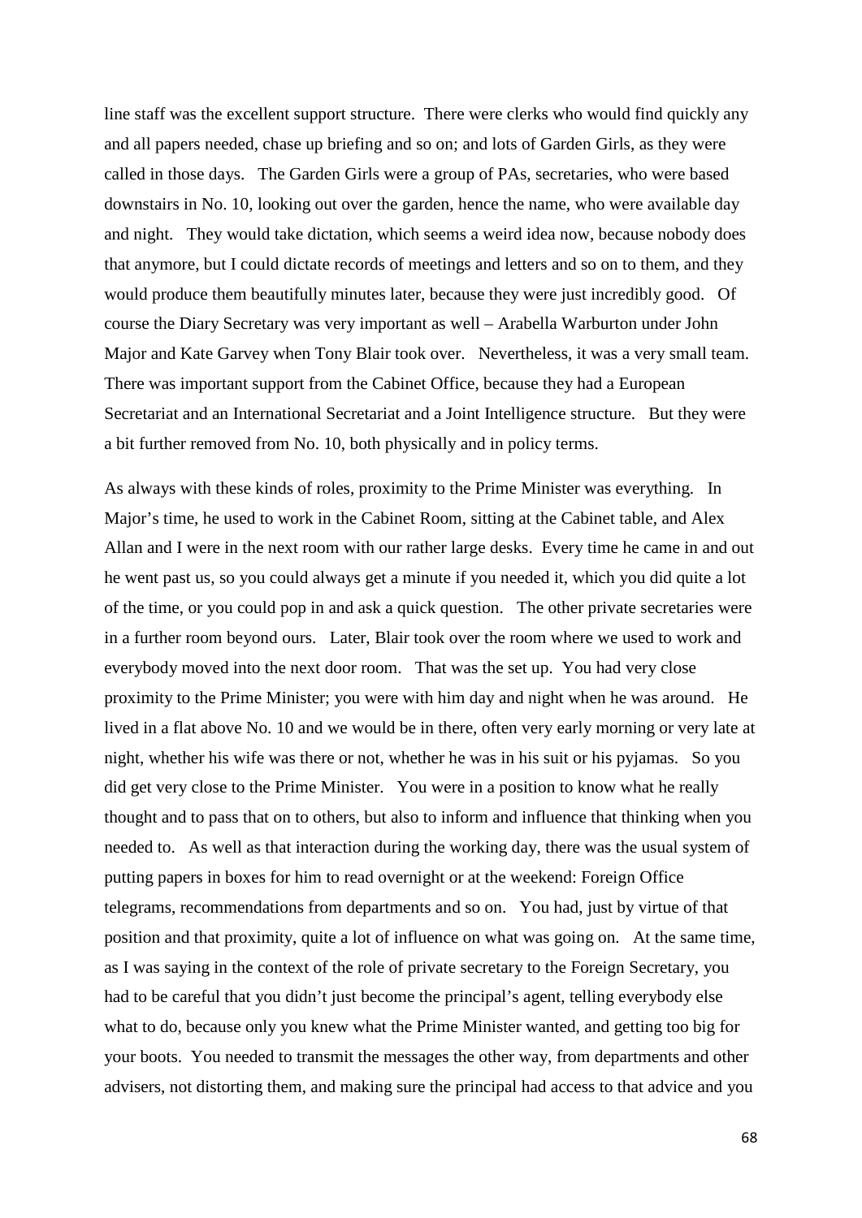line staff was the excellent support structure. There were clerks who would find quickly any and all papers needed, chase up briefing and so on; and lots of Garden Girls, as they were called in those days. The Garden Girls were a group of PAs, secretaries, who were based downstairs in No. 10, looking out over the garden, hence the name, who were available day and night. They would take dictation, which seems a weird idea now, because nobody does that anymore, but I could dictate records of meetings and letters and so on to them, and they would produce them beautifully minutes later, because they were just incredibly good. Of course the Diary Secretary was very important as well – Arabella Warburton under John Major and Kate Garvey when Tony Blair took over. Nevertheless, it was a very small team. There was important support from the Cabinet Office, because they had a European Secretariat and an International Secretariat and a Joint Intelligence structure. But they were a bit further removed from No. 10, both physically and in policy terms.

As always with these kinds of roles, proximity to the Prime Minister was everything. In Major's time, he used to work in the Cabinet Room, sitting at the Cabinet table, and Alex Allan and I were in the next room with our rather large desks. Every time he came in and out he went past us, so you could always get a minute if you needed it, which you did quite a lot of the time, or you could pop in and ask a quick question. The other private secretaries were in a further room beyond ours. Later, Blair took over the room where we used to work and everybody moved into the next door room. That was the set up. You had very close proximity to the Prime Minister; you were with him day and night when he was around. He lived in a flat above No. 10 and we would be in there, often very early morning or very late at night, whether his wife was there or not, whether he was in his suit or his pyjamas. So you did get very close to the Prime Minister. You were in a position to know what he really thought and to pass that on to others, but also to inform and influence that thinking when you needed to. As well as that interaction during the working day, there was the usual system of putting papers in boxes for him to read overnight or at the weekend: Foreign Office telegrams, recommendations from departments and so on. You had, just by virtue of that position and that proximity, quite a lot of influence on what was going on. At the same time, as I was saying in the context of the role of private secretary to the Foreign Secretary, you had to be careful that you didn't just become the principal's agent, telling everybody else what to do, because only you knew what the Prime Minister wanted, and getting too big for your boots. You needed to transmit the messages the other way, from departments and other advisers, not distorting them, and making sure the principal had access to that advice and you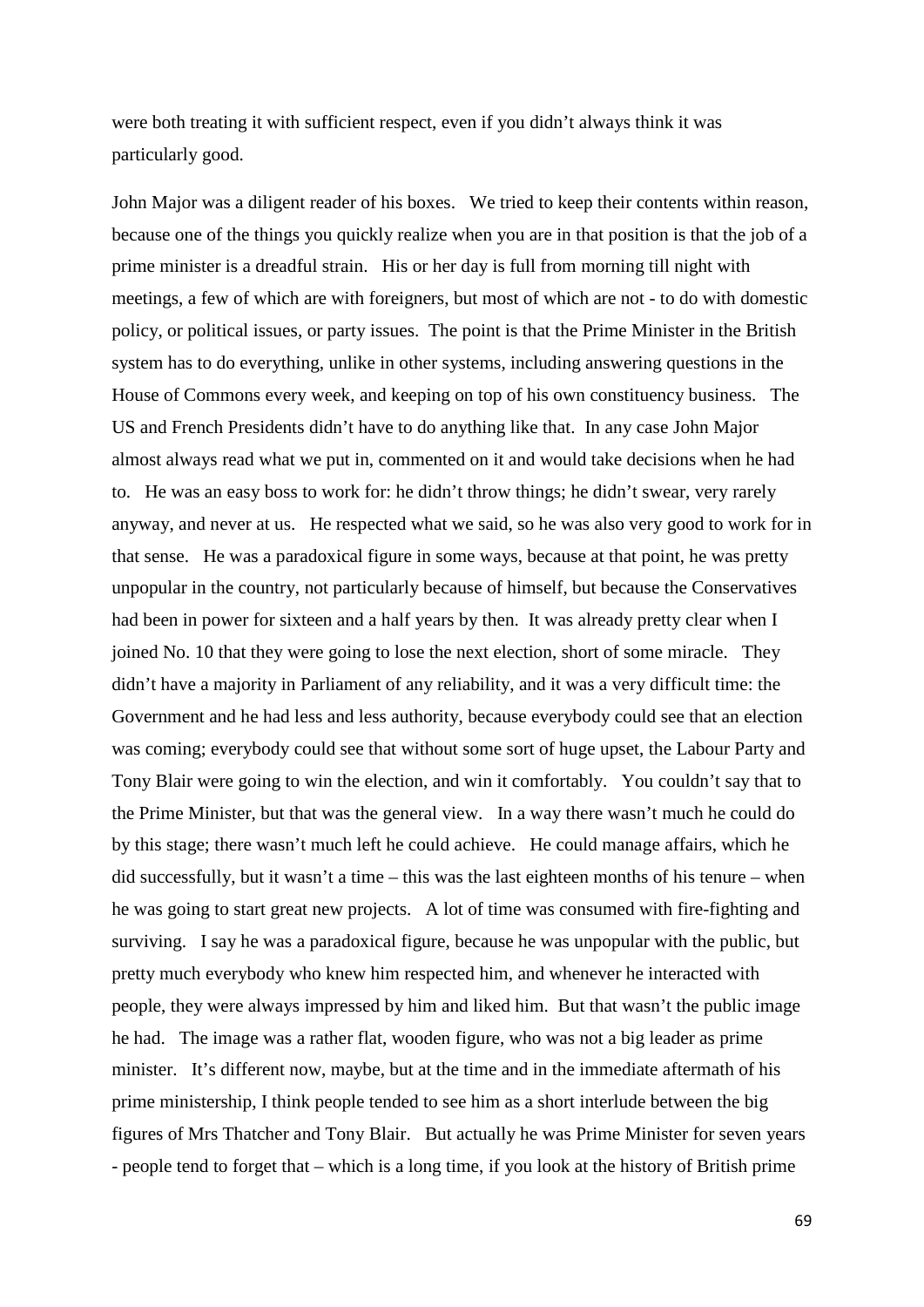were both treating it with sufficient respect, even if you didn't always think it was particularly good.

John Major was a diligent reader of his boxes. We tried to keep their contents within reason, because one of the things you quickly realize when you are in that position is that the job of a prime minister is a dreadful strain. His or her day is full from morning till night with meetings, a few of which are with foreigners, but most of which are not - to do with domestic policy, or political issues, or party issues. The point is that the Prime Minister in the British system has to do everything, unlike in other systems, including answering questions in the House of Commons every week, and keeping on top of his own constituency business. The US and French Presidents didn't have to do anything like that. In any case John Major almost always read what we put in, commented on it and would take decisions when he had to. He was an easy boss to work for: he didn't throw things; he didn't swear, very rarely anyway, and never at us. He respected what we said, so he was also very good to work for in that sense. He was a paradoxical figure in some ways, because at that point, he was pretty unpopular in the country, not particularly because of himself, but because the Conservatives had been in power for sixteen and a half years by then. It was already pretty clear when I joined No. 10 that they were going to lose the next election, short of some miracle. They didn't have a majority in Parliament of any reliability, and it was a very difficult time: the Government and he had less and less authority, because everybody could see that an election was coming; everybody could see that without some sort of huge upset, the Labour Party and Tony Blair were going to win the election, and win it comfortably. You couldn't say that to the Prime Minister, but that was the general view. In a way there wasn't much he could do by this stage; there wasn't much left he could achieve. He could manage affairs, which he did successfully, but it wasn't a time – this was the last eighteen months of his tenure – when he was going to start great new projects. A lot of time was consumed with fire-fighting and surviving. I say he was a paradoxical figure, because he was unpopular with the public, but pretty much everybody who knew him respected him, and whenever he interacted with people, they were always impressed by him and liked him. But that wasn't the public image he had. The image was a rather flat, wooden figure, who was not a big leader as prime minister. It's different now, maybe, but at the time and in the immediate aftermath of his prime ministership, I think people tended to see him as a short interlude between the big figures of Mrs Thatcher and Tony Blair. But actually he was Prime Minister for seven years - people tend to forget that – which is a long time, if you look at the history of British prime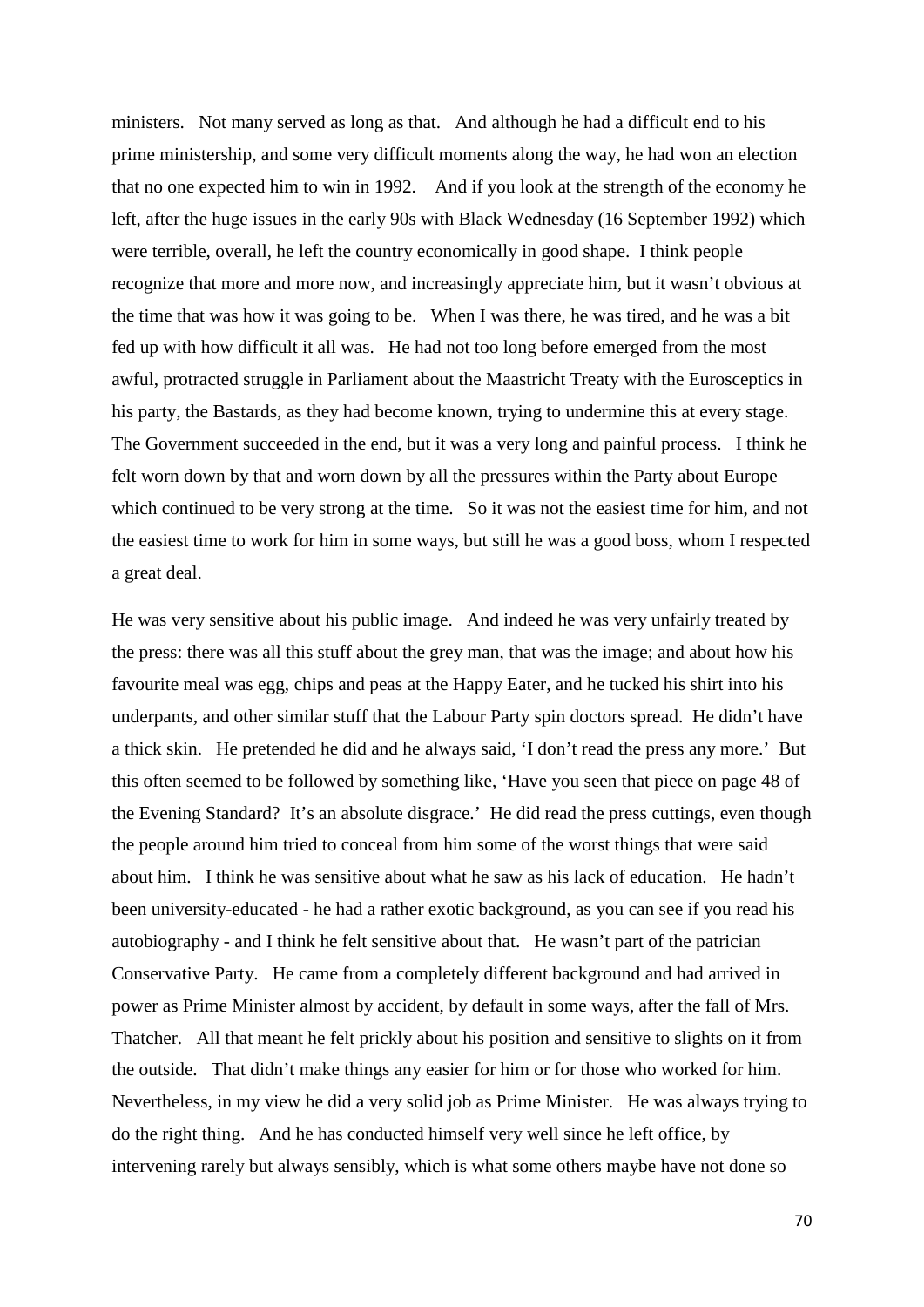ministers. Not many served as long as that. And although he had a difficult end to his prime ministership, and some very difficult moments along the way, he had won an election that no one expected him to win in 1992. And if you look at the strength of the economy he left, after the huge issues in the early 90s with Black Wednesday (16 September 1992) which were terrible, overall, he left the country economically in good shape. I think people recognize that more and more now, and increasingly appreciate him, but it wasn't obvious at the time that was how it was going to be. When I was there, he was tired, and he was a bit fed up with how difficult it all was. He had not too long before emerged from the most awful, protracted struggle in Parliament about the Maastricht Treaty with the Eurosceptics in his party, the Bastards, as they had become known, trying to undermine this at every stage. The Government succeeded in the end, but it was a very long and painful process. I think he felt worn down by that and worn down by all the pressures within the Party about Europe which continued to be very strong at the time. So it was not the easiest time for him, and not the easiest time to work for him in some ways, but still he was a good boss, whom I respected a great deal.

He was very sensitive about his public image. And indeed he was very unfairly treated by the press: there was all this stuff about the grey man, that was the image; and about how his favourite meal was egg, chips and peas at the Happy Eater, and he tucked his shirt into his underpants, and other similar stuff that the Labour Party spin doctors spread. He didn't have a thick skin. He pretended he did and he always said, 'I don't read the press any more.' But this often seemed to be followed by something like, 'Have you seen that piece on page 48 of the Evening Standard? It's an absolute disgrace.' He did read the press cuttings, even though the people around him tried to conceal from him some of the worst things that were said about him. I think he was sensitive about what he saw as his lack of education. He hadn't been university-educated - he had a rather exotic background, as you can see if you read his autobiography - and I think he felt sensitive about that. He wasn't part of the patrician Conservative Party. He came from a completely different background and had arrived in power as Prime Minister almost by accident, by default in some ways, after the fall of Mrs. Thatcher. All that meant he felt prickly about his position and sensitive to slights on it from the outside. That didn't make things any easier for him or for those who worked for him. Nevertheless, in my view he did a very solid job as Prime Minister. He was always trying to do the right thing. And he has conducted himself very well since he left office, by intervening rarely but always sensibly, which is what some others maybe have not done so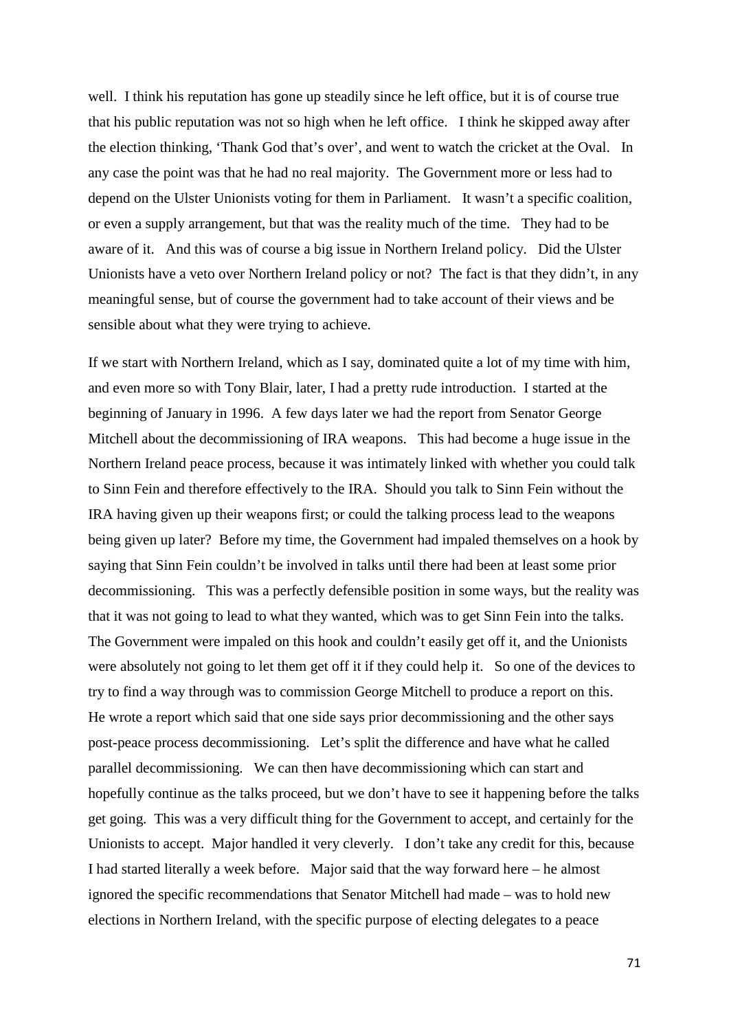well. I think his reputation has gone up steadily since he left office, but it is of course true that his public reputation was not so high when he left office. I think he skipped away after the election thinking, 'Thank God that's over', and went to watch the cricket at the Oval. In any case the point was that he had no real majority. The Government more or less had to depend on the Ulster Unionists voting for them in Parliament. It wasn't a specific coalition, or even a supply arrangement, but that was the reality much of the time. They had to be aware of it. And this was of course a big issue in Northern Ireland policy. Did the Ulster Unionists have a veto over Northern Ireland policy or not? The fact is that they didn't, in any meaningful sense, but of course the government had to take account of their views and be sensible about what they were trying to achieve.

If we start with Northern Ireland, which as I say, dominated quite a lot of my time with him, and even more so with Tony Blair, later, I had a pretty rude introduction. I started at the beginning of January in 1996. A few days later we had the report from Senator George Mitchell about the decommissioning of IRA weapons. This had become a huge issue in the Northern Ireland peace process, because it was intimately linked with whether you could talk to Sinn Fein and therefore effectively to the IRA. Should you talk to Sinn Fein without the IRA having given up their weapons first; or could the talking process lead to the weapons being given up later? Before my time, the Government had impaled themselves on a hook by saying that Sinn Fein couldn't be involved in talks until there had been at least some prior decommissioning. This was a perfectly defensible position in some ways, but the reality was that it was not going to lead to what they wanted, which was to get Sinn Fein into the talks. The Government were impaled on this hook and couldn't easily get off it, and the Unionists were absolutely not going to let them get off it if they could help it. So one of the devices to try to find a way through was to commission George Mitchell to produce a report on this. He wrote a report which said that one side says prior decommissioning and the other says post-peace process decommissioning. Let's split the difference and have what he called parallel decommissioning. We can then have decommissioning which can start and hopefully continue as the talks proceed, but we don't have to see it happening before the talks get going. This was a very difficult thing for the Government to accept, and certainly for the Unionists to accept. Major handled it very cleverly. I don't take any credit for this, because I had started literally a week before. Major said that the way forward here – he almost ignored the specific recommendations that Senator Mitchell had made – was to hold new elections in Northern Ireland, with the specific purpose of electing delegates to a peace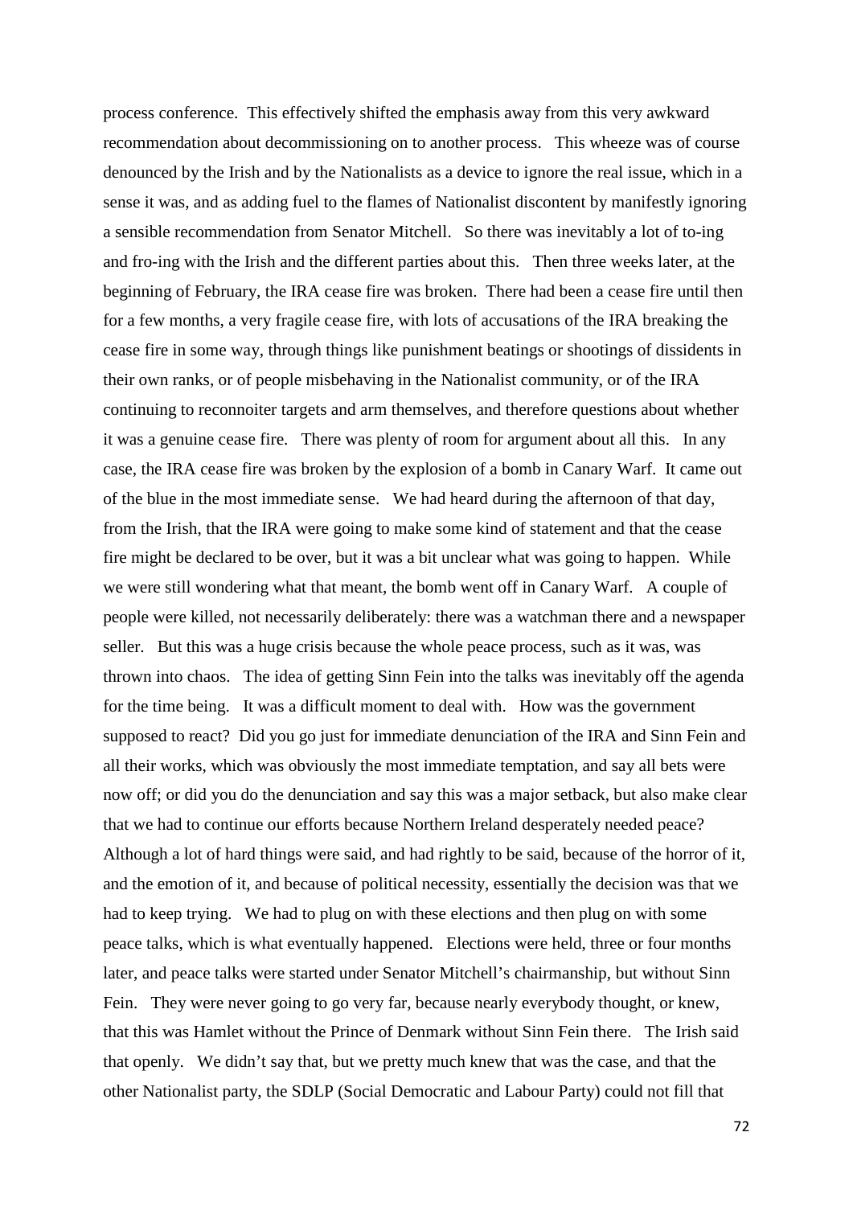process conference. This effectively shifted the emphasis away from this very awkward recommendation about decommissioning on to another process. This wheeze was of course denounced by the Irish and by the Nationalists as a device to ignore the real issue, which in a sense it was, and as adding fuel to the flames of Nationalist discontent by manifestly ignoring a sensible recommendation from Senator Mitchell. So there was inevitably a lot of to-ing and fro-ing with the Irish and the different parties about this. Then three weeks later, at the beginning of February, the IRA cease fire was broken. There had been a cease fire until then for a few months, a very fragile cease fire, with lots of accusations of the IRA breaking the cease fire in some way, through things like punishment beatings or shootings of dissidents in their own ranks, or of people misbehaving in the Nationalist community, or of the IRA continuing to reconnoiter targets and arm themselves, and therefore questions about whether it was a genuine cease fire. There was plenty of room for argument about all this. In any case, the IRA cease fire was broken by the explosion of a bomb in Canary Warf. It came out of the blue in the most immediate sense. We had heard during the afternoon of that day, from the Irish, that the IRA were going to make some kind of statement and that the cease fire might be declared to be over, but it was a bit unclear what was going to happen. While we were still wondering what that meant, the bomb went off in Canary Warf. A couple of people were killed, not necessarily deliberately: there was a watchman there and a newspaper seller. But this was a huge crisis because the whole peace process, such as it was, was thrown into chaos. The idea of getting Sinn Fein into the talks was inevitably off the agenda for the time being. It was a difficult moment to deal with. How was the government supposed to react? Did you go just for immediate denunciation of the IRA and Sinn Fein and all their works, which was obviously the most immediate temptation, and say all bets were now off; or did you do the denunciation and say this was a major setback, but also make clear that we had to continue our efforts because Northern Ireland desperately needed peace? Although a lot of hard things were said, and had rightly to be said, because of the horror of it, and the emotion of it, and because of political necessity, essentially the decision was that we had to keep trying. We had to plug on with these elections and then plug on with some peace talks, which is what eventually happened. Elections were held, three or four months later, and peace talks were started under Senator Mitchell's chairmanship, but without Sinn Fein. They were never going to go very far, because nearly everybody thought, or knew, that this was Hamlet without the Prince of Denmark without Sinn Fein there. The Irish said that openly. We didn't say that, but we pretty much knew that was the case, and that the other Nationalist party, the SDLP (Social Democratic and Labour Party) could not fill that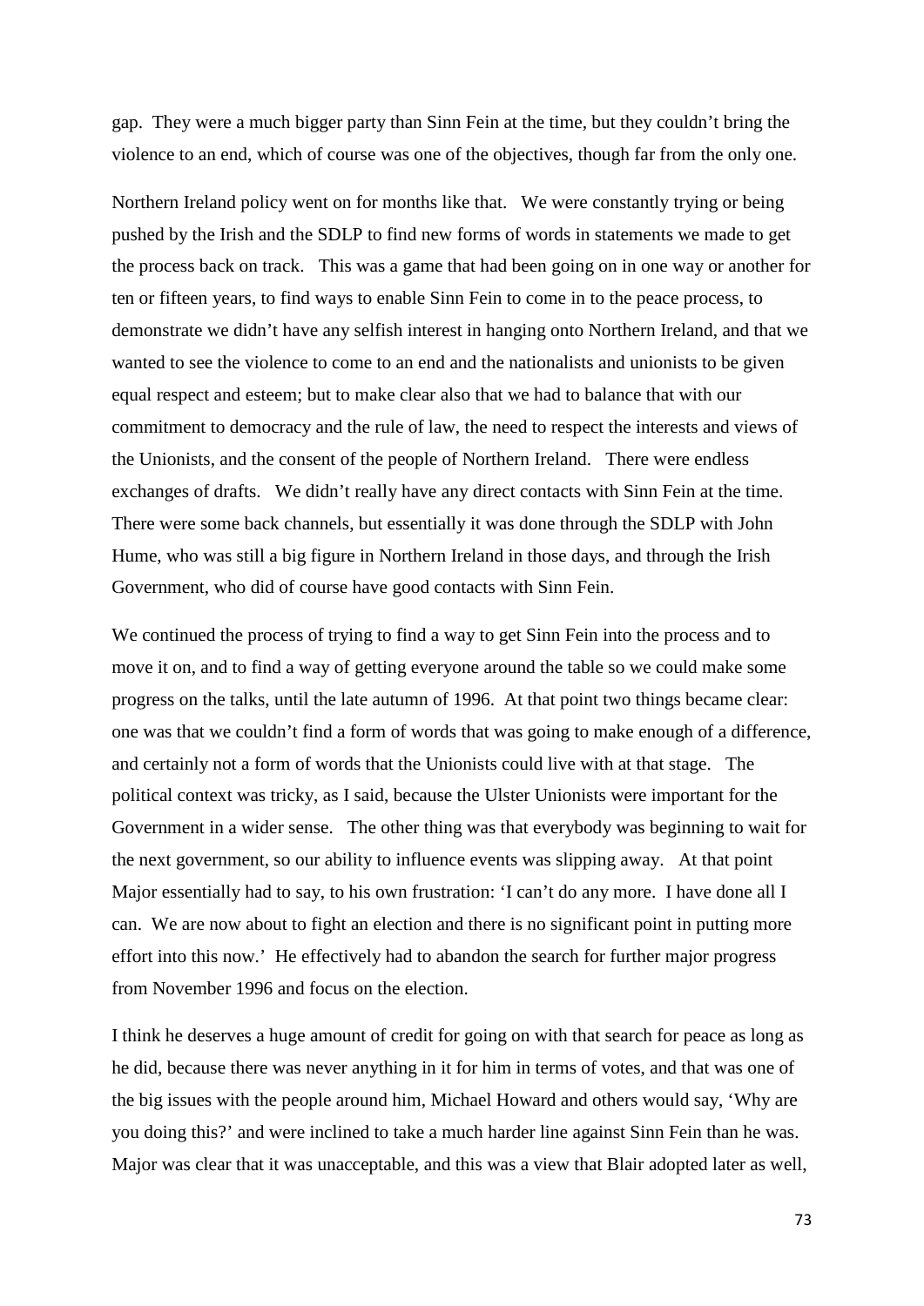gap. They were a much bigger party than Sinn Fein at the time, but they couldn't bring the violence to an end, which of course was one of the objectives, though far from the only one.

Northern Ireland policy went on for months like that. We were constantly trying or being pushed by the Irish and the SDLP to find new forms of words in statements we made to get the process back on track. This was a game that had been going on in one way or another for ten or fifteen years, to find ways to enable Sinn Fein to come in to the peace process, to demonstrate we didn't have any selfish interest in hanging onto Northern Ireland, and that we wanted to see the violence to come to an end and the nationalists and unionists to be given equal respect and esteem; but to make clear also that we had to balance that with our commitment to democracy and the rule of law, the need to respect the interests and views of the Unionists, and the consent of the people of Northern Ireland. There were endless exchanges of drafts. We didn't really have any direct contacts with Sinn Fein at the time. There were some back channels, but essentially it was done through the SDLP with John Hume, who was still a big figure in Northern Ireland in those days, and through the Irish Government, who did of course have good contacts with Sinn Fein.

We continued the process of trying to find a way to get Sinn Fein into the process and to move it on, and to find a way of getting everyone around the table so we could make some progress on the talks, until the late autumn of 1996. At that point two things became clear: one was that we couldn't find a form of words that was going to make enough of a difference, and certainly not a form of words that the Unionists could live with at that stage. The political context was tricky, as I said, because the Ulster Unionists were important for the Government in a wider sense. The other thing was that everybody was beginning to wait for the next government, so our ability to influence events was slipping away. At that point Major essentially had to say, to his own frustration: 'I can't do any more. I have done all I can. We are now about to fight an election and there is no significant point in putting more effort into this now.' He effectively had to abandon the search for further major progress from November 1996 and focus on the election.

I think he deserves a huge amount of credit for going on with that search for peace as long as he did, because there was never anything in it for him in terms of votes, and that was one of the big issues with the people around him, Michael Howard and others would say, 'Why are you doing this?' and were inclined to take a much harder line against Sinn Fein than he was. Major was clear that it was unacceptable, and this was a view that Blair adopted later as well,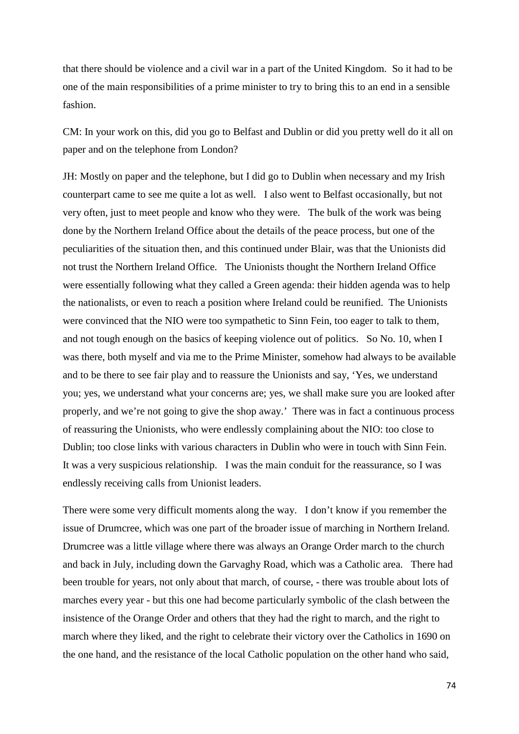that there should be violence and a civil war in a part of the United Kingdom. So it had to be one of the main responsibilities of a prime minister to try to bring this to an end in a sensible fashion.

CM: In your work on this, did you go to Belfast and Dublin or did you pretty well do it all on paper and on the telephone from London?

JH: Mostly on paper and the telephone, but I did go to Dublin when necessary and my Irish counterpart came to see me quite a lot as well. I also went to Belfast occasionally, but not very often, just to meet people and know who they were. The bulk of the work was being done by the Northern Ireland Office about the details of the peace process, but one of the peculiarities of the situation then, and this continued under Blair, was that the Unionists did not trust the Northern Ireland Office. The Unionists thought the Northern Ireland Office were essentially following what they called a Green agenda: their hidden agenda was to help the nationalists, or even to reach a position where Ireland could be reunified. The Unionists were convinced that the NIO were too sympathetic to Sinn Fein, too eager to talk to them, and not tough enough on the basics of keeping violence out of politics. So No. 10, when I was there, both myself and via me to the Prime Minister, somehow had always to be available and to be there to see fair play and to reassure the Unionists and say, 'Yes, we understand you; yes, we understand what your concerns are; yes, we shall make sure you are looked after properly, and we're not going to give the shop away.' There was in fact a continuous process of reassuring the Unionists, who were endlessly complaining about the NIO: too close to Dublin; too close links with various characters in Dublin who were in touch with Sinn Fein. It was a very suspicious relationship. I was the main conduit for the reassurance, so I was endlessly receiving calls from Unionist leaders.

There were some very difficult moments along the way. I don't know if you remember the issue of Drumcree, which was one part of the broader issue of marching in Northern Ireland. Drumcree was a little village where there was always an Orange Order march to the church and back in July, including down the Garvaghy Road, which was a Catholic area. There had been trouble for years, not only about that march, of course, - there was trouble about lots of marches every year - but this one had become particularly symbolic of the clash between the insistence of the Orange Order and others that they had the right to march, and the right to march where they liked, and the right to celebrate their victory over the Catholics in 1690 on the one hand, and the resistance of the local Catholic population on the other hand who said,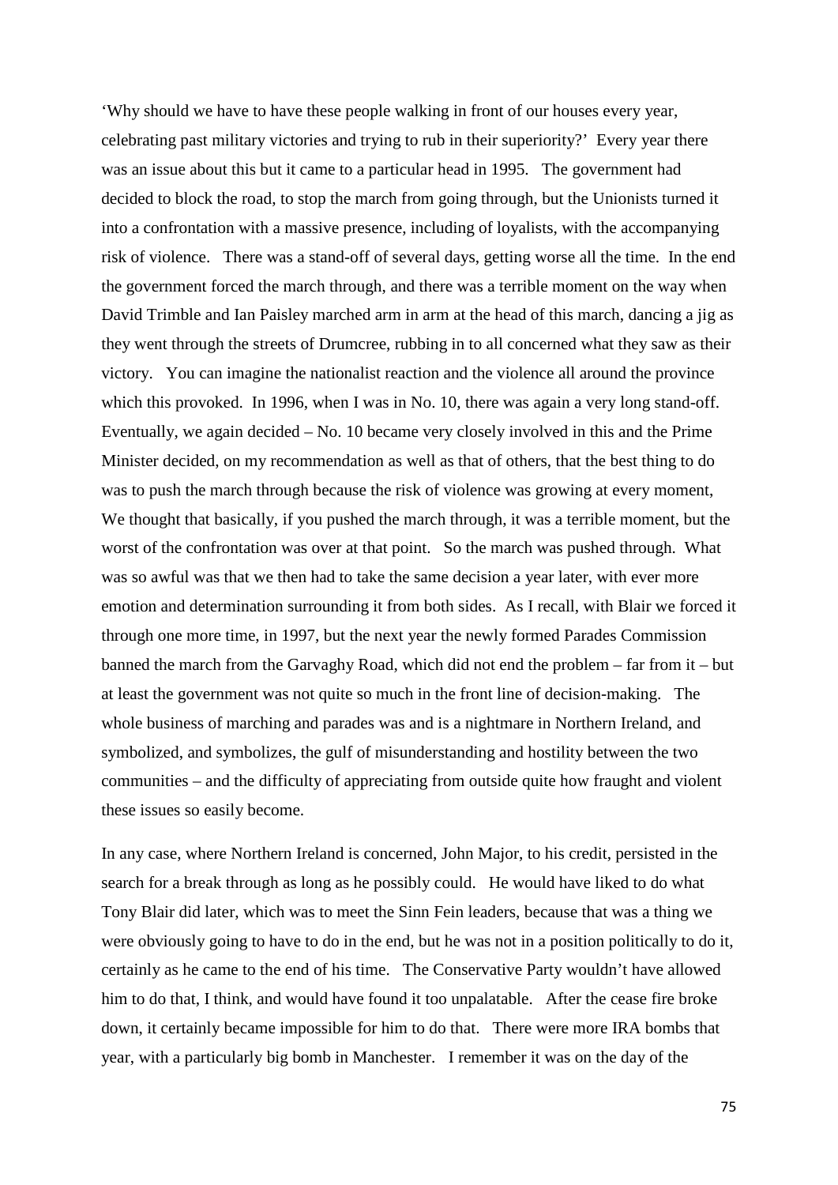‘Why should we have to have these people walking in front of our houses every year, celebrating past military victories and trying to rub in their superiority?’ Every year there was an issue about this but it came to a particular head in 1995. The government had decided to block the road, to stop the march from going through, but the Unionists turned it into a confrontation with a massive presence, including of loyalists, with the accompanying risk of violence. There was a stand-off of several days, getting worse all the time. In the end the government forced the march through, and there was a terrible moment on the way when David Trimble and Ian Paisley marched arm in arm at the head of this march, dancing a jig as they went through the streets of Drumcree, rubbing in to all concerned what they saw as their victory. You can imagine the nationalist reaction and the violence all around the province which this provoked. In 1996, when I was in No. 10, there was again a very long stand-off. Eventually, we again decided – No. 10 became very closely involved in this and the Prime Minister decided, on my recommendation as well as that of others, that the best thing to do was to push the march through because the risk of violence was growing at every moment, We thought that basically, if you pushed the march through, it was a terrible moment, but the worst of the confrontation was over at that point. So the march was pushed through. What was so awful was that we then had to take the same decision a year later, with ever more emotion and determination surrounding it from both sides. As I recall, with Blair we forced it through one more time, in 1997, but the next year the newly formed Parades Commission banned the march from the Garvaghy Road, which did not end the problem – far from it – but at least the government was not quite so much in the front line of decision-making. The whole business of marching and parades was and is a nightmare in Northern Ireland, and symbolized, and symbolizes, the gulf of misunderstanding and hostility between the two communities – and the difficulty of appreciating from outside quite how fraught and violent these issues so easily become.

In any case, where Northern Ireland is concerned, John Major, to his credit, persisted in the search for a break through as long as he possibly could. He would have liked to do what Tony Blair did later, which was to meet the Sinn Fein leaders, because that was a thing we were obviously going to have to do in the end, but he was not in a position politically to do it, certainly as he came to the end of his time. The Conservative Party wouldn’t have allowed him to do that, I think, and would have found it too unpalatable. After the cease fire broke down, it certainly became impossible for him to do that. There were more IRA bombs that year, with a particularly big bomb in Manchester. I remember it was on the day of the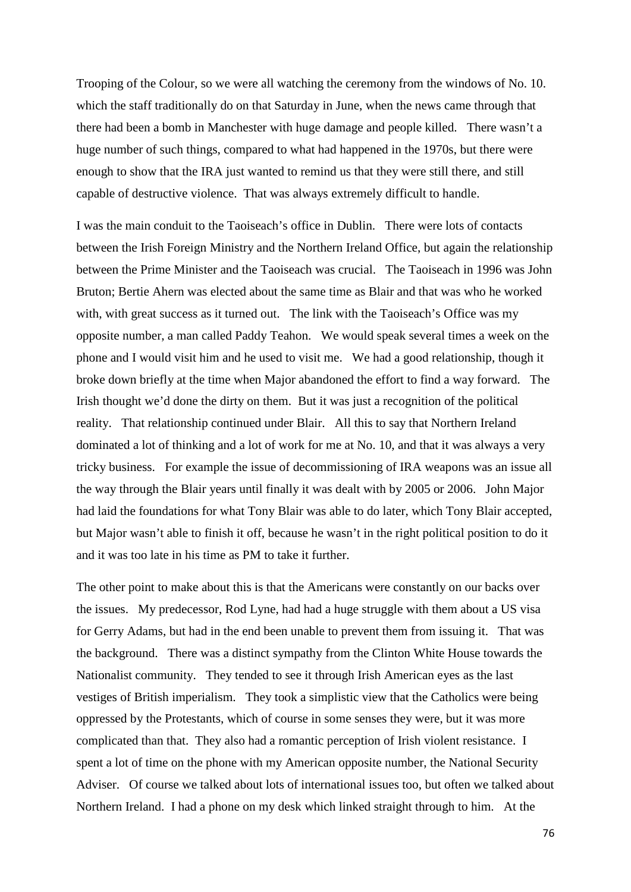Trooping of the Colour, so we were all watching the ceremony from the windows of No. 10. which the staff traditionally do on that Saturday in June, when the news came through that there had been a bomb in Manchester with huge damage and people killed. There wasn't a huge number of such things, compared to what had happened in the 1970s, but there were enough to show that the IRA just wanted to remind us that they were still there, and still capable of destructive violence. That was always extremely difficult to handle.

I was the main conduit to the Taoiseach's office in Dublin. There were lots of contacts between the Irish Foreign Ministry and the Northern Ireland Office, but again the relationship between the Prime Minister and the Taoiseach was crucial. The Taoiseach in 1996 was John Bruton; Bertie Ahern was elected about the same time as Blair and that was who he worked with, with great success as it turned out. The link with the Taoiseach's Office was my opposite number, a man called Paddy Teahon. We would speak several times a week on the phone and I would visit him and he used to visit me. We had a good relationship, though it broke down briefly at the time when Major abandoned the effort to find a way forward. The Irish thought we'd done the dirty on them. But it was just a recognition of the political reality. That relationship continued under Blair. All this to say that Northern Ireland dominated a lot of thinking and a lot of work for me at No. 10, and that it was always a very tricky business. For example the issue of decommissioning of IRA weapons was an issue all the way through the Blair years until finally it was dealt with by 2005 or 2006. John Major had laid the foundations for what Tony Blair was able to do later, which Tony Blair accepted, but Major wasn't able to finish it off, because he wasn't in the right political position to do it and it was too late in his time as PM to take it further.

The other point to make about this is that the Americans were constantly on our backs over the issues. My predecessor, Rod Lyne, had had a huge struggle with them about a US visa for Gerry Adams, but had in the end been unable to prevent them from issuing it. That was the background. There was a distinct sympathy from the Clinton White House towards the Nationalist community. They tended to see it through Irish American eyes as the last vestiges of British imperialism. They took a simplistic view that the Catholics were being oppressed by the Protestants, which of course in some senses they were, but it was more complicated than that. They also had a romantic perception of Irish violent resistance. I spent a lot of time on the phone with my American opposite number, the National Security Adviser. Of course we talked about lots of international issues too, but often we talked about Northern Ireland. I had a phone on my desk which linked straight through to him. At the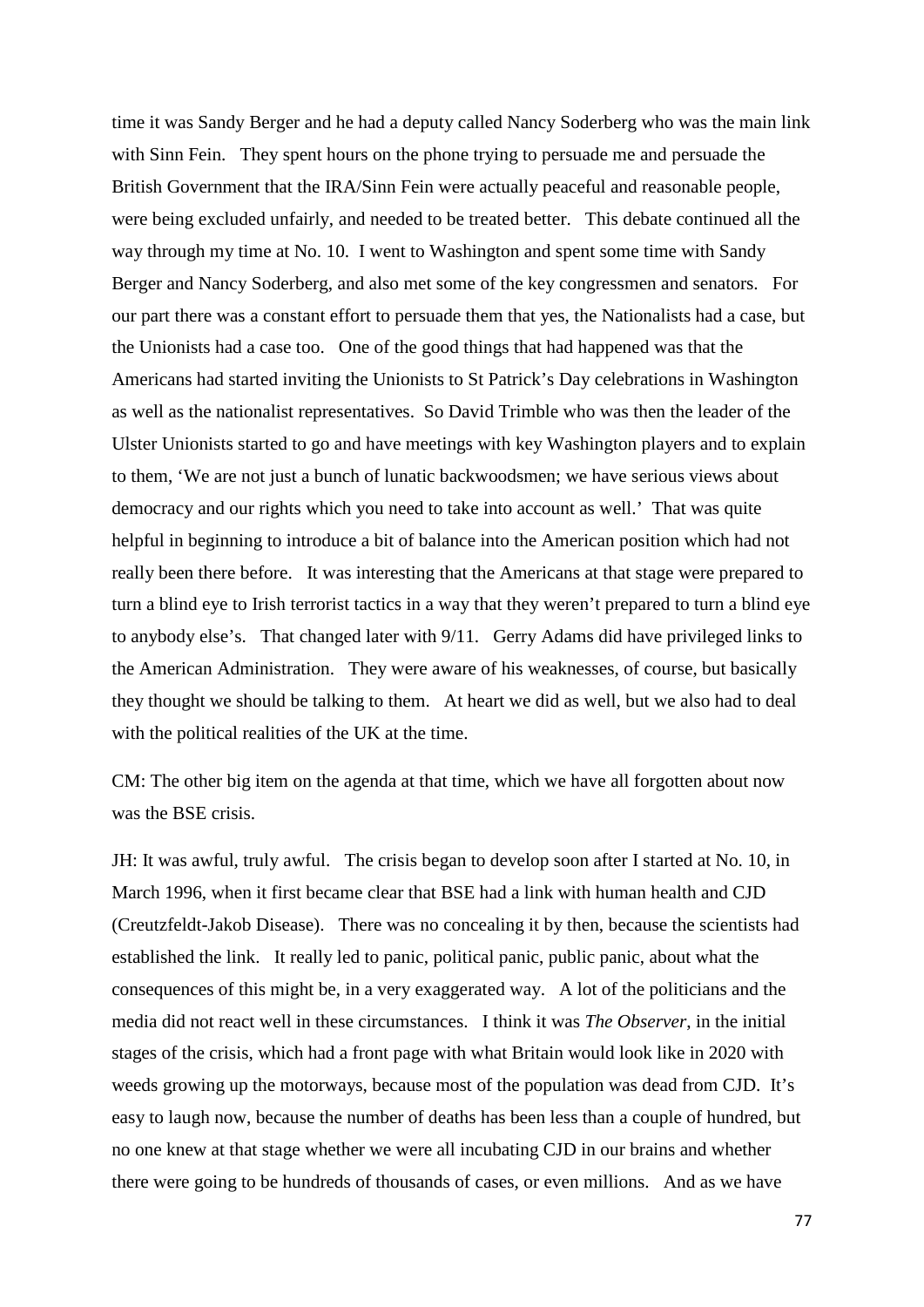time it was Sandy Berger and he had a deputy called Nancy Soderberg who was the main link with Sinn Fein. They spent hours on the phone trying to persuade me and persuade the British Government that the IRA/Sinn Fein were actually peaceful and reasonable people, were being excluded unfairly, and needed to be treated better. This debate continued all the way through my time at No. 10. I went to Washington and spent some time with Sandy Berger and Nancy Soderberg, and also met some of the key congressmen and senators. For our part there was a constant effort to persuade them that yes, the Nationalists had a case, but the Unionists had a case too. One of the good things that had happened was that the Americans had started inviting the Unionists to St Patrick's Day celebrations in Washington as well as the nationalist representatives. So David Trimble who was then the leader of the Ulster Unionists started to go and have meetings with key Washington players and to explain to them, 'We are not just a bunch of lunatic backwoodsmen; we have serious views about democracy and our rights which you need to take into account as well.' That was quite helpful in beginning to introduce a bit of balance into the American position which had not really been there before. It was interesting that the Americans at that stage were prepared to turn a blind eye to Irish terrorist tactics in a way that they weren't prepared to turn a blind eye to anybody else's. That changed later with 9/11. Gerry Adams did have privileged links to the American Administration. They were aware of his weaknesses, of course, but basically they thought we should be talking to them. At heart we did as well, but we also had to deal with the political realities of the UK at the time.

CM: The other big item on the agenda at that time, which we have all forgotten about now was the BSE crisis.

JH: It was awful, truly awful. The crisis began to develop soon after I started at No. 10, in March 1996, when it first became clear that BSE had a link with human health and CJD (Creutzfeldt-Jakob Disease). There was no concealing it by then, because the scientists had established the link. It really led to panic, political panic, public panic, about what the consequences of this might be, in a very exaggerated way. A lot of the politicians and the media did not react well in these circumstances. I think it was *The Observer*, in the initial stages of the crisis, which had a front page with what Britain would look like in 2020 with weeds growing up the motorways, because most of the population was dead from CJD. It's easy to laugh now, because the number of deaths has been less than a couple of hundred, but no one knew at that stage whether we were all incubating CJD in our brains and whether there were going to be hundreds of thousands of cases, or even millions. And as we have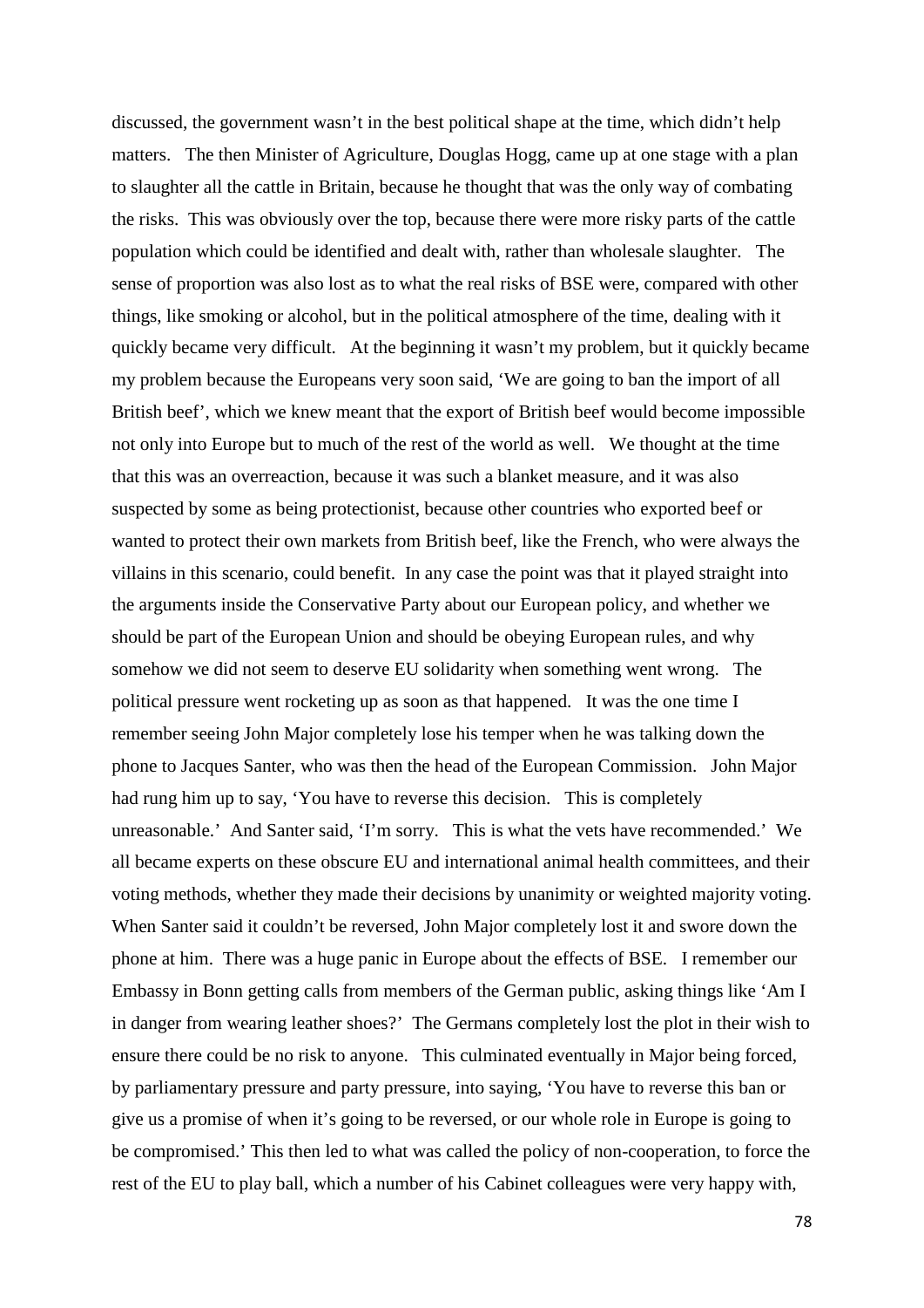discussed, the government wasn't in the best political shape at the time, which didn't help matters. The then Minister of Agriculture, Douglas Hogg, came up at one stage with a plan to slaughter all the cattle in Britain, because he thought that was the only way of combating the risks. This was obviously over the top, because there were more risky parts of the cattle population which could be identified and dealt with, rather than wholesale slaughter. The sense of proportion was also lost as to what the real risks of BSE were, compared with other things, like smoking or alcohol, but in the political atmosphere of the time, dealing with it quickly became very difficult. At the beginning it wasn't my problem, but it quickly became my problem because the Europeans very soon said, 'We are going to ban the import of all British beef', which we knew meant that the export of British beef would become impossible not only into Europe but to much of the rest of the world as well. We thought at the time that this was an overreaction, because it was such a blanket measure, and it was also suspected by some as being protectionist, because other countries who exported beef or wanted to protect their own markets from British beef, like the French, who were always the villains in this scenario, could benefit. In any case the point was that it played straight into the arguments inside the Conservative Party about our European policy, and whether we should be part of the European Union and should be obeying European rules, and why somehow we did not seem to deserve EU solidarity when something went wrong. The political pressure went rocketing up as soon as that happened. It was the one time I remember seeing John Major completely lose his temper when he was talking down the phone to Jacques Santer, who was then the head of the European Commission. John Major had rung him up to say, 'You have to reverse this decision. This is completely unreasonable.' And Santer said, 'I'm sorry. This is what the vets have recommended.' We all became experts on these obscure EU and international animal health committees, and their voting methods, whether they made their decisions by unanimity or weighted majority voting. When Santer said it couldn't be reversed, John Major completely lost it and swore down the phone at him. There was a huge panic in Europe about the effects of BSE. I remember our Embassy in Bonn getting calls from members of the German public, asking things like 'Am I in danger from wearing leather shoes?' The Germans completely lost the plot in their wish to ensure there could be no risk to anyone. This culminated eventually in Major being forced, by parliamentary pressure and party pressure, into saying, 'You have to reverse this ban or give us a promise of when it's going to be reversed, or our whole role in Europe is going to be compromised.' This then led to what was called the policy of non-cooperation, to force the rest of the EU to play ball, which a number of his Cabinet colleagues were very happy with,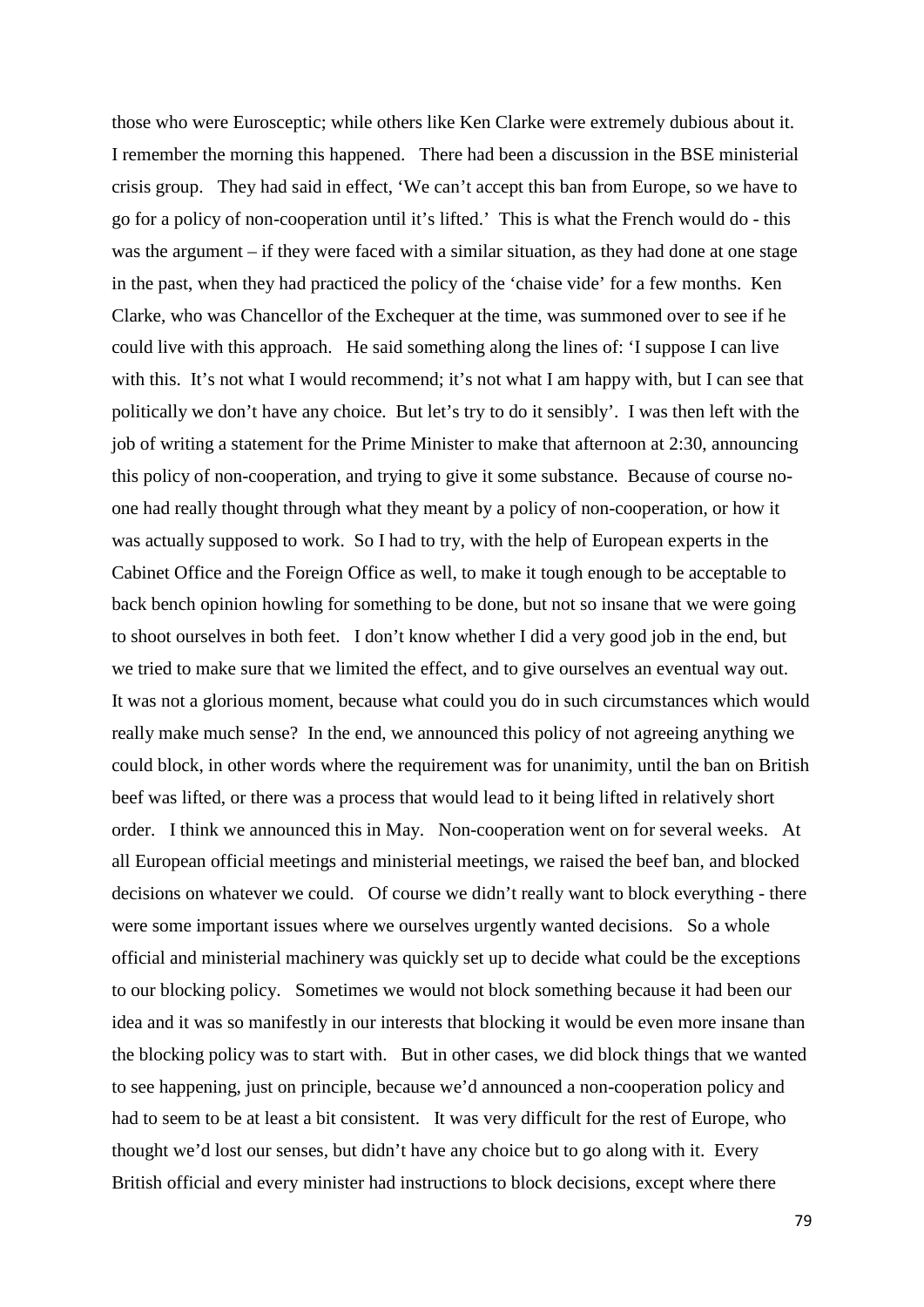those who were Eurosceptic; while others like Ken Clarke were extremely dubious about it. I remember the morning this happened. There had been a discussion in the BSE ministerial crisis group. They had said in effect, 'We can't accept this ban from Europe, so we have to go for a policy of non-cooperation until it's lifted.' This is what the French would do - this was the argument – if they were faced with a similar situation, as they had done at one stage in the past, when they had practiced the policy of the 'chaise vide' for a few months. Ken Clarke, who was Chancellor of the Exchequer at the time, was summoned over to see if he could live with this approach. He said something along the lines of: 'I suppose I can live with this. It's not what I would recommend; it's not what I am happy with, but I can see that politically we don't have any choice. But let's try to do it sensibly'. I was then left with the job of writing a statement for the Prime Minister to make that afternoon at 2:30, announcing this policy of non-cooperation, and trying to give it some substance. Because of course no-one had really thought through what they meant by a policy of non-cooperation, or how it was actually supposed to work. So I had to try, with the help of European experts in the Cabinet Office and the Foreign Office as well, to make it tough enough to be acceptable to back bench opinion howling for something to be done, but not so insane that we were going to shoot ourselves in both feet. I don't know whether I did a very good job in the end, but we tried to make sure that we limited the effect, and to give ourselves an eventual way out. It was not a glorious moment, because what could you do in such circumstances which would really make much sense? In the end, we announced this policy of not agreeing anything we could block, in other words where the requirement was for unanimity, until the ban on British beef was lifted, or there was a process that would lead to it being lifted in relatively short order. I think we announced this in May. Non-cooperation went on for several weeks. At all European official meetings and ministerial meetings, we raised the beef ban, and blocked decisions on whatever we could. Of course we didn't really want to block everything - there were some important issues where we ourselves urgently wanted decisions. So a whole official and ministerial machinery was quickly set up to decide what could be the exceptions to our blocking policy. Sometimes we would not block something because it had been our idea and it was so manifestly in our interests that blocking it would be even more insane than the blocking policy was to start with. But in other cases, we did block things that we wanted to see happening, just on principle, because we'd announced a non-cooperation policy and had to seem to be at least a bit consistent. It was very difficult for the rest of Europe, who thought we'd lost our senses, but didn't have any choice but to go along with it. Every British official and every minister had instructions to block decisions, except where there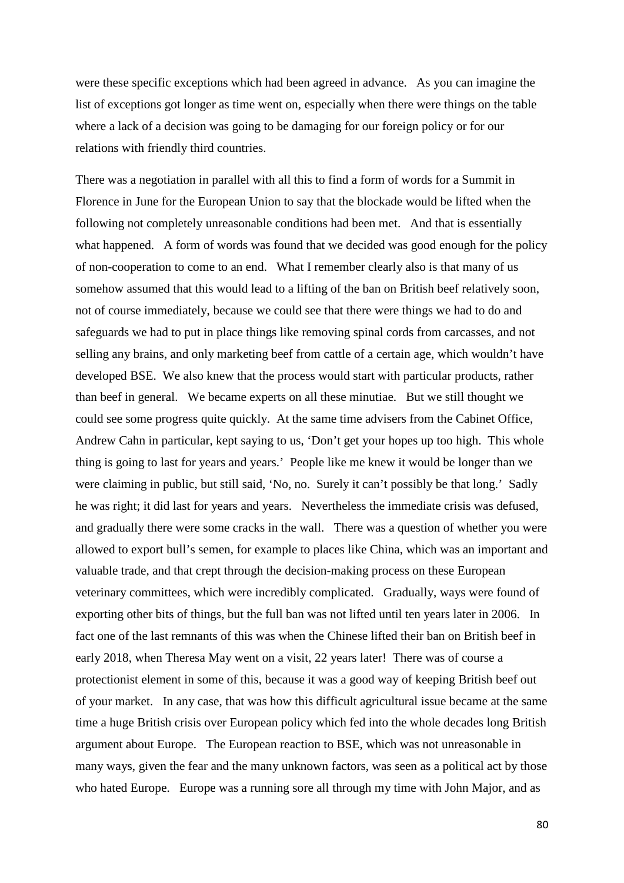were these specific exceptions which had been agreed in advance. As you can imagine the list of exceptions got longer as time went on, especially when there were things on the table where a lack of a decision was going to be damaging for our foreign policy or for our relations with friendly third countries.

There was a negotiation in parallel with all this to find a form of words for a Summit in Florence in June for the European Union to say that the blockade would be lifted when the following not completely unreasonable conditions had been met. And that is essentially what happened. A form of words was found that we decided was good enough for the policy of non-cooperation to come to an end. What I remember clearly also is that many of us somehow assumed that this would lead to a lifting of the ban on British beef relatively soon, not of course immediately, because we could see that there were things we had to do and safeguards we had to put in place things like removing spinal cords from carcasses, and not selling any brains, and only marketing beef from cattle of a certain age, which wouldn't have developed BSE. We also knew that the process would start with particular products, rather than beef in general. We became experts on all these minutiae. But we still thought we could see some progress quite quickly. At the same time advisers from the Cabinet Office, Andrew Cahn in particular, kept saying to us, 'Don't get your hopes up too high. This whole thing is going to last for years and years.' People like me knew it would be longer than we were claiming in public, but still said, 'No, no. Surely it can't possibly be that long.' Sadly he was right; it did last for years and years. Nevertheless the immediate crisis was defused, and gradually there were some cracks in the wall. There was a question of whether you were allowed to export bull's semen, for example to places like China, which was an important and valuable trade, and that crept through the decision-making process on these European veterinary committees, which were incredibly complicated. Gradually, ways were found of exporting other bits of things, but the full ban was not lifted until ten years later in 2006. In fact one of the last remnants of this was when the Chinese lifted their ban on British beef in early 2018, when Theresa May went on a visit, 22 years later! There was of course a protectionist element in some of this, because it was a good way of keeping British beef out of your market. In any case, that was how this difficult agricultural issue became at the same time a huge British crisis over European policy which fed into the whole decades long British argument about Europe. The European reaction to BSE, which was not unreasonable in many ways, given the fear and the many unknown factors, was seen as a political act by those who hated Europe. Europe was a running sore all through my time with John Major, and as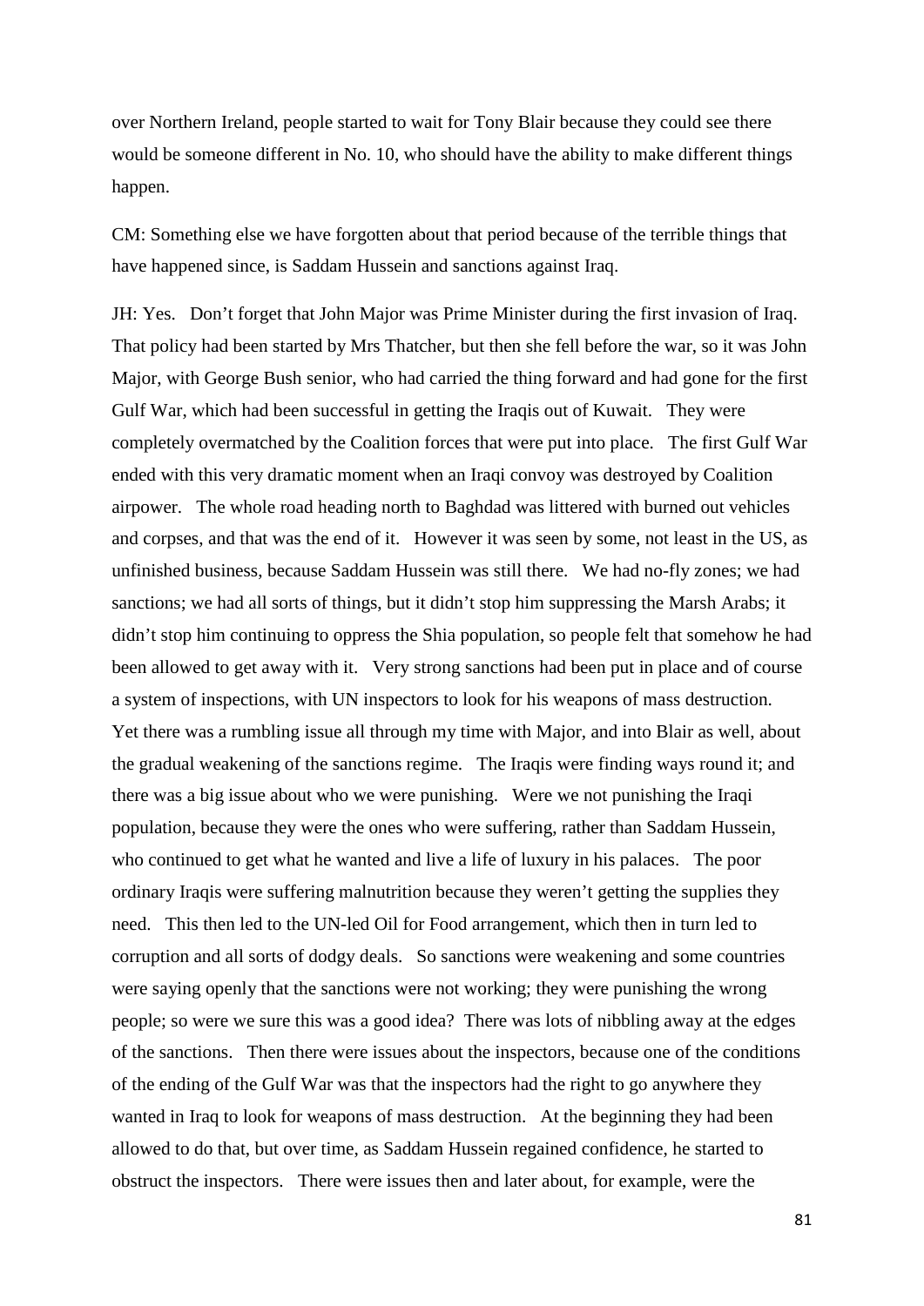over Northern Ireland, people started to wait for Tony Blair because they could see there would be someone different in No. 10, who should have the ability to make different things happen.

CM: Something else we have forgotten about that period because of the terrible things that have happened since, is Saddam Hussein and sanctions against Iraq.

JH: Yes. Don't forget that John Major was Prime Minister during the first invasion of Iraq. That policy had been started by Mrs Thatcher, but then she fell before the war, so it was John Major, with George Bush senior, who had carried the thing forward and had gone for the first Gulf War, which had been successful in getting the Iraqis out of Kuwait. They were completely overmatched by the Coalition forces that were put into place. The first Gulf War ended with this very dramatic moment when an Iraqi convoy was destroyed by Coalition airpower. The whole road heading north to Baghdad was littered with burned out vehicles and corpses, and that was the end of it. However it was seen by some, not least in the US, as unfinished business, because Saddam Hussein was still there. We had no-fly zones; we had sanctions; we had all sorts of things, but it didn't stop him suppressing the Marsh Arabs; it didn't stop him continuing to oppress the Shia population, so people felt that somehow he had been allowed to get away with it. Very strong sanctions had been put in place and of course a system of inspections, with UN inspectors to look for his weapons of mass destruction. Yet there was a rumbling issue all through my time with Major, and into Blair as well, about the gradual weakening of the sanctions regime. The Iraqis were finding ways round it; and there was a big issue about who we were punishing. Were we not punishing the Iraqi population, because they were the ones who were suffering, rather than Saddam Hussein, who continued to get what he wanted and live a life of luxury in his palaces. The poor ordinary Iraqis were suffering malnutrition because they weren't getting the supplies they need. This then led to the UN-led Oil for Food arrangement, which then in turn led to corruption and all sorts of dodgy deals. So sanctions were weakening and some countries were saying openly that the sanctions were not working; they were punishing the wrong people; so were we sure this was a good idea? There was lots of nibbling away at the edges of the sanctions. Then there were issues about the inspectors, because one of the conditions of the ending of the Gulf War was that the inspectors had the right to go anywhere they wanted in Iraq to look for weapons of mass destruction. At the beginning they had been allowed to do that, but over time, as Saddam Hussein regained confidence, he started to obstruct the inspectors. There were issues then and later about, for example, were the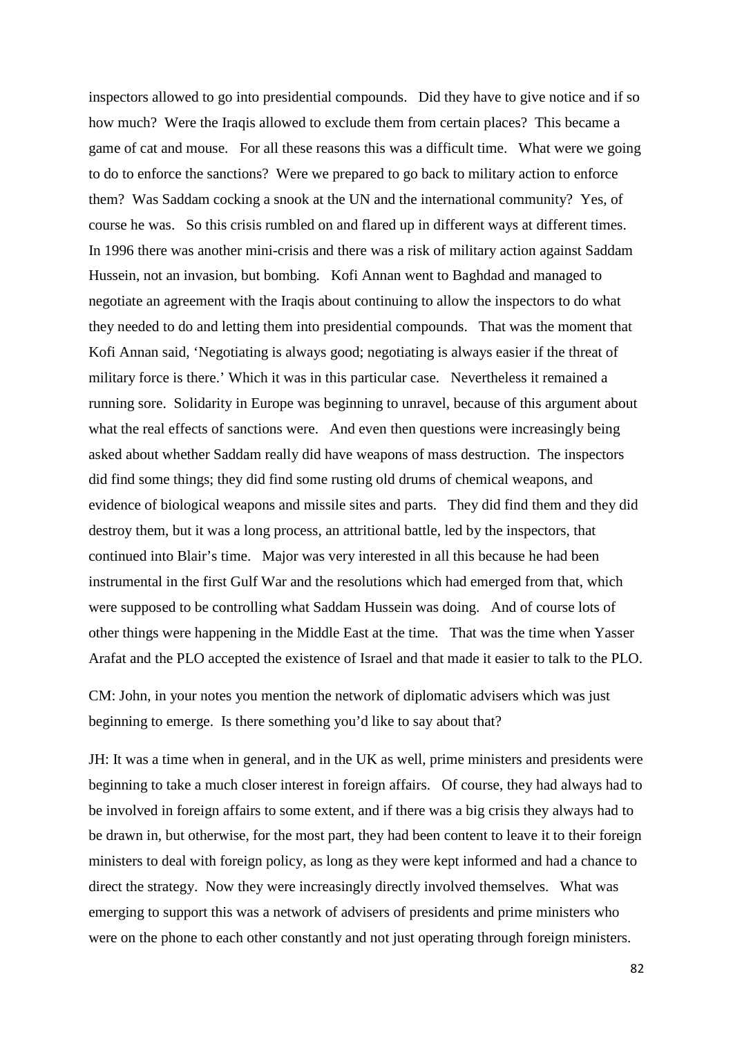inspectors allowed to go into presidential compounds. Did they have to give notice and if so how much? Were the Iraqis allowed to exclude them from certain places? This became a game of cat and mouse. For all these reasons this was a difficult time. What were we going to do to enforce the sanctions? Were we prepared to go back to military action to enforce them? Was Saddam cocking a snook at the UN and the international community? Yes, of course he was. So this crisis rumbled on and flared up in different ways at different times. In 1996 there was another mini-crisis and there was a risk of military action against Saddam Hussein, not an invasion, but bombing. Kofi Annan went to Baghdad and managed to negotiate an agreement with the Iraqis about continuing to allow the inspectors to do what they needed to do and letting them into presidential compounds. That was the moment that Kofi Annan said, 'Negotiating is always good; negotiating is always easier if the threat of military force is there.' Which it was in this particular case. Nevertheless it remained a running sore. Solidarity in Europe was beginning to unravel, because of this argument about what the real effects of sanctions were. And even then questions were increasingly being asked about whether Saddam really did have weapons of mass destruction. The inspectors did find some things; they did find some rusting old drums of chemical weapons, and evidence of biological weapons and missile sites and parts. They did find them and they did destroy them, but it was a long process, an attritional battle, led by the inspectors, that continued into Blair's time. Major was very interested in all this because he had been instrumental in the first Gulf War and the resolutions which had emerged from that, which were supposed to be controlling what Saddam Hussein was doing. And of course lots of other things were happening in the Middle East at the time. That was the time when Yasser Arafat and the PLO accepted the existence of Israel and that made it easier to talk to the PLO.

CM: John, in your notes you mention the network of diplomatic advisers which was just beginning to emerge. Is there something you'd like to say about that?

JH: It was a time when in general, and in the UK as well, prime ministers and presidents were beginning to take a much closer interest in foreign affairs. Of course, they had always had to be involved in foreign affairs to some extent, and if there was a big crisis they always had to be drawn in, but otherwise, for the most part, they had been content to leave it to their foreign ministers to deal with foreign policy, as long as they were kept informed and had a chance to direct the strategy. Now they were increasingly directly involved themselves. What was emerging to support this was a network of advisers of presidents and prime ministers who were on the phone to each other constantly and not just operating through foreign ministers.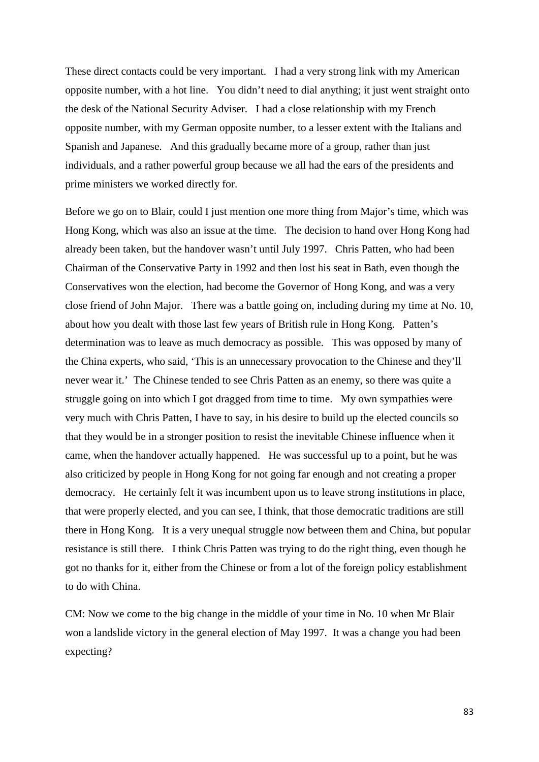These direct contacts could be very important. I had a very strong link with my American opposite number, with a hot line. You didn't need to dial anything; it just went straight onto the desk of the National Security Adviser. I had a close relationship with my French opposite number, with my German opposite number, to a lesser extent with the Italians and Spanish and Japanese. And this gradually became more of a group, rather than just individuals, and a rather powerful group because we all had the ears of the presidents and prime ministers we worked directly for.

Before we go on to Blair, could I just mention one more thing from Major's time, which was Hong Kong, which was also an issue at the time. The decision to hand over Hong Kong had already been taken, but the handover wasn't until July 1997. Chris Patten, who had been Chairman of the Conservative Party in 1992 and then lost his seat in Bath, even though the Conservatives won the election, had become the Governor of Hong Kong, and was a very close friend of John Major. There was a battle going on, including during my time at No. 10, about how you dealt with those last few years of British rule in Hong Kong. Patten's determination was to leave as much democracy as possible. This was opposed by many of the China experts, who said, 'This is an unnecessary provocation to the Chinese and they'll never wear it.' The Chinese tended to see Chris Patten as an enemy, so there was quite a struggle going on into which I got dragged from time to time. My own sympathies were very much with Chris Patten, I have to say, in his desire to build up the elected councils so that they would be in a stronger position to resist the inevitable Chinese influence when it came, when the handover actually happened. He was successful up to a point, but he was also criticized by people in Hong Kong for not going far enough and not creating a proper democracy. He certainly felt it was incumbent upon us to leave strong institutions in place, that were properly elected, and you can see, I think, that those democratic traditions are still there in Hong Kong. It is a very unequal struggle now between them and China, but popular resistance is still there. I think Chris Patten was trying to do the right thing, even though he got no thanks for it, either from the Chinese or from a lot of the foreign policy establishment to do with China.

CM: Now we come to the big change in the middle of your time in No. 10 when Mr Blair won a landslide victory in the general election of May 1997. It was a change you had been expecting?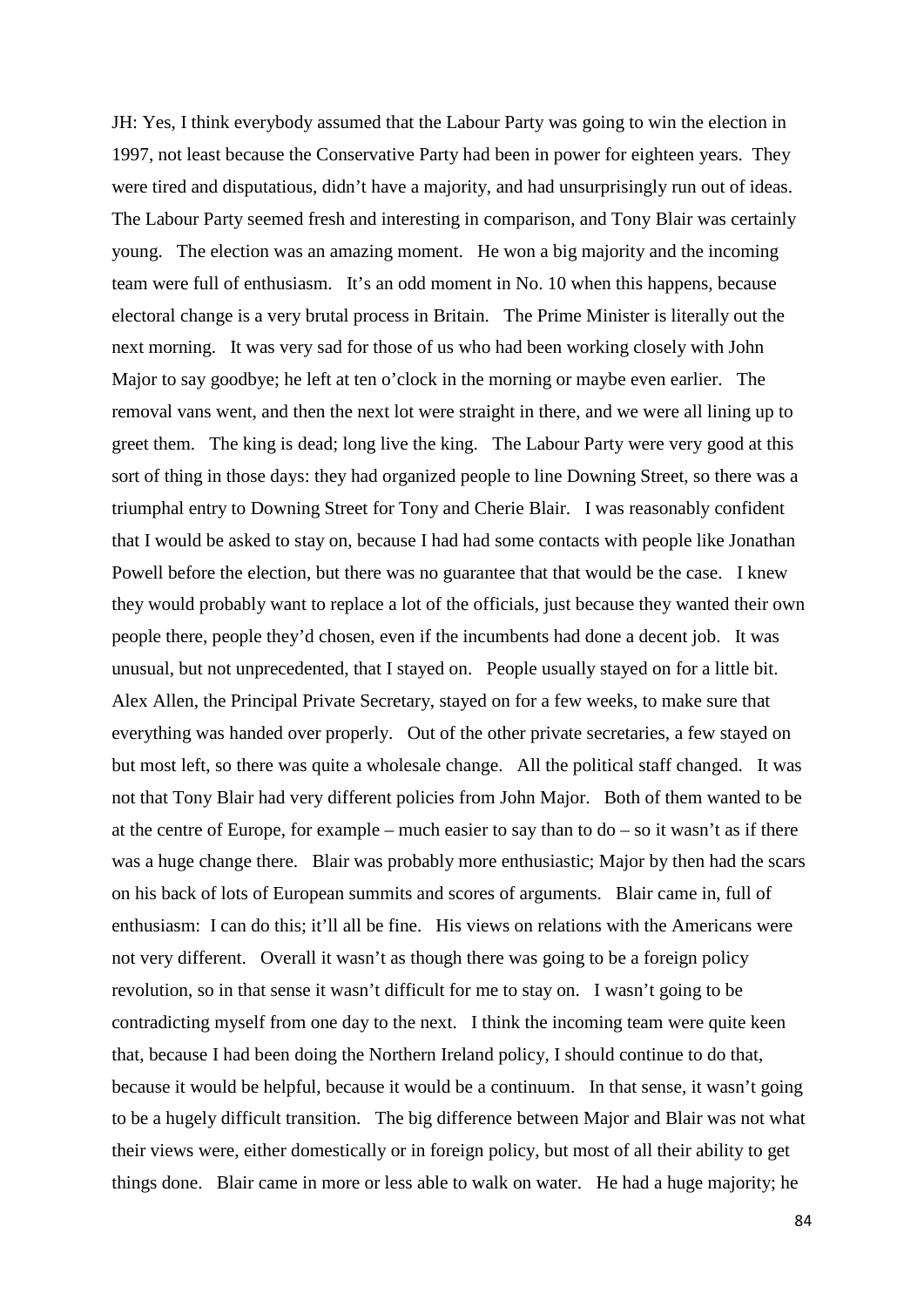JH: Yes, I think everybody assumed that the Labour Party was going to win the election in 1997, not least because the Conservative Party had been in power for eighteen years. They were tired and disputatious, didn't have a majority, and had unsurprisingly run out of ideas. The Labour Party seemed fresh and interesting in comparison, and Tony Blair was certainly young. The election was an amazing moment. He won a big majority and the incoming team were full of enthusiasm. It's an odd moment in No. 10 when this happens, because electoral change is a very brutal process in Britain. The Prime Minister is literally out the next morning. It was very sad for those of us who had been working closely with John Major to say goodbye; he left at ten o'clock in the morning or maybe even earlier. The removal vans went, and then the next lot were straight in there, and we were all lining up to greet them. The king is dead; long live the king. The Labour Party were very good at this sort of thing in those days: they had organized people to line Downing Street, so there was a triumphal entry to Downing Street for Tony and Cherie Blair. I was reasonably confident that I would be asked to stay on, because I had had some contacts with people like Jonathan Powell before the election, but there was no guarantee that that would be the case. I knew they would probably want to replace a lot of the officials, just because they wanted their own people there, people they'd chosen, even if the incumbents had done a decent job. It was unusual, but not unprecedented, that I stayed on. People usually stayed on for a little bit. Alex Allen, the Principal Private Secretary, stayed on for a few weeks, to make sure that everything was handed over properly. Out of the other private secretaries, a few stayed on but most left, so there was quite a wholesale change. All the political staff changed. It was not that Tony Blair had very different policies from John Major. Both of them wanted to be at the centre of Europe, for example – much easier to say than to do – so it wasn't as if there was a huge change there. Blair was probably more enthusiastic; Major by then had the scars on his back of lots of European summits and scores of arguments. Blair came in, full of enthusiasm: I can do this; it'll all be fine. His views on relations with the Americans were not very different. Overall it wasn't as though there was going to be a foreign policy revolution, so in that sense it wasn't difficult for me to stay on. I wasn't going to be contradicting myself from one day to the next. I think the incoming team were quite keen that, because I had been doing the Northern Ireland policy, I should continue to do that, because it would be helpful, because it would be a continuum. In that sense, it wasn't going to be a hugely difficult transition. The big difference between Major and Blair was not what their views were, either domestically or in foreign policy, but most of all their ability to get things done. Blair came in more or less able to walk on water. He had a huge majority; he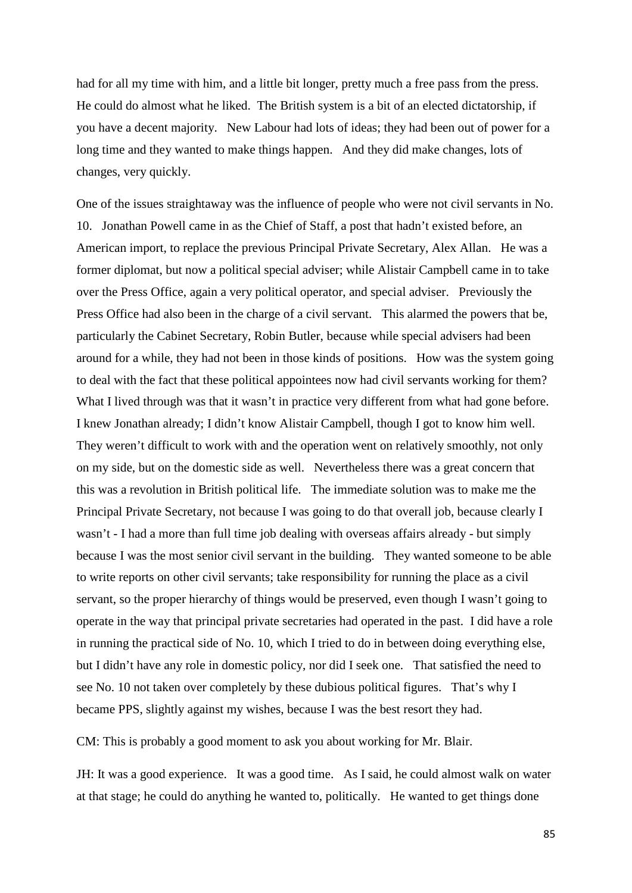had for all my time with him, and a little bit longer, pretty much a free pass from the press. He could do almost what he liked. The British system is a bit of an elected dictatorship, if you have a decent majority. New Labour had lots of ideas; they had been out of power for a long time and they wanted to make things happen. And they did make changes, lots of changes, very quickly.

One of the issues straightaway was the influence of people who were not civil servants in No. 10. Jonathan Powell came in as the Chief of Staff, a post that hadn't existed before, an American import, to replace the previous Principal Private Secretary, Alex Allan. He was a former diplomat, but now a political special adviser; while Alistair Campbell came in to take over the Press Office, again a very political operator, and special adviser. Previously the Press Office had also been in the charge of a civil servant. This alarmed the powers that be, particularly the Cabinet Secretary, Robin Butler, because while special advisers had been around for a while, they had not been in those kinds of positions. How was the system going to deal with the fact that these political appointees now had civil servants working for them? What I lived through was that it wasn't in practice very different from what had gone before. I knew Jonathan already; I didn't know Alistair Campbell, though I got to know him well. They weren't difficult to work with and the operation went on relatively smoothly, not only on my side, but on the domestic side as well. Nevertheless there was a great concern that this was a revolution in British political life. The immediate solution was to make me the Principal Private Secretary, not because I was going to do that overall job, because clearly I wasn't - I had a more than full time job dealing with overseas affairs already - but simply because I was the most senior civil servant in the building. They wanted someone to be able to write reports on other civil servants; take responsibility for running the place as a civil servant, so the proper hierarchy of things would be preserved, even though I wasn't going to operate in the way that principal private secretaries had operated in the past. I did have a role in running the practical side of No. 10, which I tried to do in between doing everything else, but I didn't have any role in domestic policy, nor did I seek one. That satisfied the need to see No. 10 not taken over completely by these dubious political figures. That's why I became PPS, slightly against my wishes, because I was the best resort they had.

CM: This is probably a good moment to ask you about working for Mr. Blair.

JH: It was a good experience. It was a good time. As I said, he could almost walk on water at that stage; he could do anything he wanted to, politically. He wanted to get things done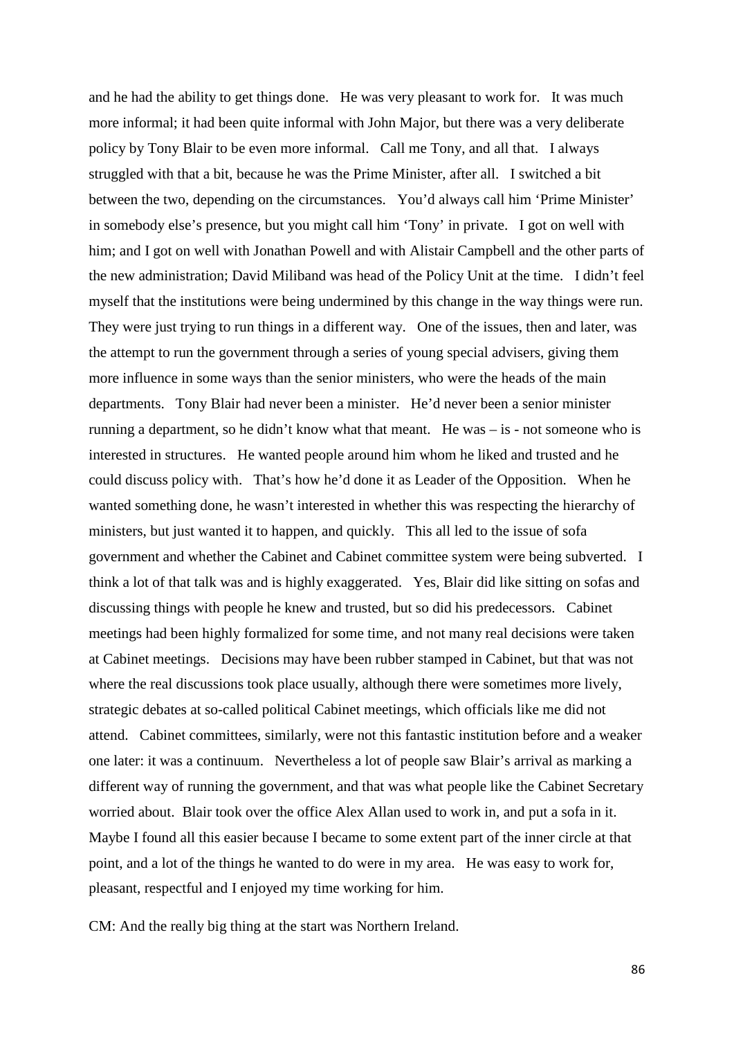and he had the ability to get things done. He was very pleasant to work for. It was much more informal; it had been quite informal with John Major, but there was a very deliberate policy by Tony Blair to be even more informal. Call me Tony, and all that. I always struggled with that a bit, because he was the Prime Minister, after all. I switched a bit between the two, depending on the circumstances. You'd always call him 'Prime Minister' in somebody else's presence, but you might call him 'Tony' in private. I got on well with him; and I got on well with Jonathan Powell and with Alistair Campbell and the other parts of the new administration; David Miliband was head of the Policy Unit at the time. I didn't feel myself that the institutions were being undermined by this change in the way things were run. They were just trying to run things in a different way. One of the issues, then and later, was the attempt to run the government through a series of young special advisers, giving them more influence in some ways than the senior ministers, who were the heads of the main departments. Tony Blair had never been a minister. He'd never been a senior minister running a department, so he didn't know what that meant. He was – is - not someone who is interested in structures. He wanted people around him whom he liked and trusted and he could discuss policy with. That's how he'd done it as Leader of the Opposition. When he wanted something done, he wasn't interested in whether this was respecting the hierarchy of ministers, but just wanted it to happen, and quickly. This all led to the issue of sofa government and whether the Cabinet and Cabinet committee system were being subverted. I think a lot of that talk was and is highly exaggerated. Yes, Blair did like sitting on sofas and discussing things with people he knew and trusted, but so did his predecessors. Cabinet meetings had been highly formalized for some time, and not many real decisions were taken at Cabinet meetings. Decisions may have been rubber stamped in Cabinet, but that was not where the real discussions took place usually, although there were sometimes more lively, strategic debates at so-called political Cabinet meetings, which officials like me did not attend. Cabinet committees, similarly, were not this fantastic institution before and a weaker one later: it was a continuum. Nevertheless a lot of people saw Blair's arrival as marking a different way of running the government, and that was what people like the Cabinet Secretary worried about. Blair took over the office Alex Allan used to work in, and put a sofa in it. Maybe I found all this easier because I became to some extent part of the inner circle at that point, and a lot of the things he wanted to do were in my area. He was easy to work for, pleasant, respectful and I enjoyed my time working for him.

CM: And the really big thing at the start was Northern Ireland.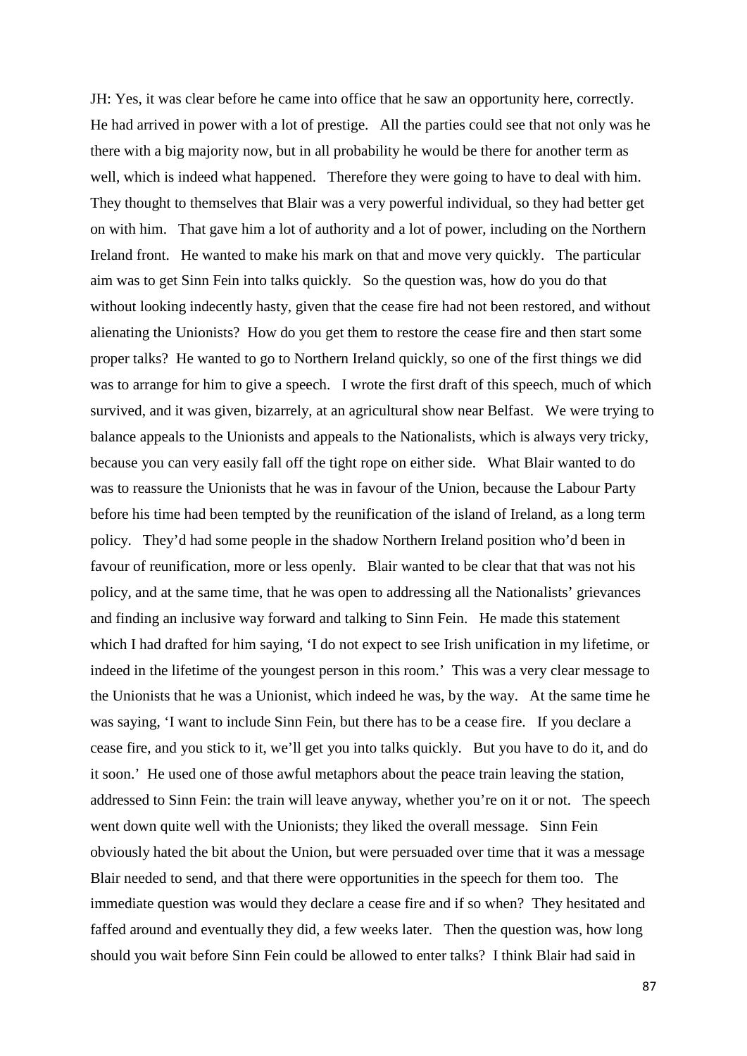JH: Yes, it was clear before he came into office that he saw an opportunity here, correctly. He had arrived in power with a lot of prestige. All the parties could see that not only was he there with a big majority now, but in all probability he would be there for another term as well, which is indeed what happened. Therefore they were going to have to deal with him. They thought to themselves that Blair was a very powerful individual, so they had better get on with him. That gave him a lot of authority and a lot of power, including on the Northern Ireland front. He wanted to make his mark on that and move very quickly. The particular aim was to get Sinn Fein into talks quickly. So the question was, how do you do that without looking indecently hasty, given that the cease fire had not been restored, and without alienating the Unionists? How do you get them to restore the cease fire and then start some proper talks? He wanted to go to Northern Ireland quickly, so one of the first things we did was to arrange for him to give a speech. I wrote the first draft of this speech, much of which survived, and it was given, bizarrely, at an agricultural show near Belfast. We were trying to balance appeals to the Unionists and appeals to the Nationalists, which is always very tricky, because you can very easily fall off the tight rope on either side. What Blair wanted to do was to reassure the Unionists that he was in favour of the Union, because the Labour Party before his time had been tempted by the reunification of the island of Ireland, as a long term policy. They'd had some people in the shadow Northern Ireland position who'd been in favour of reunification, more or less openly. Blair wanted to be clear that that was not his policy, and at the same time, that he was open to addressing all the Nationalists' grievances and finding an inclusive way forward and talking to Sinn Fein. He made this statement which I had drafted for him saying, 'I do not expect to see Irish unification in my lifetime, or indeed in the lifetime of the youngest person in this room.' This was a very clear message to the Unionists that he was a Unionist, which indeed he was, by the way. At the same time he was saying, 'I want to include Sinn Fein, but there has to be a cease fire. If you declare a cease fire, and you stick to it, we'll get you into talks quickly. But you have to do it, and do it soon.' He used one of those awful metaphors about the peace train leaving the station, addressed to Sinn Fein: the train will leave anyway, whether you're on it or not. The speech went down quite well with the Unionists; they liked the overall message. Sinn Fein obviously hated the bit about the Union, but were persuaded over time that it was a message Blair needed to send, and that there were opportunities in the speech for them too. The immediate question was would they declare a cease fire and if so when? They hesitated and faffed around and eventually they did, a few weeks later. Then the question was, how long should you wait before Sinn Fein could be allowed to enter talks? I think Blair had said in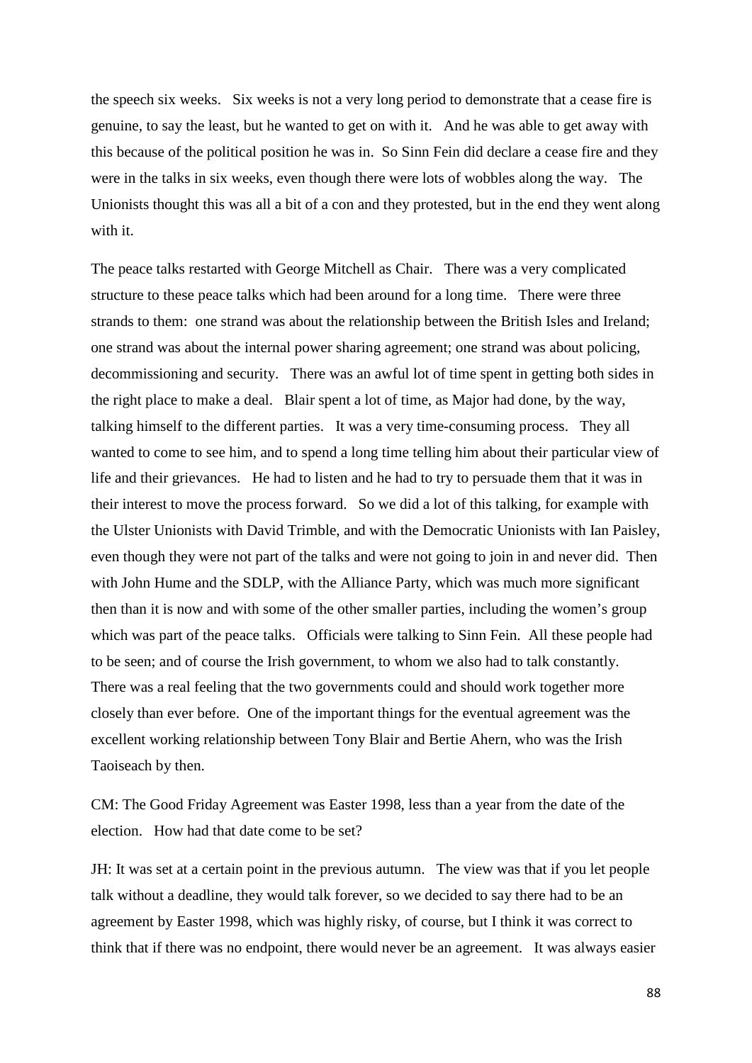the speech six weeks. Six weeks is not a very long period to demonstrate that a cease fire is genuine, to say the least, but he wanted to get on with it. And he was able to get away with this because of the political position he was in. So Sinn Fein did declare a cease fire and they were in the talks in six weeks, even though there were lots of wobbles along the way. The Unionists thought this was all a bit of a con and they protested, but in the end they went along with it.

The peace talks restarted with George Mitchell as Chair. There was a very complicated structure to these peace talks which had been around for a long time. There were three strands to them: one strand was about the relationship between the British Isles and Ireland; one strand was about the internal power sharing agreement; one strand was about policing, decommissioning and security. There was an awful lot of time spent in getting both sides in the right place to make a deal. Blair spent a lot of time, as Major had done, by the way, talking himself to the different parties. It was a very time-consuming process. They all wanted to come to see him, and to spend a long time telling him about their particular view of life and their grievances. He had to listen and he had to try to persuade them that it was in their interest to move the process forward. So we did a lot of this talking, for example with the Ulster Unionists with David Trimble, and with the Democratic Unionists with Ian Paisley, even though they were not part of the talks and were not going to join in and never did. Then with John Hume and the SDLP, with the Alliance Party, which was much more significant then than it is now and with some of the other smaller parties, including the women's group which was part of the peace talks. Officials were talking to Sinn Fein. All these people had to be seen; and of course the Irish government, to whom we also had to talk constantly. There was a real feeling that the two governments could and should work together more closely than ever before. One of the important things for the eventual agreement was the excellent working relationship between Tony Blair and Bertie Ahern, who was the Irish Taoiseach by then.

CM: The Good Friday Agreement was Easter 1998, less than a year from the date of the election. How had that date come to be set?

JH: It was set at a certain point in the previous autumn. The view was that if you let people talk without a deadline, they would talk forever, so we decided to say there had to be an agreement by Easter 1998, which was highly risky, of course, but I think it was correct to think that if there was no endpoint, there would never be an agreement. It was always easier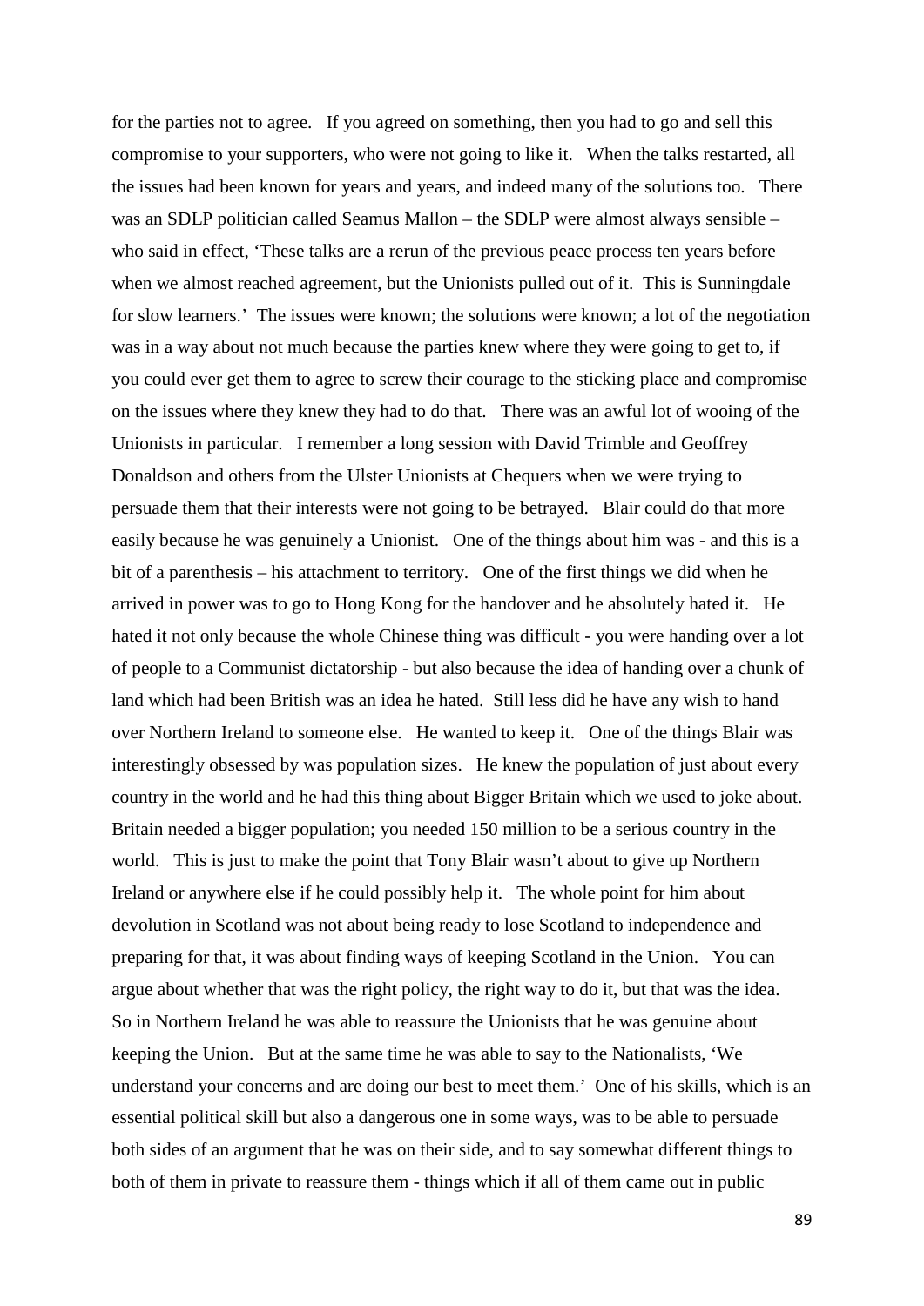for the parties not to agree. If you agreed on something, then you had to go and sell this compromise to your supporters, who were not going to like it. When the talks restarted, all the issues had been known for years and years, and indeed many of the solutions too. There was an SDLP politician called Seamus Mallon – the SDLP were almost always sensible – who said in effect, 'These talks are a rerun of the previous peace process ten years before when we almost reached agreement, but the Unionists pulled out of it. This is Sunningdale for slow learners.' The issues were known; the solutions were known; a lot of the negotiation was in a way about not much because the parties knew where they were going to get to, if you could ever get them to agree to screw their courage to the sticking place and compromise on the issues where they knew they had to do that. There was an awful lot of wooing of the Unionists in particular. I remember a long session with David Trimble and Geoffrey Donaldson and others from the Ulster Unionists at Chequers when we were trying to persuade them that their interests were not going to be betrayed. Blair could do that more easily because he was genuinely a Unionist. One of the things about him was - and this is a bit of a parenthesis – his attachment to territory. One of the first things we did when he arrived in power was to go to Hong Kong for the handover and he absolutely hated it. He hated it not only because the whole Chinese thing was difficult - you were handing over a lot of people to a Communist dictatorship - but also because the idea of handing over a chunk of land which had been British was an idea he hated. Still less did he have any wish to hand over Northern Ireland to someone else. He wanted to keep it. One of the things Blair was interestingly obsessed by was population sizes. He knew the population of just about every country in the world and he had this thing about Bigger Britain which we used to joke about. Britain needed a bigger population; you needed 150 million to be a serious country in the world. This is just to make the point that Tony Blair wasn't about to give up Northern Ireland or anywhere else if he could possibly help it. The whole point for him about devolution in Scotland was not about being ready to lose Scotland to independence and preparing for that, it was about finding ways of keeping Scotland in the Union. You can argue about whether that was the right policy, the right way to do it, but that was the idea. So in Northern Ireland he was able to reassure the Unionists that he was genuine about keeping the Union. But at the same time he was able to say to the Nationalists, 'We understand your concerns and are doing our best to meet them.' One of his skills, which is an essential political skill but also a dangerous one in some ways, was to be able to persuade both sides of an argument that he was on their side, and to say somewhat different things to both of them in private to reassure them - things which if all of them came out in public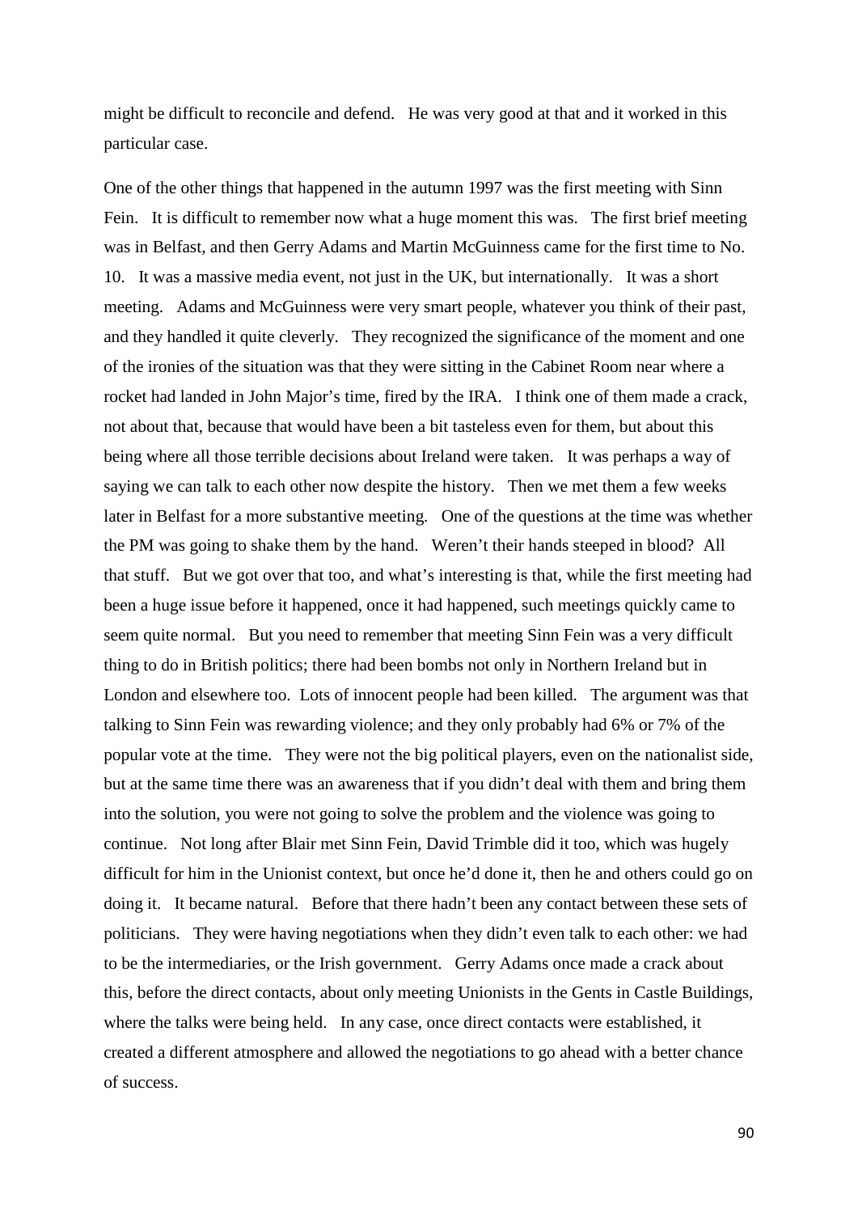might be difficult to reconcile and defend. He was very good at that and it worked in this particular case.

One of the other things that happened in the autumn 1997 was the first meeting with Sinn Fein. It is difficult to remember now what a huge moment this was. The first brief meeting was in Belfast, and then Gerry Adams and Martin McGuinness came for the first time to No. 10. It was a massive media event, not just in the UK, but internationally. It was a short meeting. Adams and McGuinness were very smart people, whatever you think of their past, and they handled it quite cleverly. They recognized the significance of the moment and one of the ironies of the situation was that they were sitting in the Cabinet Room near where a rocket had landed in John Major's time, fired by the IRA. I think one of them made a crack, not about that, because that would have been a bit tasteless even for them, but about this being where all those terrible decisions about Ireland were taken. It was perhaps a way of saying we can talk to each other now despite the history. Then we met them a few weeks later in Belfast for a more substantive meeting. One of the questions at the time was whether the PM was going to shake them by the hand. Weren't their hands steeped in blood? All that stuff. But we got over that too, and what's interesting is that, while the first meeting had been a huge issue before it happened, once it had happened, such meetings quickly came to seem quite normal. But you need to remember that meeting Sinn Fein was a very difficult thing to do in British politics; there had been bombs not only in Northern Ireland but in London and elsewhere too. Lots of innocent people had been killed. The argument was that talking to Sinn Fein was rewarding violence; and they only probably had 6% or 7% of the popular vote at the time. They were not the big political players, even on the nationalist side, but at the same time there was an awareness that if you didn't deal with them and bring them into the solution, you were not going to solve the problem and the violence was going to continue. Not long after Blair met Sinn Fein, David Trimble did it too, which was hugely difficult for him in the Unionist context, but once he'd done it, then he and others could go on doing it. It became natural. Before that there hadn't been any contact between these sets of politicians. They were having negotiations when they didn't even talk to each other: we had to be the intermediaries, or the Irish government. Gerry Adams once made a crack about this, before the direct contacts, about only meeting Unionists in the Gents in Castle Buildings, where the talks were being held. In any case, once direct contacts were established, it created a different atmosphere and allowed the negotiations to go ahead with a better chance of success.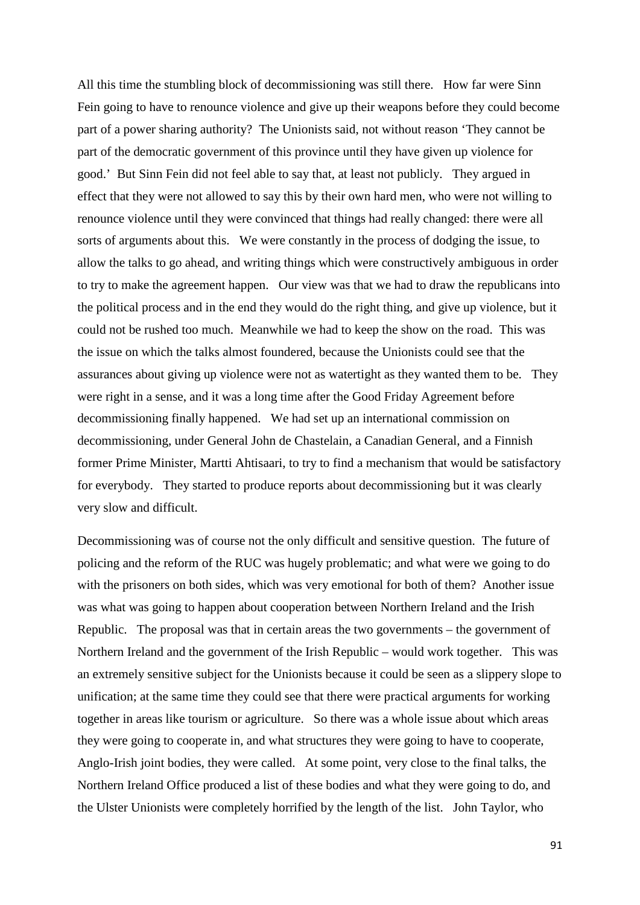All this time the stumbling block of decommissioning was still there. How far were Sinn Fein going to have to renounce violence and give up their weapons before they could become part of a power sharing authority? The Unionists said, not without reason 'They cannot be part of the democratic government of this province until they have given up violence for good.' But Sinn Fein did not feel able to say that, at least not publicly. They argued in effect that they were not allowed to say this by their own hard men, who were not willing to renounce violence until they were convinced that things had really changed: there were all sorts of arguments about this. We were constantly in the process of dodging the issue, to allow the talks to go ahead, and writing things which were constructively ambiguous in order to try to make the agreement happen. Our view was that we had to draw the republicans into the political process and in the end they would do the right thing, and give up violence, but it could not be rushed too much. Meanwhile we had to keep the show on the road. This was the issue on which the talks almost foundered, because the Unionists could see that the assurances about giving up violence were not as watertight as they wanted them to be. They were right in a sense, and it was a long time after the Good Friday Agreement before decommissioning finally happened. We had set up an international commission on decommissioning, under General John de Chastelain, a Canadian General, and a Finnish former Prime Minister, Martti Ahtisaari, to try to find a mechanism that would be satisfactory for everybody. They started to produce reports about decommissioning but it was clearly very slow and difficult.

Decommissioning was of course not the only difficult and sensitive question. The future of policing and the reform of the RUC was hugely problematic; and what were we going to do with the prisoners on both sides, which was very emotional for both of them? Another issue was what was going to happen about cooperation between Northern Ireland and the Irish Republic. The proposal was that in certain areas the two governments – the government of Northern Ireland and the government of the Irish Republic – would work together. This was an extremely sensitive subject for the Unionists because it could be seen as a slippery slope to unification; at the same time they could see that there were practical arguments for working together in areas like tourism or agriculture. So there was a whole issue about which areas they were going to cooperate in, and what structures they were going to have to cooperate, Anglo-Irish joint bodies, they were called. At some point, very close to the final talks, the Northern Ireland Office produced a list of these bodies and what they were going to do, and the Ulster Unionists were completely horrified by the length of the list. John Taylor, who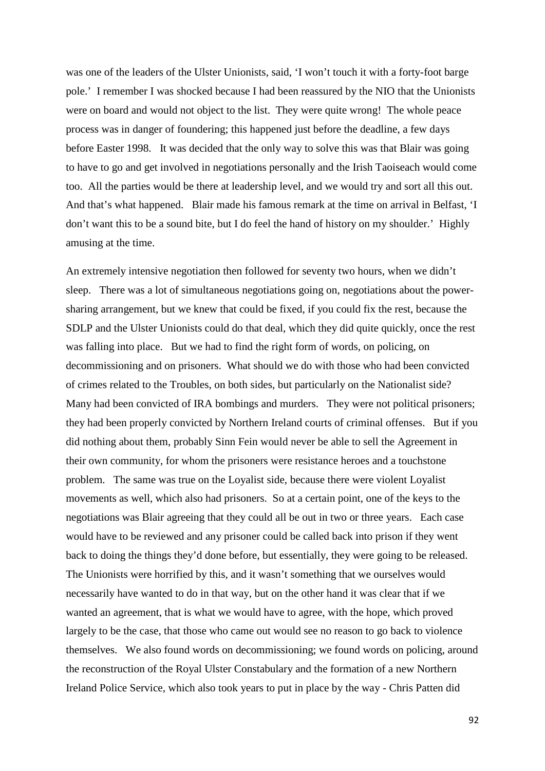was one of the leaders of the Ulster Unionists, said, 'I won't touch it with a forty-foot barge pole.' I remember I was shocked because I had been reassured by the NIO that the Unionists were on board and would not object to the list. They were quite wrong! The whole peace process was in danger of foundering; this happened just before the deadline, a few days before Easter 1998. It was decided that the only way to solve this was that Blair was going to have to go and get involved in negotiations personally and the Irish Taoiseach would come too. All the parties would be there at leadership level, and we would try and sort all this out. And that's what happened. Blair made his famous remark at the time on arrival in Belfast, 'I don't want this to be a sound bite, but I do feel the hand of history on my shoulder.' Highly amusing at the time.

An extremely intensive negotiation then followed for seventy two hours, when we didn't sleep. There was a lot of simultaneous negotiations going on, negotiations about the power-sharing arrangement, but we knew that could be fixed, if you could fix the rest, because the SDLP and the Ulster Unionists could do that deal, which they did quite quickly, once the rest was falling into place. But we had to find the right form of words, on policing, on decommissioning and on prisoners. What should we do with those who had been convicted of crimes related to the Troubles, on both sides, but particularly on the Nationalist side? Many had been convicted of IRA bombings and murders. They were not political prisoners; they had been properly convicted by Northern Ireland courts of criminal offenses. But if you did nothing about them, probably Sinn Fein would never be able to sell the Agreement in their own community, for whom the prisoners were resistance heroes and a touchstone problem. The same was true on the Loyalist side, because there were violent Loyalist movements as well, which also had prisoners. So at a certain point, one of the keys to the negotiations was Blair agreeing that they could all be out in two or three years. Each case would have to be reviewed and any prisoner could be called back into prison if they went back to doing the things they'd done before, but essentially, they were going to be released. The Unionists were horrified by this, and it wasn't something that we ourselves would necessarily have wanted to do in that way, but on the other hand it was clear that if we wanted an agreement, that is what we would have to agree, with the hope, which proved largely to be the case, that those who came out would see no reason to go back to violence themselves. We also found words on decommissioning; we found words on policing, around the reconstruction of the Royal Ulster Constabulary and the formation of a new Northern Ireland Police Service, which also took years to put in place by the way - Chris Patten did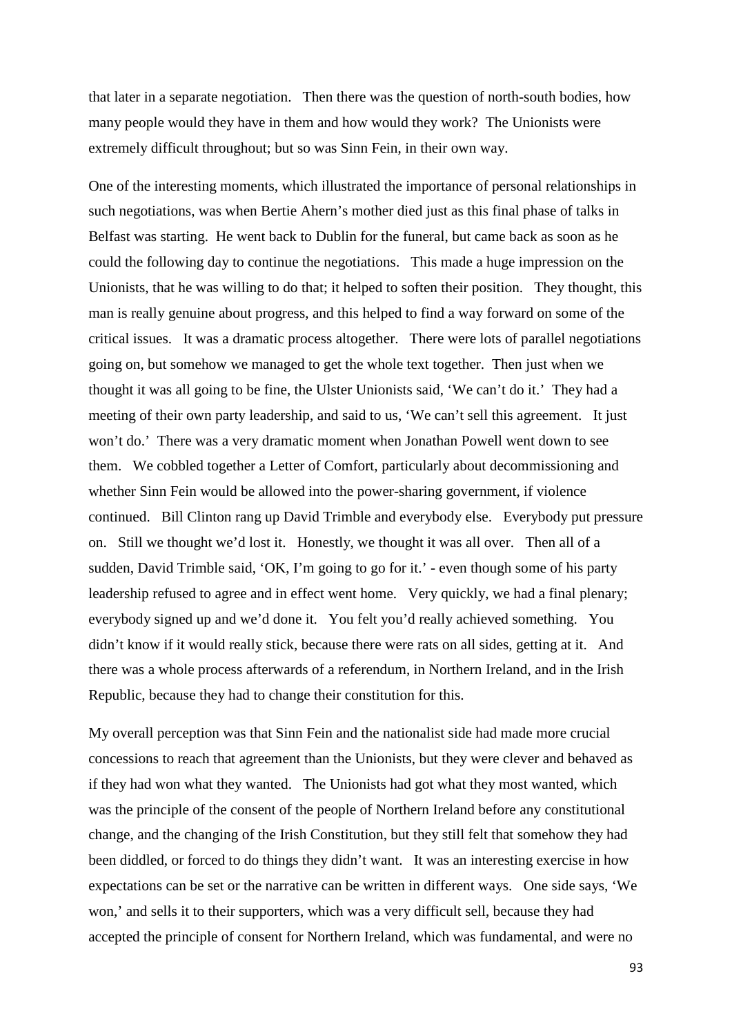that later in a separate negotiation. Then there was the question of north-south bodies, how many people would they have in them and how would they work? The Unionists were extremely difficult throughout; but so was Sinn Fein, in their own way.

One of the interesting moments, which illustrated the importance of personal relationships in such negotiations, was when Bertie Ahern's mother died just as this final phase of talks in Belfast was starting. He went back to Dublin for the funeral, but came back as soon as he could the following day to continue the negotiations. This made a huge impression on the Unionists, that he was willing to do that; it helped to soften their position. They thought, this man is really genuine about progress, and this helped to find a way forward on some of the critical issues. It was a dramatic process altogether. There were lots of parallel negotiations going on, but somehow we managed to get the whole text together. Then just when we thought it was all going to be fine, the Ulster Unionists said, 'We can't do it.' They had a meeting of their own party leadership, and said to us, 'We can't sell this agreement. It just won't do.' There was a very dramatic moment when Jonathan Powell went down to see them. We cobbled together a Letter of Comfort, particularly about decommissioning and whether Sinn Fein would be allowed into the power-sharing government, if violence continued. Bill Clinton rang up David Trimble and everybody else. Everybody put pressure on. Still we thought we'd lost it. Honestly, we thought it was all over. Then all of a sudden, David Trimble said, 'OK, I'm going to go for it.' - even though some of his party leadership refused to agree and in effect went home. Very quickly, we had a final plenary; everybody signed up and we'd done it. You felt you'd really achieved something. You didn't know if it would really stick, because there were rats on all sides, getting at it. And there was a whole process afterwards of a referendum, in Northern Ireland, and in the Irish Republic, because they had to change their constitution for this.

My overall perception was that Sinn Fein and the nationalist side had made more crucial concessions to reach that agreement than the Unionists, but they were clever and behaved as if they had won what they wanted. The Unionists had got what they most wanted, which was the principle of the consent of the people of Northern Ireland before any constitutional change, and the changing of the Irish Constitution, but they still felt that somehow they had been diddled, or forced to do things they didn't want. It was an interesting exercise in how expectations can be set or the narrative can be written in different ways. One side says, 'We won,' and sells it to their supporters, which was a very difficult sell, because they had accepted the principle of consent for Northern Ireland, which was fundamental, and were no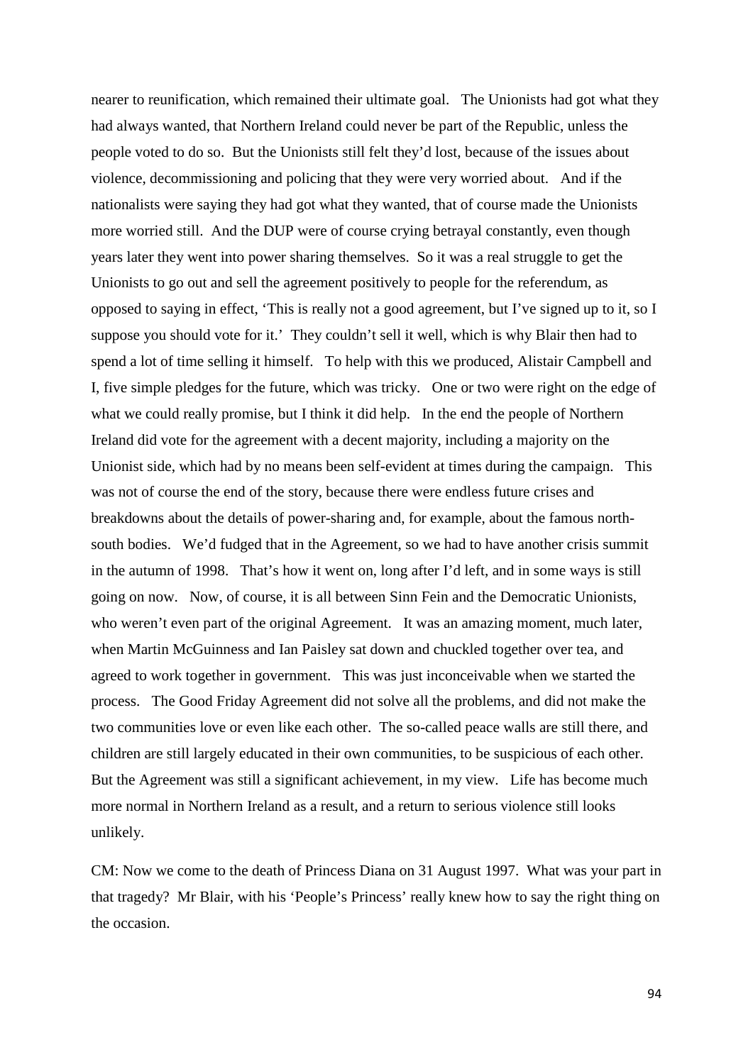nearer to reunification, which remained their ultimate goal. The Unionists had got what they had always wanted, that Northern Ireland could never be part of the Republic, unless the people voted to do so. But the Unionists still felt they'd lost, because of the issues about violence, decommissioning and policing that they were very worried about. And if the nationalists were saying they had got what they wanted, that of course made the Unionists more worried still. And the DUP were of course crying betrayal constantly, even though years later they went into power sharing themselves. So it was a real struggle to get the Unionists to go out and sell the agreement positively to people for the referendum, as opposed to saying in effect, 'This is really not a good agreement, but I've signed up to it, so I suppose you should vote for it.' They couldn't sell it well, which is why Blair then had to spend a lot of time selling it himself. To help with this we produced, Alistair Campbell and I, five simple pledges for the future, which was tricky. One or two were right on the edge of what we could really promise, but I think it did help. In the end the people of Northern Ireland did vote for the agreement with a decent majority, including a majority on the Unionist side, which had by no means been self-evident at times during the campaign. This was not of course the end of the story, because there were endless future crises and breakdowns about the details of power-sharing and, for example, about the famous north-south bodies. We'd fudged that in the Agreement, so we had to have another crisis summit in the autumn of 1998. That's how it went on, long after I'd left, and in some ways is still going on now. Now, of course, it is all between Sinn Fein and the Democratic Unionists, who weren't even part of the original Agreement. It was an amazing moment, much later, when Martin McGuinness and Ian Paisley sat down and chuckled together over tea, and agreed to work together in government. This was just inconceivable when we started the process. The Good Friday Agreement did not solve all the problems, and did not make the two communities love or even like each other. The so-called peace walls are still there, and children are still largely educated in their own communities, to be suspicious of each other. But the Agreement was still a significant achievement, in my view. Life has become much more normal in Northern Ireland as a result, and a return to serious violence still looks unlikely.

CM: Now we come to the death of Princess Diana on 31 August 1997. What was your part in that tragedy? Mr Blair, with his 'People's Princess' really knew how to say the right thing on the occasion.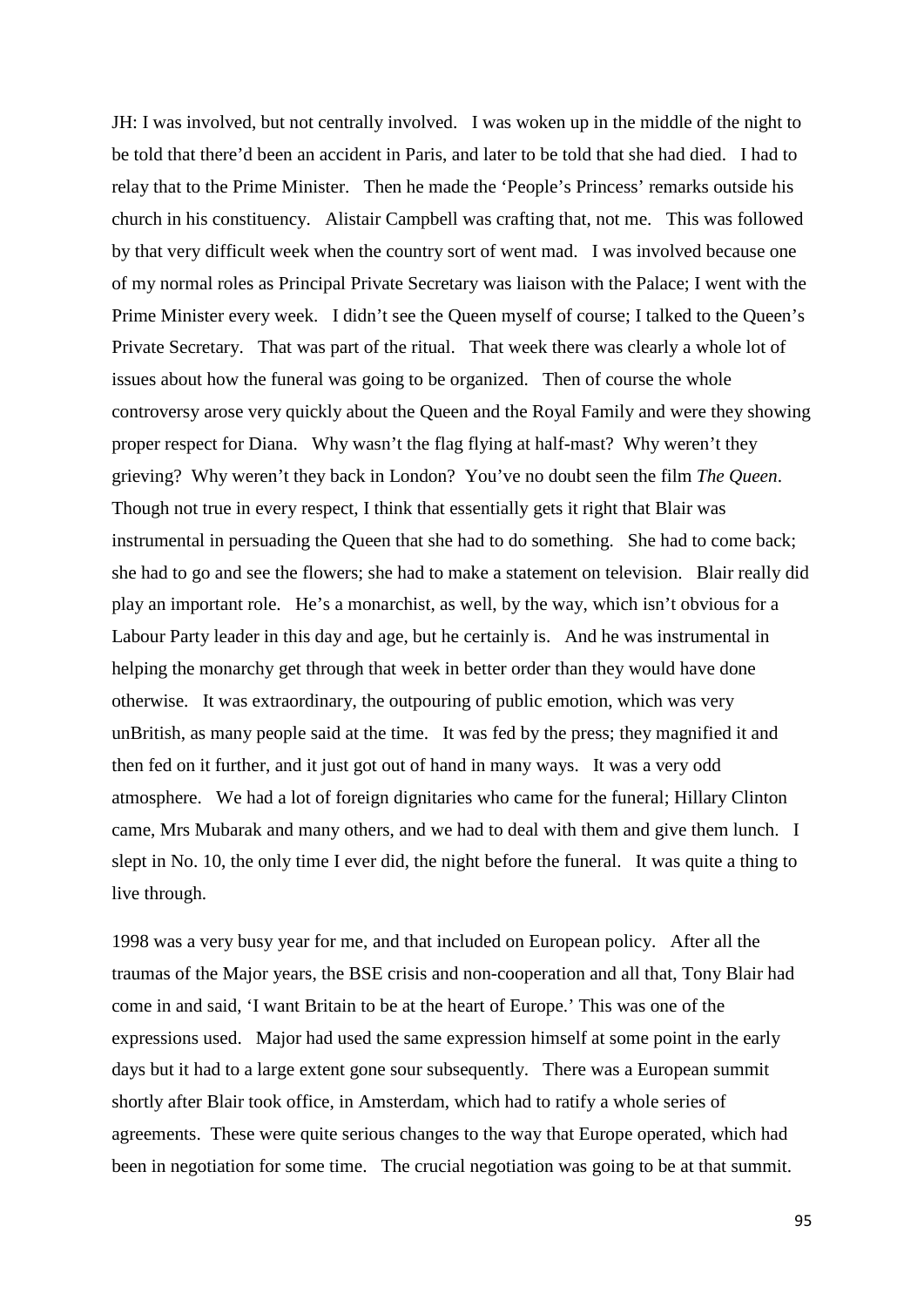JH: I was involved, but not centrally involved. I was woken up in the middle of the night to be told that there'd been an accident in Paris, and later to be told that she had died. I had to relay that to the Prime Minister. Then he made the 'People's Princess' remarks outside his church in his constituency. Alistair Campbell was crafting that, not me. This was followed by that very difficult week when the country sort of went mad. I was involved because one of my normal roles as Principal Private Secretary was liaison with the Palace; I went with the Prime Minister every week. I didn't see the Queen myself of course; I talked to the Queen's Private Secretary. That was part of the ritual. That week there was clearly a whole lot of issues about how the funeral was going to be organized. Then of course the whole controversy arose very quickly about the Queen and the Royal Family and were they showing proper respect for Diana. Why wasn't the flag flying at half-mast? Why weren't they grieving? Why weren't they back in London? You've no doubt seen the film *The Queen*. Though not true in every respect, I think that essentially gets it right that Blair was instrumental in persuading the Queen that she had to do something. She had to come back; she had to go and see the flowers; she had to make a statement on television. Blair really did play an important role. He's a monarchist, as well, by the way, which isn't obvious for a Labour Party leader in this day and age, but he certainly is. And he was instrumental in helping the monarchy get through that week in better order than they would have done otherwise. It was extraordinary, the outpouring of public emotion, which was very unBritish, as many people said at the time. It was fed by the press; they magnified it and then fed on it further, and it just got out of hand in many ways. It was a very odd atmosphere. We had a lot of foreign dignitaries who came for the funeral; Hillary Clinton came, Mrs Mubarak and many others, and we had to deal with them and give them lunch. I slept in No. 10, the only time I ever did, the night before the funeral. It was quite a thing to live through.

1998 was a very busy year for me, and that included on European policy. After all the traumas of the Major years, the BSE crisis and non-cooperation and all that, Tony Blair had come in and said, 'I want Britain to be at the heart of Europe.' This was one of the expressions used. Major had used the same expression himself at some point in the early days but it had to a large extent gone sour subsequently. There was a European summit shortly after Blair took office, in Amsterdam, which had to ratify a whole series of agreements. These were quite serious changes to the way that Europe operated, which had been in negotiation for some time. The crucial negotiation was going to be at that summit.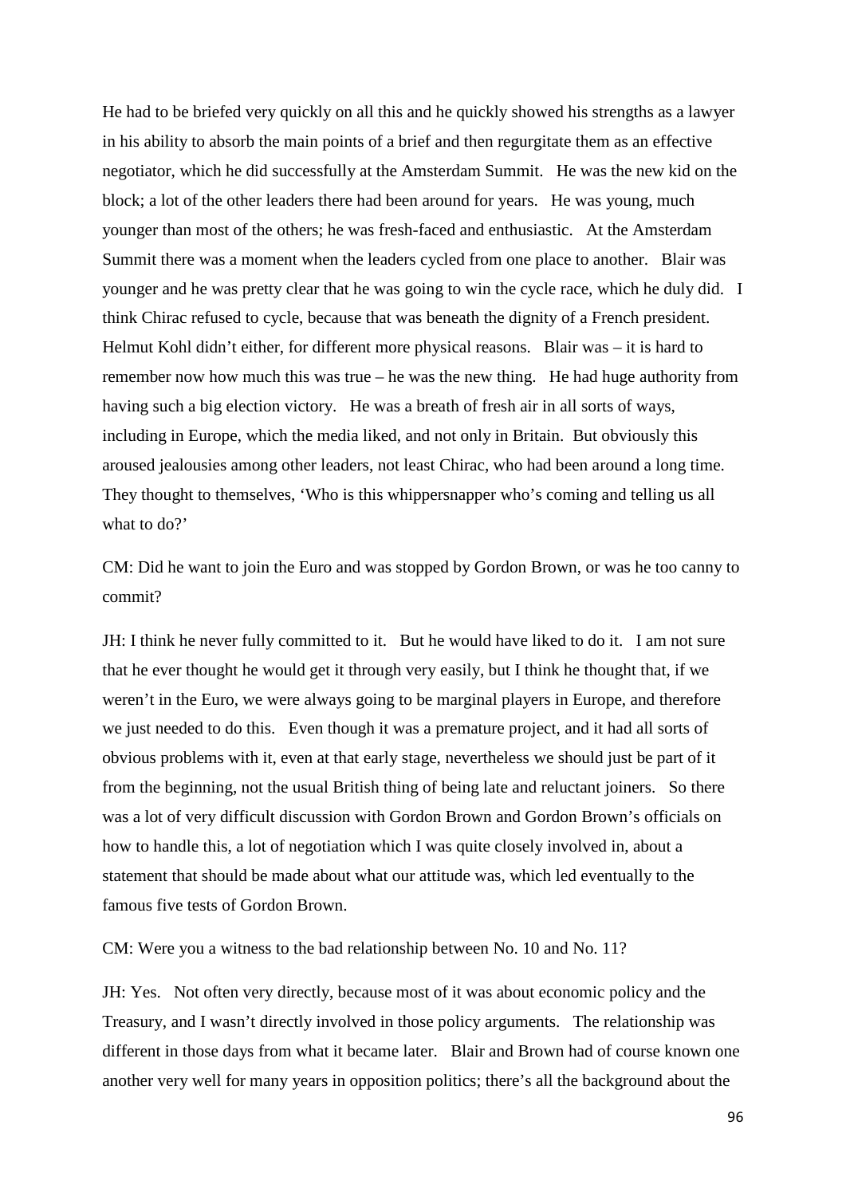He had to be briefed very quickly on all this and he quickly showed his strengths as a lawyer in his ability to absorb the main points of a brief and then regurgitate them as an effective negotiator, which he did successfully at the Amsterdam Summit. He was the new kid on the block; a lot of the other leaders there had been around for years. He was young, much younger than most of the others; he was fresh-faced and enthusiastic. At the Amsterdam Summit there was a moment when the leaders cycled from one place to another. Blair was younger and he was pretty clear that he was going to win the cycle race, which he duly did. I think Chirac refused to cycle, because that was beneath the dignity of a French president. Helmut Kohl didn't either, for different more physical reasons. Blair was – it is hard to remember now how much this was true – he was the new thing. He had huge authority from having such a big election victory. He was a breath of fresh air in all sorts of ways, including in Europe, which the media liked, and not only in Britain. But obviously this aroused jealousies among other leaders, not least Chirac, who had been around a long time. They thought to themselves, 'Who is this whippersnapper who's coming and telling us all what to do?'

CM: Did he want to join the Euro and was stopped by Gordon Brown, or was he too canny to commit?

JH: I think he never fully committed to it. But he would have liked to do it. I am not sure that he ever thought he would get it through very easily, but I think he thought that, if we weren't in the Euro, we were always going to be marginal players in Europe, and therefore we just needed to do this. Even though it was a premature project, and it had all sorts of obvious problems with it, even at that early stage, nevertheless we should just be part of it from the beginning, not the usual British thing of being late and reluctant joiners. So there was a lot of very difficult discussion with Gordon Brown and Gordon Brown's officials on how to handle this, a lot of negotiation which I was quite closely involved in, about a statement that should be made about what our attitude was, which led eventually to the famous five tests of Gordon Brown.

CM: Were you a witness to the bad relationship between No. 10 and No. 11?

JH: Yes. Not often very directly, because most of it was about economic policy and the Treasury, and I wasn't directly involved in those policy arguments. The relationship was different in those days from what it became later. Blair and Brown had of course known one another very well for many years in opposition politics; there's all the background about the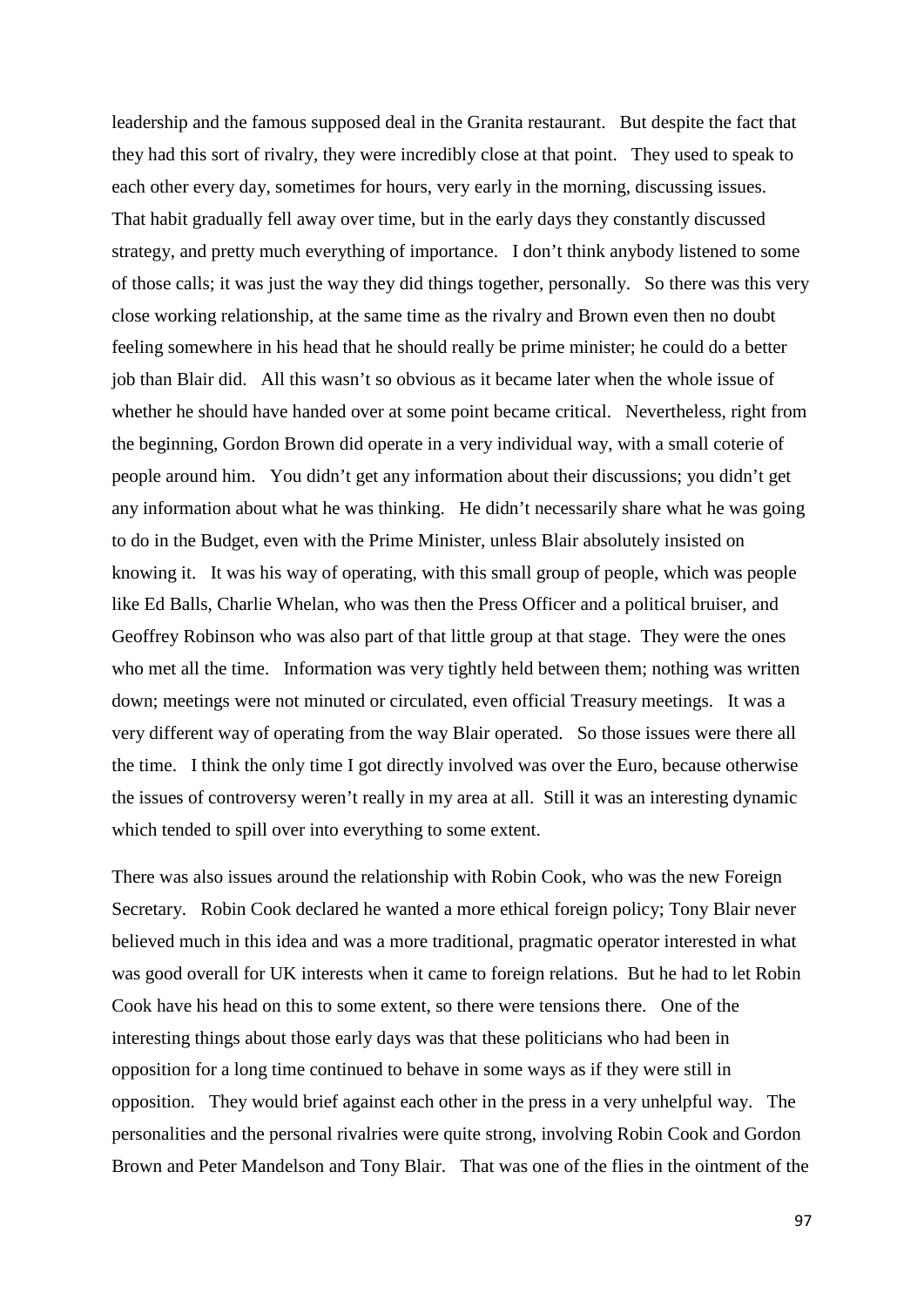leadership and the famous supposed deal in the Granita restaurant. But despite the fact that they had this sort of rivalry, they were incredibly close at that point. They used to speak to each other every day, sometimes for hours, very early in the morning, discussing issues. That habit gradually fell away over time, but in the early days they constantly discussed strategy, and pretty much everything of importance. I don't think anybody listened to some of those calls; it was just the way they did things together, personally. So there was this very close working relationship, at the same time as the rivalry and Brown even then no doubt feeling somewhere in his head that he should really be prime minister; he could do a better job than Blair did. All this wasn't so obvious as it became later when the whole issue of whether he should have handed over at some point became critical. Nevertheless, right from the beginning, Gordon Brown did operate in a very individual way, with a small coterie of people around him. You didn't get any information about their discussions; you didn't get any information about what he was thinking. He didn't necessarily share what he was going to do in the Budget, even with the Prime Minister, unless Blair absolutely insisted on knowing it. It was his way of operating, with this small group of people, which was people like Ed Balls, Charlie Whelan, who was then the Press Officer and a political bruiser, and Geoffrey Robinson who was also part of that little group at that stage. They were the ones who met all the time. Information was very tightly held between them; nothing was written down; meetings were not minuted or circulated, even official Treasury meetings. It was a very different way of operating from the way Blair operated. So those issues were there all the time. I think the only time I got directly involved was over the Euro, because otherwise the issues of controversy weren't really in my area at all. Still it was an interesting dynamic which tended to spill over into everything to some extent.

There was also issues around the relationship with Robin Cook, who was the new Foreign Secretary. Robin Cook declared he wanted a more ethical foreign policy; Tony Blair never believed much in this idea and was a more traditional, pragmatic operator interested in what was good overall for UK interests when it came to foreign relations. But he had to let Robin Cook have his head on this to some extent, so there were tensions there. One of the interesting things about those early days was that these politicians who had been in opposition for a long time continued to behave in some ways as if they were still in opposition. They would brief against each other in the press in a very unhelpful way. The personalities and the personal rivalries were quite strong, involving Robin Cook and Gordon Brown and Peter Mandelson and Tony Blair. That was one of the flies in the ointment of the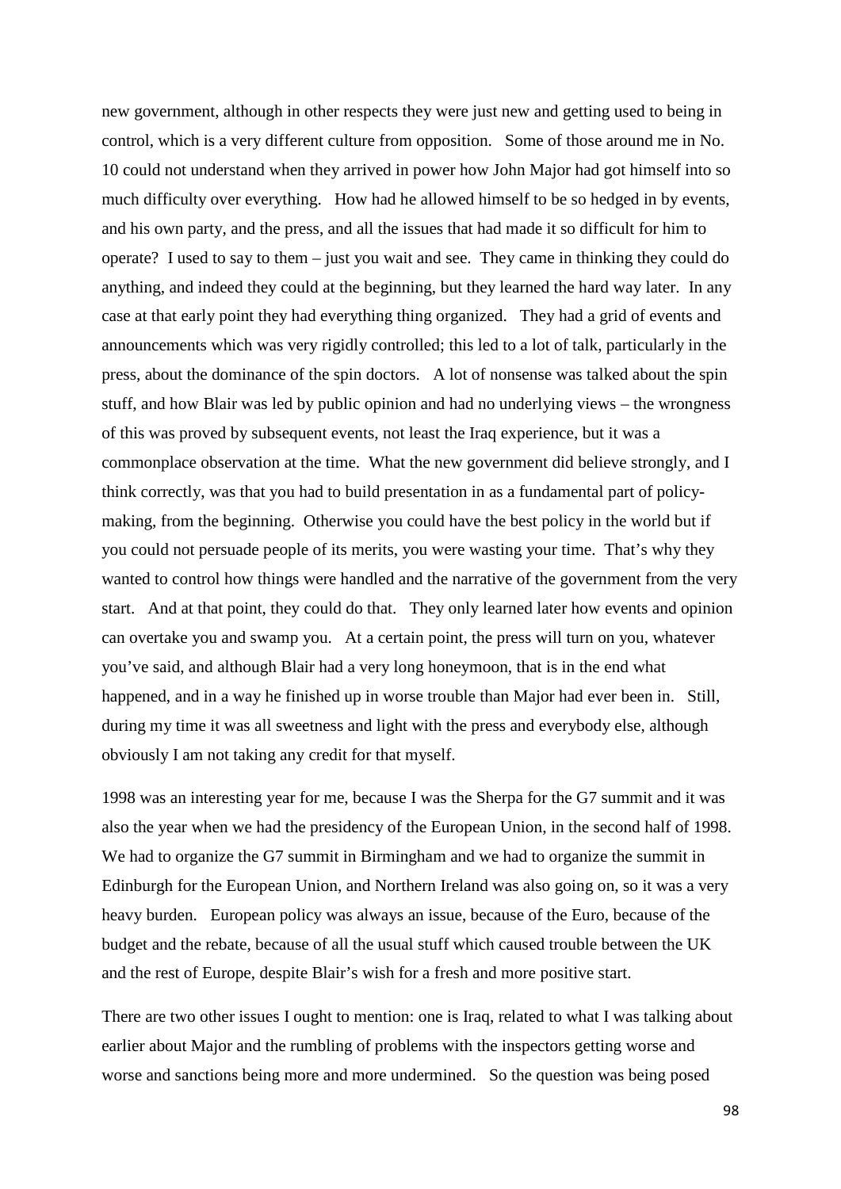new government, although in other respects they were just new and getting used to being in control, which is a very different culture from opposition. Some of those around me in No. 10 could not understand when they arrived in power how John Major had got himself into so much difficulty over everything. How had he allowed himself to be so hedged in by events, and his own party, and the press, and all the issues that had made it so difficult for him to operate? I used to say to them – just you wait and see. They came in thinking they could do anything, and indeed they could at the beginning, but they learned the hard way later. In any case at that early point they had everything thing organized. They had a grid of events and announcements which was very rigidly controlled; this led to a lot of talk, particularly in the press, about the dominance of the spin doctors. A lot of nonsense was talked about the spin stuff, and how Blair was led by public opinion and had no underlying views – the wrongness of this was proved by subsequent events, not least the Iraq experience, but it was a commonplace observation at the time. What the new government did believe strongly, and I think correctly, was that you had to build presentation in as a fundamental part of policy-making, from the beginning. Otherwise you could have the best policy in the world but if you could not persuade people of its merits, you were wasting your time. That's why they wanted to control how things were handled and the narrative of the government from the very start. And at that point, they could do that. They only learned later how events and opinion can overtake you and swamp you. At a certain point, the press will turn on you, whatever you've said, and although Blair had a very long honeymoon, that is in the end what happened, and in a way he finished up in worse trouble than Major had ever been in. Still, during my time it was all sweetness and light with the press and everybody else, although obviously I am not taking any credit for that myself.

1998 was an interesting year for me, because I was the Sherpa for the G7 summit and it was also the year when we had the presidency of the European Union, in the second half of 1998. We had to organize the G7 summit in Birmingham and we had to organize the summit in Edinburgh for the European Union, and Northern Ireland was also going on, so it was a very heavy burden. European policy was always an issue, because of the Euro, because of the budget and the rebate, because of all the usual stuff which caused trouble between the UK and the rest of Europe, despite Blair's wish for a fresh and more positive start.

There are two other issues I ought to mention: one is Iraq, related to what I was talking about earlier about Major and the rumbling of problems with the inspectors getting worse and worse and sanctions being more and more undermined. So the question was being posed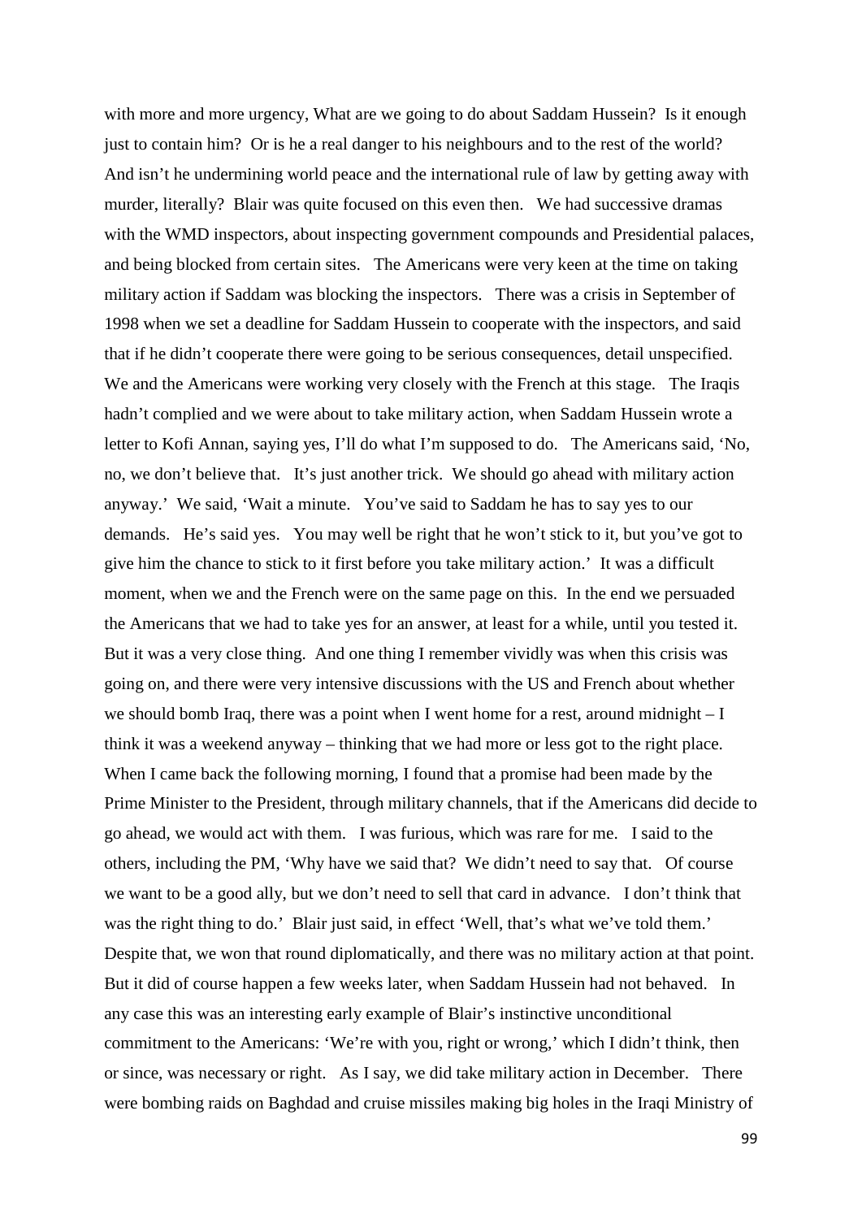with more and more urgency, What are we going to do about Saddam Hussein? Is it enough just to contain him? Or is he a real danger to his neighbours and to the rest of the world? And isn't he undermining world peace and the international rule of law by getting away with murder, literally? Blair was quite focused on this even then. We had successive dramas with the WMD inspectors, about inspecting government compounds and Presidential palaces, and being blocked from certain sites. The Americans were very keen at the time on taking military action if Saddam was blocking the inspectors. There was a crisis in September of 1998 when we set a deadline for Saddam Hussein to cooperate with the inspectors, and said that if he didn't cooperate there were going to be serious consequences, detail unspecified. We and the Americans were working very closely with the French at this stage. The Iraqis hadn't complied and we were about to take military action, when Saddam Hussein wrote a letter to Kofi Annan, saying yes, I'll do what I'm supposed to do. The Americans said, 'No, no, we don't believe that. It's just another trick. We should go ahead with military action anyway.' We said, 'Wait a minute. You've said to Saddam he has to say yes to our demands. He's said yes. You may well be right that he won't stick to it, but you've got to give him the chance to stick to it first before you take military action.' It was a difficult moment, when we and the French were on the same page on this. In the end we persuaded the Americans that we had to take yes for an answer, at least for a while, until you tested it. But it was a very close thing. And one thing I remember vividly was when this crisis was going on, and there were very intensive discussions with the US and French about whether we should bomb Iraq, there was a point when I went home for a rest, around midnight – I think it was a weekend anyway – thinking that we had more or less got to the right place. When I came back the following morning, I found that a promise had been made by the Prime Minister to the President, through military channels, that if the Americans did decide to go ahead, we would act with them. I was furious, which was rare for me. I said to the others, including the PM, 'Why have we said that? We didn't need to say that. Of course we want to be a good ally, but we don't need to sell that card in advance. I don't think that was the right thing to do.' Blair just said, in effect 'Well, that's what we've told them.' Despite that, we won that round diplomatically, and there was no military action at that point. But it did of course happen a few weeks later, when Saddam Hussein had not behaved. In any case this was an interesting early example of Blair's instinctive unconditional commitment to the Americans: 'We're with you, right or wrong,' which I didn't think, then or since, was necessary or right. As I say, we did take military action in December. There were bombing raids on Baghdad and cruise missiles making big holes in the Iraqi Ministry of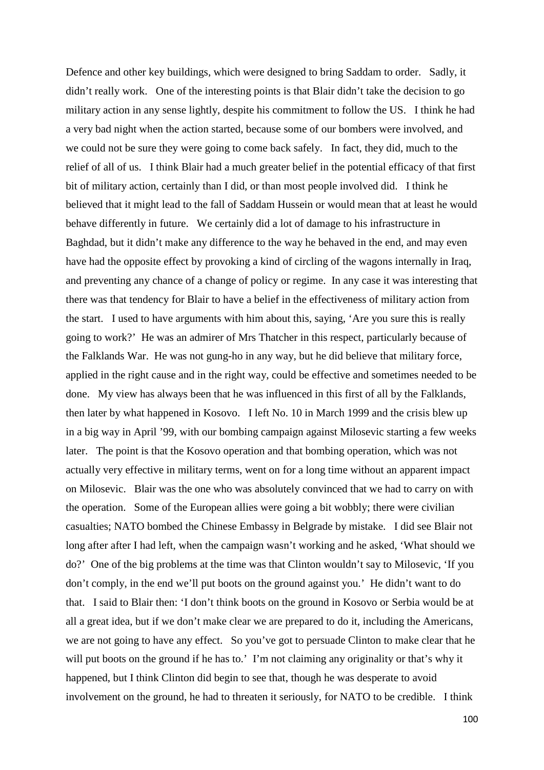Defence and other key buildings, which were designed to bring Saddam to order. Sadly, it didn't really work. One of the interesting points is that Blair didn't take the decision to go military action in any sense lightly, despite his commitment to follow the US. I think he had a very bad night when the action started, because some of our bombers were involved, and we could not be sure they were going to come back safely. In fact, they did, much to the relief of all of us. I think Blair had a much greater belief in the potential efficacy of that first bit of military action, certainly than I did, or than most people involved did. I think he believed that it might lead to the fall of Saddam Hussein or would mean that at least he would behave differently in future. We certainly did a lot of damage to his infrastructure in Baghdad, but it didn't make any difference to the way he behaved in the end, and may even have had the opposite effect by provoking a kind of circling of the wagons internally in Iraq, and preventing any chance of a change of policy or regime. In any case it was interesting that there was that tendency for Blair to have a belief in the effectiveness of military action from the start. I used to have arguments with him about this, saying, 'Are you sure this is really going to work?' He was an admirer of Mrs Thatcher in this respect, particularly because of the Falklands War. He was not gung-ho in any way, but he did believe that military force, applied in the right cause and in the right way, could be effective and sometimes needed to be done. My view has always been that he was influenced in this first of all by the Falklands, then later by what happened in Kosovo. I left No. 10 in March 1999 and the crisis blew up in a big way in April '99, with our bombing campaign against Milosevic starting a few weeks later. The point is that the Kosovo operation and that bombing operation, which was not actually very effective in military terms, went on for a long time without an apparent impact on Milosevic. Blair was the one who was absolutely convinced that we had to carry on with the operation. Some of the European allies were going a bit wobbly; there were civilian casualties; NATO bombed the Chinese Embassy in Belgrade by mistake. I did see Blair not long after after I had left, when the campaign wasn't working and he asked, 'What should we do?' One of the big problems at the time was that Clinton wouldn't say to Milosevic, 'If you don't comply, in the end we'll put boots on the ground against you.' He didn't want to do that. I said to Blair then: 'I don't think boots on the ground in Kosovo or Serbia would be at all a great idea, but if we don't make clear we are prepared to do it, including the Americans, we are not going to have any effect. So you've got to persuade Clinton to make clear that he will put boots on the ground if he has to.' I'm not claiming any originality or that's why it happened, but I think Clinton did begin to see that, though he was desperate to avoid involvement on the ground, he had to threaten it seriously, for NATO to be credible. I think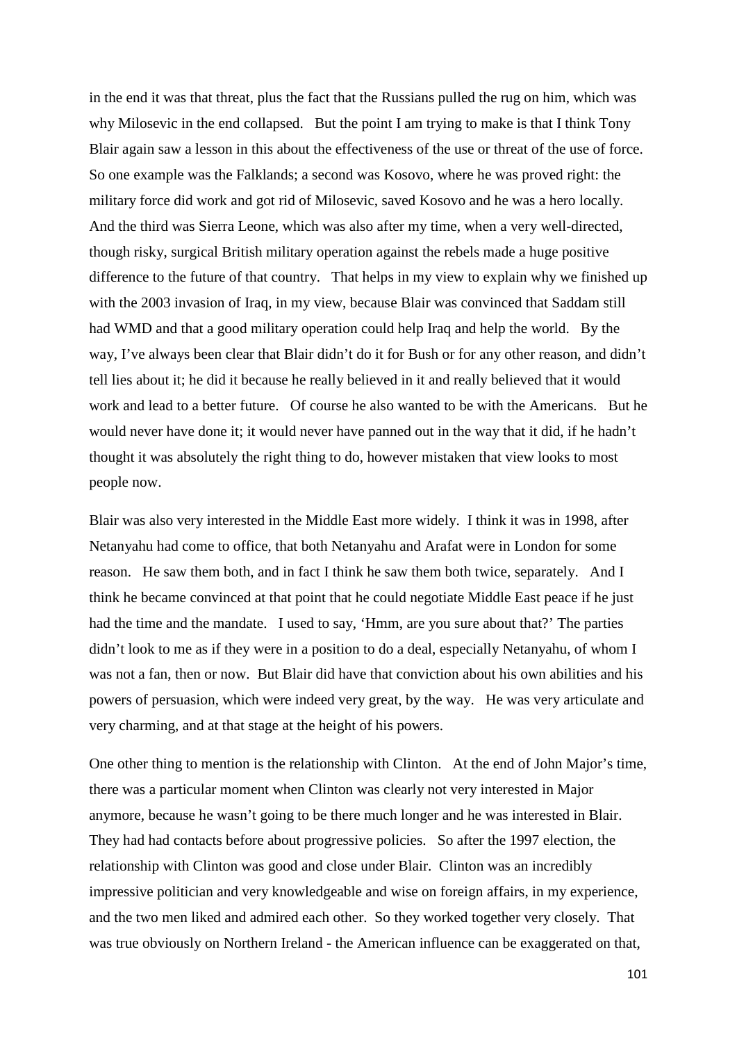in the end it was that threat, plus the fact that the Russians pulled the rug on him, which was why Milosevic in the end collapsed. But the point I am trying to make is that I think Tony Blair again saw a lesson in this about the effectiveness of the use or threat of the use of force. So one example was the Falklands; a second was Kosovo, where he was proved right: the military force did work and got rid of Milosevic, saved Kosovo and he was a hero locally. And the third was Sierra Leone, which was also after my time, when a very well-directed, though risky, surgical British military operation against the rebels made a huge positive difference to the future of that country. That helps in my view to explain why we finished up with the 2003 invasion of Iraq, in my view, because Blair was convinced that Saddam still had WMD and that a good military operation could help Iraq and help the world. By the way, I've always been clear that Blair didn't do it for Bush or for any other reason, and didn't tell lies about it; he did it because he really believed in it and really believed that it would work and lead to a better future. Of course he also wanted to be with the Americans. But he would never have done it; it would never have panned out in the way that it did, if he hadn't thought it was absolutely the right thing to do, however mistaken that view looks to most people now.

Blair was also very interested in the Middle East more widely. I think it was in 1998, after Netanyahu had come to office, that both Netanyahu and Arafat were in London for some reason. He saw them both, and in fact I think he saw them both twice, separately. And I think he became convinced at that point that he could negotiate Middle East peace if he just had the time and the mandate. I used to say, 'Hmm, are you sure about that?' The parties didn't look to me as if they were in a position to do a deal, especially Netanyahu, of whom I was not a fan, then or now. But Blair did have that conviction about his own abilities and his powers of persuasion, which were indeed very great, by the way. He was very articulate and very charming, and at that stage at the height of his powers.

One other thing to mention is the relationship with Clinton. At the end of John Major's time, there was a particular moment when Clinton was clearly not very interested in Major anymore, because he wasn't going to be there much longer and he was interested in Blair. They had had contacts before about progressive policies. So after the 1997 election, the relationship with Clinton was good and close under Blair. Clinton was an incredibly impressive politician and very knowledgeable and wise on foreign affairs, in my experience, and the two men liked and admired each other. So they worked together very closely. That was true obviously on Northern Ireland - the American influence can be exaggerated on that,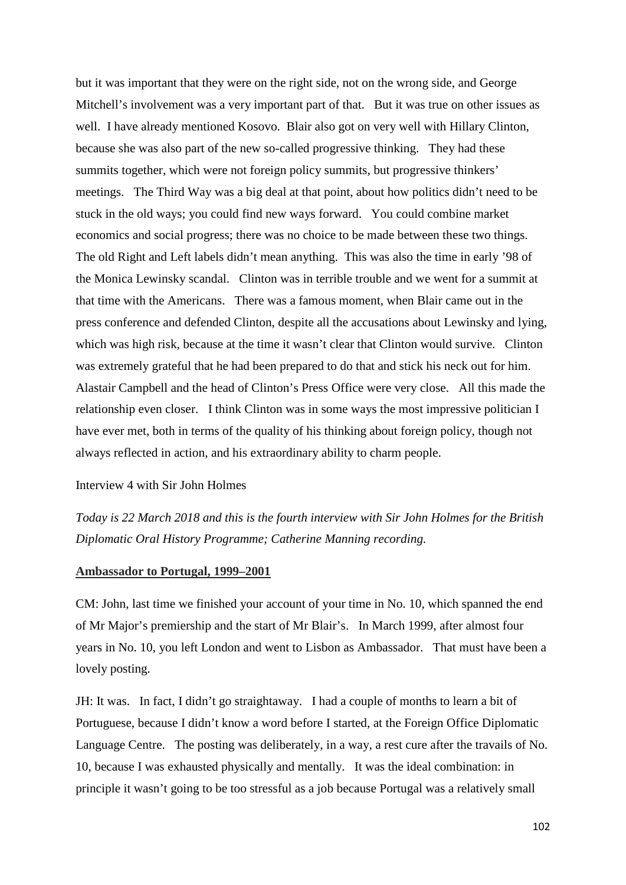but it was important that they were on the right side, not on the wrong side, and George Mitchell's involvement was a very important part of that. But it was true on other issues as well. I have already mentioned Kosovo. Blair also got on very well with Hillary Clinton, because she was also part of the new so-called progressive thinking. They had these summits together, which were not foreign policy summits, but progressive thinkers' meetings. The Third Way was a big deal at that point, about how politics didn't need to be stuck in the old ways; you could find new ways forward. You could combine market economics and social progress; there was no choice to be made between these two things. The old Right and Left labels didn't mean anything. This was also the time in early '98 of the Monica Lewinsky scandal. Clinton was in terrible trouble and we went for a summit at that time with the Americans. There was a famous moment, when Blair came out in the press conference and defended Clinton, despite all the accusations about Lewinsky and lying, which was high risk, because at the time it wasn't clear that Clinton would survive. Clinton was extremely grateful that he had been prepared to do that and stick his neck out for him. Alastair Campbell and the head of Clinton's Press Office were very close. All this made the relationship even closer. I think Clinton was in some ways the most impressive politician I have ever met, both in terms of the quality of his thinking about foreign policy, though not always reflected in action, and his extraordinary ability to charm people.

Interview 4 with Sir John Holmes

*Today is 22 March 2018 and this is the fourth interview with Sir John Holmes for the British Diplomatic Oral History Programme; Catherine Manning recording.*

## Ambassador to Portugal, 1999–2001

CM: John, last time we finished your account of your time in No. 10, which spanned the end of Mr Major's premiership and the start of Mr Blair's. In March 1999, after almost four years in No. 10, you left London and went to Lisbon as Ambassador. That must have been a lovely posting.

JH: It was. In fact, I didn't go straightaway. I had a couple of months to learn a bit of Portuguese, because I didn't know a word before I started, at the Foreign Office Diplomatic Language Centre. The posting was deliberately, in a way, a rest cure after the travails of No. 10, because I was exhausted physically and mentally. It was the ideal combination: in principle it wasn't going to be too stressful as a job because Portugal was a relatively small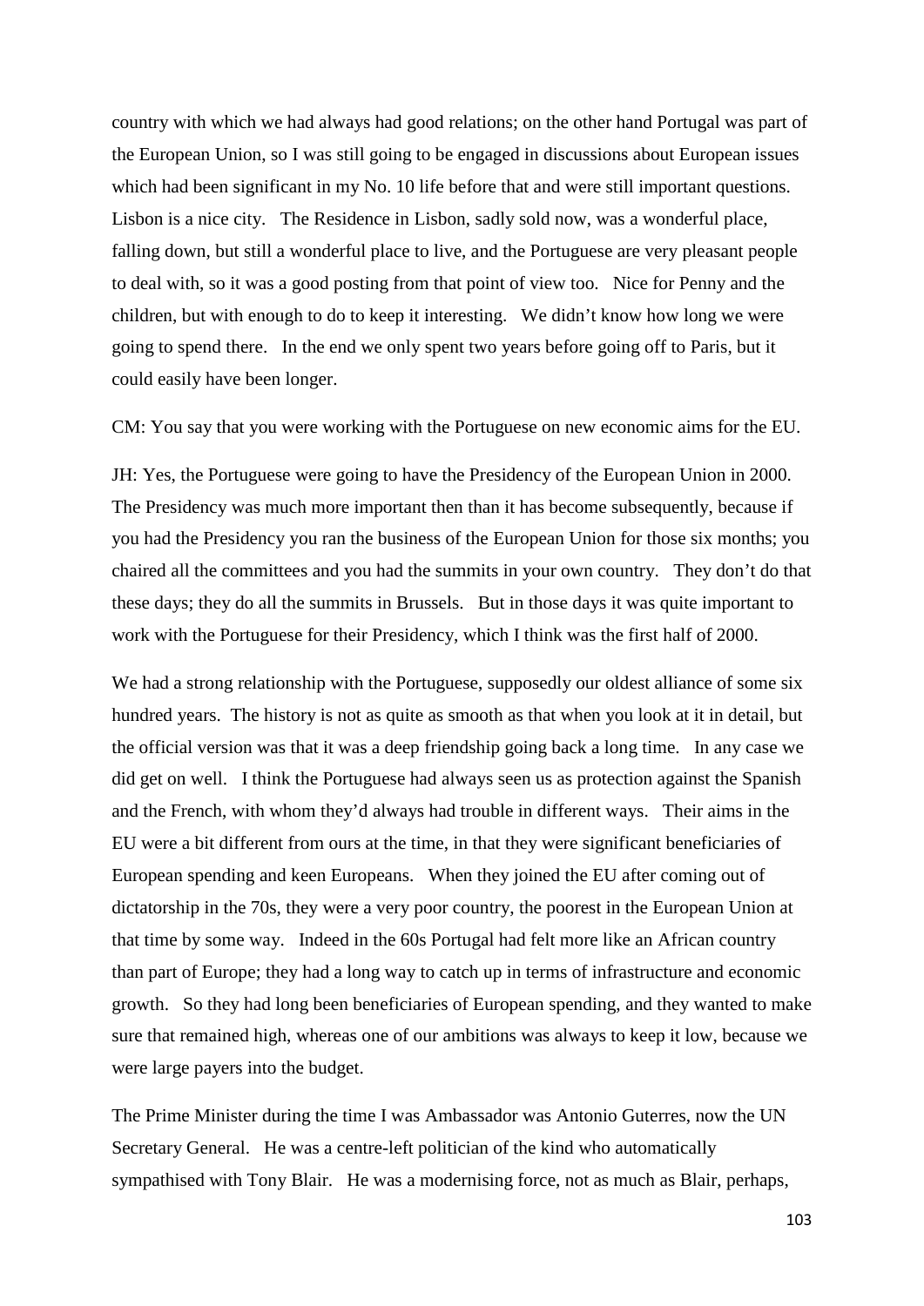country with which we had always had good relations; on the other hand Portugal was part of the European Union, so I was still going to be engaged in discussions about European issues which had been significant in my No. 10 life before that and were still important questions. Lisbon is a nice city. The Residence in Lisbon, sadly sold now, was a wonderful place, falling down, but still a wonderful place to live, and the Portuguese are very pleasant people to deal with, so it was a good posting from that point of view too. Nice for Penny and the children, but with enough to do to keep it interesting. We didn't know how long we were going to spend there. In the end we only spent two years before going off to Paris, but it could easily have been longer.

CM: You say that you were working with the Portuguese on new economic aims for the EU.

JH: Yes, the Portuguese were going to have the Presidency of the European Union in 2000. The Presidency was much more important then than it has become subsequently, because if you had the Presidency you ran the business of the European Union for those six months; you chaired all the committees and you had the summits in your own country. They don't do that these days; they do all the summits in Brussels. But in those days it was quite important to work with the Portuguese for their Presidency, which I think was the first half of 2000.

We had a strong relationship with the Portuguese, supposedly our oldest alliance of some six hundred years. The history is not as quite as smooth as that when you look at it in detail, but the official version was that it was a deep friendship going back a long time. In any case we did get on well. I think the Portuguese had always seen us as protection against the Spanish and the French, with whom they'd always had trouble in different ways. Their aims in the EU were a bit different from ours at the time, in that they were significant beneficiaries of European spending and keen Europeans. When they joined the EU after coming out of dictatorship in the 70s, they were a very poor country, the poorest in the European Union at that time by some way. Indeed in the 60s Portugal had felt more like an African country than part of Europe; they had a long way to catch up in terms of infrastructure and economic growth. So they had long been beneficiaries of European spending, and they wanted to make sure that remained high, whereas one of our ambitions was always to keep it low, because we were large payers into the budget.

The Prime Minister during the time I was Ambassador was Antonio Guterres, now the UN Secretary General. He was a centre-left politician of the kind who automatically sympathised with Tony Blair. He was a modernising force, not as much as Blair, perhaps,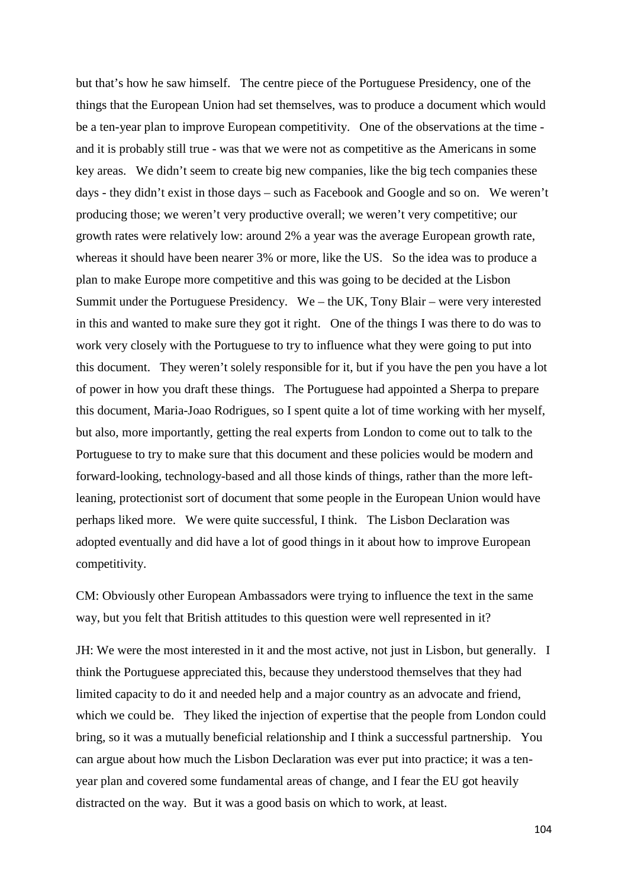but that's how he saw himself. The centre piece of the Portuguese Presidency, one of the things that the European Union had set themselves, was to produce a document which would be a ten-year plan to improve European competitivity. One of the observations at the time - and it is probably still true - was that we were not as competitive as the Americans in some key areas. We didn't seem to create big new companies, like the big tech companies these days - they didn't exist in those days – such as Facebook and Google and so on. We weren't producing those; we weren't very productive overall; we weren't very competitive; our growth rates were relatively low: around 2% a year was the average European growth rate, whereas it should have been nearer 3% or more, like the US. So the idea was to produce a plan to make Europe more competitive and this was going to be decided at the Lisbon Summit under the Portuguese Presidency. We – the UK, Tony Blair – were very interested in this and wanted to make sure they got it right. One of the things I was there to do was to work very closely with the Portuguese to try to influence what they were going to put into this document. They weren't solely responsible for it, but if you have the pen you have a lot of power in how you draft these things. The Portuguese had appointed a Sherpa to prepare this document, Maria-Joao Rodrigues, so I spent quite a lot of time working with her myself, but also, more importantly, getting the real experts from London to come out to talk to the Portuguese to try to make sure that this document and these policies would be modern and forward-looking, technology-based and all those kinds of things, rather than the more left-leaning, protectionist sort of document that some people in the European Union would have perhaps liked more. We were quite successful, I think. The Lisbon Declaration was adopted eventually and did have a lot of good things in it about how to improve European competitivity.

CM: Obviously other European Ambassadors were trying to influence the text in the same way, but you felt that British attitudes to this question were well represented in it?

JH: We were the most interested in it and the most active, not just in Lisbon, but generally. I think the Portuguese appreciated this, because they understood themselves that they had limited capacity to do it and needed help and a major country as an advocate and friend, which we could be. They liked the injection of expertise that the people from London could bring, so it was a mutually beneficial relationship and I think a successful partnership. You can argue about how much the Lisbon Declaration was ever put into practice; it was a ten-year plan and covered some fundamental areas of change, and I fear the EU got heavily distracted on the way. But it was a good basis on which to work, at least.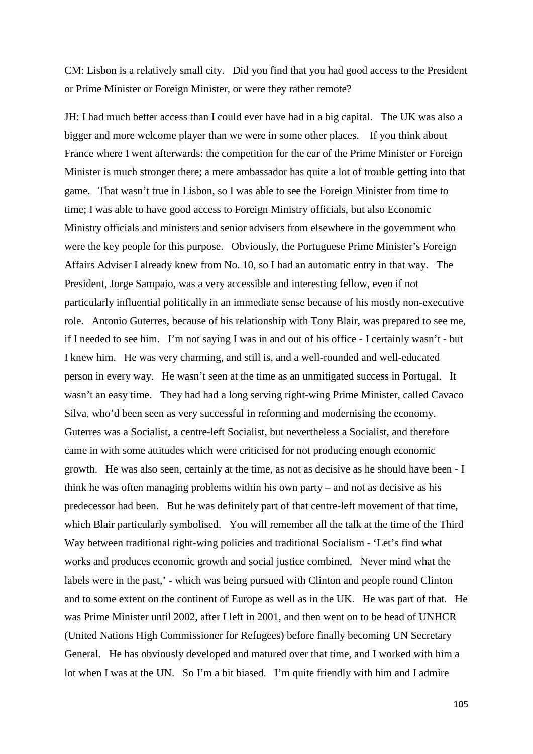CM: Lisbon is a relatively small city. Did you find that you had good access to the President or Prime Minister or Foreign Minister, or were they rather remote?

JH: I had much better access than I could ever have had in a big capital. The UK was also a bigger and more welcome player than we were in some other places. If you think about France where I went afterwards: the competition for the ear of the Prime Minister or Foreign Minister is much stronger there; a mere ambassador has quite a lot of trouble getting into that game. That wasn't true in Lisbon, so I was able to see the Foreign Minister from time to time; I was able to have good access to Foreign Ministry officials, but also Economic Ministry officials and ministers and senior advisers from elsewhere in the government who were the key people for this purpose. Obviously, the Portuguese Prime Minister's Foreign Affairs Adviser I already knew from No. 10, so I had an automatic entry in that way. The President, Jorge Sampaio, was a very accessible and interesting fellow, even if not particularly influential politically in an immediate sense because of his mostly non-executive role. Antonio Guterres, because of his relationship with Tony Blair, was prepared to see me, if I needed to see him. I'm not saying I was in and out of his office - I certainly wasn't - but I knew him. He was very charming, and still is, and a well-rounded and well-educated person in every way. He wasn't seen at the time as an unmitigated success in Portugal. It wasn't an easy time. They had had a long serving right-wing Prime Minister, called Cavaco Silva, who'd been seen as very successful in reforming and modernising the economy. Guterres was a Socialist, a centre-left Socialist, but nevertheless a Socialist, and therefore came in with some attitudes which were criticised for not producing enough economic growth. He was also seen, certainly at the time, as not as decisive as he should have been - I think he was often managing problems within his own party – and not as decisive as his predecessor had been. But he was definitely part of that centre-left movement of that time, which Blair particularly symbolised. You will remember all the talk at the time of the Third Way between traditional right-wing policies and traditional Socialism - 'Let's find what works and produces economic growth and social justice combined. Never mind what the labels were in the past,' - which was being pursued with Clinton and people round Clinton and to some extent on the continent of Europe as well as in the UK. He was part of that. He was Prime Minister until 2002, after I left in 2001, and then went on to be head of UNHCR (United Nations High Commissioner for Refugees) before finally becoming UN Secretary General. He has obviously developed and matured over that time, and I worked with him a lot when I was at the UN. So I'm a bit biased. I'm quite friendly with him and I admire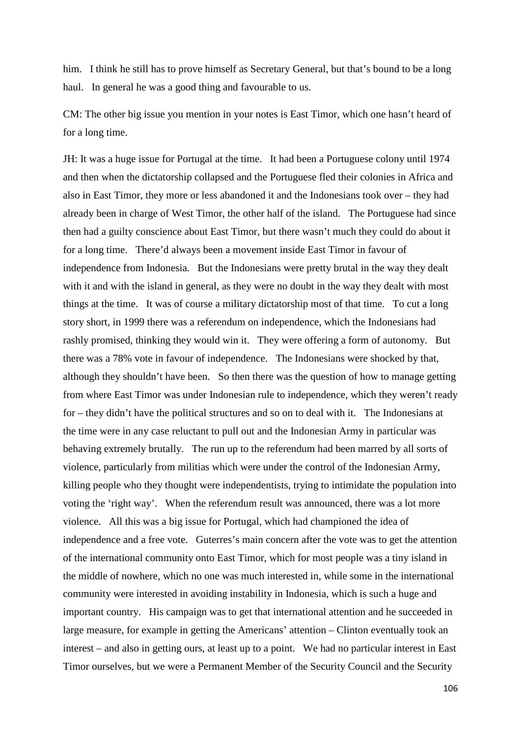him. I think he still has to prove himself as Secretary General, but that's bound to be a long haul. In general he was a good thing and favourable to us.

CM: The other big issue you mention in your notes is East Timor, which one hasn't heard of for a long time.

JH: It was a huge issue for Portugal at the time. It had been a Portuguese colony until 1974 and then when the dictatorship collapsed and the Portuguese fled their colonies in Africa and also in East Timor, they more or less abandoned it and the Indonesians took over – they had already been in charge of West Timor, the other half of the island. The Portuguese had since then had a guilty conscience about East Timor, but there wasn't much they could do about it for a long time. There'd always been a movement inside East Timor in favour of independence from Indonesia. But the Indonesians were pretty brutal in the way they dealt with it and with the island in general, as they were no doubt in the way they dealt with most things at the time. It was of course a military dictatorship most of that time. To cut a long story short, in 1999 there was a referendum on independence, which the Indonesians had rashly promised, thinking they would win it. They were offering a form of autonomy. But there was a 78% vote in favour of independence. The Indonesians were shocked by that, although they shouldn't have been. So then there was the question of how to manage getting from where East Timor was under Indonesian rule to independence, which they weren't ready for – they didn't have the political structures and so on to deal with it. The Indonesians at the time were in any case reluctant to pull out and the Indonesian Army in particular was behaving extremely brutally. The run up to the referendum had been marred by all sorts of violence, particularly from militias which were under the control of the Indonesian Army, killing people who they thought were independentists, trying to intimidate the population into voting the 'right way'. When the referendum result was announced, there was a lot more violence. All this was a big issue for Portugal, which had championed the idea of independence and a free vote. Guterres's main concern after the vote was to get the attention of the international community onto East Timor, which for most people was a tiny island in the middle of nowhere, which no one was much interested in, while some in the international community were interested in avoiding instability in Indonesia, which is such a huge and important country. His campaign was to get that international attention and he succeeded in large measure, for example in getting the Americans' attention – Clinton eventually took an interest – and also in getting ours, at least up to a point. We had no particular interest in East Timor ourselves, but we were a Permanent Member of the Security Council and the Security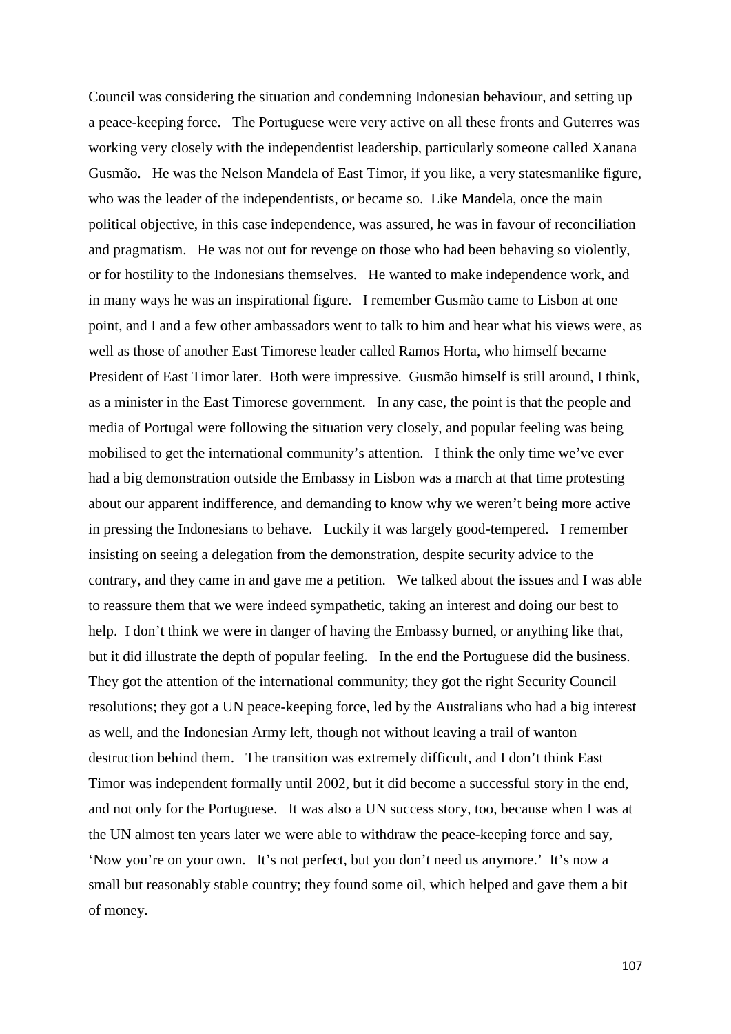Council was considering the situation and condemning Indonesian behaviour, and setting up a peace-keeping force. The Portuguese were very active on all these fronts and Guterres was working very closely with the independentist leadership, particularly someone called Xanana Gusmão. He was the Nelson Mandela of East Timor, if you like, a very statesmanlike figure, who was the leader of the independentists, or became so. Like Mandela, once the main political objective, in this case independence, was assured, he was in favour of reconciliation and pragmatism. He was not out for revenge on those who had been behaving so violently, or for hostility to the Indonesians themselves. He wanted to make independence work, and in many ways he was an inspirational figure. I remember Gusmão came to Lisbon at one point, and I and a few other ambassadors went to talk to him and hear what his views were, as well as those of another East Timorese leader called Ramos Horta, who himself became President of East Timor later. Both were impressive. Gusmão himself is still around, I think, as a minister in the East Timorese government. In any case, the point is that the people and media of Portugal were following the situation very closely, and popular feeling was being mobilised to get the international community's attention. I think the only time we've ever had a big demonstration outside the Embassy in Lisbon was a march at that time protesting about our apparent indifference, and demanding to know why we weren't being more active in pressing the Indonesians to behave. Luckily it was largely good-tempered. I remember insisting on seeing a delegation from the demonstration, despite security advice to the contrary, and they came in and gave me a petition. We talked about the issues and I was able to reassure them that we were indeed sympathetic, taking an interest and doing our best to help. I don't think we were in danger of having the Embassy burned, or anything like that, but it did illustrate the depth of popular feeling. In the end the Portuguese did the business. They got the attention of the international community; they got the right Security Council resolutions; they got a UN peace-keeping force, led by the Australians who had a big interest as well, and the Indonesian Army left, though not without leaving a trail of wanton destruction behind them. The transition was extremely difficult, and I don't think East Timor was independent formally until 2002, but it did become a successful story in the end, and not only for the Portuguese. It was also a UN success story, too, because when I was at the UN almost ten years later we were able to withdraw the peace-keeping force and say, 'Now you're on your own. It's not perfect, but you don't need us anymore.' It's now a small but reasonably stable country; they found some oil, which helped and gave them a bit of money.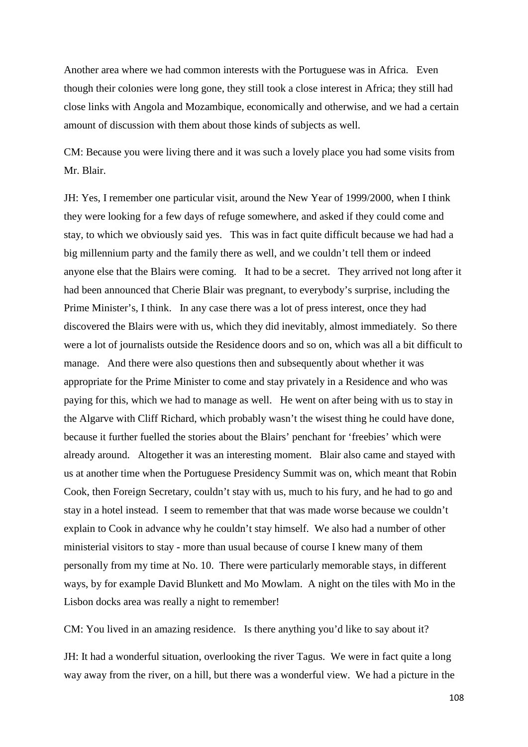Another area where we had common interests with the Portuguese was in Africa. Even though their colonies were long gone, they still took a close interest in Africa; they still had close links with Angola and Mozambique, economically and otherwise, and we had a certain amount of discussion with them about those kinds of subjects as well.

CM: Because you were living there and it was such a lovely place you had some visits from Mr. Blair.

JH: Yes, I remember one particular visit, around the New Year of 1999/2000, when I think they were looking for a few days of refuge somewhere, and asked if they could come and stay, to which we obviously said yes. This was in fact quite difficult because we had had a big millennium party and the family there as well, and we couldn't tell them or indeed anyone else that the Blairs were coming. It had to be a secret. They arrived not long after it had been announced that Cherie Blair was pregnant, to everybody's surprise, including the Prime Minister's, I think. In any case there was a lot of press interest, once they had discovered the Blairs were with us, which they did inevitably, almost immediately. So there were a lot of journalists outside the Residence doors and so on, which was all a bit difficult to manage. And there were also questions then and subsequently about whether it was appropriate for the Prime Minister to come and stay privately in a Residence and who was paying for this, which we had to manage as well. He went on after being with us to stay in the Algarve with Cliff Richard, which probably wasn't the wisest thing he could have done, because it further fuelled the stories about the Blairs' penchant for 'freebies' which were already around. Altogether it was an interesting moment. Blair also came and stayed with us at another time when the Portuguese Presidency Summit was on, which meant that Robin Cook, then Foreign Secretary, couldn't stay with us, much to his fury, and he had to go and stay in a hotel instead. I seem to remember that that was made worse because we couldn't explain to Cook in advance why he couldn't stay himself. We also had a number of other ministerial visitors to stay - more than usual because of course I knew many of them personally from my time at No. 10. There were particularly memorable stays, in different ways, by for example David Blunkett and Mo Mowlam. A night on the tiles with Mo in the Lisbon docks area was really a night to remember!

CM: You lived in an amazing residence. Is there anything you'd like to say about it?

JH: It had a wonderful situation, overlooking the river Tagus. We were in fact quite a long way away from the river, on a hill, but there was a wonderful view. We had a picture in the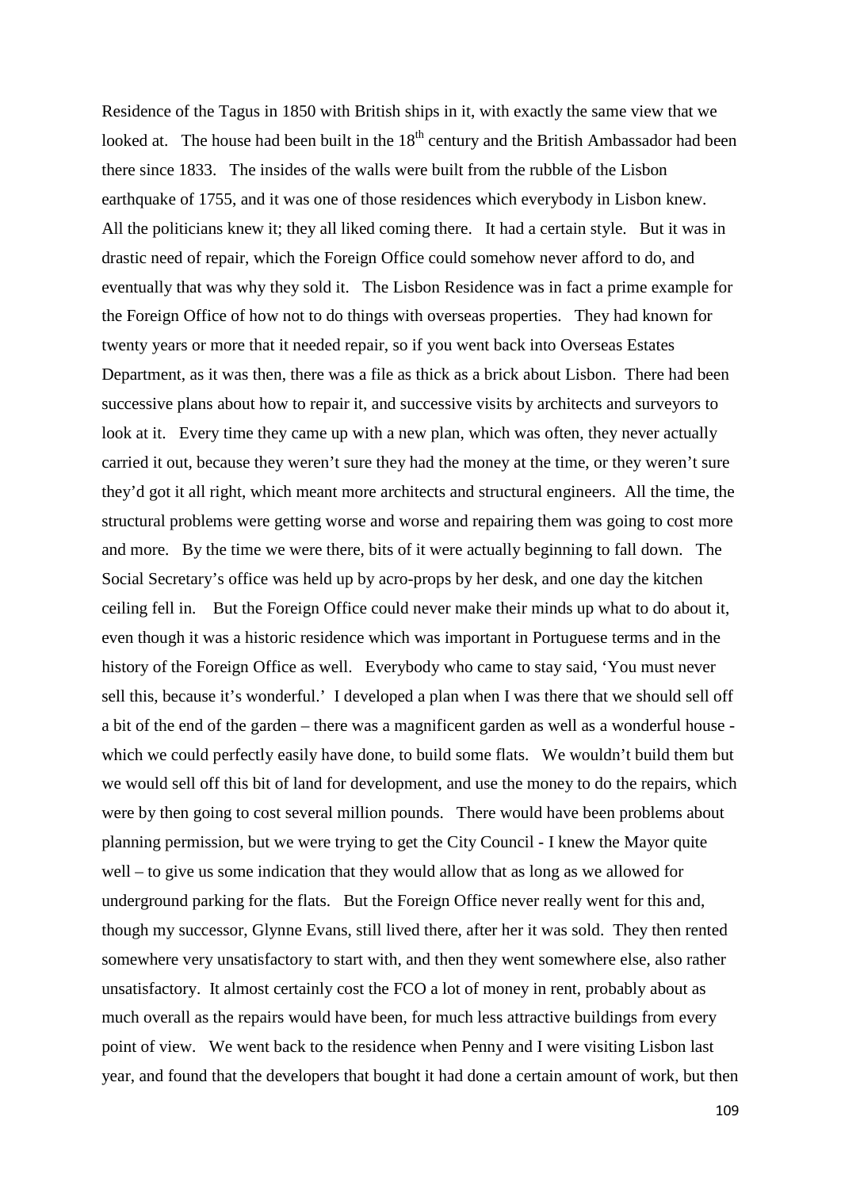Residence of the Tagus in 1850 with British ships in it, with exactly the same view that we looked at. The house had been built in the 18th century and the British Ambassador had been there since 1833. The insides of the walls were built from the rubble of the Lisbon earthquake of 1755, and it was one of those residences which everybody in Lisbon knew. All the politicians knew it; they all liked coming there. It had a certain style. But it was in drastic need of repair, which the Foreign Office could somehow never afford to do, and eventually that was why they sold it. The Lisbon Residence was in fact a prime example for the Foreign Office of how not to do things with overseas properties. They had known for twenty years or more that it needed repair, so if you went back into Overseas Estates Department, as it was then, there was a file as thick as a brick about Lisbon. There had been successive plans about how to repair it, and successive visits by architects and surveyors to look at it. Every time they came up with a new plan, which was often, they never actually carried it out, because they weren't sure they had the money at the time, or they weren't sure they'd got it all right, which meant more architects and structural engineers. All the time, the structural problems were getting worse and worse and repairing them was going to cost more and more. By the time we were there, bits of it were actually beginning to fall down. The Social Secretary's office was held up by acro-props by her desk, and one day the kitchen ceiling fell in. But the Foreign Office could never make their minds up what to do about it, even though it was a historic residence which was important in Portuguese terms and in the history of the Foreign Office as well. Everybody who came to stay said, 'You must never sell this, because it's wonderful.' I developed a plan when I was there that we should sell off a bit of the end of the garden – there was a magnificent garden as well as a wonderful house - which we could perfectly easily have done, to build some flats. We wouldn't build them but we would sell off this bit of land for development, and use the money to do the repairs, which were by then going to cost several million pounds. There would have been problems about planning permission, but we were trying to get the City Council - I knew the Mayor quite well – to give us some indication that they would allow that as long as we allowed for underground parking for the flats. But the Foreign Office never really went for this and, though my successor, Glynne Evans, still lived there, after her it was sold. They then rented somewhere very unsatisfactory to start with, and then they went somewhere else, also rather unsatisfactory. It almost certainly cost the FCO a lot of money in rent, probably about as much overall as the repairs would have been, for much less attractive buildings from every point of view. We went back to the residence when Penny and I were visiting Lisbon last year, and found that the developers that bought it had done a certain amount of work, but then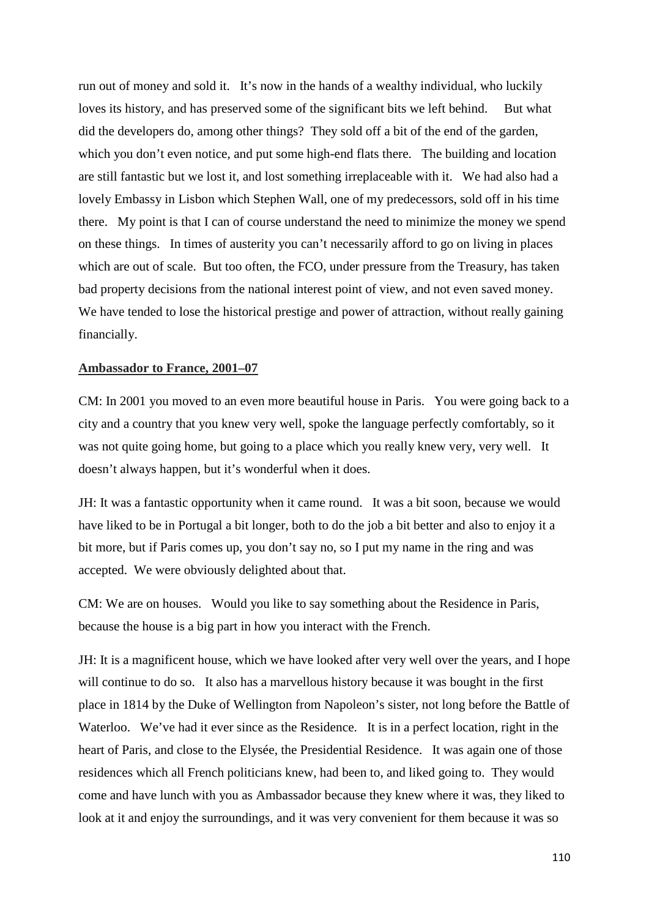run out of money and sold it. It's now in the hands of a wealthy individual, who luckily loves its history, and has preserved some of the significant bits we left behind. But what did the developers do, among other things? They sold off a bit of the end of the garden, which you don't even notice, and put some high-end flats there. The building and location are still fantastic but we lost it, and lost something irreplaceable with it. We had also had a lovely Embassy in Lisbon which Stephen Wall, one of my predecessors, sold off in his time there. My point is that I can of course understand the need to minimize the money we spend on these things. In times of austerity you can't necessarily afford to go on living in places which are out of scale. But too often, the FCO, under pressure from the Treasury, has taken bad property decisions from the national interest point of view, and not even saved money. We have tended to lose the historical prestige and power of attraction, without really gaining financially.

## Ambassador to France, 2001–07

CM: In 2001 you moved to an even more beautiful house in Paris. You were going back to a city and a country that you knew very well, spoke the language perfectly comfortably, so it was not quite going home, but going to a place which you really knew very, very well. It doesn't always happen, but it's wonderful when it does.

JH: It was a fantastic opportunity when it came round. It was a bit soon, because we would have liked to be in Portugal a bit longer, both to do the job a bit better and also to enjoy it a bit more, but if Paris comes up, you don't say no, so I put my name in the ring and was accepted. We were obviously delighted about that.

CM: We are on houses. Would you like to say something about the Residence in Paris, because the house is a big part in how you interact with the French.

JH: It is a magnificent house, which we have looked after very well over the years, and I hope will continue to do so. It also has a marvellous history because it was bought in the first place in 1814 by the Duke of Wellington from Napoleon's sister, not long before the Battle of Waterloo. We've had it ever since as the Residence. It is in a perfect location, right in the heart of Paris, and close to the Elysée, the Presidential Residence. It was again one of those residences which all French politicians knew, had been to, and liked going to. They would come and have lunch with you as Ambassador because they knew where it was, they liked to look at it and enjoy the surroundings, and it was very convenient for them because it was so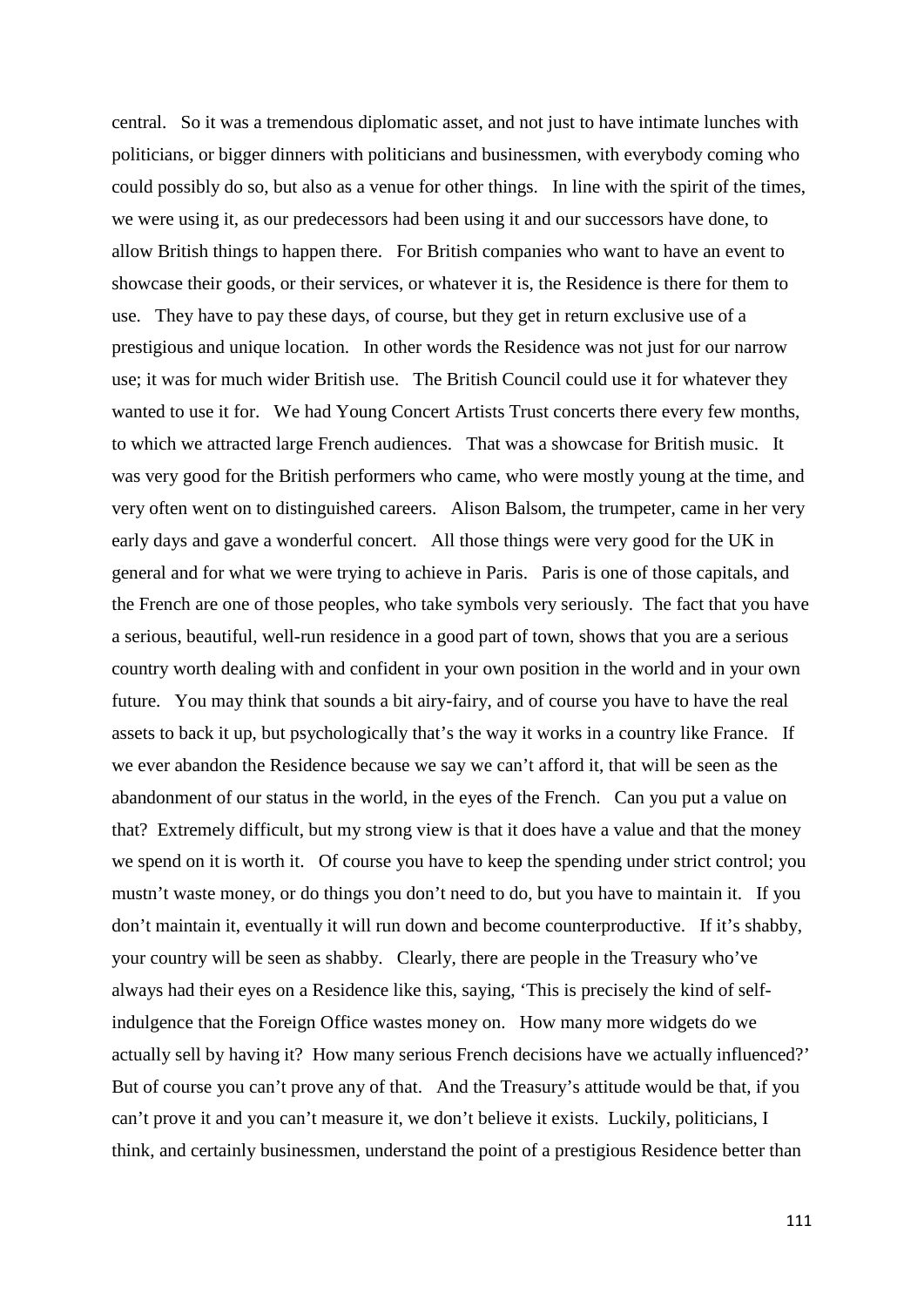central. So it was a tremendous diplomatic asset, and not just to have intimate lunches with politicians, or bigger dinners with politicians and businessmen, with everybody coming who could possibly do so, but also as a venue for other things. In line with the spirit of the times, we were using it, as our predecessors had been using it and our successors have done, to allow British things to happen there. For British companies who want to have an event to showcase their goods, or their services, or whatever it is, the Residence is there for them to use. They have to pay these days, of course, but they get in return exclusive use of a prestigious and unique location. In other words the Residence was not just for our narrow use; it was for much wider British use. The British Council could use it for whatever they wanted to use it for. We had Young Concert Artists Trust concerts there every few months, to which we attracted large French audiences. That was a showcase for British music. It was very good for the British performers who came, who were mostly young at the time, and very often went on to distinguished careers. Alison Balsom, the trumpeter, came in her very early days and gave a wonderful concert. All those things were very good for the UK in general and for what we were trying to achieve in Paris. Paris is one of those capitals, and the French are one of those peoples, who take symbols very seriously. The fact that you have a serious, beautiful, well-run residence in a good part of town, shows that you are a serious country worth dealing with and confident in your own position in the world and in your own future. You may think that sounds a bit airy-fairy, and of course you have to have the real assets to back it up, but psychologically that's the way it works in a country like France. If we ever abandon the Residence because we say we can't afford it, that will be seen as the abandonment of our status in the world, in the eyes of the French. Can you put a value on that? Extremely difficult, but my strong view is that it does have a value and that the money we spend on it is worth it. Of course you have to keep the spending under strict control; you mustn't waste money, or do things you don't need to do, but you have to maintain it. If you don't maintain it, eventually it will run down and become counterproductive. If it's shabby, your country will be seen as shabby. Clearly, there are people in the Treasury who've always had their eyes on a Residence like this, saying, 'This is precisely the kind of self-indulgence that the Foreign Office wastes money on. How many more widgets do we actually sell by having it? How many serious French decisions have we actually influenced?' But of course you can't prove any of that. And the Treasury's attitude would be that, if you can't prove it and you can't measure it, we don't believe it exists. Luckily, politicians, I think, and certainly businessmen, understand the point of a prestigious Residence better than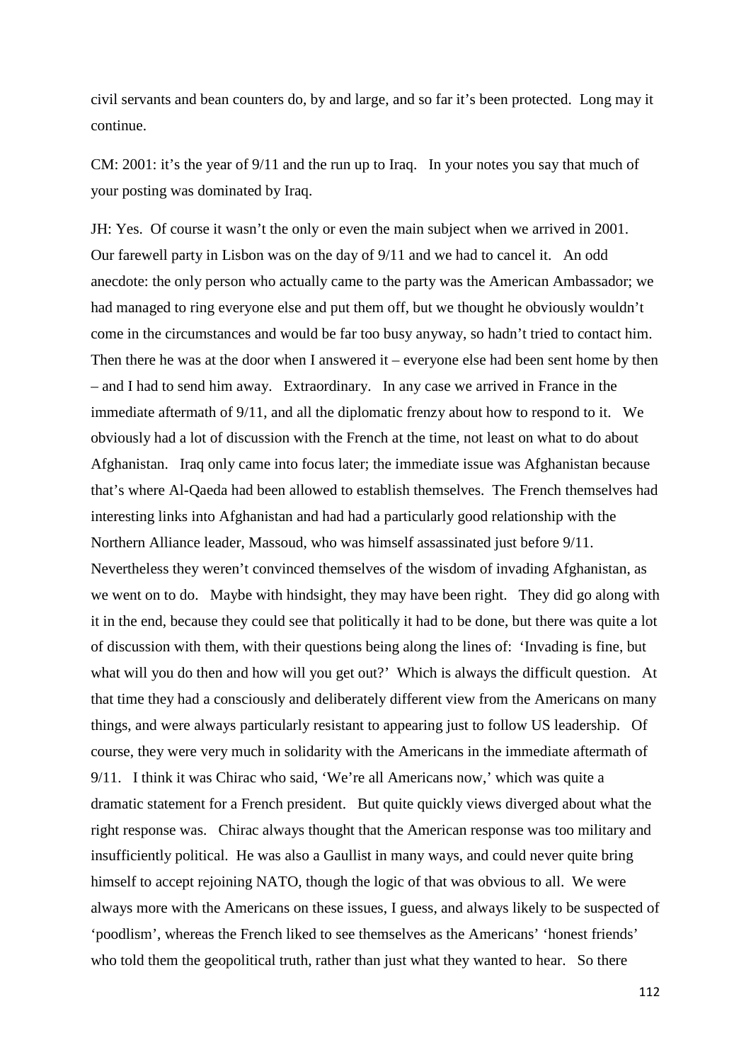civil servants and bean counters do, by and large, and so far it's been protected. Long may it continue.

CM: 2001: it's the year of 9/11 and the run up to Iraq. In your notes you say that much of your posting was dominated by Iraq.

JH: Yes. Of course it wasn't the only or even the main subject when we arrived in 2001. Our farewell party in Lisbon was on the day of 9/11 and we had to cancel it. An odd anecdote: the only person who actually came to the party was the American Ambassador; we had managed to ring everyone else and put them off, but we thought he obviously wouldn't come in the circumstances and would be far too busy anyway, so hadn't tried to contact him. Then there he was at the door when I answered it – everyone else had been sent home by then – and I had to send him away. Extraordinary. In any case we arrived in France in the immediate aftermath of 9/11, and all the diplomatic frenzy about how to respond to it. We obviously had a lot of discussion with the French at the time, not least on what to do about Afghanistan. Iraq only came into focus later; the immediate issue was Afghanistan because that's where Al-Qaeda had been allowed to establish themselves. The French themselves had interesting links into Afghanistan and had had a particularly good relationship with the Northern Alliance leader, Massoud, who was himself assassinated just before 9/11. Nevertheless they weren't convinced themselves of the wisdom of invading Afghanistan, as we went on to do. Maybe with hindsight, they may have been right. They did go along with it in the end, because they could see that politically it had to be done, but there was quite a lot of discussion with them, with their questions being along the lines of: 'Invading is fine, but what will you do then and how will you get out?' Which is always the difficult question. At that time they had a consciously and deliberately different view from the Americans on many things, and were always particularly resistant to appearing just to follow US leadership. Of course, they were very much in solidarity with the Americans in the immediate aftermath of 9/11. I think it was Chirac who said, 'We're all Americans now,' which was quite a dramatic statement for a French president. But quite quickly views diverged about what the right response was. Chirac always thought that the American response was too military and insufficiently political. He was also a Gaullist in many ways, and could never quite bring himself to accept rejoining NATO, though the logic of that was obvious to all. We were always more with the Americans on these issues, I guess, and always likely to be suspected of 'poodlism', whereas the French liked to see themselves as the Americans' 'honest friends' who told them the geopolitical truth, rather than just what they wanted to hear. So there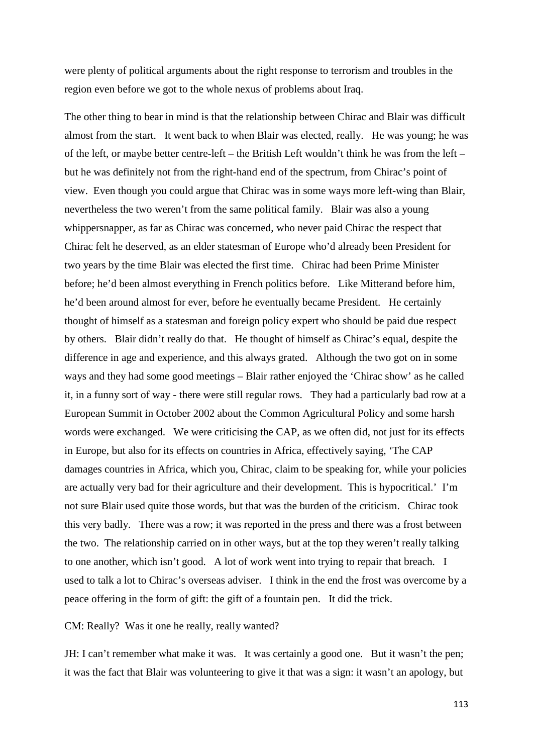were plenty of political arguments about the right response to terrorism and troubles in the region even before we got to the whole nexus of problems about Iraq.

The other thing to bear in mind is that the relationship between Chirac and Blair was difficult almost from the start. It went back to when Blair was elected, really. He was young; he was of the left, or maybe better centre-left – the British Left wouldn't think he was from the left – but he was definitely not from the right-hand end of the spectrum, from Chirac's point of view. Even though you could argue that Chirac was in some ways more left-wing than Blair, nevertheless the two weren't from the same political family. Blair was also a young whippersnapper, as far as Chirac was concerned, who never paid Chirac the respect that Chirac felt he deserved, as an elder statesman of Europe who'd already been President for two years by the time Blair was elected the first time. Chirac had been Prime Minister before; he'd been almost everything in French politics before. Like Mitterand before him, he'd been around almost for ever, before he eventually became President. He certainly thought of himself as a statesman and foreign policy expert who should be paid due respect by others. Blair didn't really do that. He thought of himself as Chirac's equal, despite the difference in age and experience, and this always grated. Although the two got on in some ways and they had some good meetings – Blair rather enjoyed the 'Chirac show' as he called it, in a funny sort of way - there were still regular rows. They had a particularly bad row at a European Summit in October 2002 about the Common Agricultural Policy and some harsh words were exchanged. We were criticising the CAP, as we often did, not just for its effects in Europe, but also for its effects on countries in Africa, effectively saying, 'The CAP damages countries in Africa, which you, Chirac, claim to be speaking for, while your policies are actually very bad for their agriculture and their development. This is hypocritical.' I'm not sure Blair used quite those words, but that was the burden of the criticism. Chirac took this very badly. There was a row; it was reported in the press and there was a frost between the two. The relationship carried on in other ways, but at the top they weren't really talking to one another, which isn't good. A lot of work went into trying to repair that breach. I used to talk a lot to Chirac's overseas adviser. I think in the end the frost was overcome by a peace offering in the form of gift: the gift of a fountain pen. It did the trick.

CM: Really? Was it one he really, really wanted?

JH: I can't remember what make it was. It was certainly a good one. But it wasn't the pen; it was the fact that Blair was volunteering to give it that was a sign: it wasn't an apology, but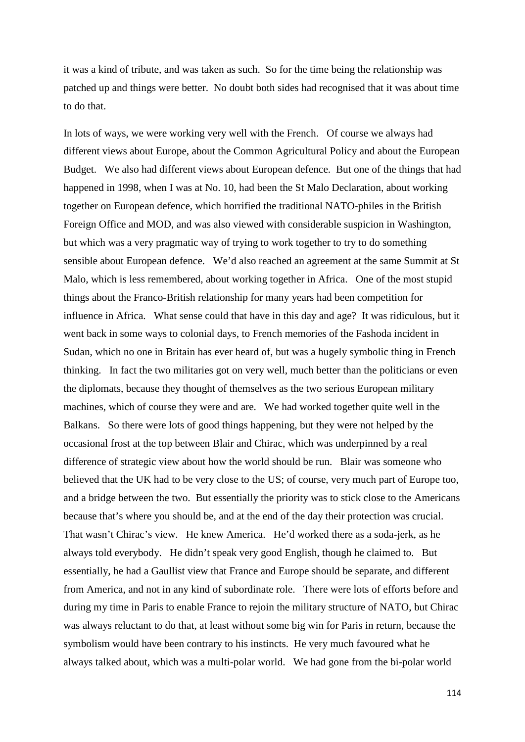it was a kind of tribute, and was taken as such. So for the time being the relationship was patched up and things were better. No doubt both sides had recognised that it was about time to do that.

In lots of ways, we were working very well with the French. Of course we always had different views about Europe, about the Common Agricultural Policy and about the European Budget. We also had different views about European defence. But one of the things that had happened in 1998, when I was at No. 10, had been the St Malo Declaration, about working together on European defence, which horrified the traditional NATO-philes in the British Foreign Office and MOD, and was also viewed with considerable suspicion in Washington, but which was a very pragmatic way of trying to work together to try to do something sensible about European defence. We'd also reached an agreement at the same Summit at St Malo, which is less remembered, about working together in Africa. One of the most stupid things about the Franco-British relationship for many years had been competition for influence in Africa. What sense could that have in this day and age? It was ridiculous, but it went back in some ways to colonial days, to French memories of the Fashoda incident in Sudan, which no one in Britain has ever heard of, but was a hugely symbolic thing in French thinking. In fact the two militaries got on very well, much better than the politicians or even the diplomats, because they thought of themselves as the two serious European military machines, which of course they were and are. We had worked together quite well in the Balkans. So there were lots of good things happening, but they were not helped by the occasional frost at the top between Blair and Chirac, which was underpinned by a real difference of strategic view about how the world should be run. Blair was someone who believed that the UK had to be very close to the US; of course, very much part of Europe too, and a bridge between the two. But essentially the priority was to stick close to the Americans because that's where you should be, and at the end of the day their protection was crucial. That wasn't Chirac's view. He knew America. He'd worked there as a soda-jerk, as he always told everybody. He didn't speak very good English, though he claimed to. But essentially, he had a Gaullist view that France and Europe should be separate, and different from America, and not in any kind of subordinate role. There were lots of efforts before and during my time in Paris to enable France to rejoin the military structure of NATO, but Chirac was always reluctant to do that, at least without some big win for Paris in return, because the symbolism would have been contrary to his instincts. He very much favoured what he always talked about, which was a multi-polar world. We had gone from the bi-polar world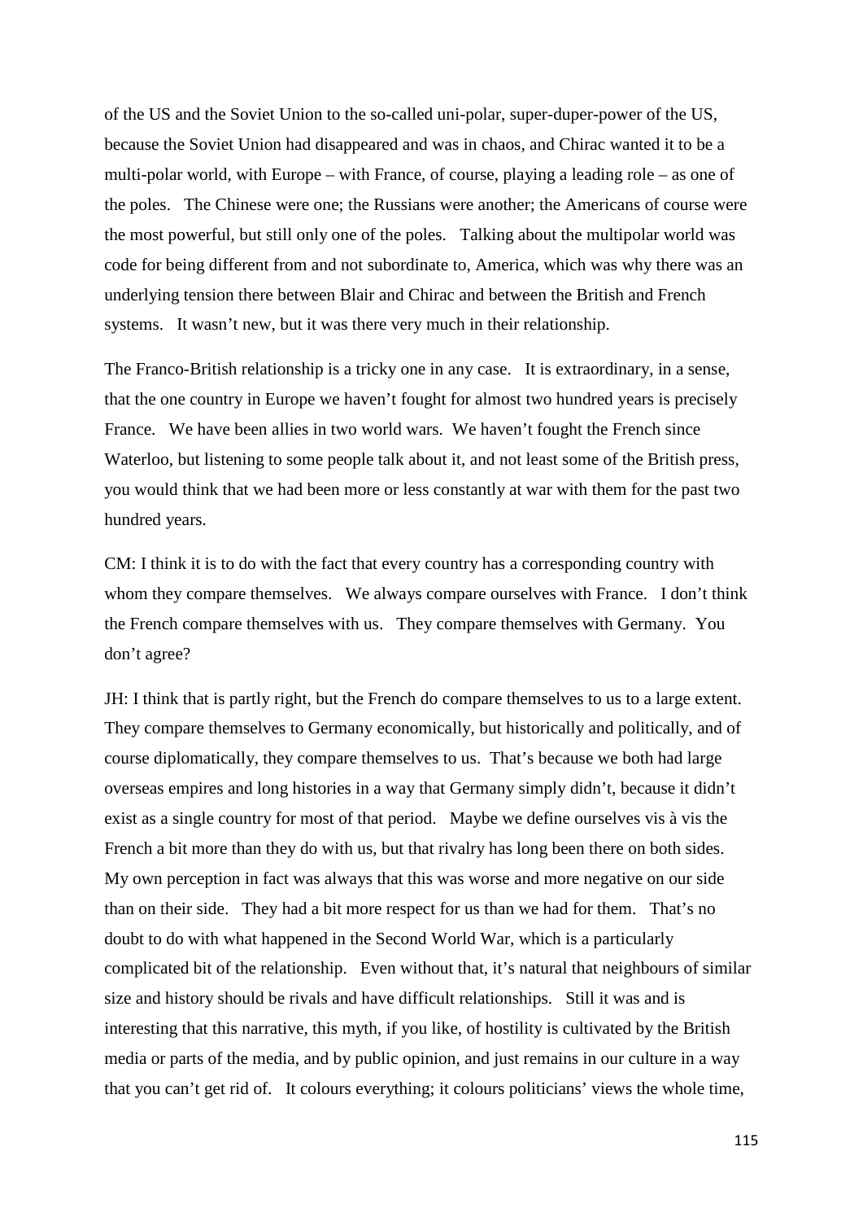of the US and the Soviet Union to the so-called uni-polar, super-duper-power of the US, because the Soviet Union had disappeared and was in chaos, and Chirac wanted it to be a multi-polar world, with Europe – with France, of course, playing a leading role – as one of the poles. The Chinese were one; the Russians were another; the Americans of course were the most powerful, but still only one of the poles. Talking about the multipolar world was code for being different from and not subordinate to, America, which was why there was an underlying tension there between Blair and Chirac and between the British and French systems. It wasn't new, but it was there very much in their relationship.

The Franco-British relationship is a tricky one in any case. It is extraordinary, in a sense, that the one country in Europe we haven't fought for almost two hundred years is precisely France. We have been allies in two world wars. We haven't fought the French since Waterloo, but listening to some people talk about it, and not least some of the British press, you would think that we had been more or less constantly at war with them for the past two hundred years.

CM: I think it is to do with the fact that every country has a corresponding country with whom they compare themselves. We always compare ourselves with France. I don't think the French compare themselves with us. They compare themselves with Germany. You don't agree?

JH: I think that is partly right, but the French do compare themselves to us to a large extent. They compare themselves to Germany economically, but historically and politically, and of course diplomatically, they compare themselves to us. That's because we both had large overseas empires and long histories in a way that Germany simply didn't, because it didn't exist as a single country for most of that period. Maybe we define ourselves vis à vis the French a bit more than they do with us, but that rivalry has long been there on both sides. My own perception in fact was always that this was worse and more negative on our side than on their side. They had a bit more respect for us than we had for them. That's no doubt to do with what happened in the Second World War, which is a particularly complicated bit of the relationship. Even without that, it's natural that neighbours of similar size and history should be rivals and have difficult relationships. Still it was and is interesting that this narrative, this myth, if you like, of hostility is cultivated by the British media or parts of the media, and by public opinion, and just remains in our culture in a way that you can't get rid of. It colours everything; it colours politicians' views the whole time,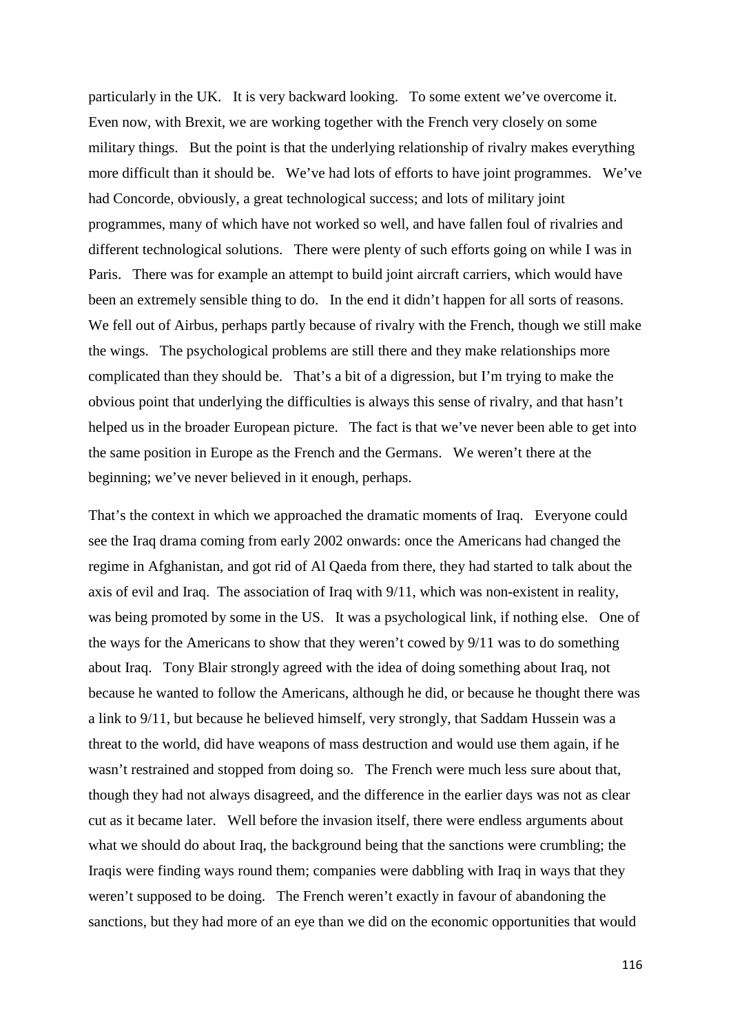particularly in the UK. It is very backward looking. To some extent we've overcome it. Even now, with Brexit, we are working together with the French very closely on some military things. But the point is that the underlying relationship of rivalry makes everything more difficult than it should be. We've had lots of efforts to have joint programmes. We've had Concorde, obviously, a great technological success; and lots of military joint programmes, many of which have not worked so well, and have fallen foul of rivalries and different technological solutions. There were plenty of such efforts going on while I was in Paris. There was for example an attempt to build joint aircraft carriers, which would have been an extremely sensible thing to do. In the end it didn't happen for all sorts of reasons. We fell out of Airbus, perhaps partly because of rivalry with the French, though we still make the wings. The psychological problems are still there and they make relationships more complicated than they should be. That's a bit of a digression, but I'm trying to make the obvious point that underlying the difficulties is always this sense of rivalry, and that hasn't helped us in the broader European picture. The fact is that we've never been able to get into the same position in Europe as the French and the Germans. We weren't there at the beginning; we've never believed in it enough, perhaps.

That's the context in which we approached the dramatic moments of Iraq. Everyone could see the Iraq drama coming from early 2002 onwards: once the Americans had changed the regime in Afghanistan, and got rid of Al Qaeda from there, they had started to talk about the axis of evil and Iraq. The association of Iraq with 9/11, which was non-existent in reality, was being promoted by some in the US. It was a psychological link, if nothing else. One of the ways for the Americans to show that they weren't cowed by 9/11 was to do something about Iraq. Tony Blair strongly agreed with the idea of doing something about Iraq, not because he wanted to follow the Americans, although he did, or because he thought there was a link to 9/11, but because he believed himself, very strongly, that Saddam Hussein was a threat to the world, did have weapons of mass destruction and would use them again, if he wasn't restrained and stopped from doing so. The French were much less sure about that, though they had not always disagreed, and the difference in the earlier days was not as clear cut as it became later. Well before the invasion itself, there were endless arguments about what we should do about Iraq, the background being that the sanctions were crumbling; the Iraqis were finding ways round them; companies were dabbling with Iraq in ways that they weren't supposed to be doing. The French weren't exactly in favour of abandoning the sanctions, but they had more of an eye than we did on the economic opportunities that would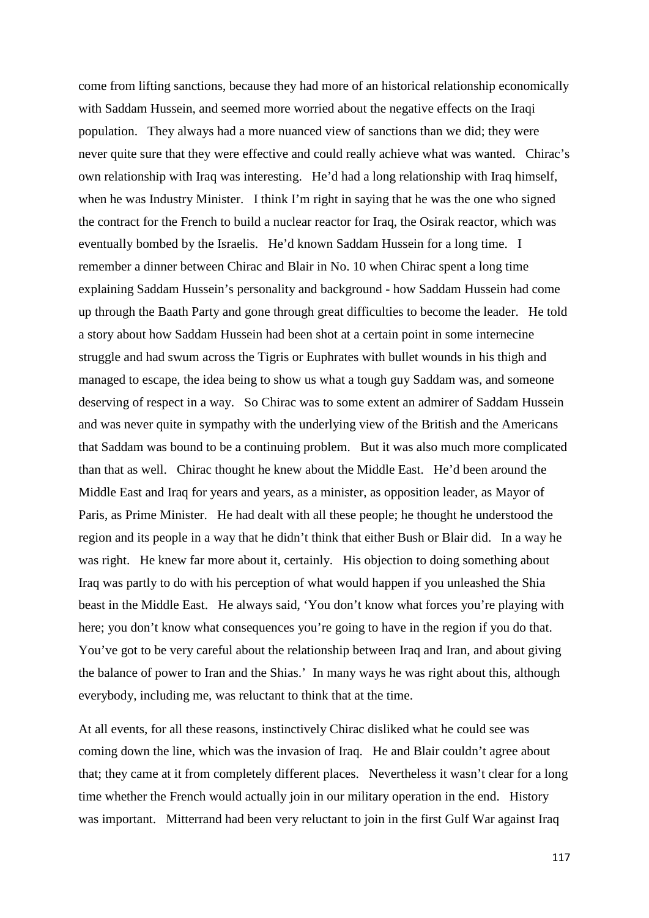come from lifting sanctions, because they had more of an historical relationship economically with Saddam Hussein, and seemed more worried about the negative effects on the Iraqi population. They always had a more nuanced view of sanctions than we did; they were never quite sure that they were effective and could really achieve what was wanted. Chirac's own relationship with Iraq was interesting. He'd had a long relationship with Iraq himself, when he was Industry Minister. I think I'm right in saying that he was the one who signed the contract for the French to build a nuclear reactor for Iraq, the Osirak reactor, which was eventually bombed by the Israelis. He'd known Saddam Hussein for a long time. I remember a dinner between Chirac and Blair in No. 10 when Chirac spent a long time explaining Saddam Hussein's personality and background - how Saddam Hussein had come up through the Baath Party and gone through great difficulties to become the leader. He told a story about how Saddam Hussein had been shot at a certain point in some internecine struggle and had swum across the Tigris or Euphrates with bullet wounds in his thigh and managed to escape, the idea being to show us what a tough guy Saddam was, and someone deserving of respect in a way. So Chirac was to some extent an admirer of Saddam Hussein and was never quite in sympathy with the underlying view of the British and the Americans that Saddam was bound to be a continuing problem. But it was also much more complicated than that as well. Chirac thought he knew about the Middle East. He'd been around the Middle East and Iraq for years and years, as a minister, as opposition leader, as Mayor of Paris, as Prime Minister. He had dealt with all these people; he thought he understood the region and its people in a way that he didn't think that either Bush or Blair did. In a way he was right. He knew far more about it, certainly. His objection to doing something about Iraq was partly to do with his perception of what would happen if you unleashed the Shia beast in the Middle East. He always said, 'You don't know what forces you're playing with here; you don't know what consequences you're going to have in the region if you do that. You've got to be very careful about the relationship between Iraq and Iran, and about giving the balance of power to Iran and the Shias.' In many ways he was right about this, although everybody, including me, was reluctant to think that at the time.

At all events, for all these reasons, instinctively Chirac disliked what he could see was coming down the line, which was the invasion of Iraq. He and Blair couldn't agree about that; they came at it from completely different places. Nevertheless it wasn't clear for a long time whether the French would actually join in our military operation in the end. History was important. Mitterrand had been very reluctant to join in the first Gulf War against Iraq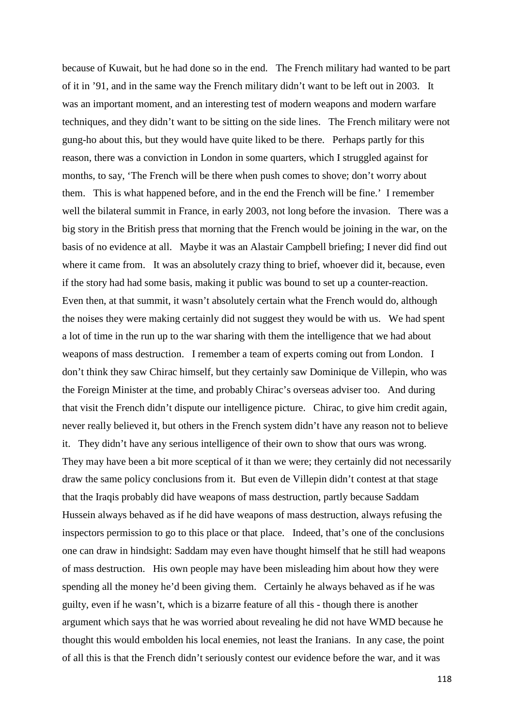because of Kuwait, but he had done so in the end. The French military had wanted to be part of it in '91, and in the same way the French military didn't want to be left out in 2003. It was an important moment, and an interesting test of modern weapons and modern warfare techniques, and they didn't want to be sitting on the side lines. The French military were not gung-ho about this, but they would have quite liked to be there. Perhaps partly for this reason, there was a conviction in London in some quarters, which I struggled against for months, to say, 'The French will be there when push comes to shove; don't worry about them. This is what happened before, and in the end the French will be fine.' I remember well the bilateral summit in France, in early 2003, not long before the invasion. There was a big story in the British press that morning that the French would be joining in the war, on the basis of no evidence at all. Maybe it was an Alastair Campbell briefing; I never did find out where it came from. It was an absolutely crazy thing to brief, whoever did it, because, even if the story had had some basis, making it public was bound to set up a counter-reaction. Even then, at that summit, it wasn't absolutely certain what the French would do, although the noises they were making certainly did not suggest they would be with us. We had spent a lot of time in the run up to the war sharing with them the intelligence that we had about weapons of mass destruction. I remember a team of experts coming out from London. I don't think they saw Chirac himself, but they certainly saw Dominique de Villepin, who was the Foreign Minister at the time, and probably Chirac's overseas adviser too. And during that visit the French didn't dispute our intelligence picture. Chirac, to give him credit again, never really believed it, but others in the French system didn't have any reason not to believe it. They didn't have any serious intelligence of their own to show that ours was wrong. They may have been a bit more sceptical of it than we were; they certainly did not necessarily draw the same policy conclusions from it. But even de Villepin didn't contest at that stage that the Iraqis probably did have weapons of mass destruction, partly because Saddam Hussein always behaved as if he did have weapons of mass destruction, always refusing the inspectors permission to go to this place or that place. Indeed, that's one of the conclusions one can draw in hindsight: Saddam may even have thought himself that he still had weapons of mass destruction. His own people may have been misleading him about how they were spending all the money he'd been giving them. Certainly he always behaved as if he was guilty, even if he wasn't, which is a bizarre feature of all this - though there is another argument which says that he was worried about revealing he did not have WMD because he thought this would embolden his local enemies, not least the Iranians. In any case, the point of all this is that the French didn't seriously contest our evidence before the war, and it was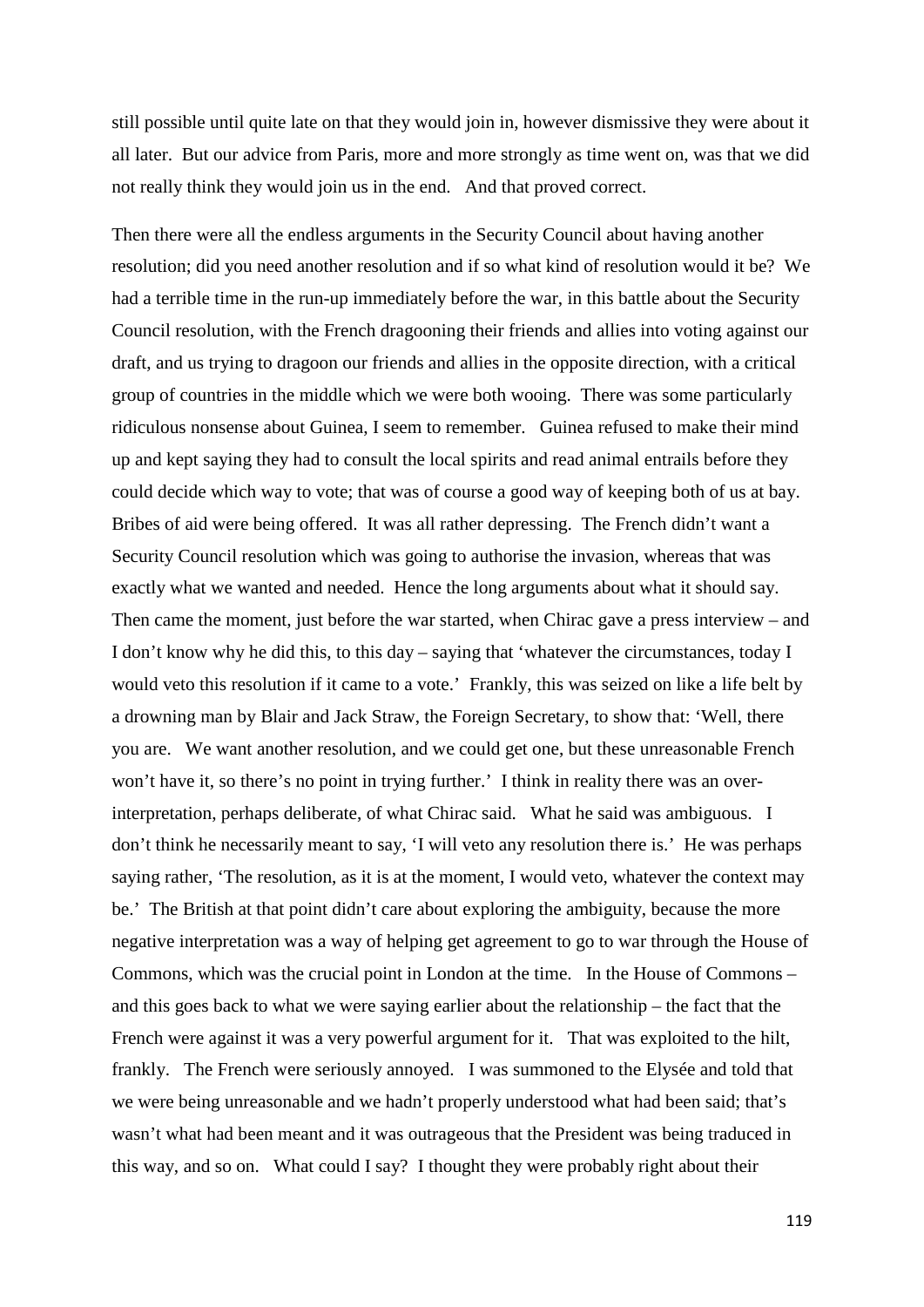still possible until quite late on that they would join in, however dismissive they were about it all later. But our advice from Paris, more and more strongly as time went on, was that we did not really think they would join us in the end. And that proved correct.

Then there were all the endless arguments in the Security Council about having another resolution; did you need another resolution and if so what kind of resolution would it be? We had a terrible time in the run-up immediately before the war, in this battle about the Security Council resolution, with the French dragooning their friends and allies into voting against our draft, and us trying to dragoon our friends and allies in the opposite direction, with a critical group of countries in the middle which we were both wooing. There was some particularly ridiculous nonsense about Guinea, I seem to remember. Guinea refused to make their mind up and kept saying they had to consult the local spirits and read animal entrails before they could decide which way to vote; that was of course a good way of keeping both of us at bay. Bribes of aid were being offered. It was all rather depressing. The French didn't want a Security Council resolution which was going to authorise the invasion, whereas that was exactly what we wanted and needed. Hence the long arguments about what it should say. Then came the moment, just before the war started, when Chirac gave a press interview – and I don't know why he did this, to this day – saying that 'whatever the circumstances, today I would veto this resolution if it came to a vote.' Frankly, this was seized on like a life belt by a drowning man by Blair and Jack Straw, the Foreign Secretary, to show that: 'Well, there you are. We want another resolution, and we could get one, but these unreasonable French won't have it, so there's no point in trying further.' I think in reality there was an over-interpretation, perhaps deliberate, of what Chirac said. What he said was ambiguous. I don't think he necessarily meant to say, 'I will veto any resolution there is.' He was perhaps saying rather, 'The resolution, as it is at the moment, I would veto, whatever the context may be.' The British at that point didn't care about exploring the ambiguity, because the more negative interpretation was a way of helping get agreement to go to war through the House of Commons, which was the crucial point in London at the time. In the House of Commons – and this goes back to what we were saying earlier about the relationship – the fact that the French were against it was a very powerful argument for it. That was exploited to the hilt, frankly. The French were seriously annoyed. I was summoned to the Elysée and told that we were being unreasonable and we hadn't properly understood what had been said; that's wasn't what had been meant and it was outrageous that the President was being traduced in this way, and so on. What could I say? I thought they were probably right about their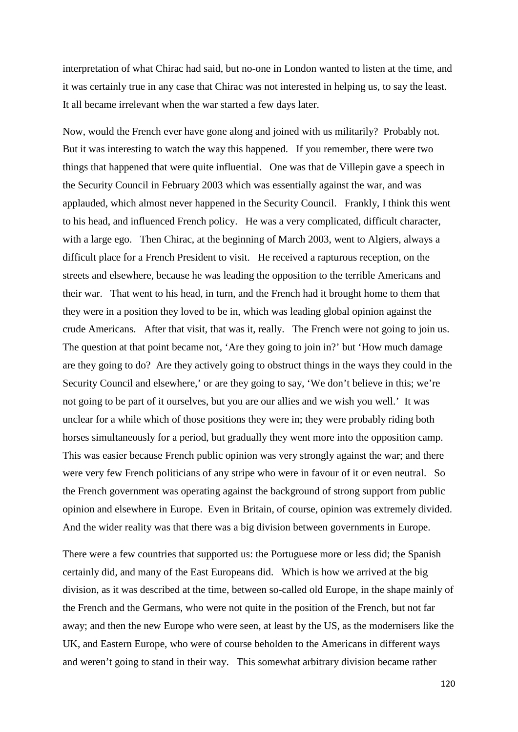interpretation of what Chirac had said, but no-one in London wanted to listen at the time, and it was certainly true in any case that Chirac was not interested in helping us, to say the least. It all became irrelevant when the war started a few days later.

Now, would the French ever have gone along and joined with us militarily? Probably not. But it was interesting to watch the way this happened. If you remember, there were two things that happened that were quite influential. One was that de Villepin gave a speech in the Security Council in February 2003 which was essentially against the war, and was applauded, which almost never happened in the Security Council. Frankly, I think this went to his head, and influenced French policy. He was a very complicated, difficult character, with a large ego. Then Chirac, at the beginning of March 2003, went to Algiers, always a difficult place for a French President to visit. He received a rapturous reception, on the streets and elsewhere, because he was leading the opposition to the terrible Americans and their war. That went to his head, in turn, and the French had it brought home to them that they were in a position they loved to be in, which was leading global opinion against the crude Americans. After that visit, that was it, really. The French were not going to join us. The question at that point became not, 'Are they going to join in?' but 'How much damage are they going to do? Are they actively going to obstruct things in the ways they could in the Security Council and elsewhere,' or are they going to say, 'We don't believe in this; we're not going to be part of it ourselves, but you are our allies and we wish you well.' It was unclear for a while which of those positions they were in; they were probably riding both horses simultaneously for a period, but gradually they went more into the opposition camp. This was easier because French public opinion was very strongly against the war; and there were very few French politicians of any stripe who were in favour of it or even neutral. So the French government was operating against the background of strong support from public opinion and elsewhere in Europe. Even in Britain, of course, opinion was extremely divided. And the wider reality was that there was a big division between governments in Europe.

There were a few countries that supported us: the Portuguese more or less did; the Spanish certainly did, and many of the East Europeans did. Which is how we arrived at the big division, as it was described at the time, between so-called old Europe, in the shape mainly of the French and the Germans, who were not quite in the position of the French, but not far away; and then the new Europe who were seen, at least by the US, as the modernisers like the UK, and Eastern Europe, who were of course beholden to the Americans in different ways and weren't going to stand in their way. This somewhat arbitrary division became rather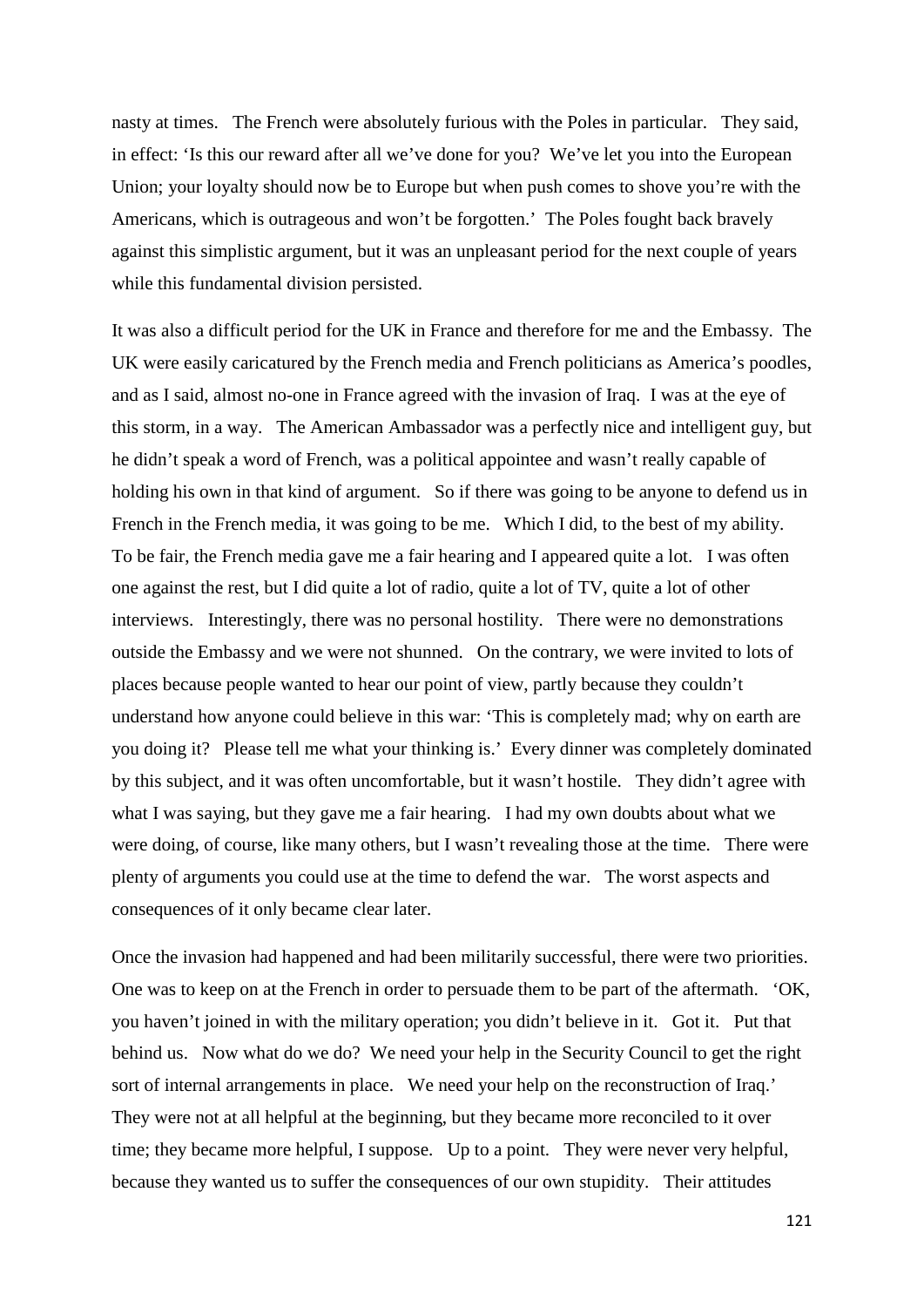nasty at times. The French were absolutely furious with the Poles in particular. They said, in effect: 'Is this our reward after all we've done for you? We've let you into the European Union; your loyalty should now be to Europe but when push comes to shove you're with the Americans, which is outrageous and won't be forgotten.' The Poles fought back bravely against this simplistic argument, but it was an unpleasant period for the next couple of years while this fundamental division persisted.

It was also a difficult period for the UK in France and therefore for me and the Embassy. The UK were easily caricatured by the French media and French politicians as America's poodles, and as I said, almost no-one in France agreed with the invasion of Iraq. I was at the eye of this storm, in a way. The American Ambassador was a perfectly nice and intelligent guy, but he didn't speak a word of French, was a political appointee and wasn't really capable of holding his own in that kind of argument. So if there was going to be anyone to defend us in French in the French media, it was going to be me. Which I did, to the best of my ability. To be fair, the French media gave me a fair hearing and I appeared quite a lot. I was often one against the rest, but I did quite a lot of radio, quite a lot of TV, quite a lot of other interviews. Interestingly, there was no personal hostility. There were no demonstrations outside the Embassy and we were not shunned. On the contrary, we were invited to lots of places because people wanted to hear our point of view, partly because they couldn't understand how anyone could believe in this war: 'This is completely mad; why on earth are you doing it? Please tell me what your thinking is.' Every dinner was completely dominated by this subject, and it was often uncomfortable, but it wasn't hostile. They didn't agree with what I was saying, but they gave me a fair hearing. I had my own doubts about what we were doing, of course, like many others, but I wasn't revealing those at the time. There were plenty of arguments you could use at the time to defend the war. The worst aspects and consequences of it only became clear later.

Once the invasion had happened and had been militarily successful, there were two priorities. One was to keep on at the French in order to persuade them to be part of the aftermath. 'OK, you haven't joined in with the military operation; you didn't believe in it. Got it. Put that behind us. Now what do we do? We need your help in the Security Council to get the right sort of internal arrangements in place. We need your help on the reconstruction of Iraq.' They were not at all helpful at the beginning, but they became more reconciled to it over time; they became more helpful, I suppose. Up to a point. They were never very helpful, because they wanted us to suffer the consequences of our own stupidity. Their attitudes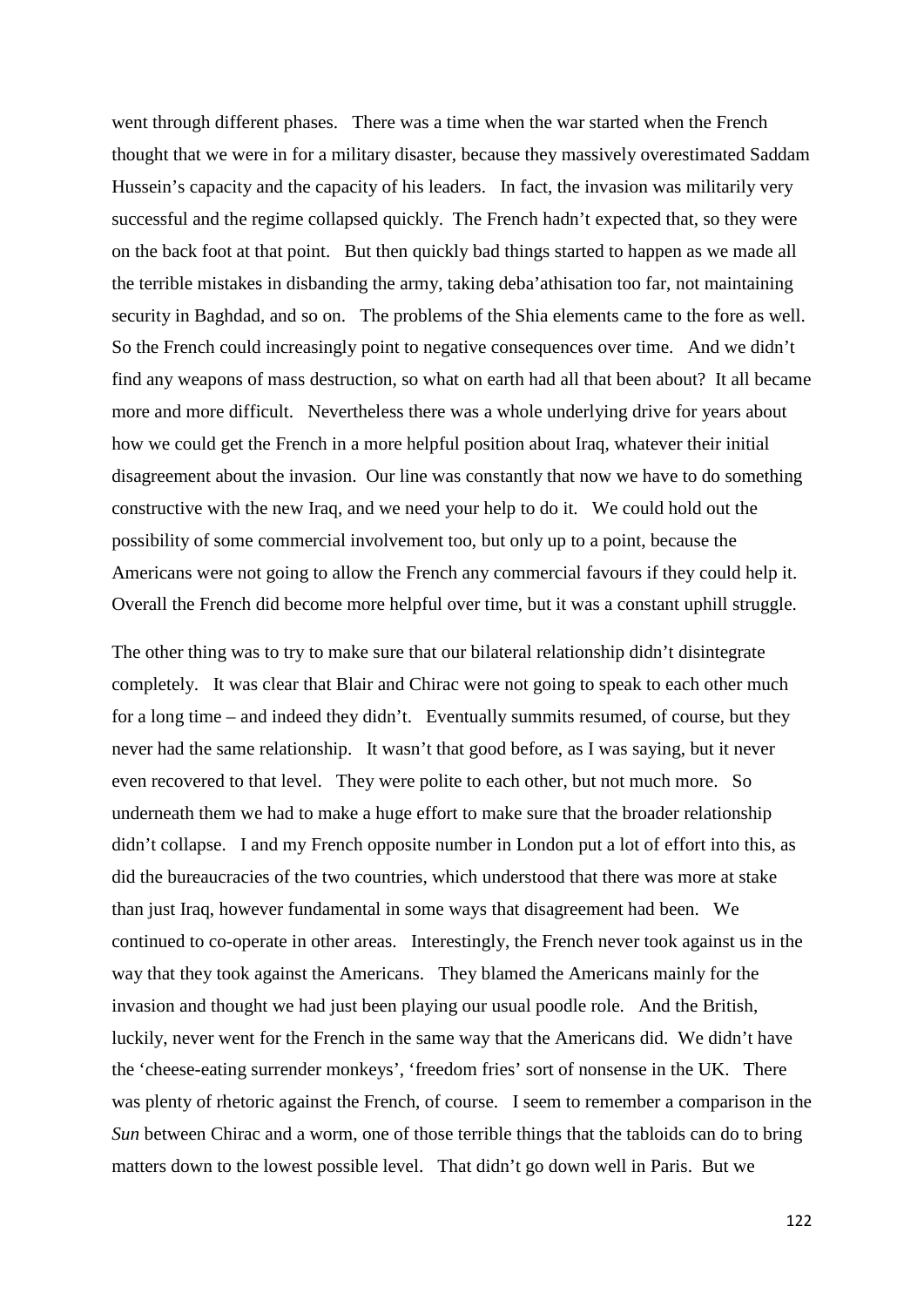went through different phases. There was a time when the war started when the French thought that we were in for a military disaster, because they massively overestimated Saddam Hussein's capacity and the capacity of his leaders. In fact, the invasion was militarily very successful and the regime collapsed quickly. The French hadn't expected that, so they were on the back foot at that point. But then quickly bad things started to happen as we made all the terrible mistakes in disbanding the army, taking deba'athisation too far, not maintaining security in Baghdad, and so on. The problems of the Shia elements came to the fore as well. So the French could increasingly point to negative consequences over time. And we didn't find any weapons of mass destruction, so what on earth had all that been about? It all became more and more difficult. Nevertheless there was a whole underlying drive for years about how we could get the French in a more helpful position about Iraq, whatever their initial disagreement about the invasion. Our line was constantly that now we have to do something constructive with the new Iraq, and we need your help to do it. We could hold out the possibility of some commercial involvement too, but only up to a point, because the Americans were not going to allow the French any commercial favours if they could help it. Overall the French did become more helpful over time, but it was a constant uphill struggle.

The other thing was to try to make sure that our bilateral relationship didn't disintegrate completely. It was clear that Blair and Chirac were not going to speak to each other much for a long time – and indeed they didn't. Eventually summits resumed, of course, but they never had the same relationship. It wasn't that good before, as I was saying, but it never even recovered to that level. They were polite to each other, but not much more. So underneath them we had to make a huge effort to make sure that the broader relationship didn't collapse. I and my French opposite number in London put a lot of effort into this, as did the bureaucracies of the two countries, which understood that there was more at stake than just Iraq, however fundamental in some ways that disagreement had been. We continued to co-operate in other areas. Interestingly, the French never took against us in the way that they took against the Americans. They blamed the Americans mainly for the invasion and thought we had just been playing our usual poodle role. And the British, luckily, never went for the French in the same way that the Americans did. We didn't have the 'cheese-eating surrender monkeys', 'freedom fries' sort of nonsense in the UK. There was plenty of rhetoric against the French, of course. I seem to remember a comparison in the *Sun* between Chirac and a worm, one of those terrible things that the tabloids can do to bring matters down to the lowest possible level. That didn't go down well in Paris. But we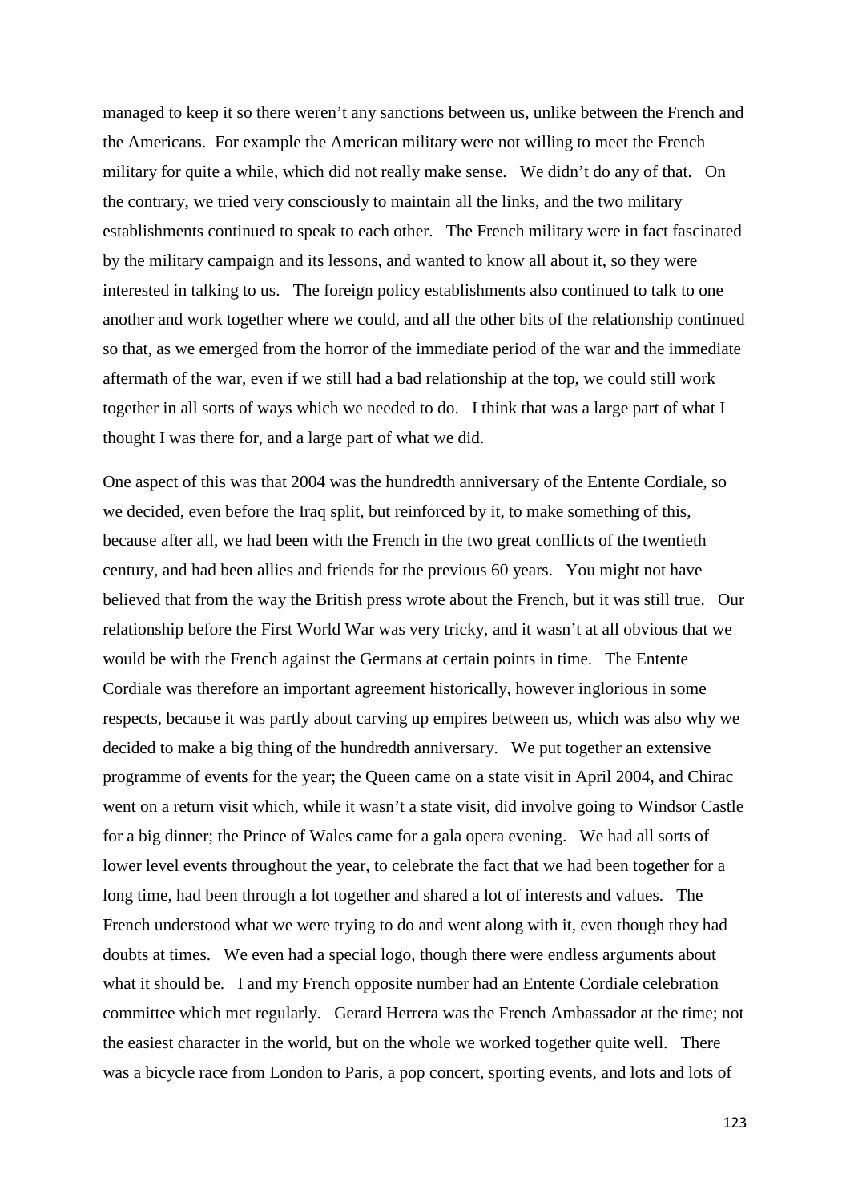managed to keep it so there weren't any sanctions between us, unlike between the French and the Americans. For example the American military were not willing to meet the French military for quite a while, which did not really make sense. We didn't do any of that. On the contrary, we tried very consciously to maintain all the links, and the two military establishments continued to speak to each other. The French military were in fact fascinated by the military campaign and its lessons, and wanted to know all about it, so they were interested in talking to us. The foreign policy establishments also continued to talk to one another and work together where we could, and all the other bits of the relationship continued so that, as we emerged from the horror of the immediate period of the war and the immediate aftermath of the war, even if we still had a bad relationship at the top, we could still work together in all sorts of ways which we needed to do. I think that was a large part of what I thought I was there for, and a large part of what we did.

One aspect of this was that 2004 was the hundredth anniversary of the Entente Cordiale, so we decided, even before the Iraq split, but reinforced by it, to make something of this, because after all, we had been with the French in the two great conflicts of the twentieth century, and had been allies and friends for the previous 60 years. You might not have believed that from the way the British press wrote about the French, but it was still true. Our relationship before the First World War was very tricky, and it wasn't at all obvious that we would be with the French against the Germans at certain points in time. The Entente Cordiale was therefore an important agreement historically, however inglorious in some respects, because it was partly about carving up empires between us, which was also why we decided to make a big thing of the hundredth anniversary. We put together an extensive programme of events for the year; the Queen came on a state visit in April 2004, and Chirac went on a return visit which, while it wasn't a state visit, did involve going to Windsor Castle for a big dinner; the Prince of Wales came for a gala opera evening. We had all sorts of lower level events throughout the year, to celebrate the fact that we had been together for a long time, had been through a lot together and shared a lot of interests and values. The French understood what we were trying to do and went along with it, even though they had doubts at times. We even had a special logo, though there were endless arguments about what it should be. I and my French opposite number had an Entente Cordiale celebration committee which met regularly. Gerard Herrera was the French Ambassador at the time; not the easiest character in the world, but on the whole we worked together quite well. There was a bicycle race from London to Paris, a pop concert, sporting events, and lots and lots of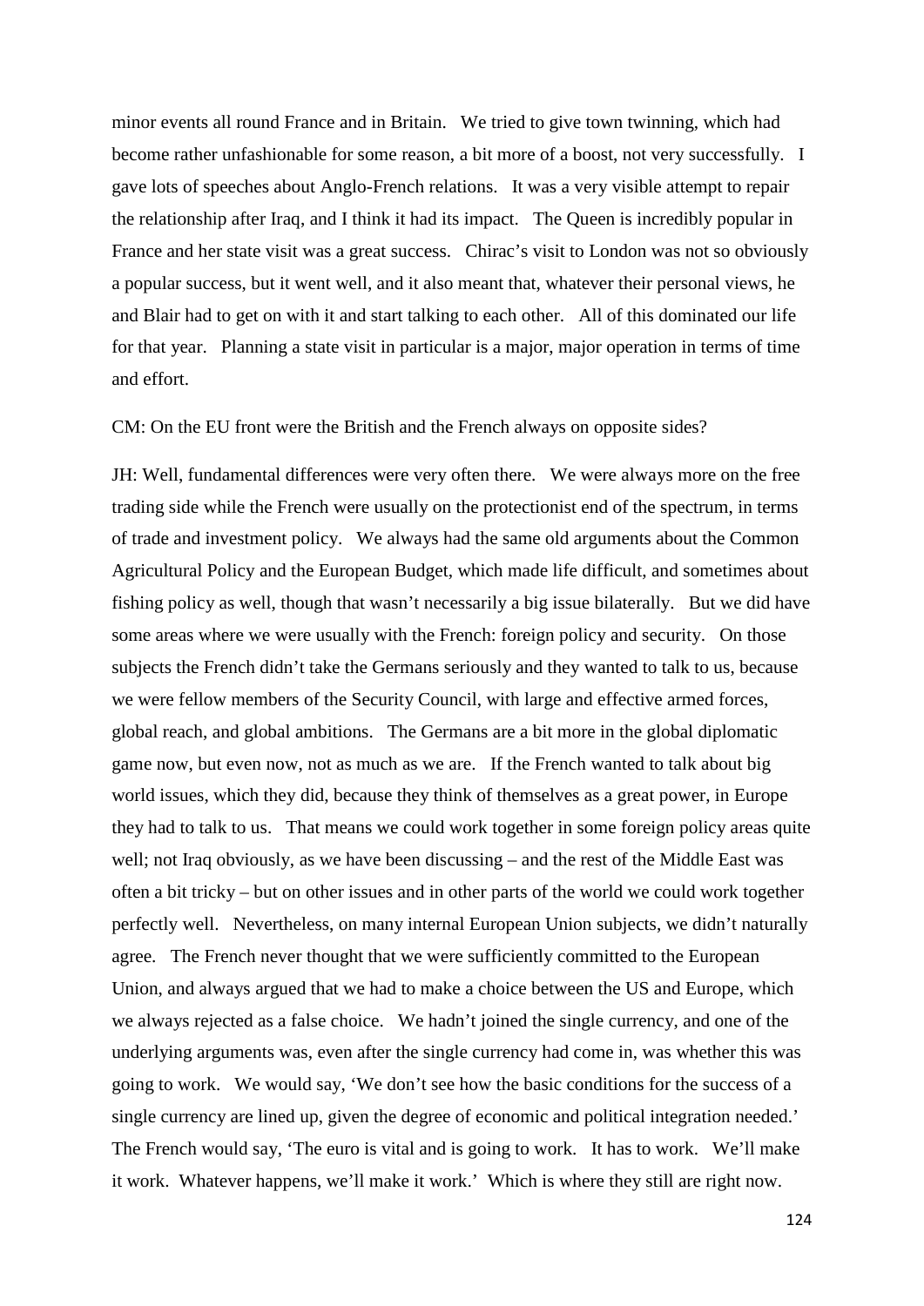minor events all round France and in Britain. We tried to give town twinning, which had become rather unfashionable for some reason, a bit more of a boost, not very successfully. I gave lots of speeches about Anglo-French relations. It was a very visible attempt to repair the relationship after Iraq, and I think it had its impact. The Queen is incredibly popular in France and her state visit was a great success. Chirac's visit to London was not so obviously a popular success, but it went well, and it also meant that, whatever their personal views, he and Blair had to get on with it and start talking to each other. All of this dominated our life for that year. Planning a state visit in particular is a major, major operation in terms of time and effort.

CM: On the EU front were the British and the French always on opposite sides?

JH: Well, fundamental differences were very often there. We were always more on the free trading side while the French were usually on the protectionist end of the spectrum, in terms of trade and investment policy. We always had the same old arguments about the Common Agricultural Policy and the European Budget, which made life difficult, and sometimes about fishing policy as well, though that wasn't necessarily a big issue bilaterally. But we did have some areas where we were usually with the French: foreign policy and security. On those subjects the French didn't take the Germans seriously and they wanted to talk to us, because we were fellow members of the Security Council, with large and effective armed forces, global reach, and global ambitions. The Germans are a bit more in the global diplomatic game now, but even now, not as much as we are. If the French wanted to talk about big world issues, which they did, because they think of themselves as a great power, in Europe they had to talk to us. That means we could work together in some foreign policy areas quite well; not Iraq obviously, as we have been discussing – and the rest of the Middle East was often a bit tricky – but on other issues and in other parts of the world we could work together perfectly well. Nevertheless, on many internal European Union subjects, we didn't naturally agree. The French never thought that we were sufficiently committed to the European Union, and always argued that we had to make a choice between the US and Europe, which we always rejected as a false choice. We hadn't joined the single currency, and one of the underlying arguments was, even after the single currency had come in, was whether this was going to work. We would say, 'We don't see how the basic conditions for the success of a single currency are lined up, given the degree of economic and political integration needed.' The French would say, 'The euro is vital and is going to work. It has to work. We'll make it work. Whatever happens, we'll make it work.' Which is where they still are right now.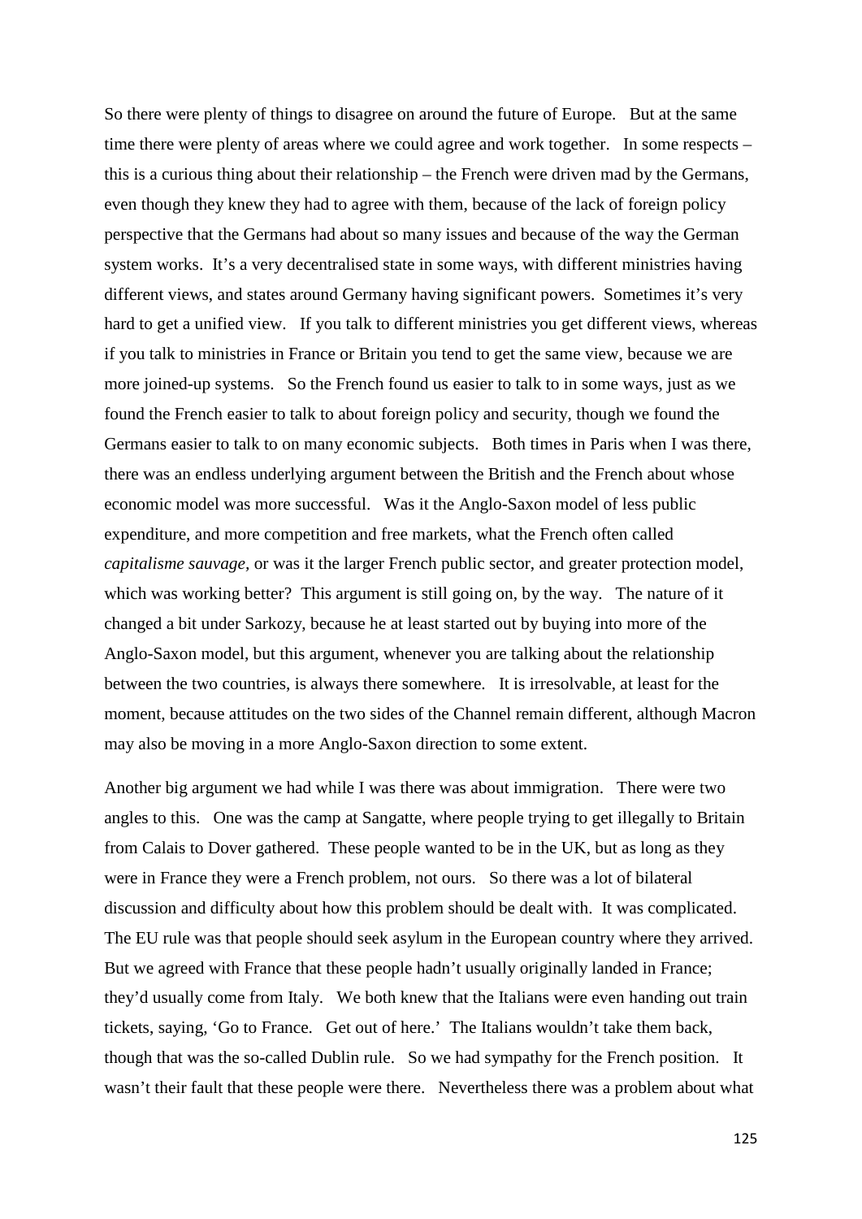So there were plenty of things to disagree on around the future of Europe. But at the same time there were plenty of areas where we could agree and work together. In some respects – this is a curious thing about their relationship – the French were driven mad by the Germans, even though they knew they had to agree with them, because of the lack of foreign policy perspective that the Germans had about so many issues and because of the way the German system works. It's a very decentralised state in some ways, with different ministries having different views, and states around Germany having significant powers. Sometimes it's very hard to get a unified view. If you talk to different ministries you get different views, whereas if you talk to ministries in France or Britain you tend to get the same view, because we are more joined-up systems. So the French found us easier to talk to in some ways, just as we found the French easier to talk to about foreign policy and security, though we found the Germans easier to talk to on many economic subjects. Both times in Paris when I was there, there was an endless underlying argument between the British and the French about whose economic model was more successful. Was it the Anglo-Saxon model of less public expenditure, and more competition and free markets, what the French often called *capitalisme sauvage,* or was it the larger French public sector, and greater protection model, which was working better? This argument is still going on, by the way. The nature of it changed a bit under Sarkozy, because he at least started out by buying into more of the Anglo-Saxon model, but this argument, whenever you are talking about the relationship between the two countries, is always there somewhere. It is irresolvable, at least for the moment, because attitudes on the two sides of the Channel remain different, although Macron may also be moving in a more Anglo-Saxon direction to some extent.

Another big argument we had while I was there was about immigration. There were two angles to this. One was the camp at Sangatte, where people trying to get illegally to Britain from Calais to Dover gathered. These people wanted to be in the UK, but as long as they were in France they were a French problem, not ours. So there was a lot of bilateral discussion and difficulty about how this problem should be dealt with. It was complicated. The EU rule was that people should seek asylum in the European country where they arrived. But we agreed with France that these people hadn't usually originally landed in France; they'd usually come from Italy. We both knew that the Italians were even handing out train tickets, saying, 'Go to France. Get out of here.' The Italians wouldn't take them back, though that was the so-called Dublin rule. So we had sympathy for the French position. It wasn't their fault that these people were there. Nevertheless there was a problem about what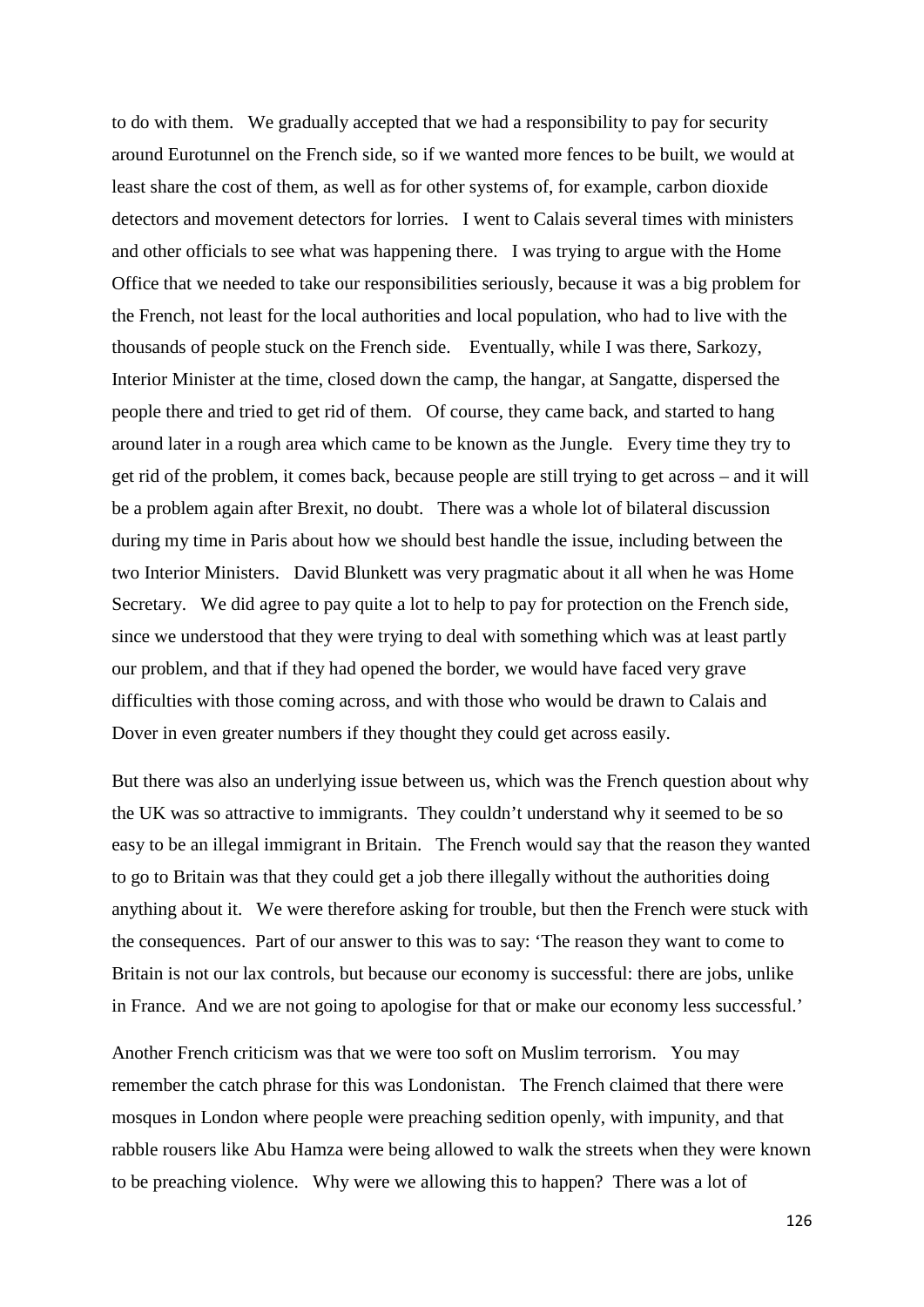to do with them. We gradually accepted that we had a responsibility to pay for security around Eurotunnel on the French side, so if we wanted more fences to be built, we would at least share the cost of them, as well as for other systems of, for example, carbon dioxide detectors and movement detectors for lorries. I went to Calais several times with ministers and other officials to see what was happening there. I was trying to argue with the Home Office that we needed to take our responsibilities seriously, because it was a big problem for the French, not least for the local authorities and local population, who had to live with the thousands of people stuck on the French side. Eventually, while I was there, Sarkozy, Interior Minister at the time, closed down the camp, the hangar, at Sangatte, dispersed the people there and tried to get rid of them. Of course, they came back, and started to hang around later in a rough area which came to be known as the Jungle. Every time they try to get rid of the problem, it comes back, because people are still trying to get across – and it will be a problem again after Brexit, no doubt. There was a whole lot of bilateral discussion during my time in Paris about how we should best handle the issue, including between the two Interior Ministers. David Blunkett was very pragmatic about it all when he was Home Secretary. We did agree to pay quite a lot to help to pay for protection on the French side, since we understood that they were trying to deal with something which was at least partly our problem, and that if they had opened the border, we would have faced very grave difficulties with those coming across, and with those who would be drawn to Calais and Dover in even greater numbers if they thought they could get across easily.

But there was also an underlying issue between us, which was the French question about why the UK was so attractive to immigrants. They couldn't understand why it seemed to be so easy to be an illegal immigrant in Britain. The French would say that the reason they wanted to go to Britain was that they could get a job there illegally without the authorities doing anything about it. We were therefore asking for trouble, but then the French were stuck with the consequences. Part of our answer to this was to say: 'The reason they want to come to Britain is not our lax controls, but because our economy is successful: there are jobs, unlike in France. And we are not going to apologise for that or make our economy less successful.'

Another French criticism was that we were too soft on Muslim terrorism. You may remember the catch phrase for this was Londonistan. The French claimed that there were mosques in London where people were preaching sedition openly, with impunity, and that rabble rousers like Abu Hamza were being allowed to walk the streets when they were known to be preaching violence. Why were we allowing this to happen? There was a lot of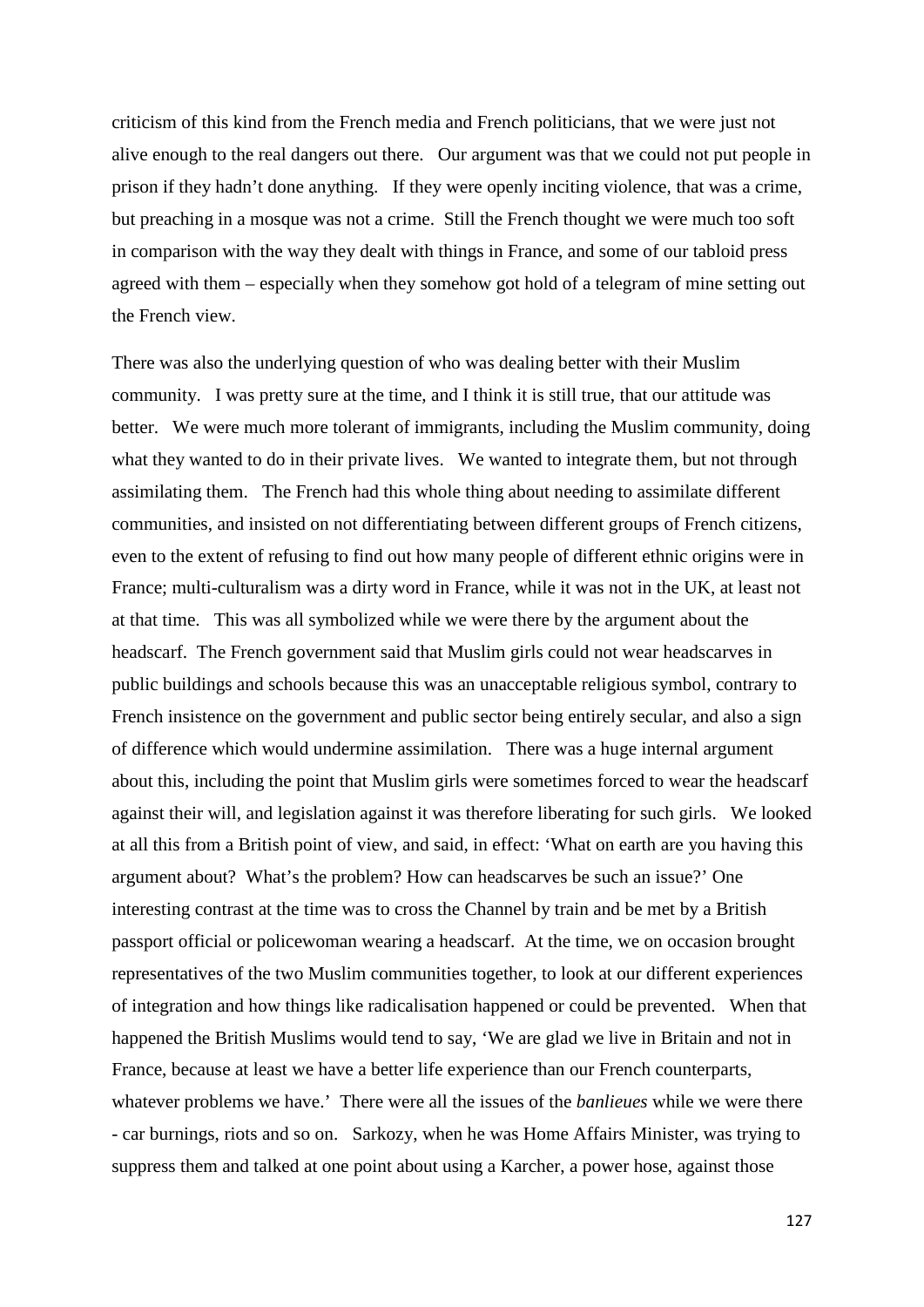criticism of this kind from the French media and French politicians, that we were just not alive enough to the real dangers out there. Our argument was that we could not put people in prison if they hadn't done anything. If they were openly inciting violence, that was a crime, but preaching in a mosque was not a crime. Still the French thought we were much too soft in comparison with the way they dealt with things in France, and some of our tabloid press agreed with them – especially when they somehow got hold of a telegram of mine setting out the French view.

There was also the underlying question of who was dealing better with their Muslim community. I was pretty sure at the time, and I think it is still true, that our attitude was better. We were much more tolerant of immigrants, including the Muslim community, doing what they wanted to do in their private lives. We wanted to integrate them, but not through assimilating them. The French had this whole thing about needing to assimilate different communities, and insisted on not differentiating between different groups of French citizens, even to the extent of refusing to find out how many people of different ethnic origins were in France; multi-culturalism was a dirty word in France, while it was not in the UK, at least not at that time. This was all symbolized while we were there by the argument about the headscarf. The French government said that Muslim girls could not wear headscarves in public buildings and schools because this was an unacceptable religious symbol, contrary to French insistence on the government and public sector being entirely secular, and also a sign of difference which would undermine assimilation. There was a huge internal argument about this, including the point that Muslim girls were sometimes forced to wear the headscarf against their will, and legislation against it was therefore liberating for such girls. We looked at all this from a British point of view, and said, in effect: 'What on earth are you having this argument about? What's the problem? How can headscarves be such an issue?' One interesting contrast at the time was to cross the Channel by train and be met by a British passport official or policewoman wearing a headscarf. At the time, we on occasion brought representatives of the two Muslim communities together, to look at our different experiences of integration and how things like radicalisation happened or could be prevented. When that happened the British Muslims would tend to say, 'We are glad we live in Britain and not in France, because at least we have a better life experience than our French counterparts, whatever problems we have.' There were all the issues of the *banlieues* while we were there - car burnings, riots and so on. Sarkozy, when he was Home Affairs Minister, was trying to suppress them and talked at one point about using a Karcher, a power hose, against those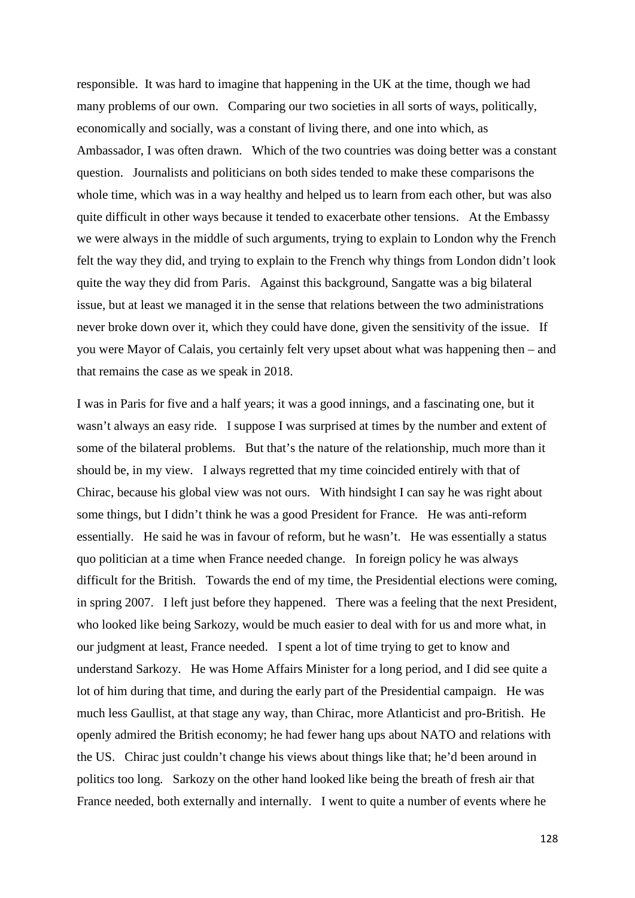responsible. It was hard to imagine that happening in the UK at the time, though we had many problems of our own. Comparing our two societies in all sorts of ways, politically, economically and socially, was a constant of living there, and one into which, as Ambassador, I was often drawn. Which of the two countries was doing better was a constant question. Journalists and politicians on both sides tended to make these comparisons the whole time, which was in a way healthy and helped us to learn from each other, but was also quite difficult in other ways because it tended to exacerbate other tensions. At the Embassy we were always in the middle of such arguments, trying to explain to London why the French felt the way they did, and trying to explain to the French why things from London didn't look quite the way they did from Paris. Against this background, Sangatte was a big bilateral issue, but at least we managed it in the sense that relations between the two administrations never broke down over it, which they could have done, given the sensitivity of the issue. If you were Mayor of Calais, you certainly felt very upset about what was happening then – and that remains the case as we speak in 2018.

I was in Paris for five and a half years; it was a good innings, and a fascinating one, but it wasn't always an easy ride. I suppose I was surprised at times by the number and extent of some of the bilateral problems. But that's the nature of the relationship, much more than it should be, in my view. I always regretted that my time coincided entirely with that of Chirac, because his global view was not ours. With hindsight I can say he was right about some things, but I didn't think he was a good President for France. He was anti-reform essentially. He said he was in favour of reform, but he wasn't. He was essentially a status quo politician at a time when France needed change. In foreign policy he was always difficult for the British. Towards the end of my time, the Presidential elections were coming, in spring 2007. I left just before they happened. There was a feeling that the next President, who looked like being Sarkozy, would be much easier to deal with for us and more what, in our judgment at least, France needed. I spent a lot of time trying to get to know and understand Sarkozy. He was Home Affairs Minister for a long period, and I did see quite a lot of him during that time, and during the early part of the Presidential campaign. He was much less Gaullist, at that stage any way, than Chirac, more Atlanticist and pro-British. He openly admired the British economy; he had fewer hang ups about NATO and relations with the US. Chirac just couldn't change his views about things like that; he'd been around in politics too long. Sarkozy on the other hand looked like being the breath of fresh air that France needed, both externally and internally. I went to quite a number of events where he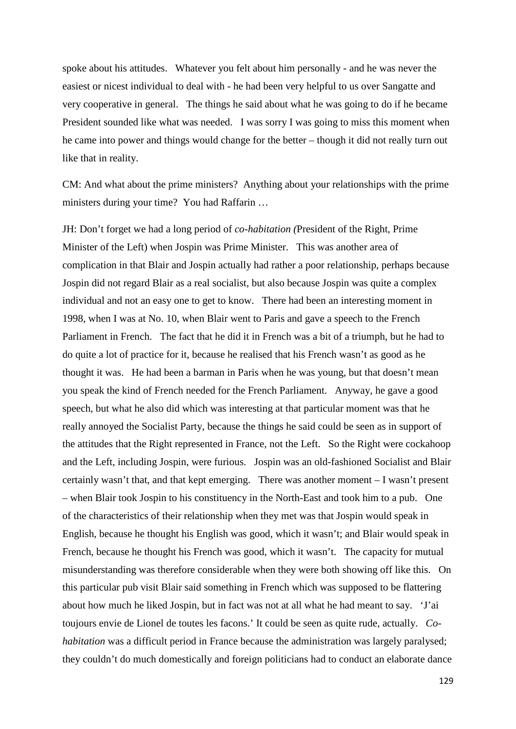spoke about his attitudes. Whatever you felt about him personally - and he was never the easiest or nicest individual to deal with - he had been very helpful to us over Sangatte and very cooperative in general. The things he said about what he was going to do if he became President sounded like what was needed. I was sorry I was going to miss this moment when he came into power and things would change for the better – though it did not really turn out like that in reality.

CM: And what about the prime ministers? Anything about your relationships with the prime ministers during your time? You had Raffarin …

JH: Don't forget we had a long period of *co-habitation (*President of the Right, Prime Minister of the Left) when Jospin was Prime Minister. This was another area of complication in that Blair and Jospin actually had rather a poor relationship, perhaps because Jospin did not regard Blair as a real socialist, but also because Jospin was quite a complex individual and not an easy one to get to know. There had been an interesting moment in 1998, when I was at No. 10, when Blair went to Paris and gave a speech to the French Parliament in French. The fact that he did it in French was a bit of a triumph, but he had to do quite a lot of practice for it, because he realised that his French wasn't as good as he thought it was. He had been a barman in Paris when he was young, but that doesn't mean you speak the kind of French needed for the French Parliament. Anyway, he gave a good speech, but what he also did which was interesting at that particular moment was that he really annoyed the Socialist Party, because the things he said could be seen as in support of the attitudes that the Right represented in France, not the Left. So the Right were cockahoop and the Left, including Jospin, were furious. Jospin was an old-fashioned Socialist and Blair certainly wasn't that, and that kept emerging. There was another moment – I wasn't present – when Blair took Jospin to his constituency in the North-East and took him to a pub. One of the characteristics of their relationship when they met was that Jospin would speak in English, because he thought his English was good, which it wasn't; and Blair would speak in French, because he thought his French was good, which it wasn't. The capacity for mutual misunderstanding was therefore considerable when they were both showing off like this. On this particular pub visit Blair said something in French which was supposed to be flattering about how much he liked Jospin, but in fact was not at all what he had meant to say. 'J'ai toujours envie de Lionel de toutes les facons.' It could be seen as quite rude, actually. *Co-habitation* was a difficult period in France because the administration was largely paralysed; they couldn't do much domestically and foreign politicians had to conduct an elaborate dance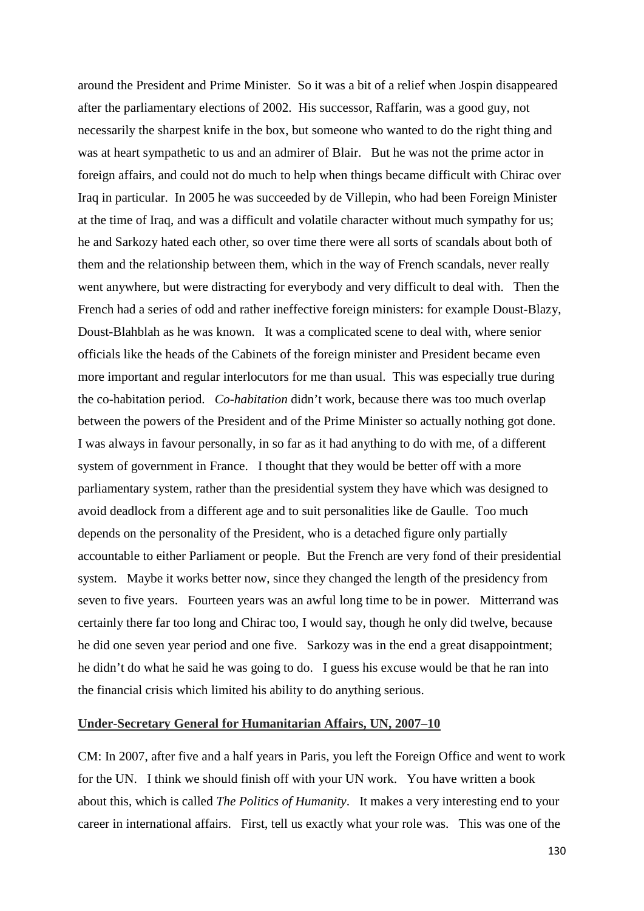around the President and Prime Minister. So it was a bit of a relief when Jospin disappeared after the parliamentary elections of 2002. His successor, Raffarin, was a good guy, not necessarily the sharpest knife in the box, but someone who wanted to do the right thing and was at heart sympathetic to us and an admirer of Blair. But he was not the prime actor in foreign affairs, and could not do much to help when things became difficult with Chirac over Iraq in particular. In 2005 he was succeeded by de Villepin, who had been Foreign Minister at the time of Iraq, and was a difficult and volatile character without much sympathy for us; he and Sarkozy hated each other, so over time there were all sorts of scandals about both of them and the relationship between them, which in the way of French scandals, never really went anywhere, but were distracting for everybody and very difficult to deal with. Then the French had a series of odd and rather ineffective foreign ministers: for example Doust-Blazy, Doust-Blahblah as he was known. It was a complicated scene to deal with, where senior officials like the heads of the Cabinets of the foreign minister and President became even more important and regular interlocutors for me than usual. This was especially true during the co-habitation period. *Co-habitation* didn't work, because there was too much overlap between the powers of the President and of the Prime Minister so actually nothing got done. I was always in favour personally, in so far as it had anything to do with me, of a different system of government in France. I thought that they would be better off with a more parliamentary system, rather than the presidential system they have which was designed to avoid deadlock from a different age and to suit personalities like de Gaulle. Too much depends on the personality of the President, who is a detached figure only partially accountable to either Parliament or people. But the French are very fond of their presidential system. Maybe it works better now, since they changed the length of the presidency from seven to five years. Fourteen years was an awful long time to be in power. Mitterrand was certainly there far too long and Chirac too, I would say, though he only did twelve, because he did one seven year period and one five. Sarkozy was in the end a great disappointment; he didn't do what he said he was going to do. I guess his excuse would be that he ran into the financial crisis which limited his ability to do anything serious.

## **Under-Secretary General for Humanitarian Affairs, UN, 2007–10**

CM: In 2007, after five and a half years in Paris, you left the Foreign Office and went to work for the UN. I think we should finish off with your UN work. You have written a book about this, which is called *The Politics of Humanity*. It makes a very interesting end to your career in international affairs. First, tell us exactly what your role was. This was one of the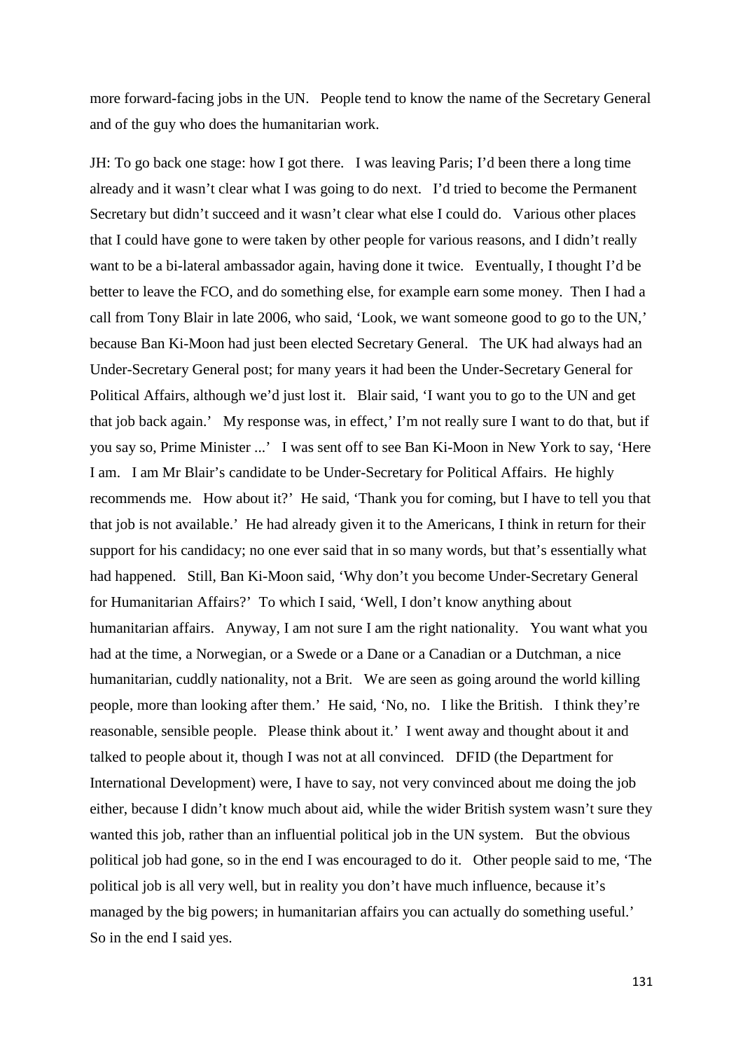more forward-facing jobs in the UN. People tend to know the name of the Secretary General and of the guy who does the humanitarian work.

JH: To go back one stage: how I got there. I was leaving Paris; I'd been there a long time already and it wasn't clear what I was going to do next. I'd tried to become the Permanent Secretary but didn't succeed and it wasn't clear what else I could do. Various other places that I could have gone to were taken by other people for various reasons, and I didn't really want to be a bi-lateral ambassador again, having done it twice. Eventually, I thought I'd be better to leave the FCO, and do something else, for example earn some money. Then I had a call from Tony Blair in late 2006, who said, 'Look, we want someone good to go to the UN,' because Ban Ki-Moon had just been elected Secretary General. The UK had always had an Under-Secretary General post; for many years it had been the Under-Secretary General for Political Affairs, although we'd just lost it. Blair said, 'I want you to go to the UN and get that job back again.' My response was, in effect,' I'm not really sure I want to do that, but if you say so, Prime Minister ...' I was sent off to see Ban Ki-Moon in New York to say, 'Here I am. I am Mr Blair's candidate to be Under-Secretary for Political Affairs. He highly recommends me. How about it?' He said, 'Thank you for coming, but I have to tell you that that job is not available.' He had already given it to the Americans, I think in return for their support for his candidacy; no one ever said that in so many words, but that's essentially what had happened. Still, Ban Ki-Moon said, 'Why don't you become Under-Secretary General for Humanitarian Affairs?' To which I said, 'Well, I don't know anything about humanitarian affairs. Anyway, I am not sure I am the right nationality. You want what you had at the time, a Norwegian, or a Swede or a Dane or a Canadian or a Dutchman, a nice humanitarian, cuddly nationality, not a Brit. We are seen as going around the world killing people, more than looking after them.' He said, 'No, no. I like the British. I think they're reasonable, sensible people. Please think about it.' I went away and thought about it and talked to people about it, though I was not at all convinced. DFID (the Department for International Development) were, I have to say, not very convinced about me doing the job either, because I didn't know much about aid, while the wider British system wasn't sure they wanted this job, rather than an influential political job in the UN system. But the obvious political job had gone, so in the end I was encouraged to do it. Other people said to me, 'The political job is all very well, but in reality you don't have much influence, because it's managed by the big powers; in humanitarian affairs you can actually do something useful.' So in the end I said yes.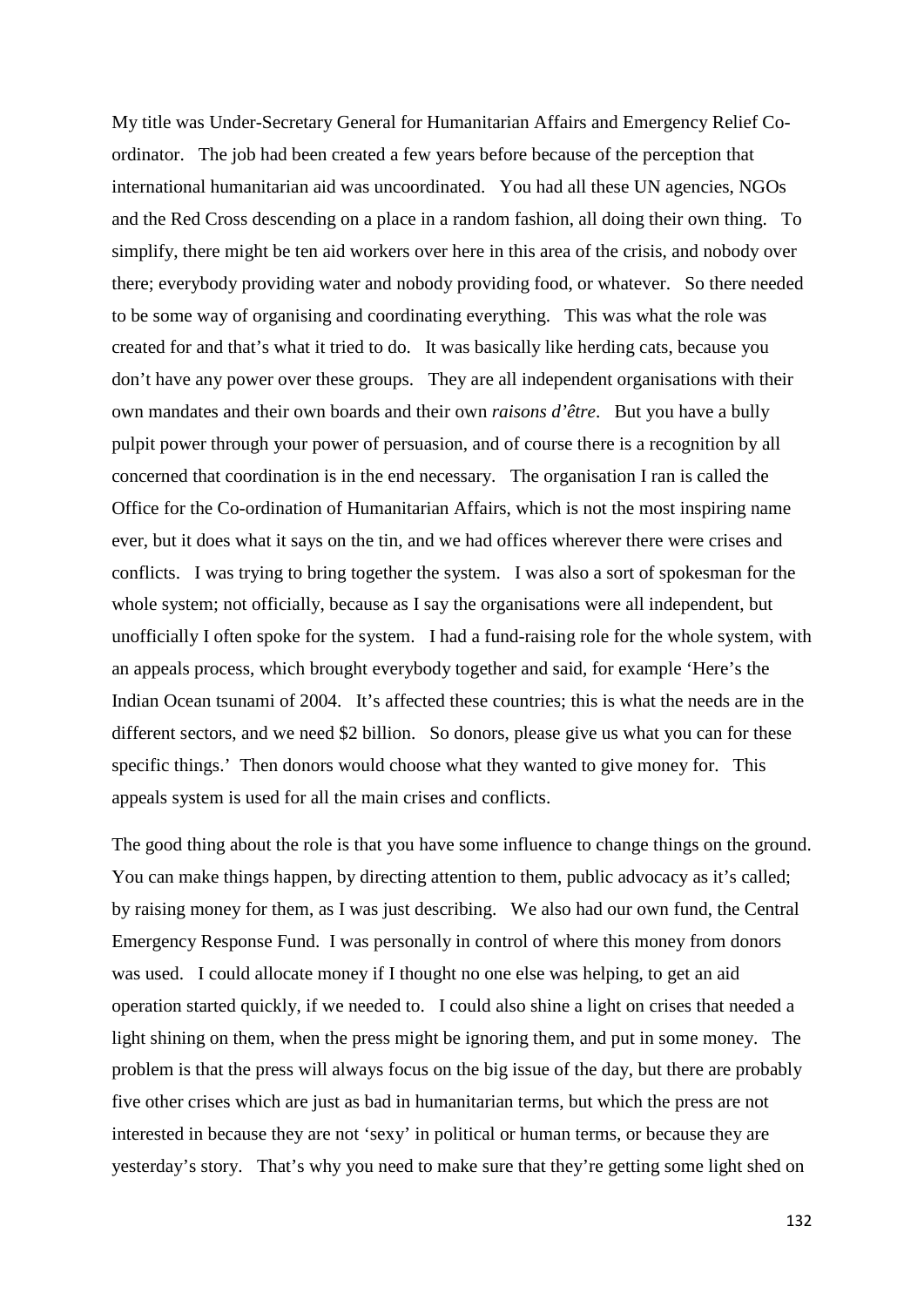My title was Under-Secretary General for Humanitarian Affairs and Emergency Relief Co-ordinator. The job had been created a few years before because of the perception that international humanitarian aid was uncoordinated. You had all these UN agencies, NGOs and the Red Cross descending on a place in a random fashion, all doing their own thing. To simplify, there might be ten aid workers over here in this area of the crisis, and nobody over there; everybody providing water and nobody providing food, or whatever. So there needed to be some way of organising and coordinating everything. This was what the role was created for and that's what it tried to do. It was basically like herding cats, because you don't have any power over these groups. They are all independent organisations with their own mandates and their own boards and their own *raisons d'être*. But you have a bully pulpit power through your power of persuasion, and of course there is a recognition by all concerned that coordination is in the end necessary. The organisation I ran is called the Office for the Co-ordination of Humanitarian Affairs, which is not the most inspiring name ever, but it does what it says on the tin, and we had offices wherever there were crises and conflicts. I was trying to bring together the system. I was also a sort of spokesman for the whole system; not officially, because as I say the organisations were all independent, but unofficially I often spoke for the system. I had a fund-raising role for the whole system, with an appeals process, which brought everybody together and said, for example 'Here's the Indian Ocean tsunami of 2004. It's affected these countries; this is what the needs are in the different sectors, and we need $2 billion. So donors, please give us what you can for these specific things.' Then donors would choose what they wanted to give money for. This appeals system is used for all the main crises and conflicts.

The good thing about the role is that you have some influence to change things on the ground. You can make things happen, by directing attention to them, public advocacy as it's called; by raising money for them, as I was just describing. We also had our own fund, the Central Emergency Response Fund. I was personally in control of where this money from donors was used. I could allocate money if I thought no one else was helping, to get an aid operation started quickly, if we needed to. I could also shine a light on crises that needed a light shining on them, when the press might be ignoring them, and put in some money. The problem is that the press will always focus on the big issue of the day, but there are probably five other crises which are just as bad in humanitarian terms, but which the press are not interested in because they are not 'sexy' in political or human terms, or because they are yesterday's story. That's why you need to make sure that they're getting some light shed on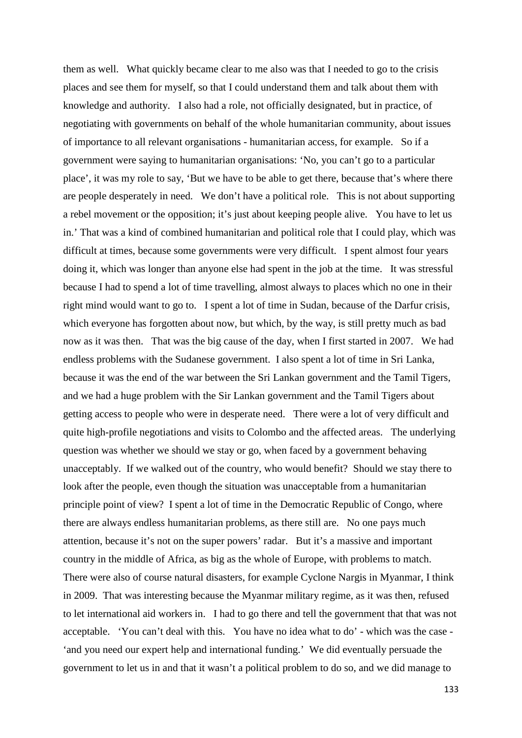them as well. What quickly became clear to me also was that I needed to go to the crisis places and see them for myself, so that I could understand them and talk about them with knowledge and authority. I also had a role, not officially designated, but in practice, of negotiating with governments on behalf of the whole humanitarian community, about issues of importance to all relevant organisations - humanitarian access, for example. So if a government were saying to humanitarian organisations: 'No, you can't go to a particular place', it was my role to say, 'But we have to be able to get there, because that's where there are people desperately in need. We don't have a political role. This is not about supporting a rebel movement or the opposition; it's just about keeping people alive. You have to let us in.' That was a kind of combined humanitarian and political role that I could play, which was difficult at times, because some governments were very difficult. I spent almost four years doing it, which was longer than anyone else had spent in the job at the time. It was stressful because I had to spend a lot of time travelling, almost always to places which no one in their right mind would want to go to. I spent a lot of time in Sudan, because of the Darfur crisis, which everyone has forgotten about now, but which, by the way, is still pretty much as bad now as it was then. That was the big cause of the day, when I first started in 2007. We had endless problems with the Sudanese government. I also spent a lot of time in Sri Lanka, because it was the end of the war between the Sri Lankan government and the Tamil Tigers, and we had a huge problem with the Sir Lankan government and the Tamil Tigers about getting access to people who were in desperate need. There were a lot of very difficult and quite high-profile negotiations and visits to Colombo and the affected areas. The underlying question was whether we should we stay or go, when faced by a government behaving unacceptably. If we walked out of the country, who would benefit? Should we stay there to look after the people, even though the situation was unacceptable from a humanitarian principle point of view? I spent a lot of time in the Democratic Republic of Congo, where there are always endless humanitarian problems, as there still are. No one pays much attention, because it's not on the super powers' radar. But it's a massive and important country in the middle of Africa, as big as the whole of Europe, with problems to match. There were also of course natural disasters, for example Cyclone Nargis in Myanmar, I think in 2009. That was interesting because the Myanmar military regime, as it was then, refused to let international aid workers in. I had to go there and tell the government that that was not acceptable. 'You can't deal with this. You have no idea what to do' - which was the case - 'and you need our expert help and international funding.' We did eventually persuade the government to let us in and that it wasn't a political problem to do so, and we did manage to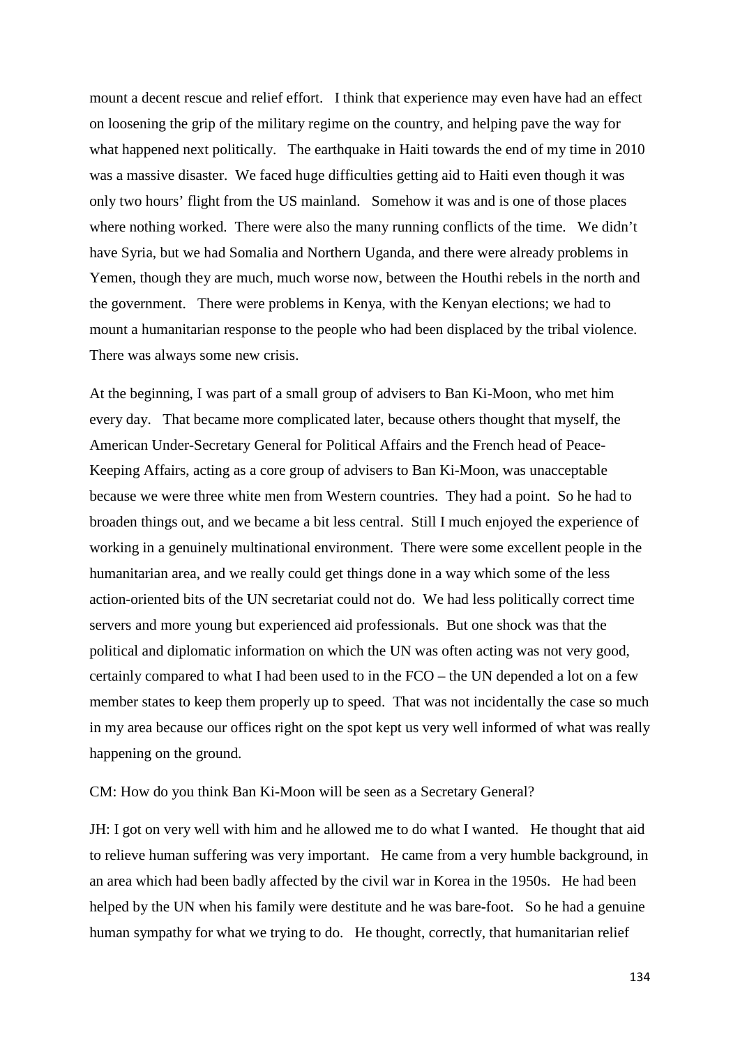mount a decent rescue and relief effort. I think that experience may even have had an effect on loosening the grip of the military regime on the country, and helping pave the way for what happened next politically. The earthquake in Haiti towards the end of my time in 2010 was a massive disaster. We faced huge difficulties getting aid to Haiti even though it was only two hours' flight from the US mainland. Somehow it was and is one of those places where nothing worked. There were also the many running conflicts of the time. We didn't have Syria, but we had Somalia and Northern Uganda, and there were already problems in Yemen, though they are much, much worse now, between the Houthi rebels in the north and the government. There were problems in Kenya, with the Kenyan elections; we had to mount a humanitarian response to the people who had been displaced by the tribal violence. There was always some new crisis.

At the beginning, I was part of a small group of advisers to Ban Ki-Moon, who met him every day. That became more complicated later, because others thought that myself, the American Under-Secretary General for Political Affairs and the French head of Peace-Keeping Affairs, acting as a core group of advisers to Ban Ki-Moon, was unacceptable because we were three white men from Western countries. They had a point. So he had to broaden things out, and we became a bit less central. Still I much enjoyed the experience of working in a genuinely multinational environment. There were some excellent people in the humanitarian area, and we really could get things done in a way which some of the less action-oriented bits of the UN secretariat could not do. We had less politically correct time servers and more young but experienced aid professionals. But one shock was that the political and diplomatic information on which the UN was often acting was not very good, certainly compared to what I had been used to in the FCO – the UN depended a lot on a few member states to keep them properly up to speed. That was not incidentally the case so much in my area because our offices right on the spot kept us very well informed of what was really happening on the ground.

CM: How do you think Ban Ki-Moon will be seen as a Secretary General?

JH: I got on very well with him and he allowed me to do what I wanted. He thought that aid to relieve human suffering was very important. He came from a very humble background, in an area which had been badly affected by the civil war in Korea in the 1950s. He had been helped by the UN when his family were destitute and he was bare-foot. So he had a genuine human sympathy for what we trying to do. He thought, correctly, that humanitarian relief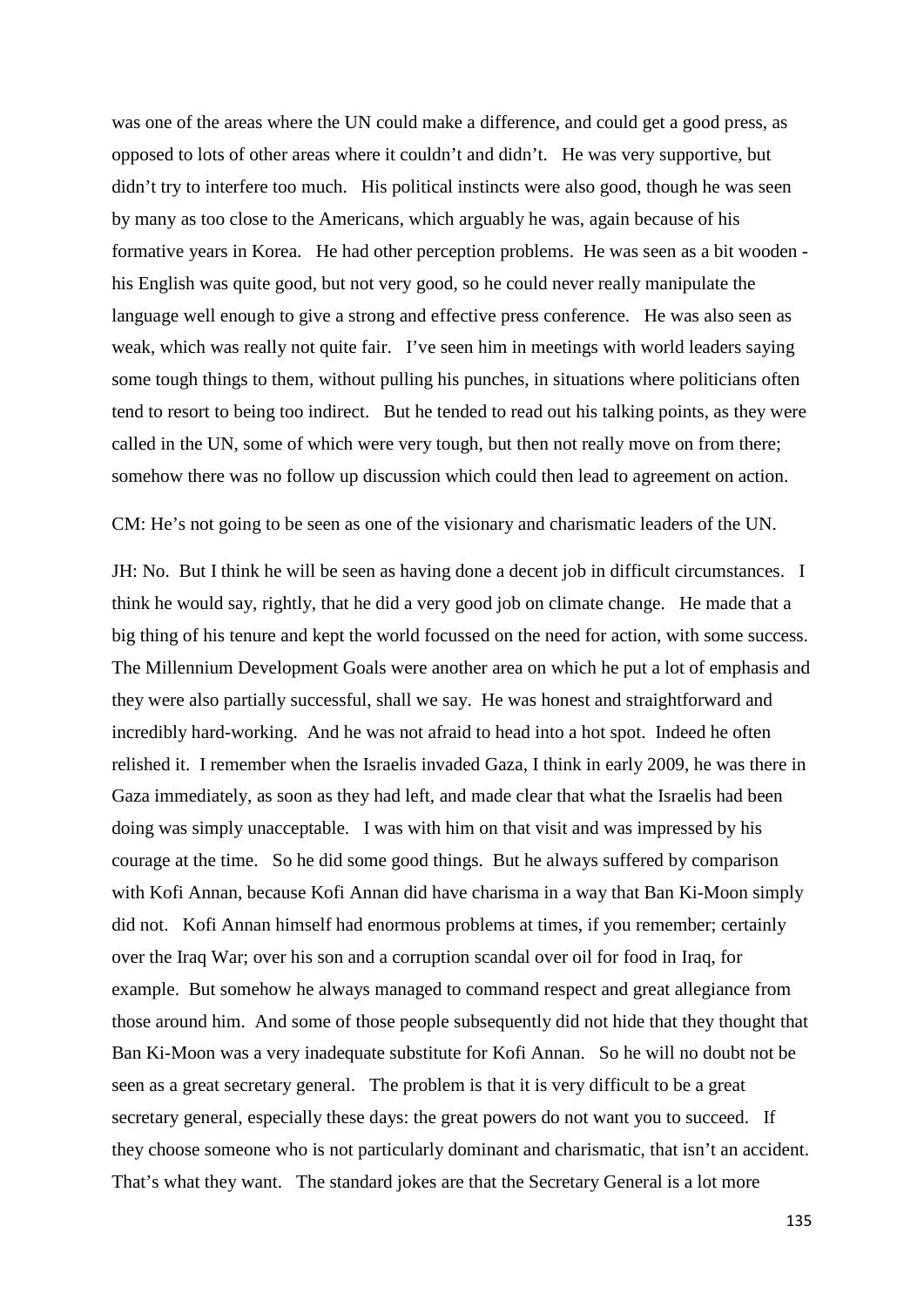was one of the areas where the UN could make a difference, and could get a good press, as opposed to lots of other areas where it couldn't and didn't. He was very supportive, but didn't try to interfere too much. His political instincts were also good, though he was seen by many as too close to the Americans, which arguably he was, again because of his formative years in Korea. He had other perception problems. He was seen as a bit wooden - his English was quite good, but not very good, so he could never really manipulate the language well enough to give a strong and effective press conference. He was also seen as weak, which was really not quite fair. I've seen him in meetings with world leaders saying some tough things to them, without pulling his punches, in situations where politicians often tend to resort to being too indirect. But he tended to read out his talking points, as they were called in the UN, some of which were very tough, but then not really move on from there; somehow there was no follow up discussion which could then lead to agreement on action.

CM: He's not going to be seen as one of the visionary and charismatic leaders of the UN.

JH: No. But I think he will be seen as having done a decent job in difficult circumstances. I think he would say, rightly, that he did a very good job on climate change. He made that a big thing of his tenure and kept the world focussed on the need for action, with some success. The Millennium Development Goals were another area on which he put a lot of emphasis and they were also partially successful, shall we say. He was honest and straightforward and incredibly hard-working. And he was not afraid to head into a hot spot. Indeed he often relished it. I remember when the Israelis invaded Gaza, I think in early 2009, he was there in Gaza immediately, as soon as they had left, and made clear that what the Israelis had been doing was simply unacceptable. I was with him on that visit and was impressed by his courage at the time. So he did some good things. But he always suffered by comparison with Kofi Annan, because Kofi Annan did have charisma in a way that Ban Ki-Moon simply did not. Kofi Annan himself had enormous problems at times, if you remember; certainly over the Iraq War; over his son and a corruption scandal over oil for food in Iraq, for example. But somehow he always managed to command respect and great allegiance from those around him. And some of those people subsequently did not hide that they thought that Ban Ki-Moon was a very inadequate substitute for Kofi Annan. So he will no doubt not be seen as a great secretary general. The problem is that it is very difficult to be a great secretary general, especially these days: the great powers do not want you to succeed. If they choose someone who is not particularly dominant and charismatic, that isn't an accident. That's what they want. The standard jokes are that the Secretary General is a lot more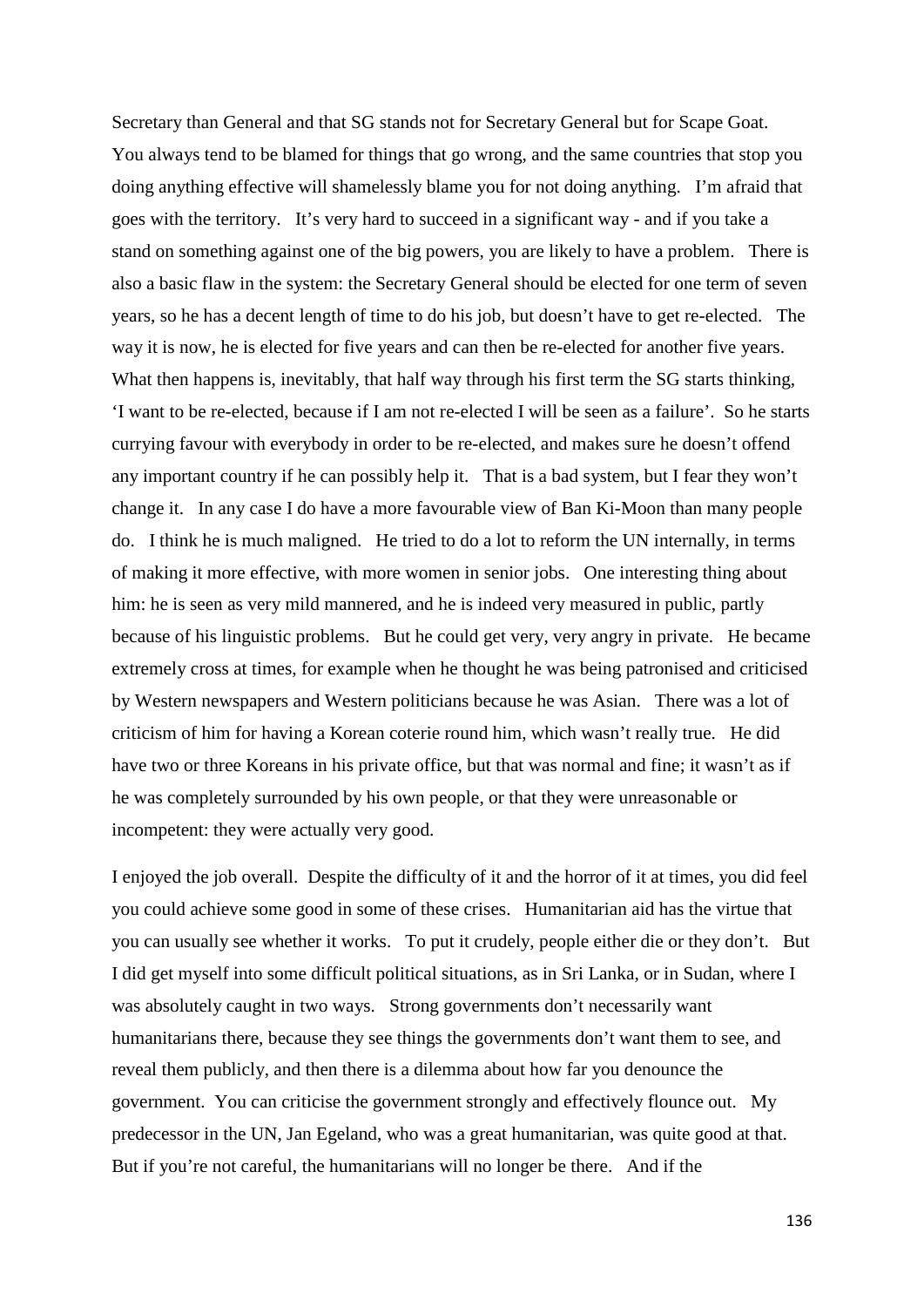Secretary than General and that SG stands not for Secretary General but for Scape Goat. You always tend to be blamed for things that go wrong, and the same countries that stop you doing anything effective will shamelessly blame you for not doing anything. I'm afraid that goes with the territory. It's very hard to succeed in a significant way - and if you take a stand on something against one of the big powers, you are likely to have a problem. There is also a basic flaw in the system: the Secretary General should be elected for one term of seven years, so he has a decent length of time to do his job, but doesn't have to get re-elected. The way it is now, he is elected for five years and can then be re-elected for another five years. What then happens is, inevitably, that half way through his first term the SG starts thinking, 'I want to be re-elected, because if I am not re-elected I will be seen as a failure'. So he starts currying favour with everybody in order to be re-elected, and makes sure he doesn't offend any important country if he can possibly help it. That is a bad system, but I fear they won't change it. In any case I do have a more favourable view of Ban Ki-Moon than many people do. I think he is much maligned. He tried to do a lot to reform the UN internally, in terms of making it more effective, with more women in senior jobs. One interesting thing about him: he is seen as very mild mannered, and he is indeed very measured in public, partly because of his linguistic problems. But he could get very, very angry in private. He became extremely cross at times, for example when he thought he was being patronised and criticised by Western newspapers and Western politicians because he was Asian. There was a lot of criticism of him for having a Korean coterie round him, which wasn't really true. He did have two or three Koreans in his private office, but that was normal and fine; it wasn't as if he was completely surrounded by his own people, or that they were unreasonable or incompetent: they were actually very good.

I enjoyed the job overall. Despite the difficulty of it and the horror of it at times, you did feel you could achieve some good in some of these crises. Humanitarian aid has the virtue that you can usually see whether it works. To put it crudely, people either die or they don't. But I did get myself into some difficult political situations, as in Sri Lanka, or in Sudan, where I was absolutely caught in two ways. Strong governments don't necessarily want humanitarians there, because they see things the governments don't want them to see, and reveal them publicly, and then there is a dilemma about how far you denounce the government. You can criticise the government strongly and effectively flounce out. My predecessor in the UN, Jan Egeland, who was a great humanitarian, was quite good at that. But if you're not careful, the humanitarians will no longer be there. And if the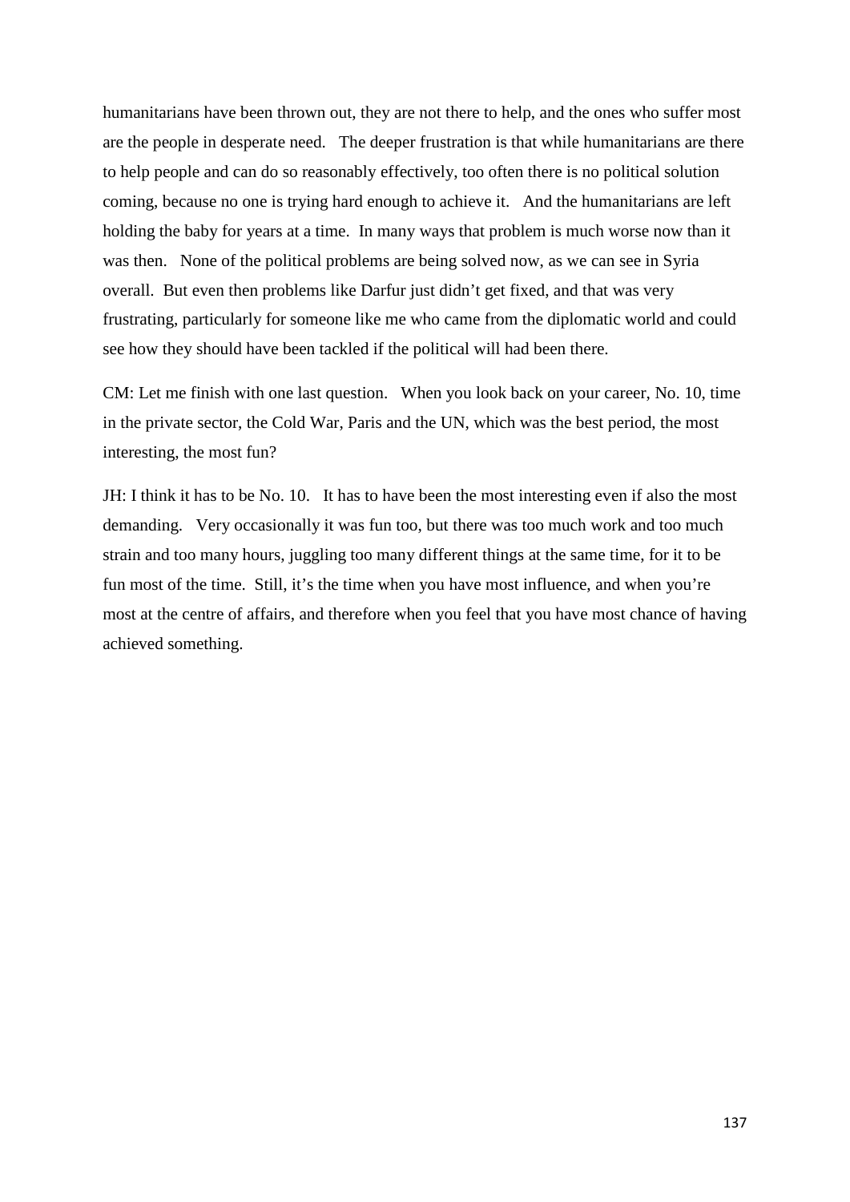humanitarians have been thrown out, they are not there to help, and the ones who suffer most are the people in desperate need. The deeper frustration is that while humanitarians are there to help people and can do so reasonably effectively, too often there is no political solution coming, because no one is trying hard enough to achieve it. And the humanitarians are left holding the baby for years at a time. In many ways that problem is much worse now than it was then. None of the political problems are being solved now, as we can see in Syria overall. But even then problems like Darfur just didn't get fixed, and that was very frustrating, particularly for someone like me who came from the diplomatic world and could see how they should have been tackled if the political will had been there.

CM: Let me finish with one last question. When you look back on your career, No. 10, time in the private sector, the Cold War, Paris and the UN, which was the best period, the most interesting, the most fun?

JH: I think it has to be No. 10. It has to have been the most interesting even if also the most demanding. Very occasionally it was fun too, but there was too much work and too much strain and too many hours, juggling too many different things at the same time, for it to be fun most of the time. Still, it's the time when you have most influence, and when you're most at the centre of affairs, and therefore when you feel that you have most chance of having achieved something.